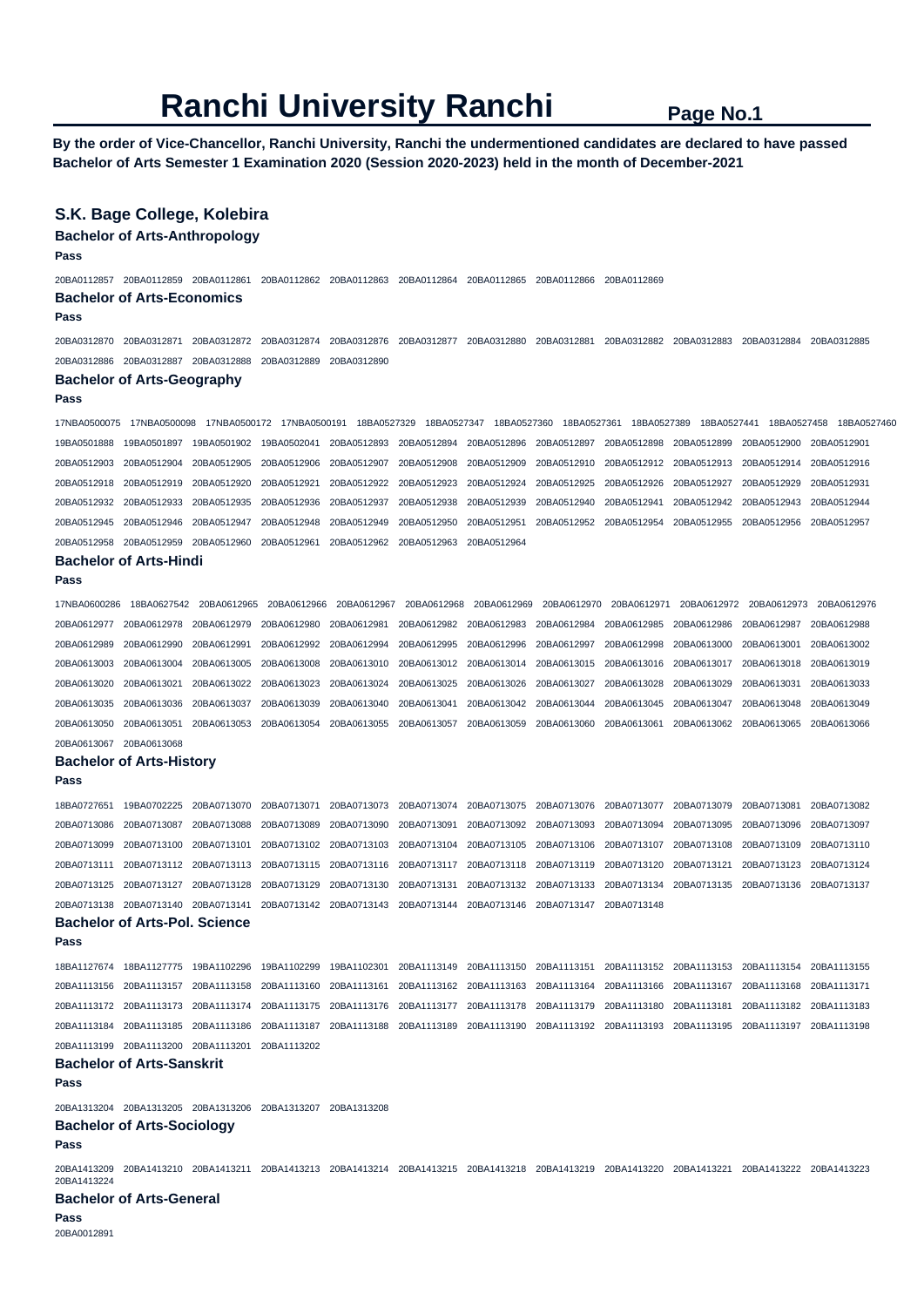# Ranchi University Ranchi

**By the order of Vice-Chancellor, Ranchi University, Ranchi the undermentioned candidates are declared to have passed Bachelor of Arts Semester 1 Examination 2020 (Session 2020-2023) held in the month of December-2021**

## S.K. Bage College, Kolebira

### Bachelor of Arts-Anthropology

**Pass**

20BA0112857 20BA0112859 20BA0112861 20BA0112862 20BA0112863 20BA0112864 20BA0112865 20BA0112866 20BA0112869

### Bachelor of Arts-Economics

**Pass**

20BA0312870 20BA0312871 20BA0312872 20BA0312874 20BA0312876 20BA0312877 20BA0312880 20BA0312881 20BA0312882 20BA0312883 20BA0312884 20BA0312885
20BA0312886 20BA0312887 20BA0312888 20BA0312889 20BA0312890

### Bachelor of Arts-Geography

**Pass**

17NBA0500075 17NBA0500098 17NBA0500172 17NBA0500191 18BA0527329 18BA0527347 18BA0527360 18BA0527361 18BA0527389 18BA0527441 18BA0527458 18BA0527460
19BA0501888 19BA0501897 19BA0501902 19BA0502041 20BA0512893 20BA0512894 20BA0512896 20BA0512897 20BA0512898 20BA0512899 20BA0512900 20BA0512901
20BA0512903 20BA0512904 20BA0512905 20BA0512906 20BA0512907 20BA0512908 20BA0512909 20BA0512910 20BA0512912 20BA0512913 20BA0512914 20BA0512916
20BA0512918 20BA0512919 20BA0512920 20BA0512921 20BA0512922 20BA0512923 20BA0512924 20BA0512925 20BA0512926 20BA0512927 20BA0512929 20BA0512931
20BA0512932 20BA0512933 20BA0512935 20BA0512936 20BA0512937 20BA0512938 20BA0512939 20BA0512940 20BA0512941 20BA0512942 20BA0512943 20BA0512944
20BA0512945 20BA0512946 20BA0512947 20BA0512948 20BA0512949 20BA0512950 20BA0512951 20BA0512952 20BA0512954 20BA0512955 20BA0512956 20BA0512957
20BA0512958 20BA0512959 20BA0512960 20BA0512961 20BA0512962 20BA0512963 20BA0512964

### Bachelor of Arts-Hindi

**Pass**

17NBA0600286 18BA0627542 20BA0612965 20BA0612966 20BA0612967 20BA0612968 20BA0612969 20BA0612970 20BA0612971 20BA0612972 20BA0612973 20BA0612976
20BA0612977 20BA0612978 20BA0612979 20BA0612980 20BA0612981 20BA0612982 20BA0612983 20BA0612984 20BA0612985 20BA0612986 20BA0612987 20BA0612988
20BA0612989 20BA0612990 20BA0612991 20BA0612992 20BA0612994 20BA0612995 20BA0612996 20BA0612997 20BA0612998 20BA0613000 20BA0613001 20BA0613002
20BA0613003 20BA0613004 20BA0613005 20BA0613008 20BA0613010 20BA0613012 20BA0613014 20BA0613015 20BA0613016 20BA0613017 20BA0613018 20BA0613019
20BA0613020 20BA0613021 20BA0613022 20BA0613023 20BA0613024 20BA0613025 20BA0613026 20BA0613027 20BA0613028 20BA0613029 20BA0613031 20BA0613033
20BA0613035 20BA0613036 20BA0613037 20BA0613039 20BA0613040 20BA0613041 20BA0613042 20BA0613044 20BA0613045 20BA0613047 20BA0613048 20BA0613049
20BA0613050 20BA0613051 20BA0613053 20BA0613054 20BA0613055 20BA0613057 20BA0613059 20BA0613060 20BA0613061 20BA0613062 20BA0613065 20BA0613066
20BA0613067 20BA0613068

### Bachelor of Arts-History

**Pass**

18BA0727651 19BA0702225 20BA0713070 20BA0713071 20BA0713073 20BA0713074 20BA0713075 20BA0713076 20BA0713077 20BA0713079 20BA0713081 20BA0713082
20BA0713086 20BA0713087 20BA0713088 20BA0713089 20BA0713090 20BA0713091 20BA0713092 20BA0713093 20BA0713094 20BA0713095 20BA0713096 20BA0713097
20BA0713099 20BA0713100 20BA0713101 20BA0713102 20BA0713103 20BA0713104 20BA0713105 20BA0713106 20BA0713107 20BA0713108 20BA0713109 20BA0713110
20BA0713111 20BA0713112 20BA0713113 20BA0713115 20BA0713116 20BA0713117 20BA0713118 20BA0713119 20BA0713120 20BA0713121 20BA0713123 20BA0713124
20BA0713125 20BA0713127 20BA0713128 20BA0713129 20BA0713130 20BA0713131 20BA0713132 20BA0713133 20BA0713134 20BA0713135 20BA0713136 20BA0713137
20BA0713138 20BA0713140 20BA0713141 20BA0713142 20BA0713143 20BA0713144 20BA0713146 20BA0713147 20BA0713148

### Bachelor of Arts-Pol. Science

**Pass**

18BA1127674 18BA1127775 19BA1102296 19BA1102299 19BA1102301 20BA1113149 20BA1113150 20BA1113151 20BA1113152 20BA1113153 20BA1113154 20BA1113155
20BA1113156 20BA1113157 20BA1113158 20BA1113160 20BA1113161 20BA1113162 20BA1113163 20BA1113164 20BA1113166 20BA1113167 20BA1113168 20BA1113171
20BA1113172 20BA1113173 20BA1113174 20BA1113175 20BA1113176 20BA1113177 20BA1113178 20BA1113179 20BA1113180 20BA1113181 20BA1113182 20BA1113183
20BA1113184 20BA1113185 20BA1113186 20BA1113187 20BA1113188 20BA1113189 20BA1113190 20BA1113192 20BA1113193 20BA1113195 20BA1113197 20BA1113198
20BA1113199 20BA1113200 20BA1113201 20BA1113202

### Bachelor of Arts-Sanskrit

**Pass**

20BA1313204 20BA1313205 20BA1313206 20BA1313207 20BA1313208

### Bachelor of Arts-Sociology

**Pass**

20BA1413209 20BA1413210 20BA1413211 20BA1413213 20BA1413214 20BA1413215 20BA1413218 20BA1413219 20BA1413220 20BA1413221 20BA1413222 20BA1413223
20BA1413224

### Bachelor of Arts-General

**Pass**

20BA0012891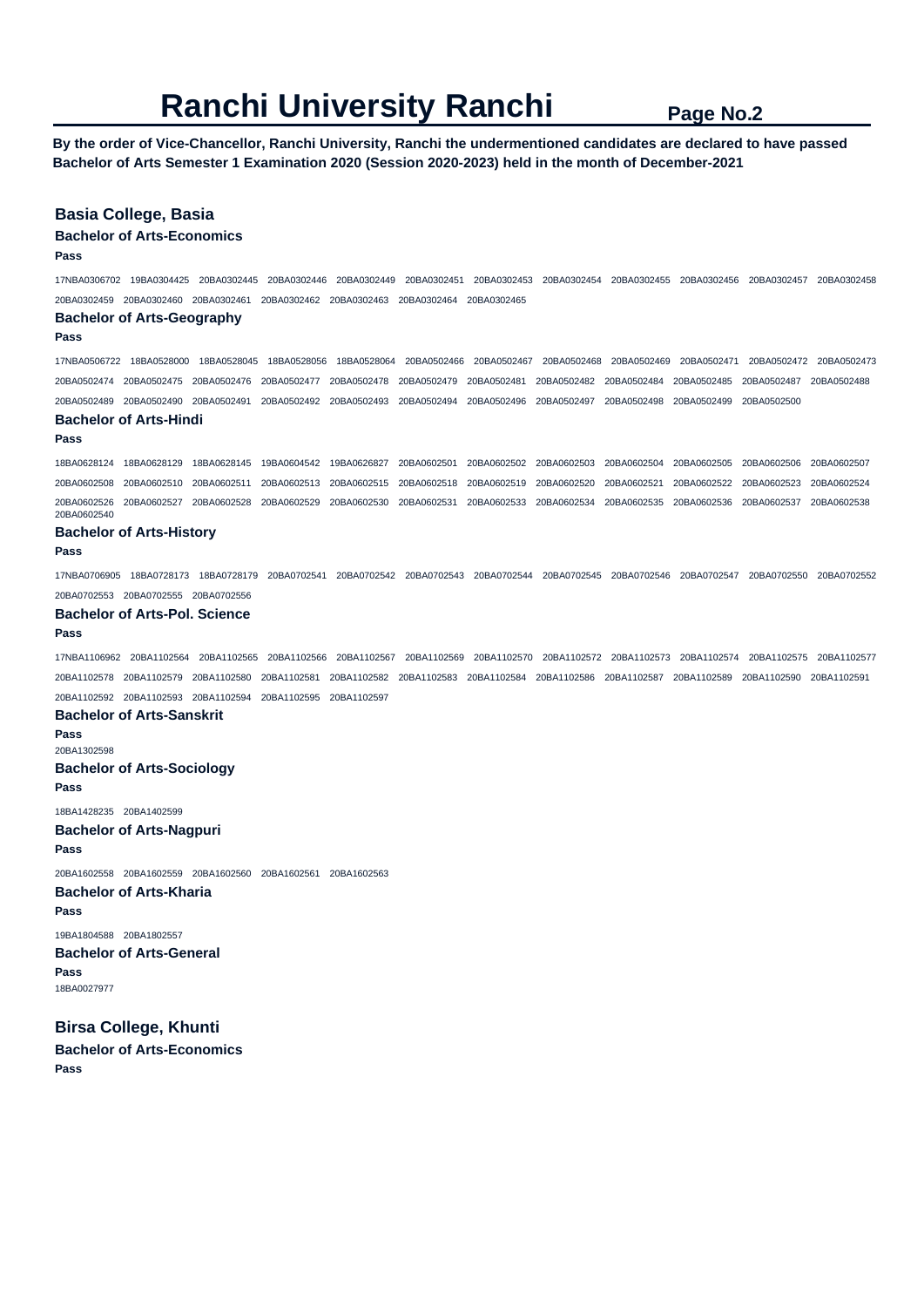# Ranchi University Ranchi

**By the order of Vice-Chancellor, Ranchi University, Ranchi the undermentioned candidates are declared to have passed Bachelor of Arts Semester 1 Examination 2020 (Session 2020-2023) held in the month of December-2021**

## Basia College, Basia

### Bachelor of Arts-Economics

**Pass**

17NBA0306702 19BA0304425 20BA0302445 20BA0302446 20BA0302449 20BA0302451 20BA0302453 20BA0302454 20BA0302455 20BA0302456 20BA0302457 20BA0302458 20BA0302459 20BA0302460 20BA0302461 20BA0302462 20BA0302463 20BA0302464 20BA0302465

### Bachelor of Arts-Geography

**Pass**

17NBA0506722 18BA0528000 18BA0528045 18BA0528056 18BA0528064 20BA0502466 20BA0502467 20BA0502468 20BA0502469 20BA0502471 20BA0502472 20BA0502473 20BA0502474 20BA0502475 20BA0502476 20BA0502477 20BA0502478 20BA0502479 20BA0502481 20BA0502482 20BA0502484 20BA0502485 20BA0502487 20BA0502488 20BA0502489 20BA0502490 20BA0502491 20BA0502492 20BA0502493 20BA0502494 20BA0502496 20BA0502497 20BA0502498 20BA0502499 20BA0502500

### Bachelor of Arts-Hindi

**Pass**

18BA0628124 18BA0628129 18BA0628145 19BA0604542 19BA0626827 20BA0602501 20BA0602502 20BA0602503 20BA0602504 20BA0602505 20BA0602506 20BA0602507 20BA0602508 20BA0602510 20BA0602511 20BA0602513 20BA0602515 20BA0602518 20BA0602519 20BA0602520 20BA0602521 20BA0602522 20BA0602523 20BA0602524 20BA0602526 20BA0602527 20BA0602528 20BA0602529 20BA0602530 20BA0602531 20BA0602533 20BA0602534 20BA0602535 20BA0602536 20BA0602537 20BA0602538 20BA0602540

### Bachelor of Arts-History

**Pass**

17NBA0706905 18BA0728173 18BA0728179 20BA0702541 20BA0702542 20BA0702543 20BA0702544 20BA0702545 20BA0702546 20BA0702547 20BA0702550 20BA0702552 20BA0702553 20BA0702555 20BA0702556

### Bachelor of Arts-Pol. Science

**Pass**

17NBA1106962 20BA1102564 20BA1102565 20BA1102566 20BA1102567 20BA1102569 20BA1102570 20BA1102572 20BA1102573 20BA1102574 20BA1102575 20BA1102577 20BA1102578 20BA1102579 20BA1102580 20BA1102581 20BA1102582 20BA1102583 20BA1102584 20BA1102586 20BA1102587 20BA1102589 20BA1102590 20BA1102591 20BA1102592 20BA1102593 20BA1102594 20BA1102595 20BA1102597

### Bachelor of Arts-Sanskrit

**Pass**

20BA1302598

### Bachelor of Arts-Sociology

**Pass**

18BA1428235 20BA1402599

### Bachelor of Arts-Nagpuri

**Pass**

20BA1602558 20BA1602559 20BA1602560 20BA1602561 20BA1602563

### Bachelor of Arts-Kharia

**Pass**

19BA1804588 20BA1802557

### Bachelor of Arts-General

**Pass**

18BA0027977

## Birsa College, Khunti

### Bachelor of Arts-Economics

**Pass**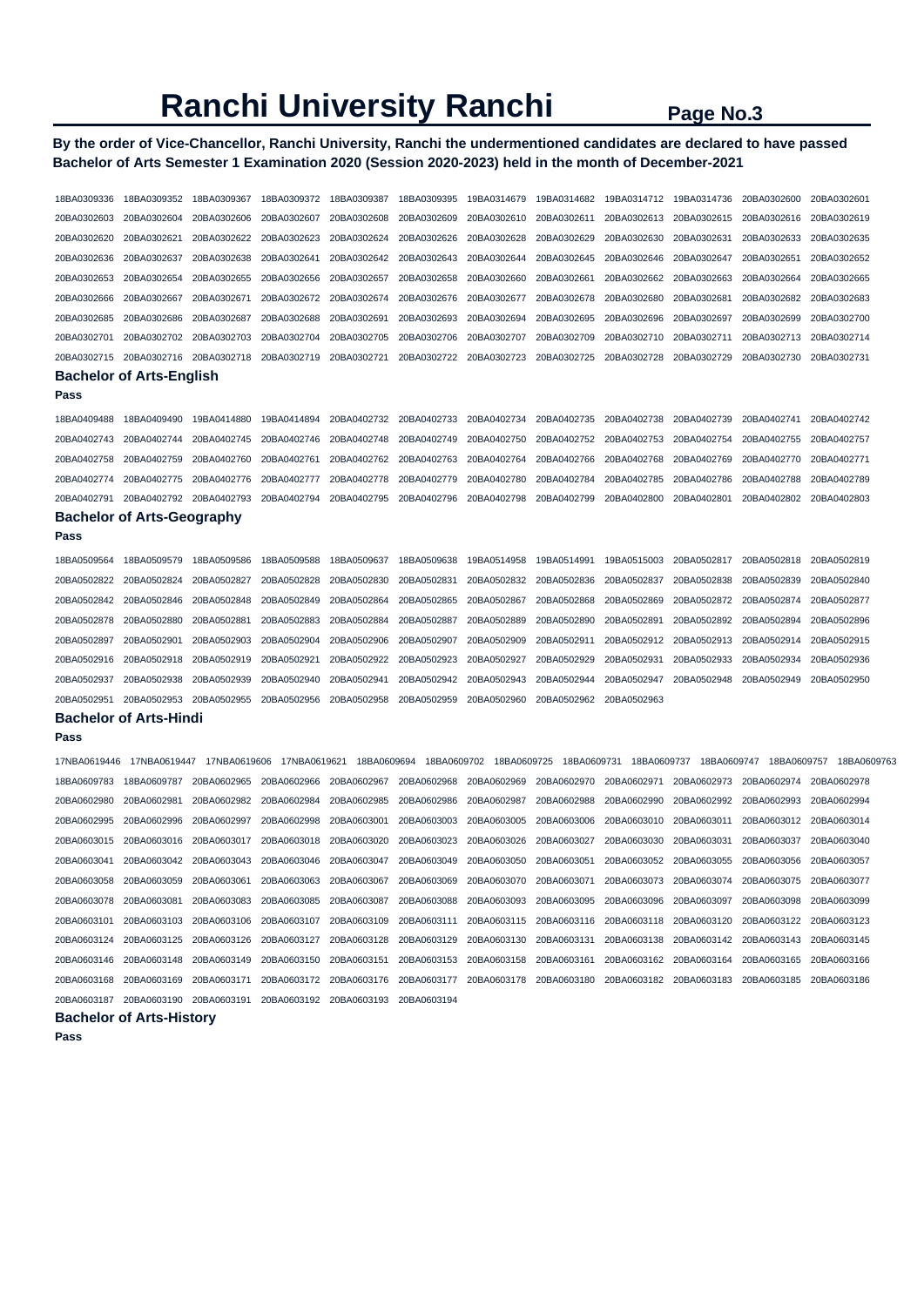# Ranchi University Ranchi

**By the order of Vice-Chancellor, Ranchi University, Ranchi the undermentioned candidates are declared to have passed Bachelor of Arts Semester 1 Examination 2020 (Session 2020-2023) held in the month of December-2021**

18BA0309336 18BA0309352 18BA0309367 18BA0309372 18BA0309387 18BA0309395 19BA0314679 19BA0314682 19BA0314712 19BA0314736 20BA0302600 20BA0302601
20BA0302603 20BA0302604 20BA0302606 20BA0302607 20BA0302608 20BA0302609 20BA0302610 20BA0302611 20BA0302613 20BA0302615 20BA0302616 20BA0302619
20BA0302620 20BA0302621 20BA0302622 20BA0302623 20BA0302624 20BA0302626 20BA0302628 20BA0302629 20BA0302630 20BA0302631 20BA0302633 20BA0302635
20BA0302636 20BA0302637 20BA0302638 20BA0302641 20BA0302642 20BA0302643 20BA0302644 20BA0302645 20BA0302646 20BA0302647 20BA0302651 20BA0302652
20BA0302653 20BA0302654 20BA0302655 20BA0302656 20BA0302657 20BA0302658 20BA0302660 20BA0302661 20BA0302662 20BA0302663 20BA0302664 20BA0302665
20BA0302666 20BA0302667 20BA0302671 20BA0302672 20BA0302674 20BA0302676 20BA0302677 20BA0302678 20BA0302680 20BA0302681 20BA0302682 20BA0302683
20BA0302685 20BA0302686 20BA0302687 20BA0302688 20BA0302691 20BA0302693 20BA0302694 20BA0302695 20BA0302696 20BA0302697 20BA0302699 20BA0302700
20BA0302701 20BA0302702 20BA0302703 20BA0302704 20BA0302705 20BA0302706 20BA0302707 20BA0302709 20BA0302710 20BA0302711 20BA0302713 20BA0302714
20BA0302715 20BA0302716 20BA0302718 20BA0302719 20BA0302721 20BA0302722 20BA0302723 20BA0302725 20BA0302728 20BA0302729 20BA0302730 20BA0302731

## Bachelor of Arts-English

**Pass**

18BA0409488 18BA0409490 19BA0414880 19BA0414894 20BA0402732 20BA0402733 20BA0402734 20BA0402735 20BA0402738 20BA0402739 20BA0402741 20BA0402742
20BA0402743 20BA0402744 20BA0402745 20BA0402746 20BA0402748 20BA0402749 20BA0402750 20BA0402752 20BA0402753 20BA0402754 20BA0402755 20BA0402757
20BA0402758 20BA0402759 20BA0402760 20BA0402761 20BA0402762 20BA0402763 20BA0402764 20BA0402766 20BA0402768 20BA0402769 20BA0402770 20BA0402771
20BA0402774 20BA0402775 20BA0402776 20BA0402777 20BA0402778 20BA0402779 20BA0402780 20BA0402784 20BA0402785 20BA0402786 20BA0402788 20BA0402789
20BA0402791 20BA0402792 20BA0402793 20BA0402794 20BA0402795 20BA0402796 20BA0402798 20BA0402799 20BA0402800 20BA0402801 20BA0402802 20BA0402803

## Bachelor of Arts-Geography

**Pass**

18BA0509564 18BA0509579 18BA0509586 18BA0509588 18BA0509637 18BA0509638 19BA0514958 19BA0514991 19BA0515003 20BA0502817 20BA0502818 20BA0502819
20BA0502822 20BA0502824 20BA0502827 20BA0502828 20BA0502830 20BA0502831 20BA0502832 20BA0502836 20BA0502837 20BA0502838 20BA0502839 20BA0502840
20BA0502842 20BA0502846 20BA0502848 20BA0502849 20BA0502864 20BA0502865 20BA0502867 20BA0502868 20BA0502869 20BA0502872 20BA0502874 20BA0502877
20BA0502878 20BA0502880 20BA0502881 20BA0502883 20BA0502884 20BA0502887 20BA0502889 20BA0502890 20BA0502891 20BA0502892 20BA0502894 20BA0502896
20BA0502897 20BA0502901 20BA0502903 20BA0502904 20BA0502906 20BA0502907 20BA0502909 20BA0502911 20BA0502912 20BA0502913 20BA0502914 20BA0502915
20BA0502916 20BA0502918 20BA0502919 20BA0502921 20BA0502922 20BA0502923 20BA0502927 20BA0502929 20BA0502931 20BA0502933 20BA0502934 20BA0502936
20BA0502937 20BA0502938 20BA0502939 20BA0502940 20BA0502941 20BA0502942 20BA0502943 20BA0502944 20BA0502947 20BA0502948 20BA0502949 20BA0502950
20BA0502951 20BA0502953 20BA0502955 20BA0502956 20BA0502958 20BA0502959 20BA0502960 20BA0502962 20BA0502963

## Bachelor of Arts-Hindi

**Pass**

17NBA0619446 17NBA0619447 17NBA0619606 17NBA0619621 18BA0609694 18BA0609702 18BA0609725 18BA0609731 18BA0609737 18BA0609747 18BA0609757 18BA0609763
18BA0609783 18BA0609787 20BA0602965 20BA0602966 20BA0602967 20BA0602968 20BA0602969 20BA0602970 20BA0602971 20BA0602973 20BA0602974 20BA0602978
20BA0602980 20BA0602981 20BA0602982 20BA0602984 20BA0602985 20BA0602986 20BA0602987 20BA0602988 20BA0602990 20BA0602992 20BA0602993 20BA0602994
20BA0602995 20BA0602996 20BA0602997 20BA0602998 20BA0603001 20BA0603003 20BA0603005 20BA0603006 20BA0603010 20BA0603011 20BA0603012 20BA0603014
20BA0603015 20BA0603016 20BA0603017 20BA0603018 20BA0603020 20BA0603023 20BA0603026 20BA0603027 20BA0603030 20BA0603031 20BA0603037 20BA0603040
20BA0603041 20BA0603042 20BA0603043 20BA0603046 20BA0603047 20BA0603049 20BA0603050 20BA0603051 20BA0603052 20BA0603055 20BA0603056 20BA0603057
20BA0603058 20BA0603059 20BA0603061 20BA0603063 20BA0603067 20BA0603069 20BA0603070 20BA0603071 20BA0603073 20BA0603074 20BA0603075 20BA0603077
20BA0603078 20BA0603081 20BA0603083 20BA0603085 20BA0603087 20BA0603088 20BA0603093 20BA0603095 20BA0603096 20BA0603097 20BA0603098 20BA0603099
20BA0603101 20BA0603103 20BA0603106 20BA0603107 20BA0603109 20BA0603111 20BA0603115 20BA0603116 20BA0603118 20BA0603120 20BA0603122 20BA0603123
20BA0603124 20BA0603125 20BA0603126 20BA0603127 20BA0603128 20BA0603129 20BA0603130 20BA0603131 20BA0603138 20BA0603142 20BA0603143 20BA0603145
20BA0603146 20BA0603148 20BA0603149 20BA0603150 20BA0603151 20BA0603153 20BA0603158 20BA0603161 20BA0603162 20BA0603164 20BA0603165 20BA0603166
20BA0603168 20BA0603169 20BA0603171 20BA0603172 20BA0603176 20BA0603177 20BA0603178 20BA0603180 20BA0603182 20BA0603183 20BA0603185 20BA0603186
20BA0603187 20BA0603190 20BA0603191 20BA0603192 20BA0603193 20BA0603194

## Bachelor of Arts-History

**Pass**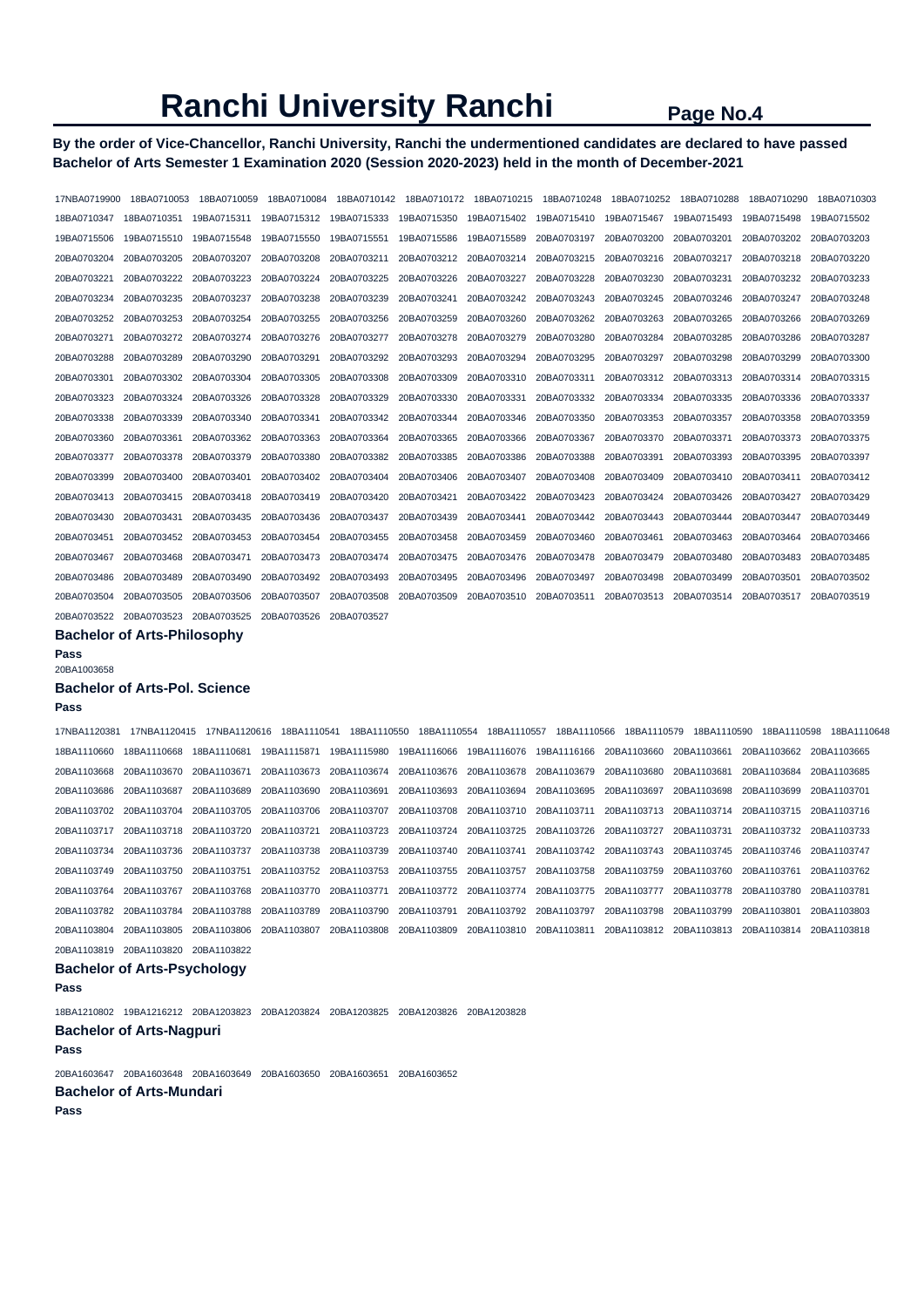# Ranchi University Ranchi

**By the order of Vice-Chancellor, Ranchi University, Ranchi the undermentioned candidates are declared to have passed Bachelor of Arts Semester 1 Examination 2020 (Session 2020-2023) held in the month of December-2021**

17NBA0719900 18BA0710053 18BA0710059 18BA0710084 18BA0710142 18BA0710172 18BA0710215 18BA0710248 18BA0710252 18BA0710288 18BA0710290 18BA0710303
18BA0710347 18BA0710351 19BA0715311 19BA0715312 19BA0715333 19BA0715350 19BA0715402 19BA0715410 19BA0715467 19BA0715493 19BA0715498 19BA0715502
19BA0715506 19BA0715510 19BA0715548 19BA0715550 19BA0715551 19BA0715586 19BA0715589 20BA0703197 20BA0703200 20BA0703201 20BA0703202 20BA0703203
20BA0703204 20BA0703205 20BA0703207 20BA0703208 20BA0703211 20BA0703212 20BA0703214 20BA0703215 20BA0703216 20BA0703217 20BA0703218 20BA0703220
20BA0703221 20BA0703222 20BA0703223 20BA0703224 20BA0703225 20BA0703226 20BA0703227 20BA0703228 20BA0703230 20BA0703231 20BA0703232 20BA0703233
20BA0703234 20BA0703235 20BA0703237 20BA0703238 20BA0703239 20BA0703241 20BA0703242 20BA0703243 20BA0703245 20BA0703246 20BA0703247 20BA0703248
20BA0703252 20BA0703253 20BA0703254 20BA0703255 20BA0703256 20BA0703259 20BA0703260 20BA0703262 20BA0703263 20BA0703265 20BA0703266 20BA0703269
20BA0703271 20BA0703272 20BA0703274 20BA0703276 20BA0703277 20BA0703278 20BA0703279 20BA0703280 20BA0703284 20BA0703285 20BA0703286 20BA0703287
20BA0703288 20BA0703289 20BA0703290 20BA0703291 20BA0703292 20BA0703293 20BA0703294 20BA0703295 20BA0703297 20BA0703298 20BA0703299 20BA0703300
20BA0703301 20BA0703302 20BA0703304 20BA0703305 20BA0703308 20BA0703309 20BA0703310 20BA0703311 20BA0703312 20BA0703313 20BA0703314 20BA0703315
20BA0703323 20BA0703324 20BA0703326 20BA0703328 20BA0703329 20BA0703330 20BA0703331 20BA0703332 20BA0703334 20BA0703335 20BA0703336 20BA0703337
20BA0703338 20BA0703339 20BA0703340 20BA0703341 20BA0703342 20BA0703344 20BA0703346 20BA0703350 20BA0703353 20BA0703357 20BA0703358 20BA0703359
20BA0703360 20BA0703361 20BA0703362 20BA0703363 20BA0703364 20BA0703365 20BA0703366 20BA0703367 20BA0703370 20BA0703371 20BA0703373 20BA0703375
20BA0703377 20BA0703378 20BA0703379 20BA0703380 20BA0703382 20BA0703385 20BA0703386 20BA0703388 20BA0703391 20BA0703393 20BA0703395 20BA0703397
20BA0703399 20BA0703400 20BA0703401 20BA0703402 20BA0703404 20BA0703406 20BA0703407 20BA0703408 20BA0703409 20BA0703410 20BA0703411 20BA0703412
20BA0703413 20BA0703415 20BA0703418 20BA0703419 20BA0703420 20BA0703421 20BA0703422 20BA0703423 20BA0703424 20BA0703426 20BA0703427 20BA0703429
20BA0703430 20BA0703431 20BA0703435 20BA0703436 20BA0703437 20BA0703439 20BA0703441 20BA0703442 20BA0703443 20BA0703444 20BA0703447 20BA0703449
20BA0703451 20BA0703452 20BA0703453 20BA0703454 20BA0703455 20BA0703458 20BA0703459 20BA0703460 20BA0703461 20BA0703463 20BA0703464 20BA0703466
20BA0703467 20BA0703468 20BA0703471 20BA0703473 20BA0703474 20BA0703475 20BA0703476 20BA0703478 20BA0703479 20BA0703480 20BA0703483 20BA0703485
20BA0703486 20BA0703489 20BA0703490 20BA0703492 20BA0703493 20BA0703495 20BA0703496 20BA0703497 20BA0703498 20BA0703499 20BA0703501 20BA0703502
20BA0703504 20BA0703505 20BA0703506 20BA0703507 20BA0703508 20BA0703509 20BA0703510 20BA0703511 20BA0703513 20BA0703514 20BA0703517 20BA0703519
20BA0703522 20BA0703523 20BA0703525 20BA0703526 20BA0703527

### Bachelor of Arts-Philosophy

**Pass**

20BA1003658

### Bachelor of Arts-Pol. Science

**Pass**

17NBA1120381 17NBA1120415 17NBA1120616 18BA1110541 18BA1110550 18BA1110554 18BA1110557 18BA1110566 18BA1110579 18BA1110590 18BA1110598 18BA1110648
18BA1110660 18BA1110668 18BA1110681 19BA1115871 19BA1115980 19BA1116066 19BA1116076 19BA1116166 20BA1103660 20BA1103661 20BA1103662 20BA1103665
20BA1103668 20BA1103670 20BA1103671 20BA1103673 20BA1103674 20BA1103676 20BA1103678 20BA1103679 20BA1103680 20BA1103681 20BA1103684 20BA1103685
20BA1103686 20BA1103687 20BA1103689 20BA1103690 20BA1103691 20BA1103693 20BA1103694 20BA1103695 20BA1103697 20BA1103698 20BA1103699 20BA1103701
20BA1103702 20BA1103704 20BA1103705 20BA1103706 20BA1103707 20BA1103708 20BA1103710 20BA1103711 20BA1103713 20BA1103714 20BA1103715 20BA1103716
20BA1103717 20BA1103718 20BA1103720 20BA1103721 20BA1103723 20BA1103724 20BA1103725 20BA1103726 20BA1103727 20BA1103731 20BA1103732 20BA1103733
20BA1103734 20BA1103736 20BA1103737 20BA1103738 20BA1103739 20BA1103740 20BA1103741 20BA1103742 20BA1103743 20BA1103745 20BA1103746 20BA1103747
20BA1103749 20BA1103750 20BA1103751 20BA1103752 20BA1103753 20BA1103755 20BA1103757 20BA1103758 20BA1103759 20BA1103760 20BA1103761 20BA1103762
20BA1103764 20BA1103767 20BA1103768 20BA1103770 20BA1103771 20BA1103772 20BA1103774 20BA1103775 20BA1103777 20BA1103778 20BA1103780 20BA1103781
20BA1103782 20BA1103784 20BA1103788 20BA1103789 20BA1103790 20BA1103791 20BA1103792 20BA1103797 20BA1103798 20BA1103799 20BA1103801 20BA1103803
20BA1103804 20BA1103805 20BA1103806 20BA1103807 20BA1103808 20BA1103809 20BA1103810 20BA1103811 20BA1103812 20BA1103813 20BA1103814 20BA1103818
20BA1103819 20BA1103820 20BA1103822

### Bachelor of Arts-Psychology

**Pass**

18BA1210802 19BA1216212 20BA1203823 20BA1203824 20BA1203825 20BA1203826 20BA1203828

### Bachelor of Arts-Nagpuri

**Pass**

20BA1603647 20BA1603648 20BA1603649 20BA1603650 20BA1603651 20BA1603652

### Bachelor of Arts-Mundari

**Pass**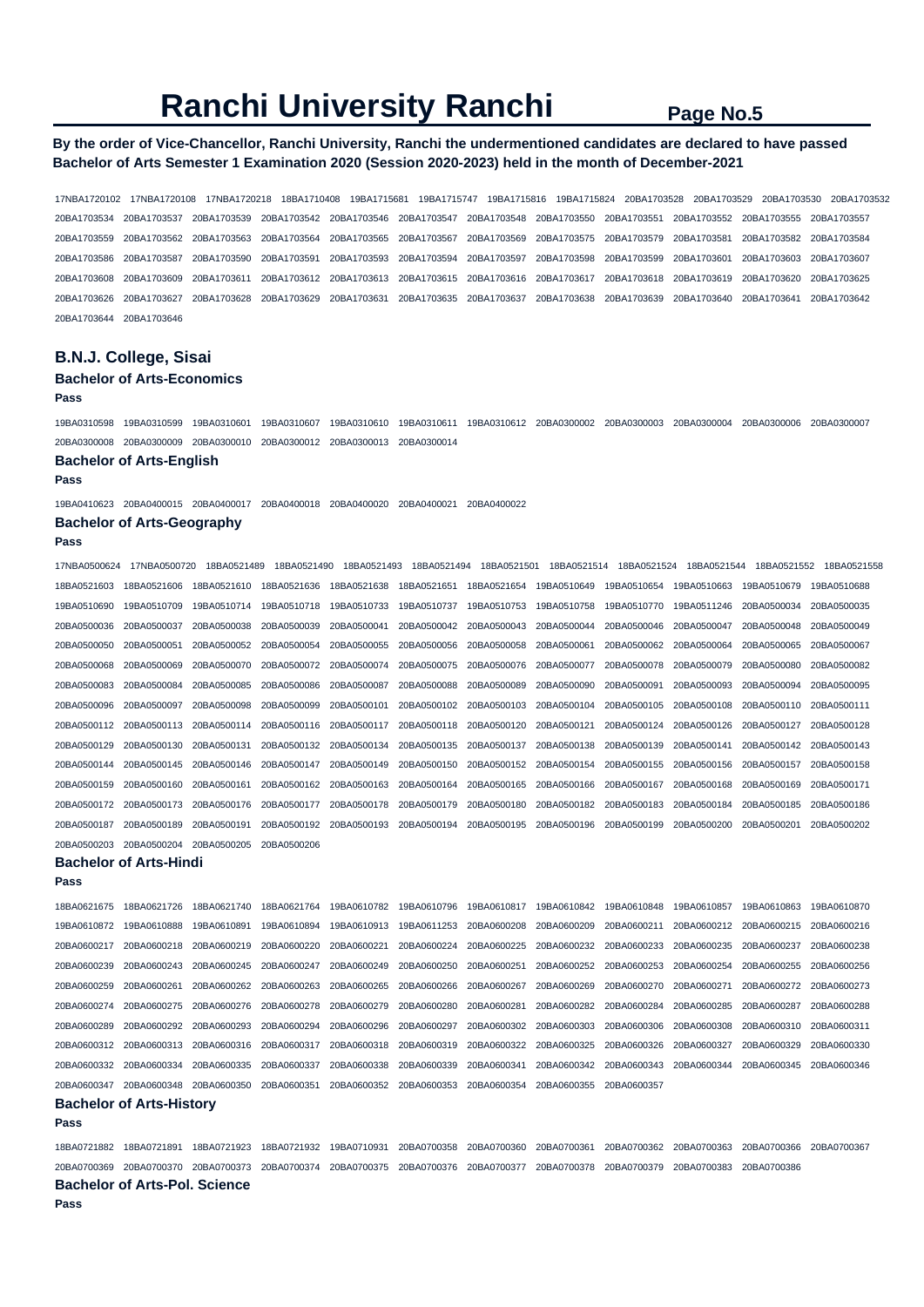# Ranchi University Ranchi

**By the order of Vice-Chancellor, Ranchi University, Ranchi the undermentioned candidates are declared to have passed Bachelor of Arts Semester 1 Examination 2020 (Session 2020-2023) held in the month of December-2021**

17NBA1720102 17NBA1720108 17NBA1720218 18BA1710408 19BA1715681 19BA1715747 19BA1715816 19BA1715824 20BA1703528 20BA1703529 20BA1703530 20BA1703532 20BA1703534 20BA1703537 20BA1703539 20BA1703542 20BA1703546 20BA1703547 20BA1703548 20BA1703550 20BA1703551 20BA1703552 20BA1703555 20BA1703557 20BA1703559 20BA1703562 20BA1703563 20BA1703564 20BA1703565 20BA1703567 20BA1703569 20BA1703575 20BA1703579 20BA1703581 20BA1703582 20BA1703584 20BA1703586 20BA1703587 20BA1703590 20BA1703591 20BA1703593 20BA1703594 20BA1703597 20BA1703598 20BA1703599 20BA1703601 20BA1703603 20BA1703607 20BA1703608 20BA1703609 20BA1703611 20BA1703612 20BA1703613 20BA1703615 20BA1703616 20BA1703617 20BA1703618 20BA1703619 20BA1703620 20BA1703625 20BA1703626 20BA1703627 20BA1703628 20BA1703629 20BA1703631 20BA1703635 20BA1703637 20BA1703638 20BA1703639 20BA1703640 20BA1703641 20BA1703642 20BA1703644 20BA1703646

## B.N.J. College, Sisai

### Bachelor of Arts-Economics

**Pass**

19BA0310598 19BA0310599 19BA0310601 19BA0310607 19BA0310610 19BA0310611 19BA0310612 20BA0300002 20BA0300003 20BA0300004 20BA0300006 20BA0300007 20BA0300008 20BA0300009 20BA0300010 20BA0300012 20BA0300013 20BA0300014

### Bachelor of Arts-English

**Pass**

19BA0410623 20BA0400015 20BA0400017 20BA0400018 20BA0400020 20BA0400021 20BA0400022

### Bachelor of Arts-Geography

**Pass**

17NBA0500624 17NBA0500720 18BA0521489 18BA0521490 18BA0521493 18BA0521494 18BA0521501 18BA0521514 18BA0521524 18BA0521544 18BA0521552 18BA0521558 18BA0521603 18BA0521606 18BA0521610 18BA0521636 18BA0521638 18BA0521651 18BA0521654 19BA0510649 19BA0510654 19BA0510663 19BA0510679 19BA0510688 19BA0510690 19BA0510709 19BA0510714 19BA0510718 19BA0510733 19BA0510737 19BA0510753 19BA0510758 19BA0510770 19BA0511246 20BA0500034 20BA0500035 20BA0500036 20BA0500037 20BA0500038 20BA0500039 20BA0500041 20BA0500042 20BA0500043 20BA0500044 20BA0500046 20BA0500047 20BA0500048 20BA0500049 20BA0500050 20BA0500051 20BA0500052 20BA0500054 20BA0500055 20BA0500056 20BA0500058 20BA0500061 20BA0500062 20BA0500064 20BA0500065 20BA0500067 20BA0500068 20BA0500069 20BA0500070 20BA0500072 20BA0500074 20BA0500075 20BA0500076 20BA0500077 20BA0500078 20BA0500079 20BA0500080 20BA0500082 20BA0500083 20BA0500084 20BA0500085 20BA0500086 20BA0500087 20BA0500088 20BA0500089 20BA0500090 20BA0500091 20BA0500093 20BA0500094 20BA0500095 20BA0500096 20BA0500097 20BA0500098 20BA0500099 20BA0500101 20BA0500102 20BA0500103 20BA0500104 20BA0500105 20BA0500108 20BA0500110 20BA0500111 20BA0500112 20BA0500113 20BA0500114 20BA0500116 20BA0500117 20BA0500118 20BA0500120 20BA0500121 20BA0500124 20BA0500126 20BA0500127 20BA0500128 20BA0500129 20BA0500130 20BA0500131 20BA0500132 20BA0500134 20BA0500135 20BA0500137 20BA0500138 20BA0500139 20BA0500141 20BA0500142 20BA0500143 20BA0500144 20BA0500145 20BA0500146 20BA0500147 20BA0500149 20BA0500150 20BA0500152 20BA0500154 20BA0500155 20BA0500156 20BA0500157 20BA0500158 20BA0500159 20BA0500160 20BA0500161 20BA0500162 20BA0500163 20BA0500164 20BA0500165 20BA0500166 20BA0500167 20BA0500168 20BA0500169 20BA0500171 20BA0500172 20BA0500173 20BA0500176 20BA0500177 20BA0500178 20BA0500179 20BA0500180 20BA0500182 20BA0500183 20BA0500184 20BA0500185 20BA0500186 20BA0500187 20BA0500189 20BA0500191 20BA0500192 20BA0500193 20BA0500194 20BA0500195 20BA0500196 20BA0500199 20BA0500200 20BA0500201 20BA0500202 20BA0500203 20BA0500204 20BA0500205 20BA0500206

### Bachelor of Arts-Hindi

**Pass**

18BA0621675 18BA0621726 18BA0621740 18BA0621764 19BA0610782 19BA0610796 19BA0610817 19BA0610842 19BA0610848 19BA0610857 19BA0610863 19BA0610870 19BA0610872 19BA0610888 19BA0610891 19BA0610894 19BA0610913 19BA0611253 20BA0600208 20BA0600209 20BA0600211 20BA0600212 20BA0600215 20BA0600216 20BA0600217 20BA0600218 20BA0600219 20BA0600220 20BA0600221 20BA0600224 20BA0600225 20BA0600232 20BA0600233 20BA0600235 20BA0600237 20BA0600238 20BA0600239 20BA0600243 20BA0600245 20BA0600247 20BA0600249 20BA0600250 20BA0600251 20BA0600252 20BA0600253 20BA0600254 20BA0600255 20BA0600256 20BA0600259 20BA0600261 20BA0600262 20BA0600263 20BA0600265 20BA0600266 20BA0600267 20BA0600269 20BA0600270 20BA0600271 20BA0600272 20BA0600273 20BA0600274 20BA0600275 20BA0600276 20BA0600278 20BA0600279 20BA0600280 20BA0600281 20BA0600282 20BA0600284 20BA0600285 20BA0600287 20BA0600288 20BA0600289 20BA0600292 20BA0600293 20BA0600294 20BA0600296 20BA0600297 20BA0600302 20BA0600303 20BA0600306 20BA0600308 20BA0600310 20BA0600311 20BA0600312 20BA0600313 20BA0600316 20BA0600317 20BA0600318 20BA0600319 20BA0600322 20BA0600325 20BA0600326 20BA0600327 20BA0600329 20BA0600330 20BA0600332 20BA0600334 20BA0600335 20BA0600337 20BA0600338 20BA0600339 20BA0600341 20BA0600342 20BA0600343 20BA0600344 20BA0600345 20BA0600346 20BA0600347 20BA0600348 20BA0600350 20BA0600351 20BA0600352 20BA0600353 20BA0600354 20BA0600355 20BA0600357

### Bachelor of Arts-History

**Pass**

18BA0721882 18BA0721891 18BA0721923 18BA0721932 19BA0710931 20BA0700358 20BA0700360 20BA0700361 20BA0700362 20BA0700363 20BA0700366 20BA0700367 20BA0700369 20BA0700370 20BA0700373 20BA0700374 20BA0700375 20BA0700376 20BA0700377 20BA0700378 20BA0700379 20BA0700383 20BA0700386

### Bachelor of Arts-Pol. Science

**Pass**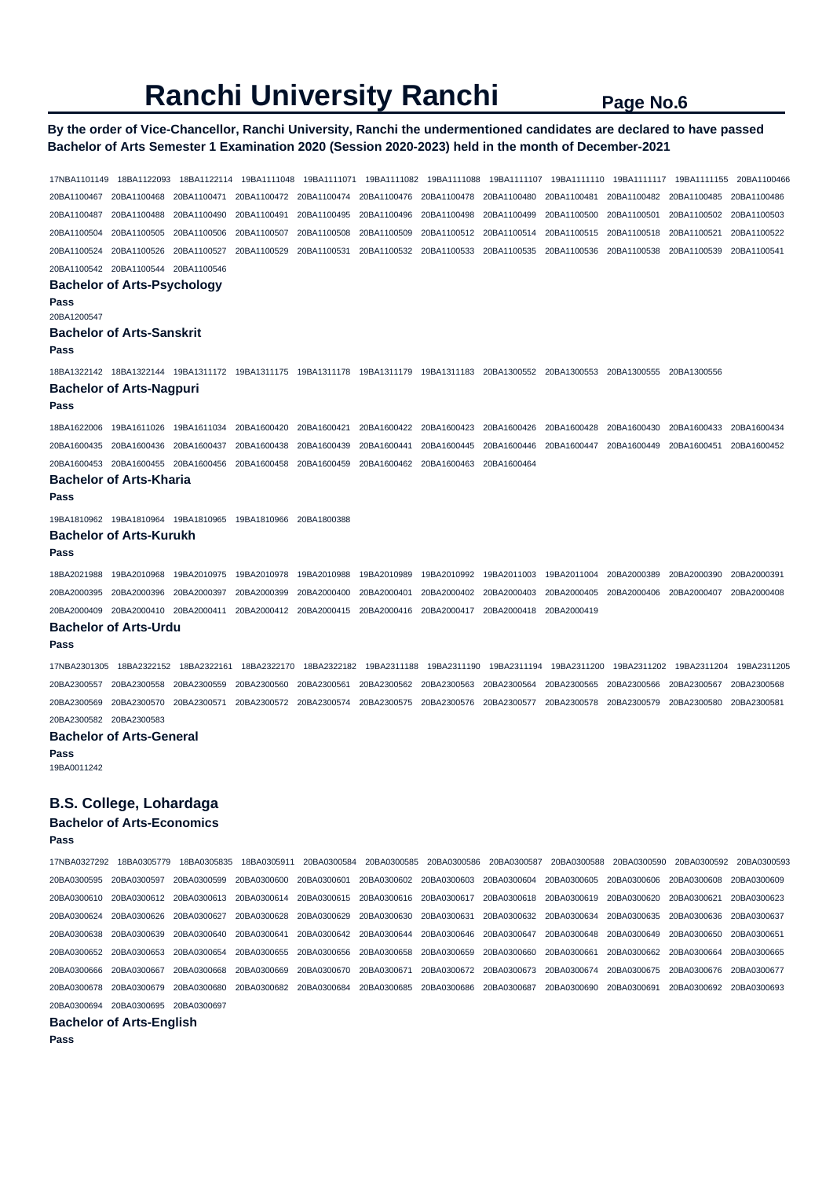# Ranchi University Ranchi

**By the order of Vice-Chancellor, Ranchi University, Ranchi the undermentioned candidates are declared to have passed Bachelor of Arts Semester 1 Examination 2020 (Session 2020-2023) held in the month of December-2021**

17NBA1101149 18BA1122093 18BA1122114 19BA1111048 19BA1111071 19BA1111082 19BA1111088 19BA1111107 19BA1111110 19BA1111117 19BA1111155 20BA1100466 20BA1100467 20BA1100468 20BA1100471 20BA1100472 20BA1100474 20BA1100476 20BA1100478 20BA1100480 20BA1100481 20BA1100482 20BA1100485 20BA1100486 20BA1100487 20BA1100488 20BA1100490 20BA1100491 20BA1100495 20BA1100496 20BA1100498 20BA1100499 20BA1100500 20BA1100501 20BA1100502 20BA1100503 20BA1100504 20BA1100505 20BA1100506 20BA1100507 20BA1100508 20BA1100509 20BA1100512 20BA1100514 20BA1100515 20BA1100518 20BA1100521 20BA1100522 20BA1100524 20BA1100526 20BA1100527 20BA1100529 20BA1100531 20BA1100532 20BA1100533 20BA1100535 20BA1100536 20BA1100538 20BA1100539 20BA1100541 20BA1100542 20BA1100544 20BA1100546

### Bachelor of Arts-Psychology

**Pass**

20BA1200547

### Bachelor of Arts-Sanskrit

**Pass**

18BA1322142 18BA1322144 19BA1311172 19BA1311175 19BA1311178 19BA1311179 19BA1311183 20BA1300552 20BA1300553 20BA1300555 20BA1300556

### Bachelor of Arts-Nagpuri

**Pass**

18BA1622006 19BA1611026 19BA1611034 20BA1600420 20BA1600421 20BA1600422 20BA1600423 20BA1600426 20BA1600428 20BA1600430 20BA1600433 20BA1600434 20BA1600435 20BA1600436 20BA1600437 20BA1600438 20BA1600439 20BA1600441 20BA1600445 20BA1600446 20BA1600447 20BA1600449 20BA1600451 20BA1600452 20BA1600453 20BA1600455 20BA1600456 20BA1600458 20BA1600459 20BA1600462 20BA1600463 20BA1600464

### Bachelor of Arts-Kharia

**Pass**

19BA1810962 19BA1810964 19BA1810965 19BA1810966 20BA1800388

### Bachelor of Arts-Kurukh

**Pass**

18BA2021988 19BA2010968 19BA2010975 19BA2010978 19BA2010988 19BA2010989 19BA2010992 19BA2011003 19BA2011004 20BA2000389 20BA2000390 20BA2000391 20BA2000395 20BA2000396 20BA2000397 20BA2000399 20BA2000400 20BA2000401 20BA2000402 20BA2000403 20BA2000405 20BA2000406 20BA2000407 20BA2000408 20BA2000409 20BA2000410 20BA2000411 20BA2000412 20BA2000415 20BA2000416 20BA2000417 20BA2000418 20BA2000419

### Bachelor of Arts-Urdu

**Pass**

17NBA2301305 18BA2322152 18BA2322161 18BA2322170 18BA2322182 19BA2311188 19BA2311190 19BA2311194 19BA2311200 19BA2311202 19BA2311204 19BA2311205 20BA2300557 20BA2300558 20BA2300559 20BA2300560 20BA2300561 20BA2300562 20BA2300563 20BA2300564 20BA2300565 20BA2300566 20BA2300567 20BA2300568 20BA2300569 20BA2300570 20BA2300571 20BA2300572 20BA2300574 20BA2300575 20BA2300576 20BA2300577 20BA2300578 20BA2300579 20BA2300580 20BA2300581 20BA2300582 20BA2300583

### Bachelor of Arts-General

**Pass**

19BA0011242

## B.S. College, Lohardaga

### Bachelor of Arts-Economics

**Pass**

17NBA0327292 18BA0305779 18BA0305835 18BA0305911 20BA0300584 20BA0300585 20BA0300586 20BA0300587 20BA0300588 20BA0300590 20BA0300592 20BA0300593 20BA0300595 20BA0300597 20BA0300599 20BA0300600 20BA0300601 20BA0300602 20BA0300603 20BA0300604 20BA0300605 20BA0300606 20BA0300608 20BA0300609 20BA0300610 20BA0300612 20BA0300613 20BA0300614 20BA0300615 20BA0300616 20BA0300617 20BA0300618 20BA0300619 20BA0300620 20BA0300621 20BA0300623 20BA0300624 20BA0300626 20BA0300627 20BA0300628 20BA0300629 20BA0300630 20BA0300631 20BA0300632 20BA0300634 20BA0300635 20BA0300636 20BA0300637 20BA0300638 20BA0300639 20BA0300640 20BA0300641 20BA0300642 20BA0300644 20BA0300646 20BA0300647 20BA0300648 20BA0300649 20BA0300650 20BA0300651 20BA0300652 20BA0300653 20BA0300654 20BA0300655 20BA0300656 20BA0300658 20BA0300659 20BA0300660 20BA0300661 20BA0300662 20BA0300664 20BA0300665 20BA0300666 20BA0300667 20BA0300668 20BA0300669 20BA0300670 20BA0300671 20BA0300672 20BA0300673 20BA0300674 20BA0300675 20BA0300676 20BA0300677 20BA0300678 20BA0300679 20BA0300680 20BA0300682 20BA0300684 20BA0300685 20BA0300686 20BA0300687 20BA0300690 20BA0300691 20BA0300692 20BA0300693 20BA0300694 20BA0300695 20BA0300697

### Bachelor of Arts-English

**Pass**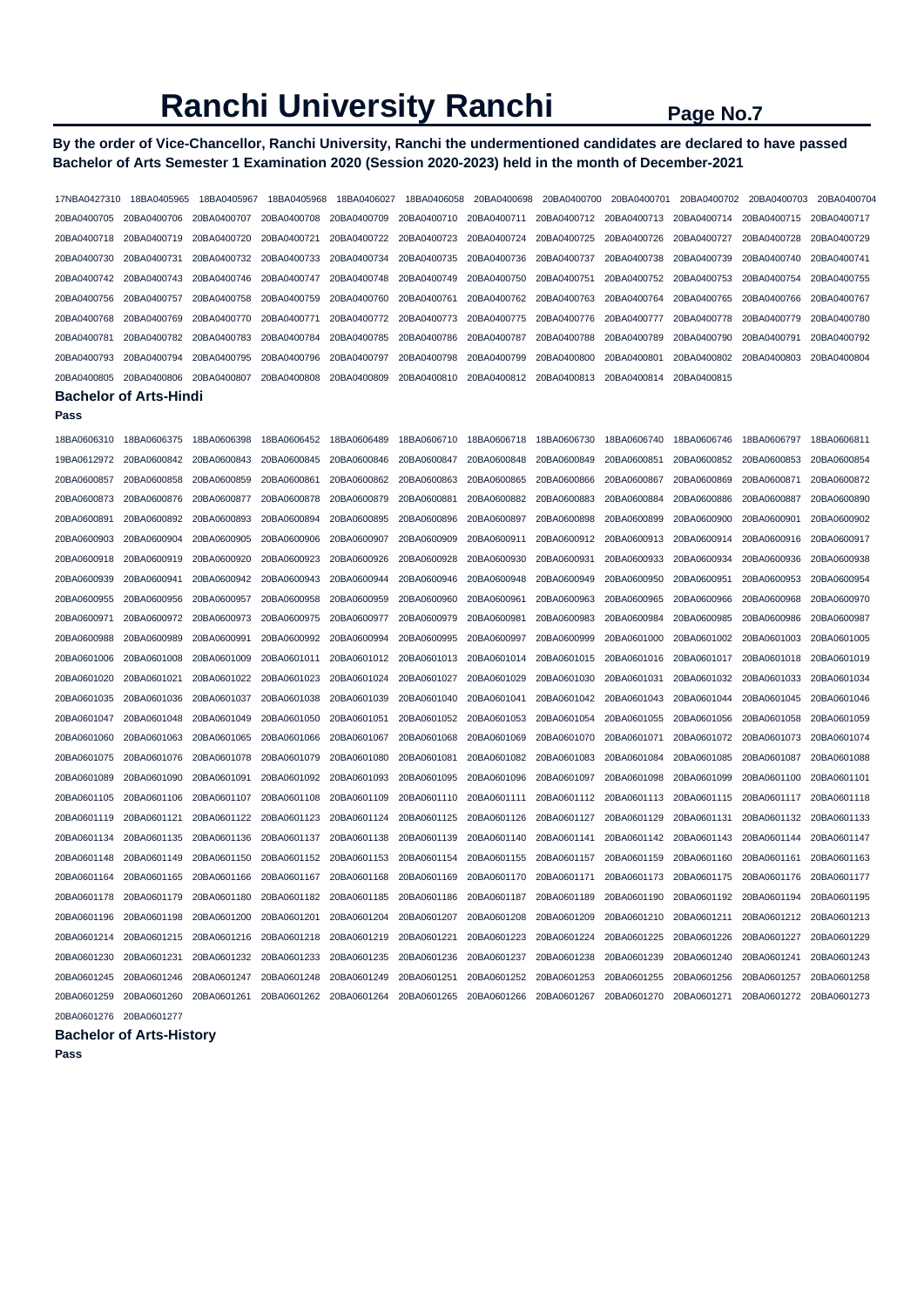# Ranchi University Ranchi

**Page No.7**

**By the order of Vice-Chancellor, Ranchi University, Ranchi the undermentioned candidates are declared to have passed Bachelor of Arts Semester 1 Examination 2020 (Session 2020-2023) held in the month of December-2021**

17NBA0427310 18BA0405965 18BA0405967 18BA0405968 18BA0406027 18BA0406058 20BA0400698 20BA0400700 20BA0400701 20BA0400702 20BA0400703 20BA0400704
20BA0400705 20BA0400706 20BA0400707 20BA0400708 20BA0400709 20BA0400710 20BA0400711 20BA0400712 20BA0400713 20BA0400714 20BA0400715 20BA0400717
20BA0400718 20BA0400719 20BA0400720 20BA0400721 20BA0400722 20BA0400723 20BA0400724 20BA0400725 20BA0400726 20BA0400727 20BA0400728 20BA0400729
20BA0400730 20BA0400731 20BA0400732 20BA0400733 20BA0400734 20BA0400735 20BA0400736 20BA0400737 20BA0400738 20BA0400739 20BA0400740 20BA0400741
20BA0400742 20BA0400743 20BA0400746 20BA0400747 20BA0400748 20BA0400749 20BA0400750 20BA0400751 20BA0400752 20BA0400753 20BA0400754 20BA0400755
20BA0400756 20BA0400757 20BA0400758 20BA0400759 20BA0400760 20BA0400761 20BA0400762 20BA0400763 20BA0400764 20BA0400765 20BA0400766 20BA0400767
20BA0400768 20BA0400769 20BA0400770 20BA0400771 20BA0400772 20BA0400773 20BA0400775 20BA0400776 20BA0400777 20BA0400778 20BA0400779 20BA0400780
20BA0400781 20BA0400782 20BA0400783 20BA0400784 20BA0400785 20BA0400786 20BA0400787 20BA0400788 20BA0400789 20BA0400790 20BA0400791 20BA0400792
20BA0400793 20BA0400794 20BA0400795 20BA0400796 20BA0400797 20BA0400798 20BA0400799 20BA0400800 20BA0400801 20BA0400802 20BA0400803 20BA0400804
20BA0400805 20BA0400806 20BA0400807 20BA0400808 20BA0400809 20BA0400810 20BA0400812 20BA0400813 20BA0400814 20BA0400815

### Bachelor of Arts-Hindi

**Pass**

18BA0606310 18BA0606375 18BA0606398 18BA0606452 18BA0606489 18BA0606710 18BA0606718 18BA0606730 18BA0606740 18BA0606746 18BA0606797 18BA0606811
19BA0612972 20BA0600842 20BA0600843 20BA0600845 20BA0600846 20BA0600847 20BA0600848 20BA0600849 20BA0600851 20BA0600852 20BA0600853 20BA0600854
20BA0600857 20BA0600858 20BA0600859 20BA0600861 20BA0600862 20BA0600863 20BA0600865 20BA0600866 20BA0600867 20BA0600869 20BA0600871 20BA0600872
20BA0600873 20BA0600876 20BA0600877 20BA0600878 20BA0600879 20BA0600881 20BA0600882 20BA0600883 20BA0600884 20BA0600886 20BA0600887 20BA0600890
20BA0600891 20BA0600892 20BA0600893 20BA0600894 20BA0600895 20BA0600896 20BA0600897 20BA0600898 20BA0600899 20BA0600900 20BA0600901 20BA0600902
20BA0600903 20BA0600904 20BA0600905 20BA0600906 20BA0600907 20BA0600909 20BA0600911 20BA0600912 20BA0600913 20BA0600914 20BA0600916 20BA0600917
20BA0600918 20BA0600919 20BA0600920 20BA0600923 20BA0600926 20BA0600928 20BA0600930 20BA0600931 20BA0600933 20BA0600934 20BA0600936 20BA0600938
20BA0600939 20BA0600941 20BA0600942 20BA0600943 20BA0600944 20BA0600946 20BA0600948 20BA0600949 20BA0600950 20BA0600951 20BA0600953 20BA0600954
20BA0600955 20BA0600956 20BA0600957 20BA0600958 20BA0600959 20BA0600960 20BA0600961 20BA0600963 20BA0600965 20BA0600966 20BA0600968 20BA0600970
20BA0600971 20BA0600972 20BA0600973 20BA0600975 20BA0600977 20BA0600979 20BA0600981 20BA0600983 20BA0600984 20BA0600985 20BA0600986 20BA0600987
20BA0600988 20BA0600989 20BA0600991 20BA0600992 20BA0600994 20BA0600995 20BA0600997 20BA0600999 20BA0601000 20BA0601002 20BA0601003 20BA0601005
20BA0601006 20BA0601008 20BA0601009 20BA0601011 20BA0601012 20BA0601013 20BA0601014 20BA0601015 20BA0601016 20BA0601017 20BA0601018 20BA0601019
20BA0601020 20BA0601021 20BA0601022 20BA0601023 20BA0601024 20BA0601027 20BA0601029 20BA0601030 20BA0601031 20BA0601032 20BA0601033 20BA0601034
20BA0601035 20BA0601036 20BA0601037 20BA0601038 20BA0601039 20BA0601040 20BA0601041 20BA0601042 20BA0601043 20BA0601044 20BA0601045 20BA0601046
20BA0601047 20BA0601048 20BA0601049 20BA0601050 20BA0601051 20BA0601052 20BA0601053 20BA0601054 20BA0601055 20BA0601056 20BA0601058 20BA0601059
20BA0601060 20BA0601063 20BA0601065 20BA0601066 20BA0601067 20BA0601068 20BA0601069 20BA0601070 20BA0601071 20BA0601072 20BA0601073 20BA0601074
20BA0601075 20BA0601076 20BA0601078 20BA0601079 20BA0601080 20BA0601081 20BA0601082 20BA0601083 20BA0601084 20BA0601085 20BA0601087 20BA0601088
20BA0601089 20BA0601090 20BA0601091 20BA0601092 20BA0601093 20BA0601095 20BA0601096 20BA0601097 20BA0601098 20BA0601099 20BA0601100 20BA0601101
20BA0601105 20BA0601106 20BA0601107 20BA0601108 20BA0601109 20BA0601110 20BA0601111 20BA0601112 20BA0601113 20BA0601115 20BA0601117 20BA0601118
20BA0601119 20BA0601121 20BA0601122 20BA0601123 20BA0601124 20BA0601125 20BA0601126 20BA0601127 20BA0601129 20BA0601131 20BA0601132 20BA0601133
20BA0601134 20BA0601135 20BA0601136 20BA0601137 20BA0601138 20BA0601139 20BA0601140 20BA0601141 20BA0601142 20BA0601143 20BA0601144 20BA0601147
20BA0601148 20BA0601149 20BA0601150 20BA0601152 20BA0601153 20BA0601154 20BA0601155 20BA0601157 20BA0601159 20BA0601160 20BA0601161 20BA0601163
20BA0601164 20BA0601165 20BA0601166 20BA0601167 20BA0601168 20BA0601169 20BA0601170 20BA0601171 20BA0601173 20BA0601175 20BA0601176 20BA0601177
20BA0601178 20BA0601179 20BA0601180 20BA0601182 20BA0601185 20BA0601186 20BA0601187 20BA0601189 20BA0601190 20BA0601192 20BA0601194 20BA0601195
20BA0601196 20BA0601198 20BA0601200 20BA0601201 20BA0601204 20BA0601207 20BA0601208 20BA0601209 20BA0601210 20BA0601211 20BA0601212 20BA0601213
20BA0601214 20BA0601215 20BA0601216 20BA0601218 20BA0601219 20BA0601221 20BA0601223 20BA0601224 20BA0601225 20BA0601226 20BA0601227 20BA0601229
20BA0601230 20BA0601231 20BA0601232 20BA0601233 20BA0601235 20BA0601236 20BA0601237 20BA0601238 20BA0601239 20BA0601240 20BA0601241 20BA0601243
20BA0601245 20BA0601246 20BA0601247 20BA0601248 20BA0601249 20BA0601251 20BA0601252 20BA0601253 20BA0601255 20BA0601256 20BA0601257 20BA0601258
20BA0601259 20BA0601260 20BA0601261 20BA0601262 20BA0601264 20BA0601265 20BA0601266 20BA0601267 20BA0601270 20BA0601271 20BA0601272 20BA0601273
20BA0601276 20BA0601277

### Bachelor of Arts-History

**Pass**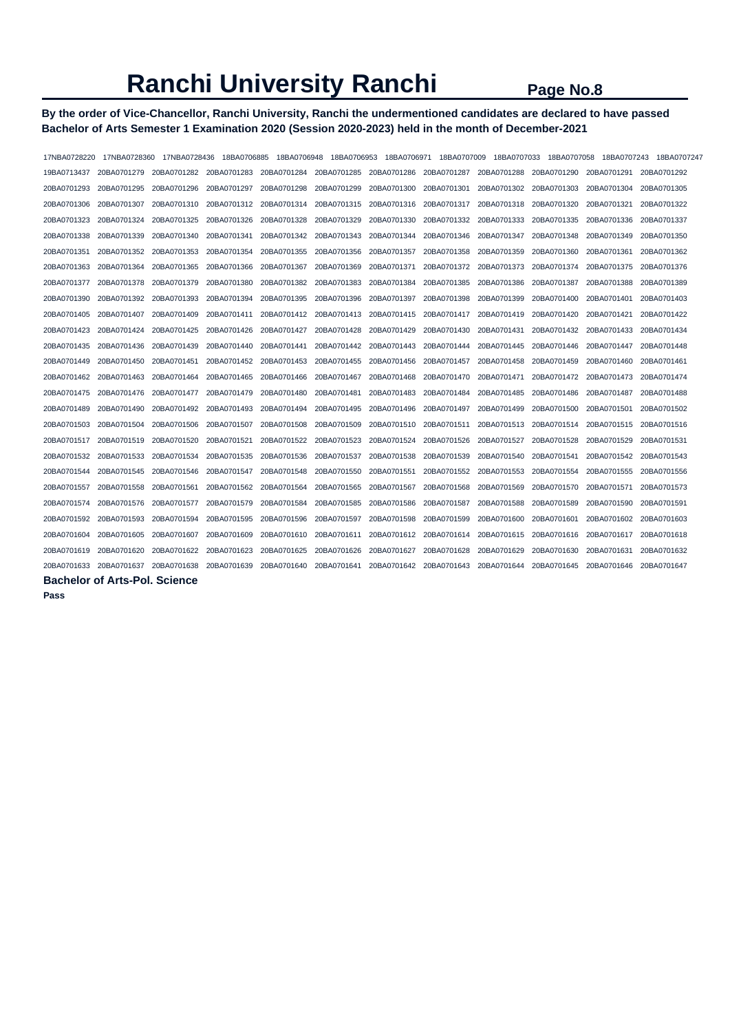# Ranchi University Ranchi

**By the order of Vice-Chancellor, Ranchi University, Ranchi the undermentioned candidates are declared to have passed Bachelor of Arts Semester 1 Examination 2020 (Session 2020-2023) held in the month of December-2021**

| | | | | | | | | | | | |
|---|---|---|---|---|---|---|---|---|---|---|---|
| 17NBA0728220 | 17NBA0728360 | 17NBA0728436 | 18BA0706885 | 18BA0706948 | 18BA0706953 | 18BA0706971 | 18BA0707009 | 18BA0707033 | 18BA0707058 | 18BA0707243 | 18BA0707247 |
| 19BA0713437 | 20BA0701279 | 20BA0701282 | 20BA0701283 | 20BA0701284 | 20BA0701285 | 20BA0701286 | 20BA0701287 | 20BA0701288 | 20BA0701290 | 20BA0701291 | 20BA0701292 |
| 20BA0701293 | 20BA0701295 | 20BA0701296 | 20BA0701297 | 20BA0701298 | 20BA0701299 | 20BA0701300 | 20BA0701301 | 20BA0701302 | 20BA0701303 | 20BA0701304 | 20BA0701305 |
| 20BA0701306 | 20BA0701307 | 20BA0701310 | 20BA0701312 | 20BA0701314 | 20BA0701315 | 20BA0701316 | 20BA0701317 | 20BA0701318 | 20BA0701320 | 20BA0701321 | 20BA0701322 |
| 20BA0701323 | 20BA0701324 | 20BA0701325 | 20BA0701326 | 20BA0701328 | 20BA0701329 | 20BA0701330 | 20BA0701332 | 20BA0701333 | 20BA0701335 | 20BA0701336 | 20BA0701337 |
| 20BA0701338 | 20BA0701339 | 20BA0701340 | 20BA0701341 | 20BA0701342 | 20BA0701343 | 20BA0701344 | 20BA0701346 | 20BA0701347 | 20BA0701348 | 20BA0701349 | 20BA0701350 |
| 20BA0701351 | 20BA0701352 | 20BA0701353 | 20BA0701354 | 20BA0701355 | 20BA0701356 | 20BA0701357 | 20BA0701358 | 20BA0701359 | 20BA0701360 | 20BA0701361 | 20BA0701362 |
| 20BA0701363 | 20BA0701364 | 20BA0701365 | 20BA0701366 | 20BA0701367 | 20BA0701369 | 20BA0701371 | 20BA0701372 | 20BA0701373 | 20BA0701374 | 20BA0701375 | 20BA0701376 |
| 20BA0701377 | 20BA0701378 | 20BA0701379 | 20BA0701380 | 20BA0701382 | 20BA0701383 | 20BA0701384 | 20BA0701385 | 20BA0701386 | 20BA0701387 | 20BA0701388 | 20BA0701389 |
| 20BA0701390 | 20BA0701392 | 20BA0701393 | 20BA0701394 | 20BA0701395 | 20BA0701396 | 20BA0701397 | 20BA0701398 | 20BA0701399 | 20BA0701400 | 20BA0701401 | 20BA0701403 |
| 20BA0701405 | 20BA0701407 | 20BA0701409 | 20BA0701411 | 20BA0701412 | 20BA0701413 | 20BA0701415 | 20BA0701417 | 20BA0701419 | 20BA0701420 | 20BA0701421 | 20BA0701422 |
| 20BA0701423 | 20BA0701424 | 20BA0701425 | 20BA0701426 | 20BA0701427 | 20BA0701428 | 20BA0701429 | 20BA0701430 | 20BA0701431 | 20BA0701432 | 20BA0701433 | 20BA0701434 |
| 20BA0701435 | 20BA0701436 | 20BA0701439 | 20BA0701440 | 20BA0701441 | 20BA0701442 | 20BA0701443 | 20BA0701444 | 20BA0701445 | 20BA0701446 | 20BA0701447 | 20BA0701448 |
| 20BA0701449 | 20BA0701450 | 20BA0701451 | 20BA0701452 | 20BA0701453 | 20BA0701455 | 20BA0701456 | 20BA0701457 | 20BA0701458 | 20BA0701459 | 20BA0701460 | 20BA0701461 |
| 20BA0701462 | 20BA0701463 | 20BA0701464 | 20BA0701465 | 20BA0701466 | 20BA0701467 | 20BA0701468 | 20BA0701470 | 20BA0701471 | 20BA0701472 | 20BA0701473 | 20BA0701474 |
| 20BA0701475 | 20BA0701476 | 20BA0701477 | 20BA0701479 | 20BA0701480 | 20BA0701481 | 20BA0701483 | 20BA0701484 | 20BA0701485 | 20BA0701486 | 20BA0701487 | 20BA0701488 |
| 20BA0701489 | 20BA0701490 | 20BA0701492 | 20BA0701493 | 20BA0701494 | 20BA0701495 | 20BA0701496 | 20BA0701497 | 20BA0701499 | 20BA0701500 | 20BA0701501 | 20BA0701502 |
| 20BA0701503 | 20BA0701504 | 20BA0701506 | 20BA0701507 | 20BA0701508 | 20BA0701509 | 20BA0701510 | 20BA0701511 | 20BA0701513 | 20BA0701514 | 20BA0701515 | 20BA0701516 |
| 20BA0701517 | 20BA0701519 | 20BA0701520 | 20BA0701521 | 20BA0701522 | 20BA0701523 | 20BA0701524 | 20BA0701526 | 20BA0701527 | 20BA0701528 | 20BA0701529 | 20BA0701531 |
| 20BA0701532 | 20BA0701533 | 20BA0701534 | 20BA0701535 | 20BA0701536 | 20BA0701537 | 20BA0701538 | 20BA0701539 | 20BA0701540 | 20BA0701541 | 20BA0701542 | 20BA0701543 |
| 20BA0701544 | 20BA0701545 | 20BA0701546 | 20BA0701547 | 20BA0701548 | 20BA0701550 | 20BA0701551 | 20BA0701552 | 20BA0701553 | 20BA0701554 | 20BA0701555 | 20BA0701556 |
| 20BA0701557 | 20BA0701558 | 20BA0701561 | 20BA0701562 | 20BA0701564 | 20BA0701565 | 20BA0701567 | 20BA0701568 | 20BA0701569 | 20BA0701570 | 20BA0701571 | 20BA0701573 |
| 20BA0701574 | 20BA0701576 | 20BA0701577 | 20BA0701579 | 20BA0701584 | 20BA0701585 | 20BA0701586 | 20BA0701587 | 20BA0701588 | 20BA0701589 | 20BA0701590 | 20BA0701591 |
| 20BA0701592 | 20BA0701593 | 20BA0701594 | 20BA0701595 | 20BA0701596 | 20BA0701597 | 20BA0701598 | 20BA0701599 | 20BA0701600 | 20BA0701601 | 20BA0701602 | 20BA0701603 |
| 20BA0701604 | 20BA0701605 | 20BA0701607 | 20BA0701609 | 20BA0701610 | 20BA0701611 | 20BA0701612 | 20BA0701614 | 20BA0701615 | 20BA0701616 | 20BA0701617 | 20BA0701618 |
| 20BA0701619 | 20BA0701620 | 20BA0701622 | 20BA0701623 | 20BA0701625 | 20BA0701626 | 20BA0701627 | 20BA0701628 | 20BA0701629 | 20BA0701630 | 20BA0701631 | 20BA0701632 |
| 20BA0701633 | 20BA0701637 | 20BA0701638 | 20BA0701639 | 20BA0701640 | 20BA0701641 | 20BA0701642 | 20BA0701643 | 20BA0701644 | 20BA0701645 | 20BA0701646 | 20BA0701647 |

### Bachelor of Arts-Pol. Science

**Pass**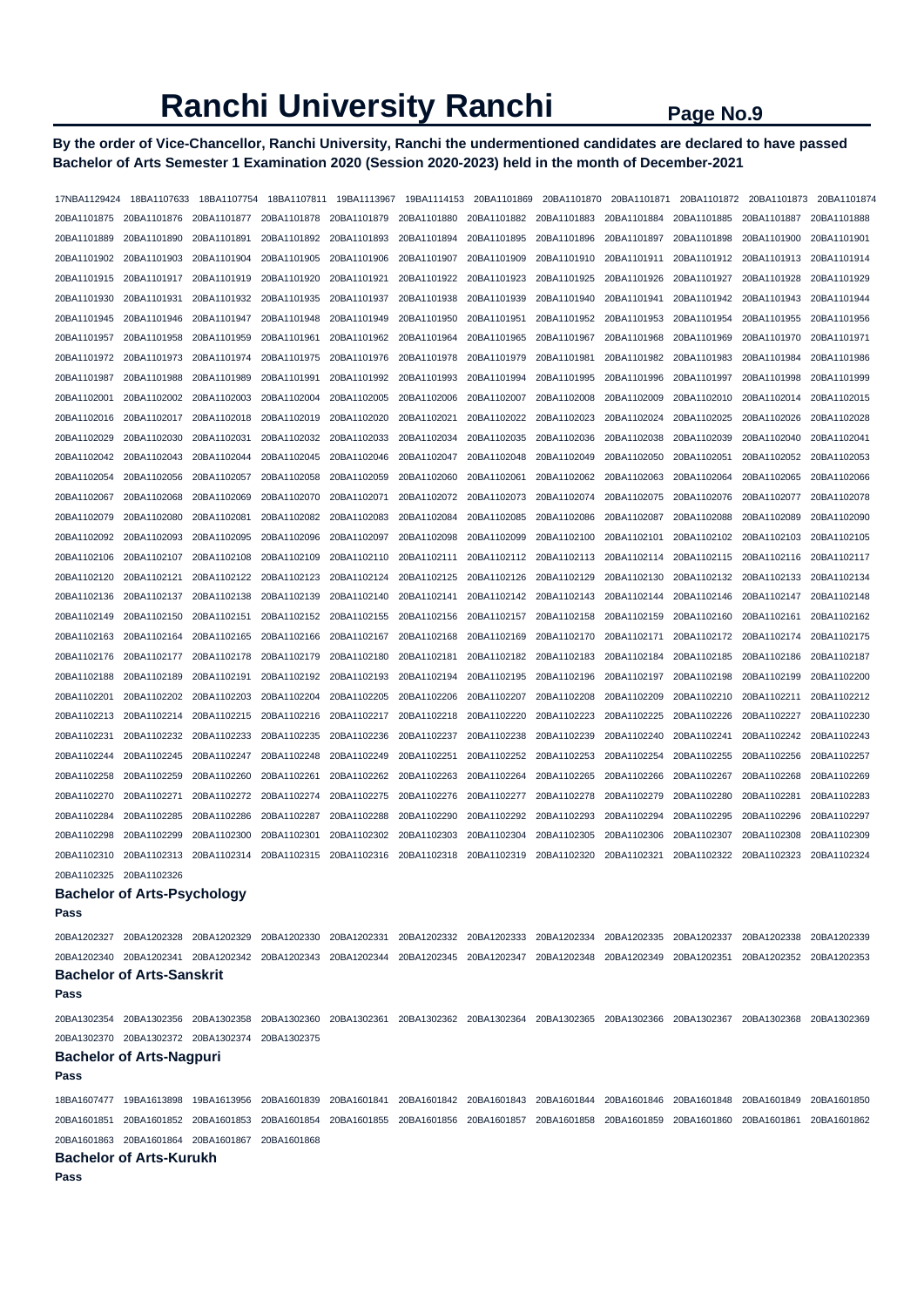# Ranchi University Ranchi

**By the order of Vice-Chancellor, Ranchi University, Ranchi the undermentioned candidates are declared to have passed Bachelor of Arts Semester 1 Examination 2020 (Session 2020-2023) held in the month of December-2021**

17NBA1129424 18BA1107633 18BA1107754 18BA1107811 19BA1113967 19BA1114153 20BA1101869 20BA1101870 20BA1101871 20BA1101872 20BA1101873 20BA1101874
20BA1101875 20BA1101876 20BA1101877 20BA1101878 20BA1101879 20BA1101880 20BA1101882 20BA1101883 20BA1101884 20BA1101885 20BA1101887 20BA1101888
20BA1101889 20BA1101890 20BA1101891 20BA1101892 20BA1101893 20BA1101894 20BA1101895 20BA1101896 20BA1101897 20BA1101898 20BA1101900 20BA1101901
20BA1101902 20BA1101903 20BA1101904 20BA1101905 20BA1101906 20BA1101907 20BA1101909 20BA1101910 20BA1101911 20BA1101912 20BA1101913 20BA1101914
20BA1101915 20BA1101917 20BA1101919 20BA1101920 20BA1101921 20BA1101922 20BA1101923 20BA1101925 20BA1101926 20BA1101927 20BA1101928 20BA1101929
20BA1101930 20BA1101931 20BA1101932 20BA1101935 20BA1101937 20BA1101938 20BA1101939 20BA1101940 20BA1101941 20BA1101942 20BA1101943 20BA1101944
20BA1101945 20BA1101946 20BA1101947 20BA1101948 20BA1101949 20BA1101950 20BA1101951 20BA1101952 20BA1101953 20BA1101954 20BA1101955 20BA1101956
20BA1101957 20BA1101958 20BA1101959 20BA1101961 20BA1101962 20BA1101964 20BA1101965 20BA1101967 20BA1101968 20BA1101969 20BA1101970 20BA1101971
20BA1101972 20BA1101973 20BA1101974 20BA1101975 20BA1101976 20BA1101978 20BA1101979 20BA1101981 20BA1101982 20BA1101983 20BA1101984 20BA1101986
20BA1101987 20BA1101988 20BA1101989 20BA1101991 20BA1101992 20BA1101993 20BA1101994 20BA1101995 20BA1101996 20BA1101997 20BA1101998 20BA1101999
20BA1102001 20BA1102002 20BA1102003 20BA1102004 20BA1102005 20BA1102006 20BA1102007 20BA1102008 20BA1102009 20BA1102010 20BA1102014 20BA1102015
20BA1102016 20BA1102017 20BA1102018 20BA1102019 20BA1102020 20BA1102021 20BA1102022 20BA1102023 20BA1102024 20BA1102025 20BA1102026 20BA1102028
20BA1102029 20BA1102030 20BA1102031 20BA1102032 20BA1102033 20BA1102034 20BA1102035 20BA1102036 20BA1102038 20BA1102039 20BA1102040 20BA1102041
20BA1102042 20BA1102043 20BA1102044 20BA1102045 20BA1102046 20BA1102047 20BA1102048 20BA1102049 20BA1102050 20BA1102051 20BA1102052 20BA1102053
20BA1102054 20BA1102056 20BA1102057 20BA1102058 20BA1102059 20BA1102060 20BA1102061 20BA1102062 20BA1102063 20BA1102064 20BA1102065 20BA1102066
20BA1102067 20BA1102068 20BA1102069 20BA1102070 20BA1102071 20BA1102072 20BA1102073 20BA1102074 20BA1102075 20BA1102076 20BA1102077 20BA1102078
20BA1102079 20BA1102080 20BA1102081 20BA1102082 20BA1102083 20BA1102084 20BA1102085 20BA1102086 20BA1102087 20BA1102088 20BA1102089 20BA1102090
20BA1102092 20BA1102093 20BA1102095 20BA1102096 20BA1102097 20BA1102098 20BA1102099 20BA1102100 20BA1102101 20BA1102102 20BA1102103 20BA1102105
20BA1102106 20BA1102107 20BA1102108 20BA1102109 20BA1102110 20BA1102111 20BA1102112 20BA1102113 20BA1102114 20BA1102115 20BA1102116 20BA1102117
20BA1102120 20BA1102121 20BA1102122 20BA1102123 20BA1102124 20BA1102125 20BA1102126 20BA1102129 20BA1102130 20BA1102132 20BA1102133 20BA1102134
20BA1102136 20BA1102137 20BA1102138 20BA1102139 20BA1102140 20BA1102141 20BA1102142 20BA1102143 20BA1102144 20BA1102146 20BA1102147 20BA1102148
20BA1102149 20BA1102150 20BA1102151 20BA1102152 20BA1102155 20BA1102156 20BA1102157 20BA1102158 20BA1102159 20BA1102160 20BA1102161 20BA1102162
20BA1102163 20BA1102164 20BA1102165 20BA1102166 20BA1102167 20BA1102168 20BA1102169 20BA1102170 20BA1102171 20BA1102172 20BA1102174 20BA1102175
20BA1102176 20BA1102177 20BA1102178 20BA1102179 20BA1102180 20BA1102181 20BA1102182 20BA1102183 20BA1102184 20BA1102185 20BA1102186 20BA1102187
20BA1102188 20BA1102189 20BA1102191 20BA1102192 20BA1102193 20BA1102194 20BA1102195 20BA1102196 20BA1102197 20BA1102198 20BA1102199 20BA1102200
20BA1102201 20BA1102202 20BA1102203 20BA1102204 20BA1102205 20BA1102206 20BA1102207 20BA1102208 20BA1102209 20BA1102210 20BA1102211 20BA1102212
20BA1102213 20BA1102214 20BA1102215 20BA1102216 20BA1102217 20BA1102218 20BA1102220 20BA1102223 20BA1102225 20BA1102226 20BA1102227 20BA1102230
20BA1102231 20BA1102232 20BA1102233 20BA1102235 20BA1102236 20BA1102237 20BA1102238 20BA1102239 20BA1102240 20BA1102241 20BA1102242 20BA1102243
20BA1102244 20BA1102245 20BA1102247 20BA1102248 20BA1102249 20BA1102251 20BA1102252 20BA1102253 20BA1102254 20BA1102255 20BA1102256 20BA1102257
20BA1102258 20BA1102259 20BA1102260 20BA1102261 20BA1102262 20BA1102263 20BA1102264 20BA1102265 20BA1102266 20BA1102267 20BA1102268 20BA1102269
20BA1102270 20BA1102271 20BA1102272 20BA1102274 20BA1102275 20BA1102276 20BA1102277 20BA1102278 20BA1102279 20BA1102280 20BA1102281 20BA1102283
20BA1102284 20BA1102285 20BA1102286 20BA1102287 20BA1102288 20BA1102290 20BA1102292 20BA1102293 20BA1102294 20BA1102295 20BA1102296 20BA1102297
20BA1102298 20BA1102299 20BA1102300 20BA1102301 20BA1102302 20BA1102303 20BA1102304 20BA1102305 20BA1102306 20BA1102307 20BA1102308 20BA1102309
20BA1102310 20BA1102313 20BA1102314 20BA1102315 20BA1102316 20BA1102318 20BA1102319 20BA1102320 20BA1102321 20BA1102322 20BA1102323 20BA1102324
20BA1102325 20BA1102326

### Bachelor of Arts-Psychology

**Pass**

20BA1202327 20BA1202328 20BA1202329 20BA1202330 20BA1202331 20BA1202332 20BA1202333 20BA1202334 20BA1202335 20BA1202337 20BA1202338 20BA1202339
20BA1202340 20BA1202341 20BA1202342 20BA1202343 20BA1202344 20BA1202345 20BA1202347 20BA1202348 20BA1202349 20BA1202351 20BA1202352 20BA1202353

### Bachelor of Arts-Sanskrit

**Pass**

20BA1302354 20BA1302356 20BA1302358 20BA1302360 20BA1302361 20BA1302362 20BA1302364 20BA1302365 20BA1302366 20BA1302367 20BA1302368 20BA1302369
20BA1302370 20BA1302372 20BA1302374 20BA1302375

### Bachelor of Arts-Nagpuri

**Pass**

18BA1607477 19BA1613898 19BA1613956 20BA1601839 20BA1601841 20BA1601842 20BA1601843 20BA1601844 20BA1601846 20BA1601848 20BA1601849 20BA1601850
20BA1601851 20BA1601852 20BA1601853 20BA1601854 20BA1601855 20BA1601856 20BA1601857 20BA1601858 20BA1601859 20BA1601860 20BA1601861 20BA1601862
20BA1601863 20BA1601864 20BA1601867 20BA1601868

### Bachelor of Arts-Kurukh

**Pass**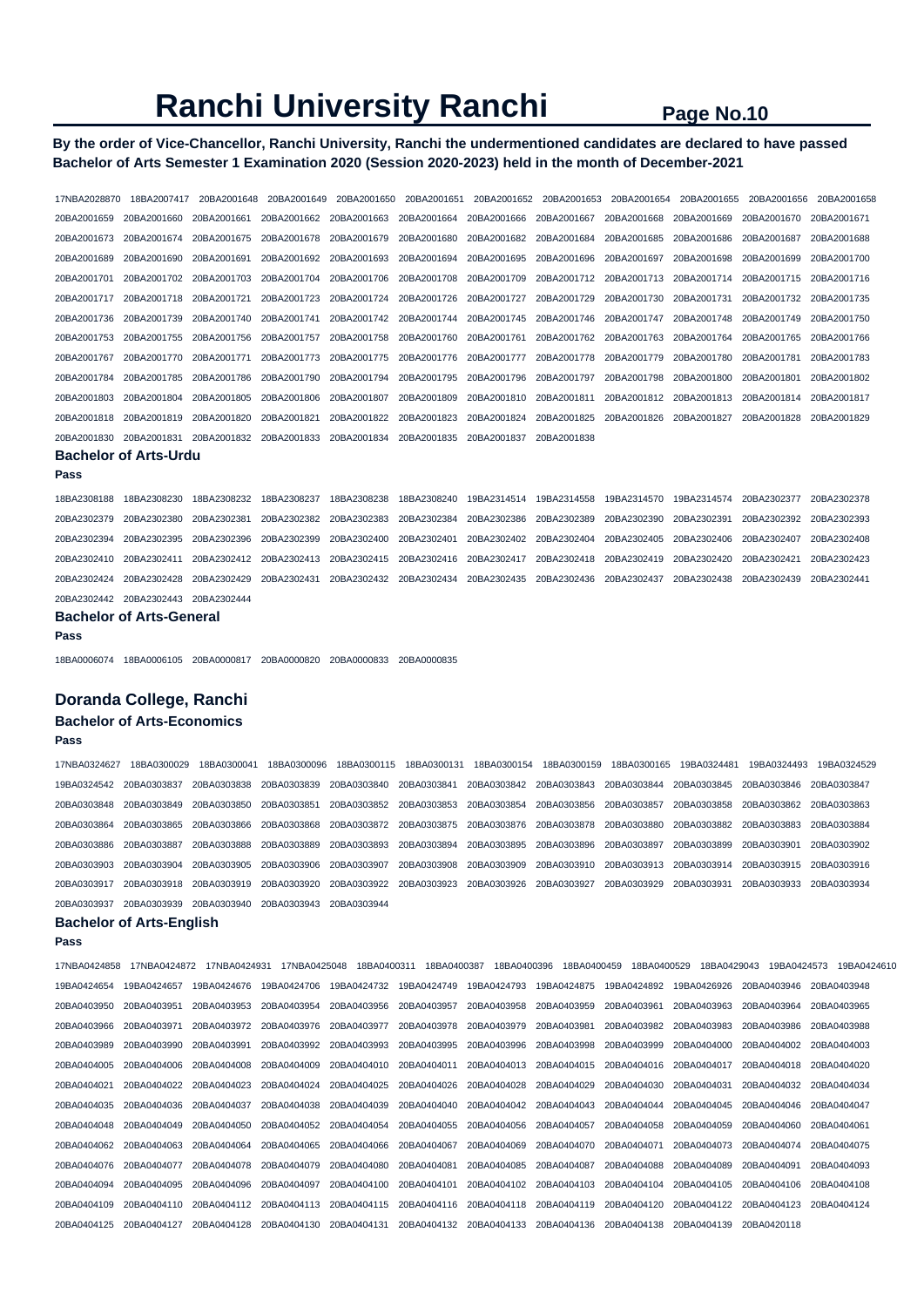# Ranchi University Ranchi

**By the order of Vice-Chancellor, Ranchi University, Ranchi the undermentioned candidates are declared to have passed Bachelor of Arts Semester 1 Examination 2020 (Session 2020-2023) held in the month of December-2021**

17NBA2028870 18BA2007417 20BA2001648 20BA2001649 20BA2001650 20BA2001651 20BA2001652 20BA2001653 20BA2001654 20BA2001655 20BA2001656 20BA2001658
20BA2001659 20BA2001660 20BA2001661 20BA2001662 20BA2001663 20BA2001664 20BA2001666 20BA2001667 20BA2001668 20BA2001669 20BA2001670 20BA2001671
20BA2001673 20BA2001674 20BA2001675 20BA2001678 20BA2001679 20BA2001680 20BA2001682 20BA2001684 20BA2001685 20BA2001686 20BA2001687 20BA2001688
20BA2001689 20BA2001690 20BA2001691 20BA2001692 20BA2001693 20BA2001694 20BA2001695 20BA2001696 20BA2001697 20BA2001698 20BA2001699 20BA2001700
20BA2001701 20BA2001702 20BA2001703 20BA2001704 20BA2001706 20BA2001708 20BA2001709 20BA2001712 20BA2001713 20BA2001714 20BA2001715 20BA2001716
20BA2001717 20BA2001718 20BA2001721 20BA2001723 20BA2001724 20BA2001726 20BA2001727 20BA2001729 20BA2001730 20BA2001731 20BA2001732 20BA2001735
20BA2001736 20BA2001739 20BA2001740 20BA2001741 20BA2001742 20BA2001744 20BA2001745 20BA2001746 20BA2001747 20BA2001748 20BA2001749 20BA2001750
20BA2001753 20BA2001755 20BA2001756 20BA2001757 20BA2001758 20BA2001760 20BA2001761 20BA2001762 20BA2001763 20BA2001764 20BA2001765 20BA2001766
20BA2001767 20BA2001770 20BA2001771 20BA2001773 20BA2001775 20BA2001776 20BA2001777 20BA2001778 20BA2001779 20BA2001780 20BA2001781 20BA2001783
20BA2001784 20BA2001785 20BA2001786 20BA2001790 20BA2001794 20BA2001795 20BA2001796 20BA2001797 20BA2001798 20BA2001800 20BA2001801 20BA2001802
20BA2001803 20BA2001804 20BA2001805 20BA2001806 20BA2001807 20BA2001809 20BA2001810 20BA2001811 20BA2001812 20BA2001813 20BA2001814 20BA2001817
20BA2001818 20BA2001819 20BA2001820 20BA2001821 20BA2001822 20BA2001823 20BA2001824 20BA2001825 20BA2001826 20BA2001827 20BA2001828 20BA2001829
20BA2001830 20BA2001831 20BA2001832 20BA2001833 20BA2001834 20BA2001835 20BA2001837 20BA2001838

### Bachelor of Arts-Urdu

**Pass**

18BA2308188 18BA2308230 18BA2308232 18BA2308237 18BA2308238 18BA2308240 19BA2314514 19BA2314558 19BA2314570 19BA2314574 20BA2302377 20BA2302378
20BA2302379 20BA2302380 20BA2302381 20BA2302382 20BA2302383 20BA2302384 20BA2302386 20BA2302389 20BA2302390 20BA2302391 20BA2302392 20BA2302393
20BA2302394 20BA2302395 20BA2302396 20BA2302399 20BA2302400 20BA2302401 20BA2302402 20BA2302404 20BA2302405 20BA2302406 20BA2302407 20BA2302408
20BA2302410 20BA2302411 20BA2302412 20BA2302413 20BA2302415 20BA2302416 20BA2302417 20BA2302418 20BA2302419 20BA2302420 20BA2302421 20BA2302423
20BA2302424 20BA2302428 20BA2302429 20BA2302431 20BA2302432 20BA2302434 20BA2302435 20BA2302436 20BA2302437 20BA2302438 20BA2302439 20BA2302441
20BA2302442 20BA2302443 20BA2302444

### Bachelor of Arts-General

**Pass**

18BA0006074 18BA0006105 20BA0000817 20BA0000820 20BA0000833 20BA0000835

## Doranda College, Ranchi

### Bachelor of Arts-Economics

**Pass**

17NBA0324627 18BA0300029 18BA0300041 18BA0300096 18BA0300115 18BA0300131 18BA0300154 18BA0300159 18BA0300165 19BA0324481 19BA0324493 19BA0324529
19BA0324542 20BA0303837 20BA0303838 20BA0303839 20BA0303840 20BA0303841 20BA0303842 20BA0303843 20BA0303844 20BA0303845 20BA0303846 20BA0303847
20BA0303848 20BA0303849 20BA0303850 20BA0303851 20BA0303852 20BA0303853 20BA0303854 20BA0303856 20BA0303857 20BA0303858 20BA0303862 20BA0303863
20BA0303864 20BA0303865 20BA0303866 20BA0303868 20BA0303872 20BA0303875 20BA0303876 20BA0303878 20BA0303880 20BA0303882 20BA0303883 20BA0303884
20BA0303886 20BA0303887 20BA0303888 20BA0303889 20BA0303893 20BA0303894 20BA0303895 20BA0303896 20BA0303897 20BA0303899 20BA0303901 20BA0303902
20BA0303903 20BA0303904 20BA0303905 20BA0303906 20BA0303907 20BA0303908 20BA0303909 20BA0303910 20BA0303913 20BA0303914 20BA0303915 20BA0303916
20BA0303917 20BA0303918 20BA0303919 20BA0303920 20BA0303922 20BA0303923 20BA0303926 20BA0303927 20BA0303929 20BA0303931 20BA0303933 20BA0303934
20BA0303937 20BA0303939 20BA0303940 20BA0303943 20BA0303944

### Bachelor of Arts-English

**Pass**

17NBA0424858 17NBA0424872 17NBA0424931 17NBA0425048 18BA0400311 18BA0400387 18BA0400396 18BA0400459 18BA0400529 18BA0429043 19BA0424573 19BA0424610
19BA0424654 19BA0424657 19BA0424676 19BA0424706 19BA0424732 19BA0424749 19BA0424793 19BA0424875 19BA0424892 19BA0426926 20BA0403946 20BA0403948
20BA0403950 20BA0403951 20BA0403953 20BA0403954 20BA0403956 20BA0403957 20BA0403958 20BA0403959 20BA0403961 20BA0403963 20BA0403964 20BA0403965
20BA0403966 20BA0403971 20BA0403972 20BA0403976 20BA0403977 20BA0403978 20BA0403979 20BA0403981 20BA0403982 20BA0403983 20BA0403986 20BA0403988
20BA0403989 20BA0403990 20BA0403991 20BA0403992 20BA0403993 20BA0403995 20BA0403996 20BA0403998 20BA0403999 20BA0404000 20BA0404002 20BA0404003
20BA0404005 20BA0404006 20BA0404008 20BA0404009 20BA0404010 20BA0404011 20BA0404013 20BA0404015 20BA0404016 20BA0404017 20BA0404018 20BA0404020
20BA0404021 20BA0404022 20BA0404023 20BA0404024 20BA0404025 20BA0404026 20BA0404028 20BA0404029 20BA0404030 20BA0404031 20BA0404032 20BA0404034
20BA0404035 20BA0404036 20BA0404037 20BA0404038 20BA0404039 20BA0404040 20BA0404042 20BA0404043 20BA0404044 20BA0404045 20BA0404046 20BA0404047
20BA0404048 20BA0404049 20BA0404050 20BA0404052 20BA0404054 20BA0404055 20BA0404056 20BA0404057 20BA0404058 20BA0404059 20BA0404060 20BA0404061
20BA0404062 20BA0404063 20BA0404064 20BA0404065 20BA0404066 20BA0404067 20BA0404069 20BA0404070 20BA0404071 20BA0404073 20BA0404074 20BA0404075
20BA0404076 20BA0404077 20BA0404078 20BA0404079 20BA0404080 20BA0404081 20BA0404085 20BA0404087 20BA0404088 20BA0404089 20BA0404091 20BA0404093
20BA0404094 20BA0404095 20BA0404096 20BA0404097 20BA0404100 20BA0404101 20BA0404102 20BA0404103 20BA0404104 20BA0404105 20BA0404106 20BA0404108
20BA0404109 20BA0404110 20BA0404112 20BA0404113 20BA0404115 20BA0404116 20BA0404118 20BA0404119 20BA0404120 20BA0404122 20BA0404123 20BA0404124
20BA0404125 20BA0404127 20BA0404128 20BA0404130 20BA0404131 20BA0404132 20BA0404133 20BA0404136 20BA0404138 20BA0404139 20BA0420118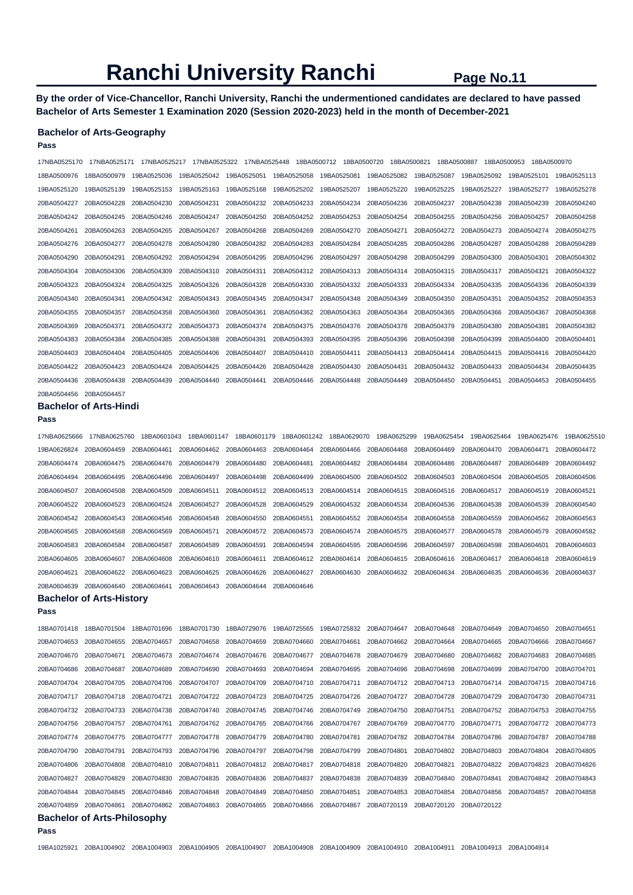# Ranchi University Ranchi

**Page No.11**

**By the order of Vice-Chancellor, Ranchi University, Ranchi the undermentioned candidates are declared to have passed Bachelor of Arts Semester 1 Examination 2020 (Session 2020-2023) held in the month of December-2021**

### Bachelor of Arts-Geography

**Pass**

17NBA0525170 17NBA0525171 17NBA0525217 17NBA0525322 17NBA0525448 18BA0500712 18BA0500720 18BA0500821 18BA0500887 18BA0500953 18BA0500970
18BA0500976 18BA0500979 19BA0525036 19BA0525042 19BA0525051 19BA0525058 19BA0525081 19BA0525082 19BA0525087 19BA0525092 19BA0525101 19BA0525113
19BA0525120 19BA0525139 19BA0525153 19BA0525163 19BA0525168 19BA0525202 19BA0525207 19BA0525220 19BA0525225 19BA0525227 19BA0525277 19BA0525278
20BA0504227 20BA0504228 20BA0504230 20BA0504231 20BA0504232 20BA0504233 20BA0504234 20BA0504236 20BA0504237 20BA0504238 20BA0504239 20BA0504240
20BA0504242 20BA0504245 20BA0504246 20BA0504247 20BA0504250 20BA0504252 20BA0504253 20BA0504254 20BA0504255 20BA0504256 20BA0504257 20BA0504258
20BA0504261 20BA0504263 20BA0504265 20BA0504267 20BA0504268 20BA0504269 20BA0504270 20BA0504271 20BA0504272 20BA0504273 20BA0504274 20BA0504275
20BA0504276 20BA0504277 20BA0504278 20BA0504280 20BA0504282 20BA0504283 20BA0504284 20BA0504285 20BA0504286 20BA0504287 20BA0504288 20BA0504289
20BA0504290 20BA0504291 20BA0504292 20BA0504294 20BA0504295 20BA0504296 20BA0504297 20BA0504298 20BA0504299 20BA0504300 20BA0504301 20BA0504302
20BA0504304 20BA0504306 20BA0504309 20BA0504310 20BA0504311 20BA0504312 20BA0504313 20BA0504314 20BA0504315 20BA0504317 20BA0504321 20BA0504322
20BA0504323 20BA0504324 20BA0504325 20BA0504326 20BA0504328 20BA0504330 20BA0504332 20BA0504333 20BA0504334 20BA0504335 20BA0504336 20BA0504339
20BA0504340 20BA0504341 20BA0504342 20BA0504343 20BA0504345 20BA0504347 20BA0504348 20BA0504349 20BA0504350 20BA0504351 20BA0504352 20BA0504353
20BA0504355 20BA0504357 20BA0504358 20BA0504360 20BA0504361 20BA0504362 20BA0504363 20BA0504364 20BA0504365 20BA0504366 20BA0504367 20BA0504368
20BA0504369 20BA0504371 20BA0504372 20BA0504373 20BA0504374 20BA0504375 20BA0504376 20BA0504378 20BA0504379 20BA0504380 20BA0504381 20BA0504382
20BA0504383 20BA0504384 20BA0504385 20BA0504388 20BA0504391 20BA0504393 20BA0504395 20BA0504396 20BA0504398 20BA0504399 20BA0504400 20BA0504401
20BA0504403 20BA0504404 20BA0504405 20BA0504406 20BA0504407 20BA0504410 20BA0504411 20BA0504413 20BA0504414 20BA0504415 20BA0504416 20BA0504420
20BA0504422 20BA0504423 20BA0504424 20BA0504425 20BA0504426 20BA0504428 20BA0504430 20BA0504431 20BA0504432 20BA0504433 20BA0504434 20BA0504435
20BA0504436 20BA0504438 20BA0504439 20BA0504440 20BA0504441 20BA0504446 20BA0504448 20BA0504449 20BA0504450 20BA0504451 20BA0504453 20BA0504455
20BA0504456 20BA0504457

### Bachelor of Arts-Hindi

**Pass**

17NBA0625666 17NBA0625760 18BA0601043 18BA0601147 18BA0601179 18BA0601242 18BA0629070 19BA0625299 19BA0625454 19BA0625464 19BA0625476 19BA0625510
19BA0626824 20BA0604459 20BA0604461 20BA0604462 20BA0604463 20BA0604464 20BA0604466 20BA0604468 20BA0604469 20BA0604470 20BA0604471 20BA0604472
20BA0604474 20BA0604475 20BA0604476 20BA0604479 20BA0604480 20BA0604481 20BA0604482 20BA0604484 20BA0604486 20BA0604487 20BA0604489 20BA0604492
20BA0604494 20BA0604495 20BA0604496 20BA0604497 20BA0604498 20BA0604499 20BA0604500 20BA0604502 20BA0604503 20BA0604504 20BA0604505 20BA0604506
20BA0604507 20BA0604508 20BA0604509 20BA0604511 20BA0604512 20BA0604513 20BA0604514 20BA0604515 20BA0604516 20BA0604517 20BA0604519 20BA0604521
20BA0604522 20BA0604523 20BA0604524 20BA0604527 20BA0604528 20BA0604529 20BA0604532 20BA0604534 20BA0604536 20BA0604538 20BA0604539 20BA0604540
20BA0604542 20BA0604543 20BA0604546 20BA0604548 20BA0604550 20BA0604551 20BA0604552 20BA0604554 20BA0604558 20BA0604559 20BA0604562 20BA0604563
20BA0604565 20BA0604568 20BA0604569 20BA0604571 20BA0604572 20BA0604573 20BA0604574 20BA0604575 20BA0604577 20BA0604578 20BA0604579 20BA0604582
20BA0604583 20BA0604584 20BA0604587 20BA0604589 20BA0604591 20BA0604594 20BA0604595 20BA0604596 20BA0604597 20BA0604598 20BA0604601 20BA0604603
20BA0604605 20BA0604607 20BA0604608 20BA0604610 20BA0604611 20BA0604612 20BA0604614 20BA0604615 20BA0604616 20BA0604617 20BA0604618 20BA0604619
20BA0604621 20BA0604622 20BA0604623 20BA0604625 20BA0604626 20BA0604627 20BA0604630 20BA0604632 20BA0604634 20BA0604635 20BA0604636 20BA0604637
20BA0604639 20BA0604640 20BA0604641 20BA0604643 20BA0604644 20BA0604646

### Bachelor of Arts-History

**Pass**

18BA0701418 18BA0701504 18BA0701696 18BA0701730 18BA0729076 19BA0725565 19BA0725832 20BA0704647 20BA0704648 20BA0704649 20BA0704650 20BA0704651
20BA0704653 20BA0704655 20BA0704657 20BA0704658 20BA0704659 20BA0704660 20BA0704661 20BA0704662 20BA0704664 20BA0704665 20BA0704666 20BA0704667
20BA0704670 20BA0704671 20BA0704673 20BA0704674 20BA0704676 20BA0704677 20BA0704678 20BA0704679 20BA0704680 20BA0704682 20BA0704683 20BA0704685
20BA0704686 20BA0704687 20BA0704689 20BA0704690 20BA0704693 20BA0704694 20BA0704695 20BA0704696 20BA0704698 20BA0704699 20BA0704700 20BA0704701
20BA0704704 20BA0704705 20BA0704706 20BA0704707 20BA0704709 20BA0704710 20BA0704711 20BA0704712 20BA0704713 20BA0704714 20BA0704715 20BA0704716
20BA0704717 20BA0704718 20BA0704721 20BA0704722 20BA0704723 20BA0704725 20BA0704726 20BA0704727 20BA0704728 20BA0704729 20BA0704730 20BA0704731
20BA0704732 20BA0704733 20BA0704738 20BA0704740 20BA0704745 20BA0704746 20BA0704749 20BA0704750 20BA0704751 20BA0704752 20BA0704753 20BA0704755
20BA0704756 20BA0704757 20BA0704761 20BA0704762 20BA0704765 20BA0704766 20BA0704767 20BA0704769 20BA0704770 20BA0704771 20BA0704772 20BA0704773
20BA0704774 20BA0704775 20BA0704777 20BA0704778 20BA0704779 20BA0704780 20BA0704781 20BA0704782 20BA0704784 20BA0704786 20BA0704787 20BA0704788
20BA0704790 20BA0704791 20BA0704793 20BA0704796 20BA0704797 20BA0704798 20BA0704799 20BA0704801 20BA0704802 20BA0704803 20BA0704804 20BA0704805
20BA0704806 20BA0704808 20BA0704810 20BA0704811 20BA0704812 20BA0704817 20BA0704818 20BA0704820 20BA0704821 20BA0704822 20BA0704823 20BA0704826
20BA0704827 20BA0704829 20BA0704830 20BA0704835 20BA0704836 20BA0704837 20BA0704838 20BA0704839 20BA0704840 20BA0704841 20BA0704842 20BA0704843
20BA0704844 20BA0704845 20BA0704846 20BA0704848 20BA0704849 20BA0704850 20BA0704851 20BA0704853 20BA0704854 20BA0704856 20BA0704857 20BA0704858
20BA0704859 20BA0704861 20BA0704862 20BA0704863 20BA0704865 20BA0704866 20BA0704867 20BA0720119 20BA0720120 20BA0720122

### Bachelor of Arts-Philosophy

**Pass**

19BA1025921 20BA1004902 20BA1004903 20BA1004905 20BA1004907 20BA1004908 20BA1004909 20BA1004910 20BA1004911 20BA1004913 20BA1004914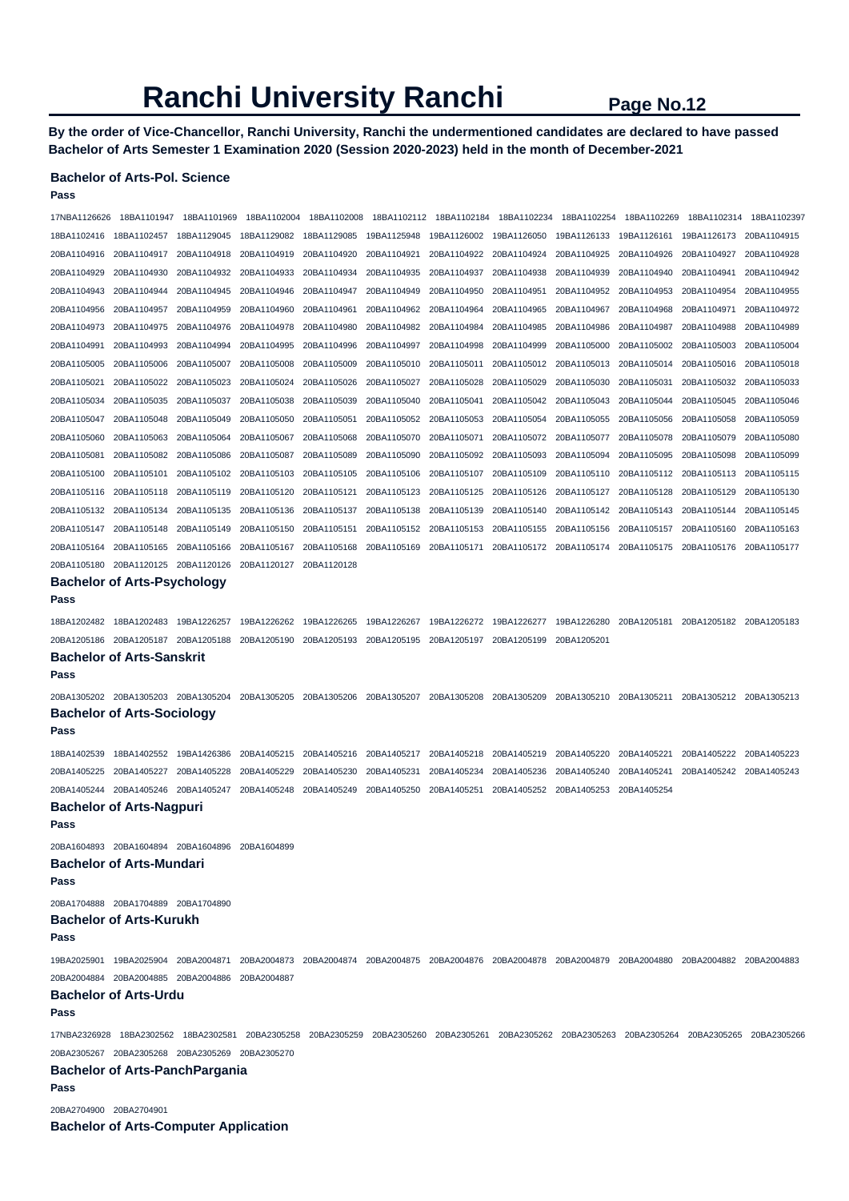# Ranchi University Ranchi

**By the order of Vice-Chancellor, Ranchi University, Ranchi the undermentioned candidates are declared to have passed Bachelor of Arts Semester 1 Examination 2020 (Session 2020-2023) held in the month of December-2021**

### Bachelor of Arts-Pol. Science

**Pass**

17NBA1126626 18BA1101947 18BA1101969 18BA1102004 18BA1102008 18BA1102112 18BA1102184 18BA1102234 18BA1102254 18BA1102269 18BA1102314 18BA1102397 18BA1102416 18BA1102457 18BA1129045 18BA1129082 18BA1129085 19BA1125948 19BA1126002 19BA1126050 19BA1126133 19BA1126161 19BA1126173 20BA1104915 20BA1104916 20BA1104917 20BA1104918 20BA1104919 20BA1104920 20BA1104921 20BA1104922 20BA1104924 20BA1104925 20BA1104926 20BA1104927 20BA1104928 20BA1104929 20BA1104930 20BA1104932 20BA1104933 20BA1104934 20BA1104935 20BA1104937 20BA1104938 20BA1104939 20BA1104940 20BA1104941 20BA1104942 20BA1104943 20BA1104944 20BA1104945 20BA1104946 20BA1104947 20BA1104949 20BA1104950 20BA1104951 20BA1104952 20BA1104953 20BA1104954 20BA1104955 20BA1104956 20BA1104957 20BA1104959 20BA1104960 20BA1104961 20BA1104962 20BA1104964 20BA1104965 20BA1104967 20BA1104968 20BA1104971 20BA1104972 20BA1104973 20BA1104975 20BA1104976 20BA1104978 20BA1104980 20BA1104982 20BA1104984 20BA1104985 20BA1104986 20BA1104987 20BA1104988 20BA1104989 20BA1104991 20BA1104993 20BA1104994 20BA1104995 20BA1104996 20BA1104997 20BA1104998 20BA1104999 20BA1105000 20BA1105002 20BA1105003 20BA1105004 20BA1105005 20BA1105006 20BA1105007 20BA1105008 20BA1105009 20BA1105010 20BA1105011 20BA1105012 20BA1105013 20BA1105014 20BA1105016 20BA1105018 20BA1105021 20BA1105022 20BA1105023 20BA1105024 20BA1105026 20BA1105027 20BA1105028 20BA1105029 20BA1105030 20BA1105031 20BA1105032 20BA1105033 20BA1105034 20BA1105035 20BA1105037 20BA1105038 20BA1105039 20BA1105040 20BA1105041 20BA1105042 20BA1105043 20BA1105044 20BA1105045 20BA1105046 20BA1105047 20BA1105048 20BA1105049 20BA1105050 20BA1105051 20BA1105052 20BA1105053 20BA1105054 20BA1105055 20BA1105056 20BA1105058 20BA1105059 20BA1105060 20BA1105063 20BA1105064 20BA1105067 20BA1105068 20BA1105070 20BA1105071 20BA1105072 20BA1105077 20BA1105078 20BA1105079 20BA1105080 20BA1105081 20BA1105082 20BA1105086 20BA1105087 20BA1105089 20BA1105090 20BA1105092 20BA1105093 20BA1105094 20BA1105095 20BA1105098 20BA1105099 20BA1105100 20BA1105101 20BA1105102 20BA1105103 20BA1105105 20BA1105106 20BA1105107 20BA1105109 20BA1105110 20BA1105112 20BA1105113 20BA1105115 20BA1105116 20BA1105118 20BA1105119 20BA1105120 20BA1105121 20BA1105123 20BA1105125 20BA1105126 20BA1105127 20BA1105128 20BA1105129 20BA1105130 20BA1105132 20BA1105134 20BA1105135 20BA1105136 20BA1105137 20BA1105138 20BA1105139 20BA1105140 20BA1105142 20BA1105143 20BA1105144 20BA1105145 20BA1105147 20BA1105148 20BA1105149 20BA1105150 20BA1105151 20BA1105152 20BA1105153 20BA1105155 20BA1105156 20BA1105157 20BA1105160 20BA1105163 20BA1105164 20BA1105165 20BA1105166 20BA1105167 20BA1105168 20BA1105169 20BA1105171 20BA1105172 20BA1105174 20BA1105175 20BA1105176 20BA1105177 20BA1105180 20BA1120125 20BA1120126 20BA1120127 20BA1120128

### Bachelor of Arts-Psychology

**Pass**

18BA1202482 18BA1202483 19BA1226257 19BA1226262 19BA1226265 19BA1226267 19BA1226272 19BA1226277 19BA1226280 20BA1205181 20BA1205182 20BA1205183 20BA1205186 20BA1205187 20BA1205188 20BA1205190 20BA1205193 20BA1205195 20BA1205197 20BA1205199 20BA1205201

### Bachelor of Arts-Sanskrit

**Pass**

20BA1305202 20BA1305203 20BA1305204 20BA1305205 20BA1305206 20BA1305207 20BA1305208 20BA1305209 20BA1305210 20BA1305211 20BA1305212 20BA1305213

### Bachelor of Arts-Sociology

**Pass**

18BA1402539 18BA1402552 19BA1426386 20BA1405215 20BA1405216 20BA1405217 20BA1405218 20BA1405219 20BA1405220 20BA1405221 20BA1405222 20BA1405223 20BA1405225 20BA1405227 20BA1405228 20BA1405229 20BA1405230 20BA1405231 20BA1405234 20BA1405236 20BA1405240 20BA1405241 20BA1405242 20BA1405243 20BA1405244 20BA1405246 20BA1405247 20BA1405248 20BA1405249 20BA1405250 20BA1405251 20BA1405252 20BA1405253 20BA1405254

### Bachelor of Arts-Nagpuri

**Pass**

20BA1604893 20BA1604894 20BA1604896 20BA1604899

### Bachelor of Arts-Mundari

**Pass**

20BA1704888 20BA1704889 20BA1704890

### Bachelor of Arts-Kurukh

**Pass**

19BA2025901 19BA2025904 20BA2004871 20BA2004873 20BA2004874 20BA2004875 20BA2004876 20BA2004878 20BA2004879 20BA2004880 20BA2004882 20BA2004883 20BA2004884 20BA2004885 20BA2004886 20BA2004887

### Bachelor of Arts-Urdu

**Pass**

17NBA2326928 18BA2302562 18BA2302581 20BA2305258 20BA2305259 20BA2305260 20BA2305261 20BA2305262 20BA2305263 20BA2305264 20BA2305265 20BA2305266 20BA2305267 20BA2305268 20BA2305269 20BA2305270

### Bachelor of Arts-PanchPargania

**Pass**

20BA2704900 20BA2704901

### Bachelor of Arts-Computer Application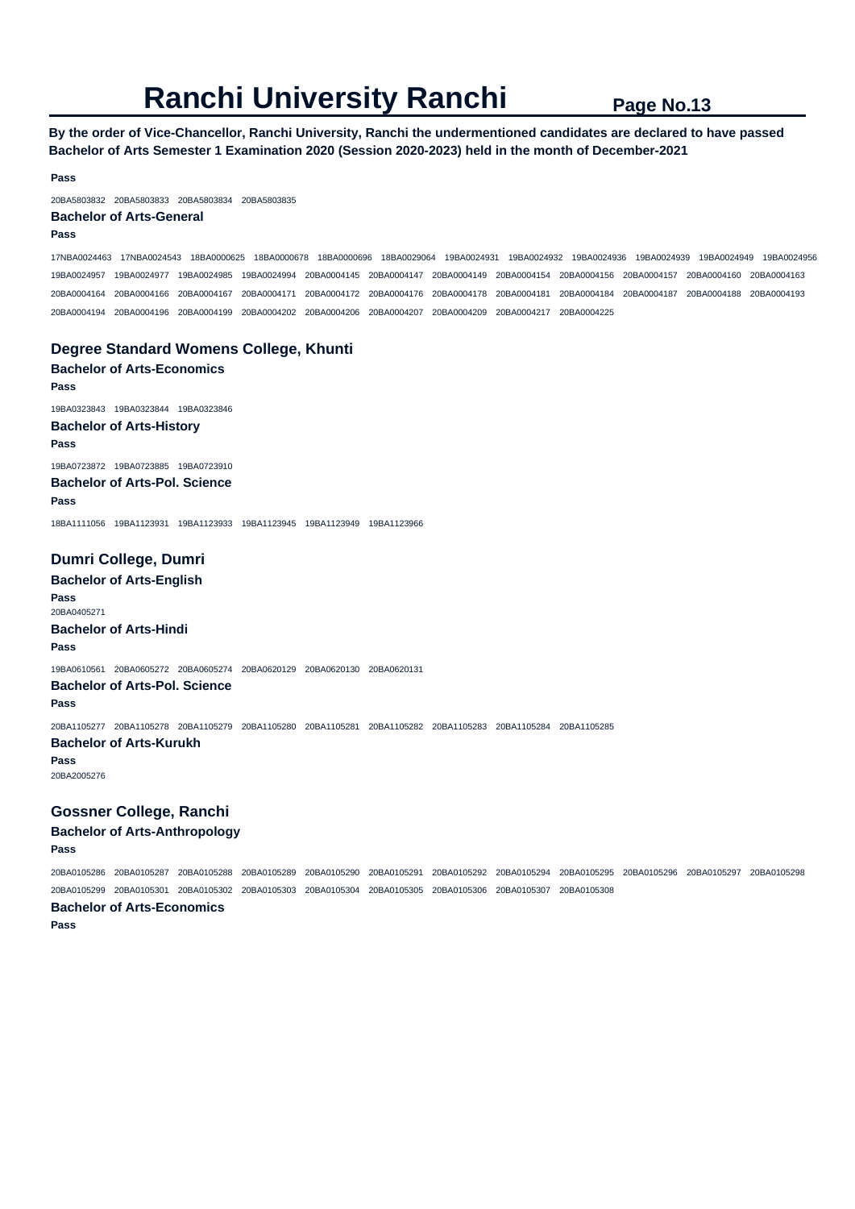# Ranchi University Ranchi

**By the order of Vice-Chancellor, Ranchi University, Ranchi the undermentioned candidates are declared to have passed Bachelor of Arts Semester 1 Examination 2020 (Session 2020-2023) held in the month of December-2021**

**Pass**

20BA5803832 20BA5803833 20BA5803834 20BA5803835

### Bachelor of Arts-General

**Pass**

17NBA0024463 17NBA0024543 18BA0000625 18BA0000678 18BA0000696 18BA0029064 19BA0024931 19BA0024932 19BA0024936 19BA0024939 19BA0024949 19BA0024956 19BA0024957 19BA0024977 19BA0024985 19BA0024994 20BA0004145 20BA0004147 20BA0004149 20BA0004154 20BA0004156 20BA0004157 20BA0004160 20BA0004163 20BA0004164 20BA0004166 20BA0004167 20BA0004171 20BA0004172 20BA0004176 20BA0004178 20BA0004181 20BA0004184 20BA0004187 20BA0004188 20BA0004193 20BA0004194 20BA0004196 20BA0004199 20BA0004202 20BA0004206 20BA0004207 20BA0004209 20BA0004217 20BA0004225

## Degree Standard Womens College, Khunti

### Bachelor of Arts-Economics

**Pass**

19BA0323843 19BA0323844 19BA0323846

### Bachelor of Arts-History

**Pass**

19BA0723872 19BA0723885 19BA0723910

### Bachelor of Arts-Pol. Science

**Pass**

18BA1111056 19BA1123931 19BA1123933 19BA1123945 19BA1123949 19BA1123966

## Dumri College, Dumri

### Bachelor of Arts-English

**Pass**

20BA0405271

### Bachelor of Arts-Hindi

**Pass**

19BA0610561 20BA0605272 20BA0605274 20BA0620129 20BA0620130 20BA0620131

### Bachelor of Arts-Pol. Science

**Pass**

20BA1105277 20BA1105278 20BA1105279 20BA1105280 20BA1105281 20BA1105282 20BA1105283 20BA1105284 20BA1105285

### Bachelor of Arts-Kurukh

**Pass**

20BA2005276

## Gossner College, Ranchi

### Bachelor of Arts-Anthropology

**Pass**

20BA0105286 20BA0105287 20BA0105288 20BA0105289 20BA0105290 20BA0105291 20BA0105292 20BA0105294 20BA0105295 20BA0105296 20BA0105297 20BA0105298 20BA0105299 20BA0105301 20BA0105302 20BA0105303 20BA0105304 20BA0105305 20BA0105306 20BA0105307 20BA0105308

### Bachelor of Arts-Economics

**Pass**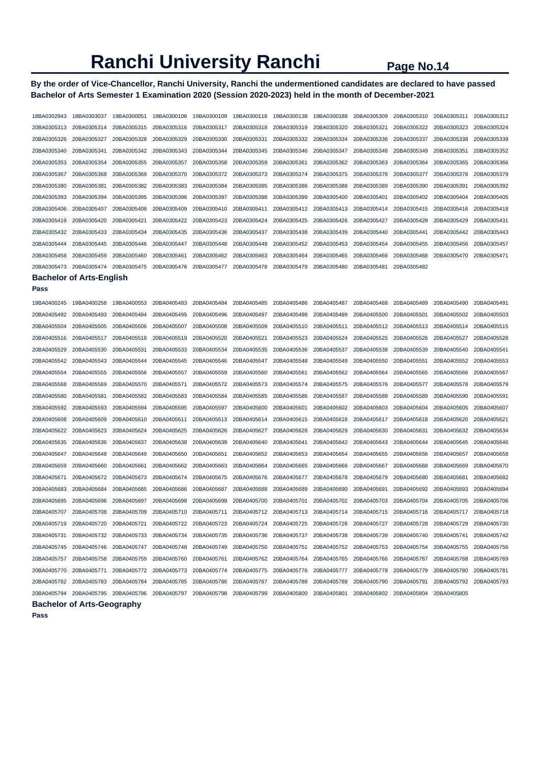# Ranchi University Ranchi

**By the order of Vice-Chancellor, Ranchi University, Ranchi the undermentioned candidates are declared to have passed Bachelor of Arts Semester 1 Examination 2020 (Session 2020-2023) held in the month of December-2021**

18BA0302943 18BA0303037 19BA0300051 19BA0300106 19BA0300109 19BA0300118 19BA0300138 19BA0300188 20BA0305309 20BA0305310 20BA0305311 20BA0305312
20BA0305313 20BA0305314 20BA0305315 20BA0305316 20BA0305317 20BA0305318 20BA0305319 20BA0305320 20BA0305321 20BA0305322 20BA0305323 20BA0305324
20BA0305326 20BA0305327 20BA0305328 20BA0305329 20BA0305330 20BA0305331 20BA0305332 20BA0305334 20BA0305336 20BA0305337 20BA0305338 20BA0305339
20BA0305340 20BA0305341 20BA0305342 20BA0305343 20BA0305344 20BA0305345 20BA0305346 20BA0305347 20BA0305348 20BA0305349 20BA0305351 20BA0305352
20BA0305353 20BA0305354 20BA0305355 20BA0305357 20BA0305358 20BA0305359 20BA0305361 20BA0305362 20BA0305363 20BA0305364 20BA0305365 20BA0305366
20BA0305367 20BA0305368 20BA0305369 20BA0305370 20BA0305372 20BA0305373 20BA0305374 20BA0305375 20BA0305376 20BA0305377 20BA0305378 20BA0305379
20BA0305380 20BA0305381 20BA0305382 20BA0305383 20BA0305384 20BA0305385 20BA0305386 20BA0305388 20BA0305389 20BA0305390 20BA0305391 20BA0305392
20BA0305393 20BA0305394 20BA0305395 20BA0305396 20BA0305397 20BA0305398 20BA0305399 20BA0305400 20BA0305401 20BA0305402 20BA0305404 20BA0305405
20BA0305406 20BA0305407 20BA0305408 20BA0305409 20BA0305410 20BA0305411 20BA0305412 20BA0305413 20BA0305414 20BA0305415 20BA0305416 20BA0305418
20BA0305419 20BA0305420 20BA0305421 20BA0305422 20BA0305423 20BA0305424 20BA0305425 20BA0305426 20BA0305427 20BA0305428 20BA0305429 20BA0305431
20BA0305432 20BA0305433 20BA0305434 20BA0305435 20BA0305436 20BA0305437 20BA0305438 20BA0305439 20BA0305440 20BA0305441 20BA0305442 20BA0305443
20BA0305444 20BA0305445 20BA0305446 20BA0305447 20BA0305448 20BA0305449 20BA0305452 20BA0305453 20BA0305454 20BA0305455 20BA0305456 20BA0305457
20BA0305458 20BA0305459 20BA0305460 20BA0305461 20BA0305462 20BA0305463 20BA0305464 20BA0305465 20BA0305466 20BA0305468 20BA0305470 20BA0305471
20BA0305473 20BA0305474 20BA0305475 20BA0305476 20BA0305477 20BA0305478 20BA0305479 20BA0305480 20BA0305481 20BA0305482

### Bachelor of Arts-English

**Pass**

19BA0400245 19BA0400258 19BA0400553 20BA0405483 20BA0405484 20BA0405485 20BA0405486 20BA0405487 20BA0405488 20BA0405489 20BA0405490 20BA0405491
20BA0405492 20BA0405493 20BA0405494 20BA0405495 20BA0405496 20BA0405497 20BA0405498 20BA0405499 20BA0405500 20BA0405501 20BA0405502 20BA0405503
20BA0405504 20BA0405505 20BA0405506 20BA0405507 20BA0405508 20BA0405509 20BA0405510 20BA0405511 20BA0405512 20BA0405513 20BA0405514 20BA0405515
20BA0405516 20BA0405517 20BA0405518 20BA0405519 20BA0405520 20BA0405521 20BA0405523 20BA0405524 20BA0405525 20BA0405526 20BA0405527 20BA0405528
20BA0405529 20BA0405530 20BA0405531 20BA0405533 20BA0405534 20BA0405535 20BA0405536 20BA0405537 20BA0405538 20BA0405539 20BA0405540 20BA0405541
20BA0405542 20BA0405543 20BA0405544 20BA0405545 20BA0405546 20BA0405547 20BA0405548 20BA0405549 20BA0405550 20BA0405551 20BA0405552 20BA0405553
20BA0405554 20BA0405555 20BA0405556 20BA0405557 20BA0405559 20BA0405560 20BA0405561 20BA0405562 20BA0405564 20BA0405565 20BA0405566 20BA0405567
20BA0405568 20BA0405569 20BA0405570 20BA0405571 20BA0405572 20BA0405573 20BA0405574 20BA0405575 20BA0405576 20BA0405577 20BA0405578 20BA0405579
20BA0405580 20BA0405581 20BA0405582 20BA0405583 20BA0405584 20BA0405585 20BA0405586 20BA0405587 20BA0405588 20BA0405589 20BA0405590 20BA0405591
20BA0405592 20BA0405593 20BA0405594 20BA0405595 20BA0405597 20BA0405600 20BA0405601 20BA0405602 20BA0405603 20BA0405604 20BA0405605 20BA0405607
20BA0405608 20BA0405609 20BA0405610 20BA0405611 20BA0405613 20BA0405614 20BA0405615 20BA0405616 20BA0405617 20BA0405618 20BA0405620 20BA0405621
20BA0405622 20BA0405623 20BA0405624 20BA0405625 20BA0405626 20BA0405627 20BA0405628 20BA0405629 20BA0405630 20BA0405631 20BA0405632 20BA0405634
20BA0405635 20BA0405636 20BA0405637 20BA0405638 20BA0405639 20BA0405640 20BA0405641 20BA0405642 20BA0405643 20BA0405644 20BA0405645 20BA0405646
20BA0405647 20BA0405648 20BA0405649 20BA0405650 20BA0405651 20BA0405652 20BA0405653 20BA0405654 20BA0405655 20BA0405656 20BA0405657 20BA0405658
20BA0405659 20BA0405660 20BA0405661 20BA0405662 20BA0405663 20BA0405664 20BA0405665 20BA0405666 20BA0405667 20BA0405668 20BA0405669 20BA0405670
20BA0405671 20BA0405672 20BA0405673 20BA0405674 20BA0405675 20BA0405676 20BA0405677 20BA0405678 20BA0405679 20BA0405680 20BA0405681 20BA0405682
20BA0405683 20BA0405684 20BA0405685 20BA0405686 20BA0405687 20BA0405688 20BA0405689 20BA0405690 20BA0405691 20BA0405692 20BA0405693 20BA0405694
20BA0405695 20BA0405696 20BA0405697 20BA0405698 20BA0405699 20BA0405700 20BA0405701 20BA0405702 20BA0405703 20BA0405704 20BA0405705 20BA0405706
20BA0405707 20BA0405708 20BA0405709 20BA0405710 20BA0405711 20BA0405712 20BA0405713 20BA0405714 20BA0405715 20BA0405716 20BA0405717 20BA0405718
20BA0405719 20BA0405720 20BA0405721 20BA0405722 20BA0405723 20BA0405724 20BA0405725 20BA0405726 20BA0405727 20BA0405728 20BA0405729 20BA0405730
20BA0405731 20BA0405732 20BA0405733 20BA0405734 20BA0405735 20BA0405736 20BA0405737 20BA0405738 20BA0405739 20BA0405740 20BA0405741 20BA0405742
20BA0405745 20BA0405746 20BA0405747 20BA0405748 20BA0405749 20BA0405750 20BA0405751 20BA0405752 20BA0405753 20BA0405754 20BA0405755 20BA0405756
20BA0405757 20BA0405758 20BA0405759 20BA0405760 20BA0405761 20BA0405762 20BA0405764 20BA0405765 20BA0405766 20BA0405767 20BA0405768 20BA0405769
20BA0405770 20BA0405771 20BA0405772 20BA0405773 20BA0405774 20BA0405775 20BA0405776 20BA0405777 20BA0405778 20BA0405779 20BA0405780 20BA0405781
20BA0405782 20BA0405783 20BA0405784 20BA0405785 20BA0405786 20BA0405787 20BA0405788 20BA0405789 20BA0405790 20BA0405791 20BA0405792 20BA0405793
20BA0405794 20BA0405795 20BA0405796 20BA0405797 20BA0405798 20BA0405799 20BA0405800 20BA0405801 20BA0405802 20BA0405804 20BA0405805

### Bachelor of Arts-Geography

**Pass**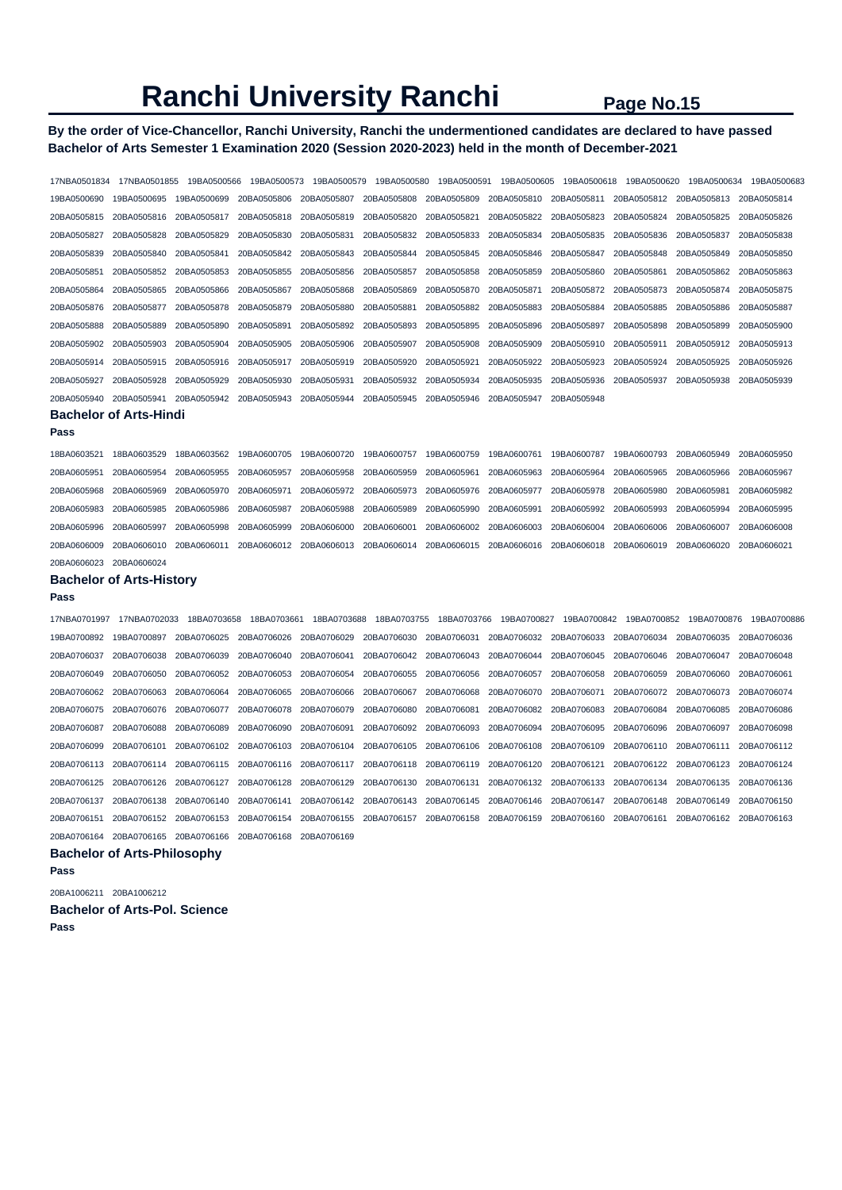# Ranchi University Ranchi

**By the order of Vice-Chancellor, Ranchi University, Ranchi the undermentioned candidates are declared to have passed Bachelor of Arts Semester 1 Examination 2020 (Session 2020-2023) held in the month of December-2021**

17NBA0501834 17NBA0501855 19BA0500566 19BA0500573 19BA0500579 19BA0500580 19BA0500591 19BA0500605 19BA0500618 19BA0500620 19BA0500634 19BA0500683
19BA0500690 19BA0500695 19BA0500699 20BA0505806 20BA0505807 20BA0505808 20BA0505809 20BA0505810 20BA0505811 20BA0505812 20BA0505813 20BA0505814
20BA0505815 20BA0505816 20BA0505817 20BA0505818 20BA0505819 20BA0505820 20BA0505821 20BA0505822 20BA0505823 20BA0505824 20BA0505825 20BA0505826
20BA0505827 20BA0505828 20BA0505829 20BA0505830 20BA0505831 20BA0505832 20BA0505833 20BA0505834 20BA0505835 20BA0505836 20BA0505837 20BA0505838
20BA0505839 20BA0505840 20BA0505841 20BA0505842 20BA0505843 20BA0505844 20BA0505845 20BA0505846 20BA0505847 20BA0505848 20BA0505849 20BA0505850
20BA0505851 20BA0505852 20BA0505853 20BA0505855 20BA0505856 20BA0505857 20BA0505858 20BA0505859 20BA0505860 20BA0505861 20BA0505862 20BA0505863
20BA0505864 20BA0505865 20BA0505866 20BA0505867 20BA0505868 20BA0505869 20BA0505870 20BA0505871 20BA0505872 20BA0505873 20BA0505874 20BA0505875
20BA0505876 20BA0505877 20BA0505878 20BA0505879 20BA0505880 20BA0505881 20BA0505882 20BA0505883 20BA0505884 20BA0505885 20BA0505886 20BA0505887
20BA0505888 20BA0505889 20BA0505890 20BA0505891 20BA0505892 20BA0505893 20BA0505895 20BA0505896 20BA0505897 20BA0505898 20BA0505899 20BA0505900
20BA0505902 20BA0505903 20BA0505904 20BA0505905 20BA0505906 20BA0505907 20BA0505908 20BA0505909 20BA0505910 20BA0505911 20BA0505912 20BA0505913
20BA0505914 20BA0505915 20BA0505916 20BA0505917 20BA0505919 20BA0505920 20BA0505921 20BA0505922 20BA0505923 20BA0505924 20BA0505925 20BA0505926
20BA0505927 20BA0505928 20BA0505929 20BA0505930 20BA0505931 20BA0505932 20BA0505934 20BA0505935 20BA0505936 20BA0505937 20BA0505938 20BA0505939
20BA0505940 20BA0505941 20BA0505942 20BA0505943 20BA0505944 20BA0505945 20BA0505946 20BA0505947 20BA0505948

### Bachelor of Arts-Hindi

**Pass**

18BA0603521 18BA0603529 18BA0603562 19BA0600705 19BA0600720 19BA0600757 19BA0600759 19BA0600761 19BA0600787 19BA0600793 20BA0605949 20BA0605950
20BA0605951 20BA0605954 20BA0605955 20BA0605957 20BA0605958 20BA0605959 20BA0605961 20BA0605963 20BA0605964 20BA0605965 20BA0605966 20BA0605967
20BA0605968 20BA0605969 20BA0605970 20BA0605971 20BA0605972 20BA0605973 20BA0605976 20BA0605977 20BA0605978 20BA0605980 20BA0605981 20BA0605982
20BA0605983 20BA0605985 20BA0605986 20BA0605987 20BA0605988 20BA0605989 20BA0605990 20BA0605991 20BA0605992 20BA0605993 20BA0605994 20BA0605995
20BA0605996 20BA0605997 20BA0605998 20BA0605999 20BA0606000 20BA0606001 20BA0606002 20BA0606003 20BA0606004 20BA0606006 20BA0606007 20BA0606008
20BA0606009 20BA0606010 20BA0606011 20BA0606012 20BA0606013 20BA0606014 20BA0606015 20BA0606016 20BA0606018 20BA0606019 20BA0606020 20BA0606021
20BA0606023 20BA0606024

### Bachelor of Arts-History

**Pass**

17NBA0701997 17NBA0702033 18BA0703658 18BA0703661 18BA0703688 18BA0703755 18BA0703766 19BA0700827 19BA0700842 19BA0700852 19BA0700876 19BA0700886
19BA0700892 19BA0700897 20BA0706025 20BA0706026 20BA0706029 20BA0706030 20BA0706031 20BA0706032 20BA0706033 20BA0706034 20BA0706035 20BA0706036
20BA0706037 20BA0706038 20BA0706039 20BA0706040 20BA0706041 20BA0706042 20BA0706043 20BA0706044 20BA0706045 20BA0706046 20BA0706047 20BA0706048
20BA0706049 20BA0706050 20BA0706052 20BA0706053 20BA0706054 20BA0706055 20BA0706056 20BA0706057 20BA0706058 20BA0706059 20BA0706060 20BA0706061
20BA0706062 20BA0706063 20BA0706064 20BA0706065 20BA0706066 20BA0706067 20BA0706068 20BA0706070 20BA0706071 20BA0706072 20BA0706073 20BA0706074
20BA0706075 20BA0706076 20BA0706077 20BA0706078 20BA0706079 20BA0706080 20BA0706081 20BA0706082 20BA0706083 20BA0706084 20BA0706085 20BA0706086
20BA0706087 20BA0706088 20BA0706089 20BA0706090 20BA0706091 20BA0706092 20BA0706093 20BA0706094 20BA0706095 20BA0706096 20BA0706097 20BA0706098
20BA0706099 20BA0706101 20BA0706102 20BA0706103 20BA0706104 20BA0706105 20BA0706106 20BA0706108 20BA0706109 20BA0706110 20BA0706111 20BA0706112
20BA0706113 20BA0706114 20BA0706115 20BA0706116 20BA0706117 20BA0706118 20BA0706119 20BA0706120 20BA0706121 20BA0706122 20BA0706123 20BA0706124
20BA0706125 20BA0706126 20BA0706127 20BA0706128 20BA0706129 20BA0706130 20BA0706131 20BA0706132 20BA0706133 20BA0706134 20BA0706135 20BA0706136
20BA0706137 20BA0706138 20BA0706140 20BA0706141 20BA0706142 20BA0706143 20BA0706145 20BA0706146 20BA0706147 20BA0706148 20BA0706149 20BA0706150
20BA0706151 20BA0706152 20BA0706153 20BA0706154 20BA0706155 20BA0706157 20BA0706158 20BA0706159 20BA0706160 20BA0706161 20BA0706162 20BA0706163
20BA0706164 20BA0706165 20BA0706166 20BA0706168 20BA0706169

### Bachelor of Arts-Philosophy

**Pass**

20BA1006211 20BA1006212

### Bachelor of Arts-Pol. Science

**Pass**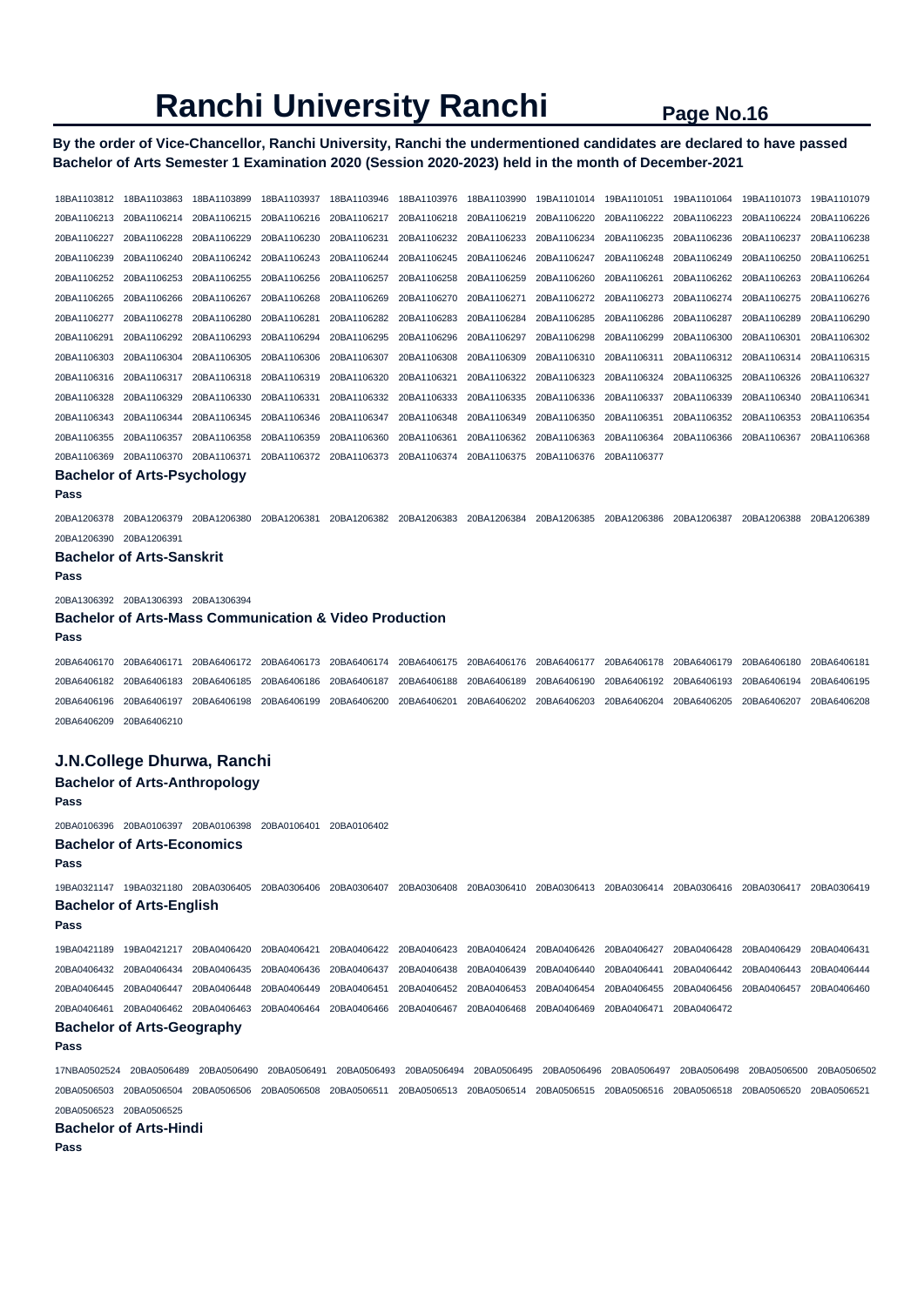# Ranchi University Ranchi

**By the order of Vice-Chancellor, Ranchi University, Ranchi the undermentioned candidates are declared to have passed Bachelor of Arts Semester 1 Examination 2020 (Session 2020-2023) held in the month of December-2021**

18BA1103812 18BA1103863 18BA1103899 18BA1103937 18BA1103946 18BA1103976 18BA1103990 19BA1101014 19BA1101051 19BA1101064 19BA1101073 19BA1101079
20BA1106213 20BA1106214 20BA1106215 20BA1106216 20BA1106217 20BA1106218 20BA1106219 20BA1106220 20BA1106222 20BA1106223 20BA1106224 20BA1106226
20BA1106227 20BA1106228 20BA1106229 20BA1106230 20BA1106231 20BA1106232 20BA1106233 20BA1106234 20BA1106235 20BA1106236 20BA1106237 20BA1106238
20BA1106239 20BA1106240 20BA1106242 20BA1106243 20BA1106244 20BA1106245 20BA1106246 20BA1106247 20BA1106248 20BA1106249 20BA1106250 20BA1106251
20BA1106252 20BA1106253 20BA1106255 20BA1106256 20BA1106257 20BA1106258 20BA1106259 20BA1106260 20BA1106261 20BA1106262 20BA1106263 20BA1106264
20BA1106265 20BA1106266 20BA1106267 20BA1106268 20BA1106269 20BA1106270 20BA1106271 20BA1106272 20BA1106273 20BA1106274 20BA1106275 20BA1106276
20BA1106277 20BA1106278 20BA1106280 20BA1106281 20BA1106282 20BA1106283 20BA1106284 20BA1106285 20BA1106286 20BA1106287 20BA1106289 20BA1106290
20BA1106291 20BA1106292 20BA1106293 20BA1106294 20BA1106295 20BA1106296 20BA1106297 20BA1106298 20BA1106299 20BA1106300 20BA1106301 20BA1106302
20BA1106303 20BA1106304 20BA1106305 20BA1106306 20BA1106307 20BA1106308 20BA1106309 20BA1106310 20BA1106311 20BA1106312 20BA1106314 20BA1106315
20BA1106316 20BA1106317 20BA1106318 20BA1106319 20BA1106320 20BA1106321 20BA1106322 20BA1106323 20BA1106324 20BA1106325 20BA1106326 20BA1106327
20BA1106328 20BA1106329 20BA1106330 20BA1106331 20BA1106332 20BA1106333 20BA1106335 20BA1106336 20BA1106337 20BA1106339 20BA1106340 20BA1106341
20BA1106343 20BA1106344 20BA1106345 20BA1106346 20BA1106347 20BA1106348 20BA1106349 20BA1106350 20BA1106351 20BA1106352 20BA1106353 20BA1106354
20BA1106355 20BA1106357 20BA1106358 20BA1106359 20BA1106360 20BA1106361 20BA1106362 20BA1106363 20BA1106364 20BA1106366 20BA1106367 20BA1106368
20BA1106369 20BA1106370 20BA1106371 20BA1106372 20BA1106373 20BA1106374 20BA1106375 20BA1106376 20BA1106377

### Bachelor of Arts-Psychology

**Pass**

20BA1206378 20BA1206379 20BA1206380 20BA1206381 20BA1206382 20BA1206383 20BA1206384 20BA1206385 20BA1206386 20BA1206387 20BA1206388 20BA1206389
20BA1206390 20BA1206391

### Bachelor of Arts-Sanskrit

**Pass**

20BA1306392 20BA1306393 20BA1306394

### Bachelor of Arts-Mass Communication & Video Production

**Pass**

20BA6406170 20BA6406171 20BA6406172 20BA6406173 20BA6406174 20BA6406175 20BA6406176 20BA6406177 20BA6406178 20BA6406179 20BA6406180 20BA6406181
20BA6406182 20BA6406183 20BA6406185 20BA6406186 20BA6406187 20BA6406188 20BA6406189 20BA6406190 20BA6406192 20BA6406193 20BA6406194 20BA6406195
20BA6406196 20BA6406197 20BA6406198 20BA6406199 20BA6406200 20BA6406201 20BA6406202 20BA6406203 20BA6406204 20BA6406205 20BA6406207 20BA6406208
20BA6406209 20BA6406210

## J.N.College Dhurwa, Ranchi

### Bachelor of Arts-Anthropology

**Pass**

20BA0106396 20BA0106397 20BA0106398 20BA0106401 20BA0106402

### Bachelor of Arts-Economics

**Pass**

19BA0321147 19BA0321180 20BA0306405 20BA0306406 20BA0306407 20BA0306408 20BA0306410 20BA0306413 20BA0306414 20BA0306416 20BA0306417 20BA0306419

### Bachelor of Arts-English

**Pass**

19BA0421189 19BA0421217 20BA0406420 20BA0406421 20BA0406422 20BA0406423 20BA0406424 20BA0406426 20BA0406427 20BA0406428 20BA0406429 20BA0406431
20BA0406432 20BA0406434 20BA0406435 20BA0406436 20BA0406437 20BA0406438 20BA0406439 20BA0406440 20BA0406441 20BA0406442 20BA0406443 20BA0406444
20BA0406445 20BA0406447 20BA0406448 20BA0406449 20BA0406451 20BA0406452 20BA0406453 20BA0406454 20BA0406455 20BA0406456 20BA0406457 20BA0406460
20BA0406461 20BA0406462 20BA0406463 20BA0406464 20BA0406466 20BA0406467 20BA0406468 20BA0406469 20BA0406471 20BA0406472

### Bachelor of Arts-Geography

**Pass**

17NBA0502524 20BA0506489 20BA0506490 20BA0506491 20BA0506493 20BA0506494 20BA0506495 20BA0506496 20BA0506497 20BA0506498 20BA0506500 20BA0506502
20BA0506503 20BA0506504 20BA0506506 20BA0506508 20BA0506511 20BA0506513 20BA0506514 20BA0506515 20BA0506516 20BA0506518 20BA0506520 20BA0506521
20BA0506523 20BA0506525

### Bachelor of Arts-Hindi

**Pass**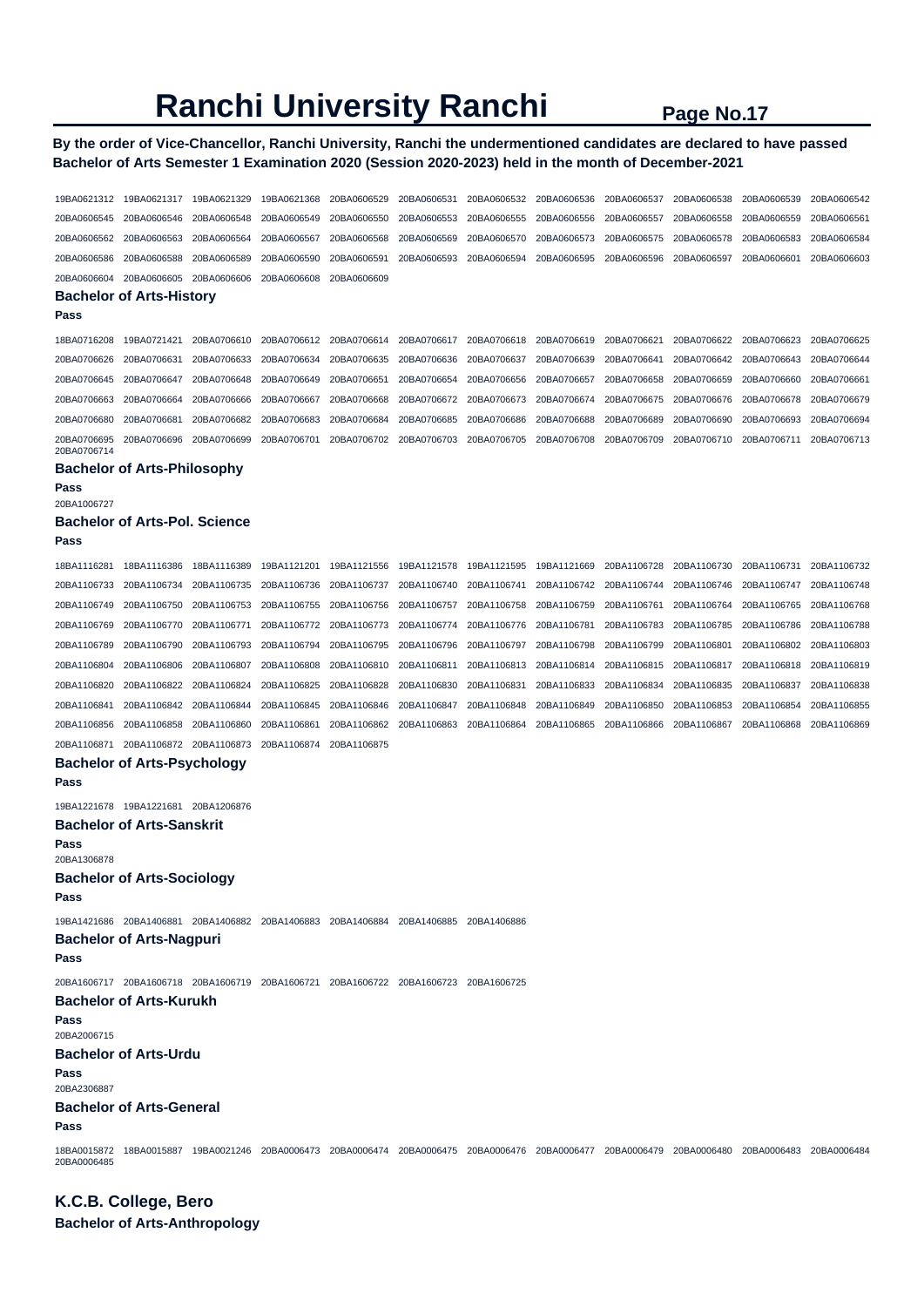# Ranchi University Ranchi

**By the order of Vice-Chancellor, Ranchi University, Ranchi the undermentioned candidates are declared to have passed Bachelor of Arts Semester 1 Examination 2020 (Session 2020-2023) held in the month of December-2021**

19BA0621312 19BA0621317 19BA0621329 19BA0621368 20BA0606529 20BA0606531 20BA0606532 20BA0606536 20BA0606537 20BA0606538 20BA0606539 20BA0606542 20BA0606545 20BA0606546 20BA0606548 20BA0606549 20BA0606550 20BA0606553 20BA0606555 20BA0606556 20BA0606557 20BA0606558 20BA0606559 20BA0606561 20BA0606562 20BA0606563 20BA0606564 20BA0606567 20BA0606568 20BA0606569 20BA0606570 20BA0606573 20BA0606575 20BA0606578 20BA0606583 20BA0606584 20BA0606586 20BA0606588 20BA0606589 20BA0606590 20BA0606591 20BA0606593 20BA0606594 20BA0606595 20BA0606596 20BA0606597 20BA0606601 20BA0606603 20BA0606604 20BA0606605 20BA0606606 20BA0606608 20BA0606609

### Bachelor of Arts-History

**Pass**

18BA0716208 19BA0721421 20BA0706610 20BA0706612 20BA0706614 20BA0706617 20BA0706618 20BA0706619 20BA0706621 20BA0706622 20BA0706623 20BA0706625 20BA0706626 20BA0706631 20BA0706633 20BA0706634 20BA0706635 20BA0706636 20BA0706637 20BA0706639 20BA0706641 20BA0706642 20BA0706643 20BA0706644 20BA0706645 20BA0706647 20BA0706648 20BA0706649 20BA0706651 20BA0706654 20BA0706656 20BA0706657 20BA0706658 20BA0706659 20BA0706660 20BA0706661 20BA0706663 20BA0706664 20BA0706666 20BA0706667 20BA0706668 20BA0706672 20BA0706673 20BA0706674 20BA0706675 20BA0706676 20BA0706678 20BA0706679 20BA0706680 20BA0706681 20BA0706682 20BA0706683 20BA0706684 20BA0706685 20BA0706686 20BA0706688 20BA0706689 20BA0706690 20BA0706693 20BA0706694 20BA0706695 20BA0706696 20BA0706699 20BA0706701 20BA0706702 20BA0706703 20BA0706705 20BA0706708 20BA0706709 20BA0706710 20BA0706711 20BA0706713 20BA0706714

### Bachelor of Arts-Philosophy

**Pass**

20BA1006727

### Bachelor of Arts-Pol. Science

**Pass**

18BA1116281 18BA1116386 18BA1116389 19BA1121201 19BA1121556 19BA1121578 19BA1121595 19BA1121669 20BA1106728 20BA1106730 20BA1106731 20BA1106732 20BA1106733 20BA1106734 20BA1106735 20BA1106736 20BA1106737 20BA1106740 20BA1106741 20BA1106742 20BA1106744 20BA1106746 20BA1106747 20BA1106748 20BA1106749 20BA1106750 20BA1106753 20BA1106755 20BA1106756 20BA1106757 20BA1106758 20BA1106759 20BA1106761 20BA1106764 20BA1106765 20BA1106768 20BA1106769 20BA1106770 20BA1106771 20BA1106772 20BA1106773 20BA1106774 20BA1106776 20BA1106781 20BA1106783 20BA1106785 20BA1106786 20BA1106788 20BA1106789 20BA1106790 20BA1106793 20BA1106794 20BA1106795 20BA1106796 20BA1106797 20BA1106798 20BA1106799 20BA1106801 20BA1106802 20BA1106803 20BA1106804 20BA1106806 20BA1106807 20BA1106808 20BA1106810 20BA1106811 20BA1106813 20BA1106814 20BA1106815 20BA1106817 20BA1106818 20BA1106819 20BA1106820 20BA1106822 20BA1106824 20BA1106825 20BA1106828 20BA1106830 20BA1106831 20BA1106833 20BA1106834 20BA1106835 20BA1106837 20BA1106838 20BA1106841 20BA1106842 20BA1106844 20BA1106845 20BA1106846 20BA1106847 20BA1106848 20BA1106849 20BA1106850 20BA1106853 20BA1106854 20BA1106855 20BA1106856 20BA1106858 20BA1106860 20BA1106861 20BA1106862 20BA1106863 20BA1106864 20BA1106865 20BA1106866 20BA1106867 20BA1106868 20BA1106869 20BA1106871 20BA1106872 20BA1106873 20BA1106874 20BA1106875

### Bachelor of Arts-Psychology

**Pass**

19BA1221678 19BA1221681 20BA1206876

### Bachelor of Arts-Sanskrit

**Pass**

20BA1306878

### Bachelor of Arts-Sociology

**Pass**

19BA1421686 20BA1406881 20BA1406882 20BA1406883 20BA1406884 20BA1406885 20BA1406886

### Bachelor of Arts-Nagpuri

**Pass**

20BA1606717 20BA1606718 20BA1606719 20BA1606721 20BA1606722 20BA1606723 20BA1606725

### Bachelor of Arts-Kurukh

**Pass**

20BA2006715

### Bachelor of Arts-Urdu

**Pass**

20BA2306887

### Bachelor of Arts-General

**Pass**

18BA0015872 18BA0015887 19BA0021246 20BA0006473 20BA0006474 20BA0006475 20BA0006476 20BA0006477 20BA0006479 20BA0006480 20BA0006483 20BA0006484 20BA0006485

## K.C.B. College, Bero

### Bachelor of Arts-Anthropology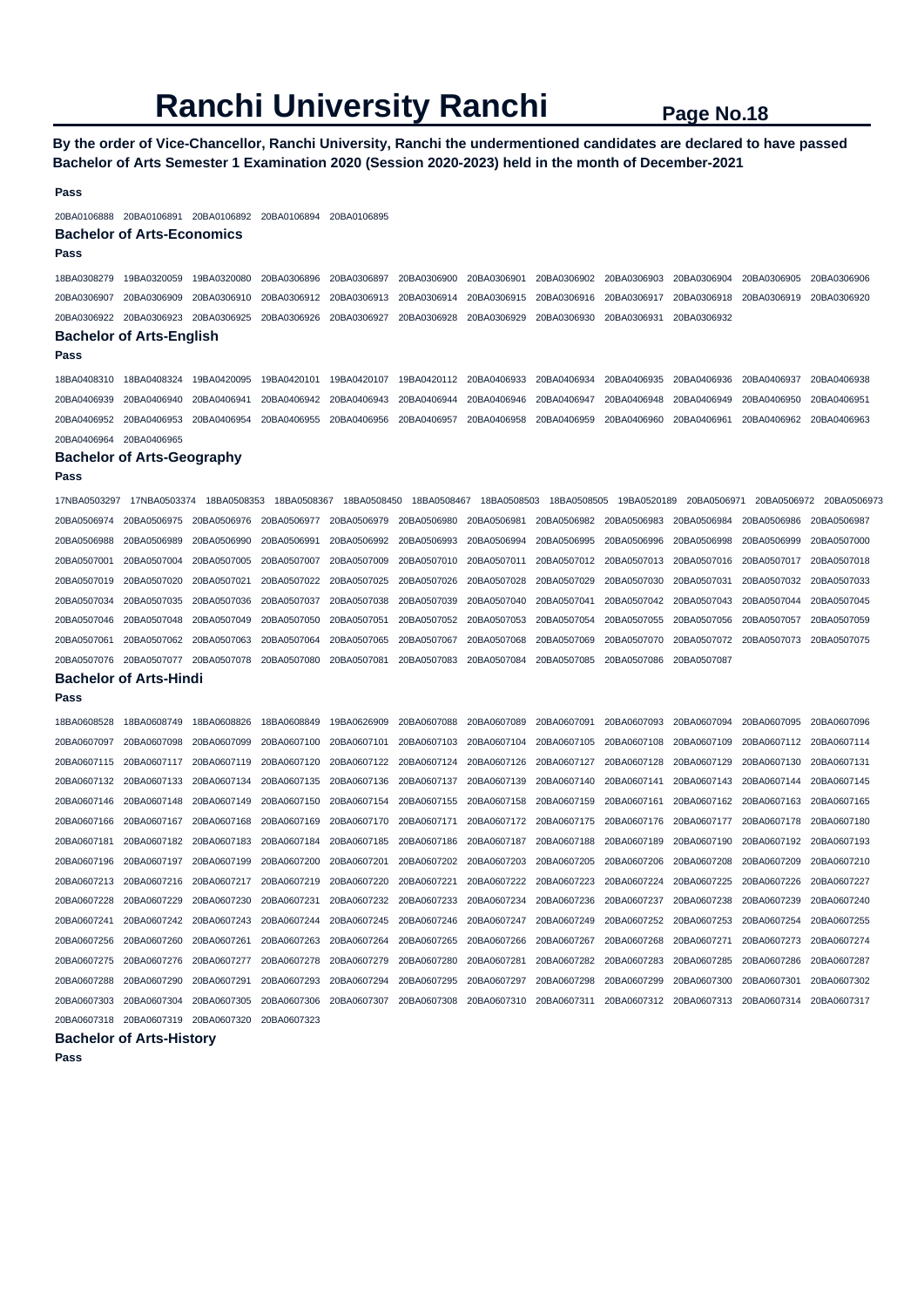# Ranchi University Ranchi

**By the order of Vice-Chancellor, Ranchi University, Ranchi the undermentioned candidates are declared to have passed Bachelor of Arts Semester 1 Examination 2020 (Session 2020-2023) held in the month of December-2021**

**Pass**

20BA0106888 20BA0106891 20BA0106892 20BA0106894 20BA0106895

### Bachelor of Arts-Economics

**Pass**

18BA0308279 19BA0320059 19BA0320080 20BA0306896 20BA0306897 20BA0306900 20BA0306901 20BA0306902 20BA0306903 20BA0306904 20BA0306905 20BA0306906 20BA0306907 20BA0306909 20BA0306910 20BA0306912 20BA0306913 20BA0306914 20BA0306915 20BA0306916 20BA0306917 20BA0306918 20BA0306919 20BA0306920 20BA0306922 20BA0306923 20BA0306925 20BA0306926 20BA0306927 20BA0306928 20BA0306929 20BA0306930 20BA0306931 20BA0306932

### Bachelor of Arts-English

**Pass**

18BA0408310 18BA0408324 19BA0420095 19BA0420101 19BA0420107 19BA0420112 20BA0406933 20BA0406934 20BA0406935 20BA0406936 20BA0406937 20BA0406938 20BA0406939 20BA0406940 20BA0406941 20BA0406942 20BA0406943 20BA0406944 20BA0406946 20BA0406947 20BA0406948 20BA0406949 20BA0406950 20BA0406951 20BA0406952 20BA0406953 20BA0406954 20BA0406955 20BA0406956 20BA0406957 20BA0406958 20BA0406959 20BA0406960 20BA0406961 20BA0406962 20BA0406963 20BA0406964 20BA0406965

### Bachelor of Arts-Geography

**Pass**

17NBA0503297 17NBA0503374 18BA0508353 18BA0508367 18BA0508450 18BA0508467 18BA0508503 18BA0508505 19BA0520189 20BA0506971 20BA0506972 20BA0506973 20BA0506974 20BA0506975 20BA0506976 20BA0506977 20BA0506979 20BA0506980 20BA0506981 20BA0506982 20BA0506983 20BA0506984 20BA0506986 20BA0506987 20BA0506988 20BA0506989 20BA0506990 20BA0506991 20BA0506992 20BA0506993 20BA0506994 20BA0506995 20BA0506996 20BA0506998 20BA0506999 20BA0507000 20BA0507001 20BA0507004 20BA0507005 20BA0507007 20BA0507009 20BA0507010 20BA0507011 20BA0507012 20BA0507013 20BA0507016 20BA0507017 20BA0507018 20BA0507019 20BA0507020 20BA0507021 20BA0507022 20BA0507025 20BA0507026 20BA0507028 20BA0507029 20BA0507030 20BA0507031 20BA0507032 20BA0507033 20BA0507034 20BA0507035 20BA0507036 20BA0507037 20BA0507038 20BA0507039 20BA0507040 20BA0507041 20BA0507042 20BA0507043 20BA0507044 20BA0507045 20BA0507046 20BA0507048 20BA0507049 20BA0507050 20BA0507051 20BA0507052 20BA0507053 20BA0507054 20BA0507055 20BA0507056 20BA0507057 20BA0507059 20BA0507061 20BA0507062 20BA0507063 20BA0507064 20BA0507065 20BA0507067 20BA0507068 20BA0507069 20BA0507070 20BA0507072 20BA0507073 20BA0507075 20BA0507076 20BA0507077 20BA0507078 20BA0507080 20BA0507081 20BA0507083 20BA0507084 20BA0507085 20BA0507086 20BA0507087

### Bachelor of Arts-Hindi

**Pass**

18BA0608528 18BA0608749 18BA0608826 18BA0608849 19BA0626909 20BA0607088 20BA0607089 20BA0607091 20BA0607093 20BA0607094 20BA0607095 20BA0607096 20BA0607097 20BA0607098 20BA0607099 20BA0607100 20BA0607101 20BA0607103 20BA0607104 20BA0607105 20BA0607108 20BA0607109 20BA0607112 20BA0607114 20BA0607115 20BA0607117 20BA0607119 20BA0607120 20BA0607122 20BA0607124 20BA0607126 20BA0607127 20BA0607128 20BA0607129 20BA0607130 20BA0607131 20BA0607132 20BA0607133 20BA0607134 20BA0607135 20BA0607136 20BA0607137 20BA0607139 20BA0607140 20BA0607141 20BA0607143 20BA0607144 20BA0607145 20BA0607146 20BA0607148 20BA0607149 20BA0607150 20BA0607154 20BA0607155 20BA0607158 20BA0607159 20BA0607161 20BA0607162 20BA0607163 20BA0607165 20BA0607166 20BA0607167 20BA0607168 20BA0607169 20BA0607170 20BA0607171 20BA0607172 20BA0607175 20BA0607176 20BA0607177 20BA0607178 20BA0607180 20BA0607181 20BA0607182 20BA0607183 20BA0607184 20BA0607185 20BA0607186 20BA0607187 20BA0607188 20BA0607189 20BA0607190 20BA0607192 20BA0607193 20BA0607196 20BA0607197 20BA0607199 20BA0607200 20BA0607201 20BA0607202 20BA0607203 20BA0607205 20BA0607206 20BA0607208 20BA0607209 20BA0607210 20BA0607213 20BA0607216 20BA0607217 20BA0607219 20BA0607220 20BA0607221 20BA0607222 20BA0607223 20BA0607224 20BA0607225 20BA0607226 20BA0607227 20BA0607228 20BA0607229 20BA0607230 20BA0607231 20BA0607232 20BA0607233 20BA0607234 20BA0607236 20BA0607237 20BA0607238 20BA0607239 20BA0607240 20BA0607241 20BA0607242 20BA0607243 20BA0607244 20BA0607245 20BA0607246 20BA0607247 20BA0607249 20BA0607252 20BA0607253 20BA0607254 20BA0607255 20BA0607256 20BA0607260 20BA0607261 20BA0607263 20BA0607264 20BA0607265 20BA0607266 20BA0607267 20BA0607268 20BA0607271 20BA0607273 20BA0607274 20BA0607275 20BA0607276 20BA0607277 20BA0607278 20BA0607279 20BA0607280 20BA0607281 20BA0607282 20BA0607283 20BA0607285 20BA0607286 20BA0607287 20BA0607288 20BA0607290 20BA0607291 20BA0607293 20BA0607294 20BA0607295 20BA0607297 20BA0607298 20BA0607299 20BA0607300 20BA0607301 20BA0607302 20BA0607303 20BA0607304 20BA0607305 20BA0607306 20BA0607307 20BA0607308 20BA0607310 20BA0607311 20BA0607312 20BA0607313 20BA0607314 20BA0607317 20BA0607318 20BA0607319 20BA0607320 20BA0607323

### Bachelor of Arts-History

**Pass**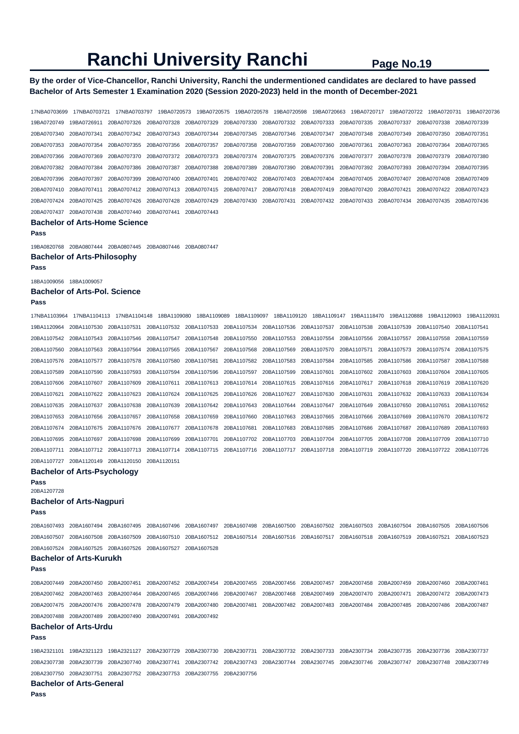# Ranchi University Ranchi

**By the order of Vice-Chancellor, Ranchi University, Ranchi the undermentioned candidates are declared to have passed Bachelor of Arts Semester 1 Examination 2020 (Session 2020-2023) held in the month of December-2021**

17NBA0703699 17NBA0703721 17NBA0703797 19BA0720573 19BA0720575 19BA0720578 19BA0720598 19BA0720663 19BA0720717 19BA0720722 19BA0720731 19BA0720736 19BA0720749 19BA0726911 20BA0707326 20BA0707328 20BA0707329 20BA0707330 20BA0707332 20BA0707333 20BA0707335 20BA0707337 20BA0707338 20BA0707339 20BA0707340 20BA0707341 20BA0707342 20BA0707343 20BA0707344 20BA0707345 20BA0707346 20BA0707347 20BA0707348 20BA0707349 20BA0707350 20BA0707351 20BA0707353 20BA0707354 20BA0707355 20BA0707356 20BA0707357 20BA0707358 20BA0707359 20BA0707360 20BA0707361 20BA0707363 20BA0707364 20BA0707365 20BA0707366 20BA0707369 20BA0707370 20BA0707372 20BA0707373 20BA0707374 20BA0707375 20BA0707376 20BA0707377 20BA0707378 20BA0707379 20BA0707380 20BA0707382 20BA0707384 20BA0707386 20BA0707387 20BA0707388 20BA0707389 20BA0707390 20BA0707391 20BA0707392 20BA0707393 20BA0707394 20BA0707395 20BA0707396 20BA0707397 20BA0707399 20BA0707400 20BA0707401 20BA0707402 20BA0707403 20BA0707404 20BA0707405 20BA0707407 20BA0707408 20BA0707409 20BA0707410 20BA0707411 20BA0707412 20BA0707413 20BA0707415 20BA0707417 20BA0707418 20BA0707419 20BA0707420 20BA0707421 20BA0707422 20BA0707423 20BA0707424 20BA0707425 20BA0707426 20BA0707428 20BA0707429 20BA0707430 20BA0707431 20BA0707432 20BA0707433 20BA0707434 20BA0707435 20BA0707436 20BA0707437 20BA0707438 20BA0707440 20BA0707441 20BA0707443

### Bachelor of Arts-Home Science

**Pass**

19BA0820768 20BA0807444 20BA0807445 20BA0807446 20BA0807447

### Bachelor of Arts-Philosophy

**Pass**

18BA1009056 18BA1009057

### Bachelor of Arts-Pol. Science

**Pass**

17NBA1103964 17NBA1104113 17NBA1104148 18BA1109080 18BA1109089 18BA1109097 18BA1109120 18BA1109147 19BA1118470 19BA1120888 19BA1120903 19BA1120931 19BA1120964 20BA1107530 20BA1107531 20BA1107532 20BA1107533 20BA1107534 20BA1107536 20BA1107537 20BA1107538 20BA1107539 20BA1107540 20BA1107541 20BA1107542 20BA1107543 20BA1107546 20BA1107547 20BA1107548 20BA1107550 20BA1107553 20BA1107554 20BA1107556 20BA1107557 20BA1107558 20BA1107559 20BA1107560 20BA1107563 20BA1107564 20BA1107565 20BA1107567 20BA1107568 20BA1107569 20BA1107570 20BA1107571 20BA1107573 20BA1107574 20BA1107575 20BA1107576 20BA1107577 20BA1107578 20BA1107580 20BA1107581 20BA1107582 20BA1107583 20BA1107584 20BA1107585 20BA1107586 20BA1107587 20BA1107588 20BA1107589 20BA1107590 20BA1107593 20BA1107594 20BA1107596 20BA1107597 20BA1107599 20BA1107601 20BA1107602 20BA1107603 20BA1107604 20BA1107605 20BA1107606 20BA1107607 20BA1107609 20BA1107611 20BA1107613 20BA1107614 20BA1107615 20BA1107616 20BA1107617 20BA1107618 20BA1107619 20BA1107620 20BA1107621 20BA1107622 20BA1107623 20BA1107624 20BA1107625 20BA1107626 20BA1107627 20BA1107630 20BA1107631 20BA1107632 20BA1107633 20BA1107634 20BA1107635 20BA1107637 20BA1107638 20BA1107639 20BA1107642 20BA1107643 20BA1107644 20BA1107647 20BA1107649 20BA1107650 20BA1107651 20BA1107652 20BA1107653 20BA1107656 20BA1107657 20BA1107658 20BA1107659 20BA1107660 20BA1107663 20BA1107665 20BA1107666 20BA1107669 20BA1107670 20BA1107672 20BA1107674 20BA1107675 20BA1107676 20BA1107677 20BA1107678 20BA1107681 20BA1107683 20BA1107685 20BA1107686 20BA1107687 20BA1107689 20BA1107693 20BA1107695 20BA1107697 20BA1107698 20BA1107699 20BA1107701 20BA1107702 20BA1107703 20BA1107704 20BA1107705 20BA1107708 20BA1107709 20BA1107710 20BA1107711 20BA1107712 20BA1107713 20BA1107714 20BA1107715 20BA1107716 20BA1107717 20BA1107718 20BA1107719 20BA1107720 20BA1107722 20BA1107726 20BA1107727 20BA1120149 20BA1120150 20BA1120151

### Bachelor of Arts-Psychology

**Pass**

20BA1207728

### Bachelor of Arts-Nagpuri

**Pass**

20BA1607493 20BA1607494 20BA1607495 20BA1607496 20BA1607497 20BA1607498 20BA1607500 20BA1607502 20BA1607503 20BA1607504 20BA1607505 20BA1607506 20BA1607507 20BA1607508 20BA1607509 20BA1607510 20BA1607512 20BA1607514 20BA1607516 20BA1607517 20BA1607518 20BA1607519 20BA1607521 20BA1607523 20BA1607524 20BA1607525 20BA1607526 20BA1607527 20BA1607528

### Bachelor of Arts-Kurukh

**Pass**

20BA2007449 20BA2007450 20BA2007451 20BA2007452 20BA2007454 20BA2007455 20BA2007456 20BA2007457 20BA2007458 20BA2007459 20BA2007460 20BA2007461 20BA2007462 20BA2007463 20BA2007464 20BA2007465 20BA2007466 20BA2007467 20BA2007468 20BA2007469 20BA2007470 20BA2007471 20BA2007472 20BA2007473 20BA2007475 20BA2007476 20BA2007478 20BA2007479 20BA2007480 20BA2007481 20BA2007482 20BA2007483 20BA2007484 20BA2007485 20BA2007486 20BA2007487 20BA2007488 20BA2007489 20BA2007490 20BA2007491 20BA2007492

### Bachelor of Arts-Urdu

**Pass**

19BA2321101 19BA2321123 19BA2321127 20BA2307729 20BA2307730 20BA2307731 20BA2307732 20BA2307733 20BA2307734 20BA2307735 20BA2307736 20BA2307737 20BA2307738 20BA2307739 20BA2307740 20BA2307741 20BA2307742 20BA2307743 20BA2307744 20BA2307745 20BA2307746 20BA2307747 20BA2307748 20BA2307749 20BA2307750 20BA2307751 20BA2307752 20BA2307753 20BA2307755 20BA2307756

### Bachelor of Arts-General

**Pass**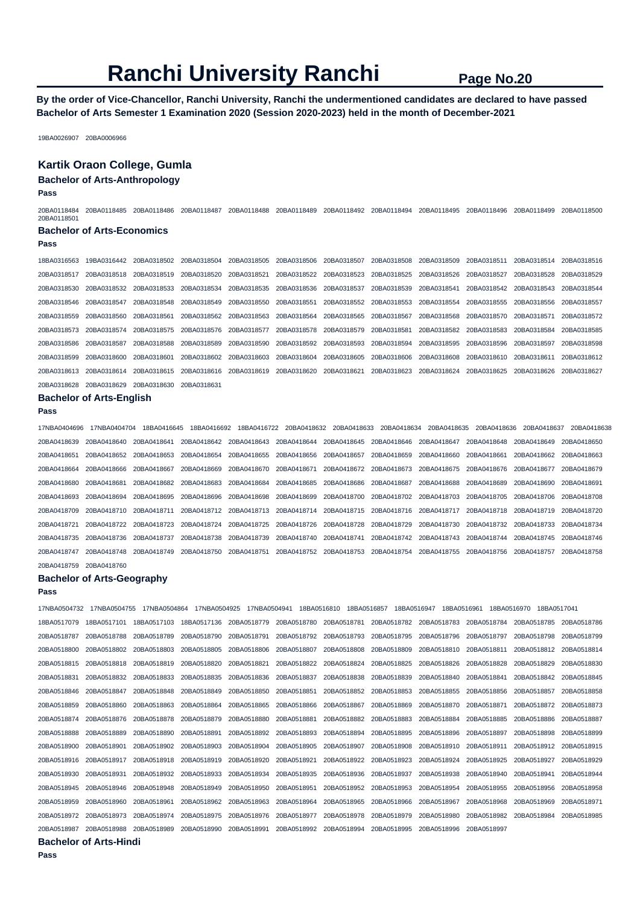# Ranchi University Ranchi

**By the order of Vice-Chancellor, Ranchi University, Ranchi the undermentioned candidates are declared to have passed Bachelor of Arts Semester 1 Examination 2020 (Session 2020-2023) held in the month of December-2021**

19BA0026907 20BA0006966

## Kartik Oraon College, Gumla

### Bachelor of Arts-Anthropology

**Pass**

20BA0118484 20BA0118485 20BA0118486 20BA0118487 20BA0118488 20BA0118489 20BA0118492 20BA0118494 20BA0118495 20BA0118496 20BA0118499 20BA0118500 20BA0118501

### Bachelor of Arts-Economics

**Pass**

18BA0316563 19BA0316442 20BA0318502 20BA0318504 20BA0318505 20BA0318506 20BA0318507 20BA0318508 20BA0318509 20BA0318511 20BA0318514 20BA0318516 20BA0318517 20BA0318518 20BA0318519 20BA0318520 20BA0318521 20BA0318522 20BA0318523 20BA0318525 20BA0318526 20BA0318527 20BA0318528 20BA0318529 20BA0318530 20BA0318532 20BA0318533 20BA0318534 20BA0318535 20BA0318536 20BA0318537 20BA0318539 20BA0318541 20BA0318542 20BA0318543 20BA0318544 20BA0318546 20BA0318547 20BA0318548 20BA0318549 20BA0318550 20BA0318551 20BA0318552 20BA0318553 20BA0318554 20BA0318555 20BA0318556 20BA0318557 20BA0318559 20BA0318560 20BA0318561 20BA0318562 20BA0318563 20BA0318564 20BA0318565 20BA0318567 20BA0318568 20BA0318570 20BA0318571 20BA0318572 20BA0318573 20BA0318574 20BA0318575 20BA0318576 20BA0318577 20BA0318578 20BA0318579 20BA0318581 20BA0318582 20BA0318583 20BA0318584 20BA0318585 20BA0318586 20BA0318587 20BA0318588 20BA0318589 20BA0318590 20BA0318592 20BA0318593 20BA0318594 20BA0318595 20BA0318596 20BA0318597 20BA0318598 20BA0318599 20BA0318600 20BA0318601 20BA0318602 20BA0318603 20BA0318604 20BA0318605 20BA0318606 20BA0318608 20BA0318610 20BA0318611 20BA0318612 20BA0318613 20BA0318614 20BA0318615 20BA0318616 20BA0318619 20BA0318620 20BA0318621 20BA0318623 20BA0318624 20BA0318625 20BA0318626 20BA0318627 20BA0318628 20BA0318629 20BA0318630 20BA0318631

### Bachelor of Arts-English

**Pass**

17NBA0404696 17NBA0404704 18BA0416645 18BA0416692 18BA0416722 20BA0418632 20BA0418633 20BA0418634 20BA0418635 20BA0418636 20BA0418637 20BA0418638 20BA0418639 20BA0418640 20BA0418641 20BA0418642 20BA0418643 20BA0418644 20BA0418645 20BA0418646 20BA0418647 20BA0418648 20BA0418649 20BA0418650 20BA0418651 20BA0418652 20BA0418653 20BA0418654 20BA0418655 20BA0418656 20BA0418657 20BA0418659 20BA0418660 20BA0418661 20BA0418662 20BA0418663 20BA0418664 20BA0418666 20BA0418667 20BA0418669 20BA0418670 20BA0418671 20BA0418672 20BA0418673 20BA0418675 20BA0418676 20BA0418677 20BA0418679 20BA0418680 20BA0418681 20BA0418682 20BA0418683 20BA0418684 20BA0418685 20BA0418686 20BA0418687 20BA0418688 20BA0418689 20BA0418690 20BA0418691 20BA0418693 20BA0418694 20BA0418695 20BA0418696 20BA0418698 20BA0418699 20BA0418700 20BA0418702 20BA0418703 20BA0418705 20BA0418706 20BA0418708 20BA0418709 20BA0418710 20BA0418711 20BA0418712 20BA0418713 20BA0418714 20BA0418715 20BA0418716 20BA0418717 20BA0418718 20BA0418719 20BA0418720 20BA0418721 20BA0418722 20BA0418723 20BA0418724 20BA0418725 20BA0418726 20BA0418728 20BA0418729 20BA0418730 20BA0418732 20BA0418733 20BA0418734 20BA0418735 20BA0418736 20BA0418737 20BA0418738 20BA0418739 20BA0418740 20BA0418741 20BA0418742 20BA0418743 20BA0418744 20BA0418745 20BA0418746 20BA0418747 20BA0418748 20BA0418749 20BA0418750 20BA0418751 20BA0418752 20BA0418753 20BA0418754 20BA0418755 20BA0418756 20BA0418757 20BA0418758 20BA0418759 20BA0418760

### Bachelor of Arts-Geography

**Pass**

17NBA0504732 17NBA0504755 17NBA0504864 17NBA0504925 17NBA0504941 18BA0516810 18BA0516857 18BA0516947 18BA0516961 18BA0516970 18BA0517041 18BA0517079 18BA0517101 18BA0517103 18BA0517136 20BA0518779 20BA0518780 20BA0518781 20BA0518782 20BA0518783 20BA0518784 20BA0518785 20BA0518786 20BA0518787 20BA0518788 20BA0518789 20BA0518790 20BA0518791 20BA0518792 20BA0518793 20BA0518795 20BA0518796 20BA0518797 20BA0518798 20BA0518799 20BA0518800 20BA0518802 20BA0518803 20BA0518805 20BA0518806 20BA0518807 20BA0518808 20BA0518809 20BA0518810 20BA0518811 20BA0518812 20BA0518814 20BA0518815 20BA0518818 20BA0518819 20BA0518820 20BA0518821 20BA0518822 20BA0518824 20BA0518825 20BA0518826 20BA0518828 20BA0518829 20BA0518830 20BA0518831 20BA0518832 20BA0518833 20BA0518835 20BA0518836 20BA0518837 20BA0518838 20BA0518839 20BA0518840 20BA0518841 20BA0518842 20BA0518845 20BA0518846 20BA0518847 20BA0518848 20BA0518849 20BA0518850 20BA0518851 20BA0518852 20BA0518853 20BA0518855 20BA0518856 20BA0518857 20BA0518858 20BA0518859 20BA0518860 20BA0518863 20BA0518864 20BA0518865 20BA0518866 20BA0518867 20BA0518869 20BA0518870 20BA0518871 20BA0518872 20BA0518873 20BA0518874 20BA0518876 20BA0518878 20BA0518879 20BA0518880 20BA0518881 20BA0518882 20BA0518883 20BA0518884 20BA0518885 20BA0518886 20BA0518887 20BA0518888 20BA0518889 20BA0518890 20BA0518891 20BA0518892 20BA0518893 20BA0518894 20BA0518895 20BA0518896 20BA0518897 20BA0518898 20BA0518899 20BA0518900 20BA0518901 20BA0518902 20BA0518903 20BA0518904 20BA0518905 20BA0518907 20BA0518908 20BA0518910 20BA0518911 20BA0518912 20BA0518915 20BA0518916 20BA0518917 20BA0518918 20BA0518919 20BA0518920 20BA0518921 20BA0518922 20BA0518923 20BA0518924 20BA0518925 20BA0518927 20BA0518929 20BA0518930 20BA0518931 20BA0518932 20BA0518933 20BA0518934 20BA0518935 20BA0518936 20BA0518937 20BA0518938 20BA0518940 20BA0518941 20BA0518944 20BA0518945 20BA0518946 20BA0518948 20BA0518949 20BA0518950 20BA0518951 20BA0518952 20BA0518953 20BA0518954 20BA0518955 20BA0518956 20BA0518958 20BA0518959 20BA0518960 20BA0518961 20BA0518962 20BA0518963 20BA0518964 20BA0518965 20BA0518966 20BA0518967 20BA0518968 20BA0518969 20BA0518971 20BA0518972 20BA0518973 20BA0518974 20BA0518975 20BA0518976 20BA0518977 20BA0518978 20BA0518979 20BA0518980 20BA0518982 20BA0518984 20BA0518985 20BA0518987 20BA0518988 20BA0518989 20BA0518990 20BA0518991 20BA0518992 20BA0518994 20BA0518995 20BA0518996 20BA0518997

### Bachelor of Arts-Hindi

**Pass**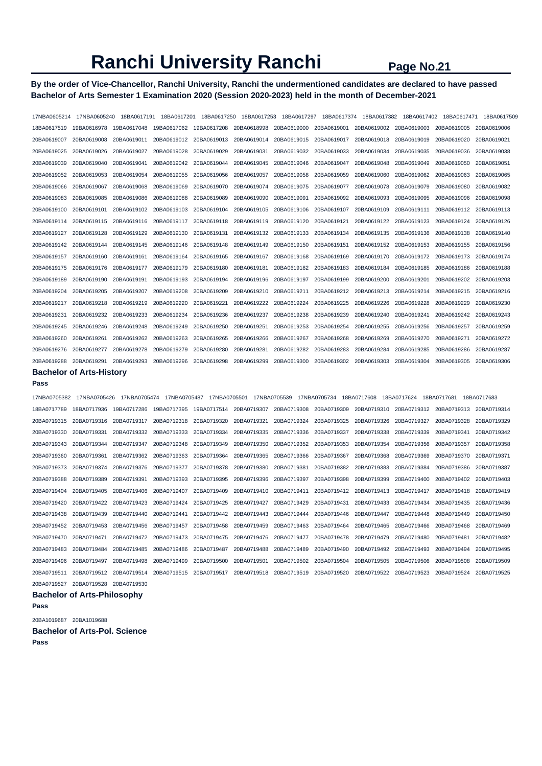# Ranchi University Ranchi

**By the order of Vice-Chancellor, Ranchi University, Ranchi the undermentioned candidates are declared to have passed Bachelor of Arts Semester 1 Examination 2020 (Session 2020-2023) held in the month of December-2021**

17NBA0605214 17NBA0605240 18BA0617191 18BA0617201 18BA0617250 18BA0617253 18BA0617297 18BA0617374 18BA0617382 18BA0617402 18BA0617471 18BA0617509
18BA0617519 19BA0616978 19BA0617048 19BA0617062 19BA0617208 20BA0618998 20BA0619000 20BA0619001 20BA0619002 20BA0619003 20BA0619005 20BA0619006
20BA0619007 20BA0619008 20BA0619011 20BA0619012 20BA0619013 20BA0619014 20BA0619015 20BA0619017 20BA0619018 20BA0619019 20BA0619020 20BA0619021
20BA0619025 20BA0619026 20BA0619027 20BA0619028 20BA0619029 20BA0619031 20BA0619032 20BA0619033 20BA0619034 20BA0619035 20BA0619036 20BA0619038
20BA0619039 20BA0619040 20BA0619041 20BA0619042 20BA0619044 20BA0619045 20BA0619046 20BA0619047 20BA0619048 20BA0619049 20BA0619050 20BA0619051
20BA0619052 20BA0619053 20BA0619054 20BA0619055 20BA0619056 20BA0619057 20BA0619058 20BA0619059 20BA0619060 20BA0619062 20BA0619063 20BA0619065
20BA0619066 20BA0619067 20BA0619068 20BA0619069 20BA0619070 20BA0619074 20BA0619075 20BA0619077 20BA0619078 20BA0619079 20BA0619080 20BA0619082
20BA0619083 20BA0619085 20BA0619086 20BA0619088 20BA0619089 20BA0619090 20BA0619091 20BA0619092 20BA0619093 20BA0619095 20BA0619096 20BA0619098
20BA0619100 20BA0619101 20BA0619102 20BA0619103 20BA0619104 20BA0619105 20BA0619106 20BA0619107 20BA0619109 20BA0619111 20BA0619112 20BA0619113
20BA0619114 20BA0619115 20BA0619116 20BA0619117 20BA0619118 20BA0619119 20BA0619120 20BA0619121 20BA0619122 20BA0619123 20BA0619124 20BA0619126
20BA0619127 20BA0619128 20BA0619129 20BA0619130 20BA0619131 20BA0619132 20BA0619133 20BA0619134 20BA0619135 20BA0619136 20BA0619138 20BA0619140
20BA0619142 20BA0619144 20BA0619145 20BA0619146 20BA0619148 20BA0619149 20BA0619150 20BA0619151 20BA0619152 20BA0619153 20BA0619155 20BA0619156
20BA0619157 20BA0619160 20BA0619161 20BA0619164 20BA0619165 20BA0619167 20BA0619168 20BA0619169 20BA0619170 20BA0619172 20BA0619173 20BA0619174
20BA0619175 20BA0619176 20BA0619177 20BA0619179 20BA0619180 20BA0619181 20BA0619182 20BA0619183 20BA0619184 20BA0619185 20BA0619186 20BA0619188
20BA0619189 20BA0619190 20BA0619191 20BA0619193 20BA0619194 20BA0619196 20BA0619197 20BA0619199 20BA0619200 20BA0619201 20BA0619202 20BA0619203
20BA0619204 20BA0619205 20BA0619207 20BA0619208 20BA0619209 20BA0619210 20BA0619211 20BA0619212 20BA0619213 20BA0619214 20BA0619215 20BA0619216
20BA0619217 20BA0619218 20BA0619219 20BA0619220 20BA0619221 20BA0619222 20BA0619224 20BA0619225 20BA0619226 20BA0619228 20BA0619229 20BA0619230
20BA0619231 20BA0619232 20BA0619233 20BA0619234 20BA0619236 20BA0619237 20BA0619238 20BA0619239 20BA0619240 20BA0619241 20BA0619242 20BA0619243
20BA0619245 20BA0619246 20BA0619248 20BA0619249 20BA0619250 20BA0619251 20BA0619253 20BA0619254 20BA0619255 20BA0619256 20BA0619257 20BA0619259
20BA0619260 20BA0619261 20BA0619262 20BA0619263 20BA0619265 20BA0619266 20BA0619267 20BA0619268 20BA0619269 20BA0619270 20BA0619271 20BA0619272
20BA0619276 20BA0619277 20BA0619278 20BA0619279 20BA0619280 20BA0619281 20BA0619282 20BA0619283 20BA0619284 20BA0619285 20BA0619286 20BA0619287
20BA0619288 20BA0619291 20BA0619293 20BA0619296 20BA0619298 20BA0619299 20BA0619300 20BA0619302 20BA0619303 20BA0619304 20BA0619305 20BA0619306

### Bachelor of Arts-History

**Pass**

17NBA0705382 17NBA0705426 17NBA0705474 17NBA0705487 17NBA0705501 17NBA0705539 17NBA0705734 18BA0717608 18BA0717624 18BA0717681 18BA0717683
18BA0717789 18BA0717936 19BA0717286 19BA0717395 19BA0717514 20BA0719307 20BA0719308 20BA0719309 20BA0719310 20BA0719312 20BA0719313 20BA0719314
20BA0719315 20BA0719316 20BA0719317 20BA0719318 20BA0719320 20BA0719321 20BA0719324 20BA0719325 20BA0719326 20BA0719327 20BA0719328 20BA0719329
20BA0719330 20BA0719331 20BA0719332 20BA0719333 20BA0719334 20BA0719335 20BA0719336 20BA0719337 20BA0719338 20BA0719339 20BA0719341 20BA0719342
20BA0719343 20BA0719344 20BA0719347 20BA0719348 20BA0719349 20BA0719350 20BA0719352 20BA0719353 20BA0719354 20BA0719356 20BA0719357 20BA0719358
20BA0719360 20BA0719361 20BA0719362 20BA0719363 20BA0719364 20BA0719365 20BA0719366 20BA0719367 20BA0719368 20BA0719369 20BA0719370 20BA0719371
20BA0719373 20BA0719374 20BA0719376 20BA0719377 20BA0719378 20BA0719380 20BA0719381 20BA0719382 20BA0719383 20BA0719384 20BA0719386 20BA0719387
20BA0719388 20BA0719389 20BA0719391 20BA0719393 20BA0719395 20BA0719396 20BA0719397 20BA0719398 20BA0719399 20BA0719400 20BA0719402 20BA0719403
20BA0719404 20BA0719405 20BA0719406 20BA0719407 20BA0719409 20BA0719410 20BA0719411 20BA0719412 20BA0719413 20BA0719417 20BA0719418 20BA0719419
20BA0719420 20BA0719422 20BA0719423 20BA0719424 20BA0719425 20BA0719427 20BA0719429 20BA0719431 20BA0719433 20BA0719434 20BA0719435 20BA0719436
20BA0719438 20BA0719439 20BA0719440 20BA0719441 20BA0719442 20BA0719443 20BA0719444 20BA0719446 20BA0719447 20BA0719448 20BA0719449 20BA0719450
20BA0719452 20BA0719453 20BA0719456 20BA0719457 20BA0719458 20BA0719459 20BA0719463 20BA0719464 20BA0719465 20BA0719466 20BA0719468 20BA0719469
20BA0719470 20BA0719471 20BA0719472 20BA0719473 20BA0719475 20BA0719476 20BA0719477 20BA0719478 20BA0719479 20BA0719480 20BA0719481 20BA0719482
20BA0719483 20BA0719484 20BA0719485 20BA0719486 20BA0719487 20BA0719488 20BA0719489 20BA0719490 20BA0719492 20BA0719493 20BA0719494 20BA0719495
20BA0719496 20BA0719497 20BA0719498 20BA0719499 20BA0719500 20BA0719501 20BA0719502 20BA0719504 20BA0719505 20BA0719506 20BA0719508 20BA0719509
20BA0719511 20BA0719512 20BA0719514 20BA0719515 20BA0719517 20BA0719518 20BA0719519 20BA0719520 20BA0719522 20BA0719523 20BA0719524 20BA0719525
20BA0719527 20BA0719528 20BA0719530

### Bachelor of Arts-Philosophy

**Pass**

20BA1019687 20BA1019688

### Bachelor of Arts-Pol. Science

**Pass**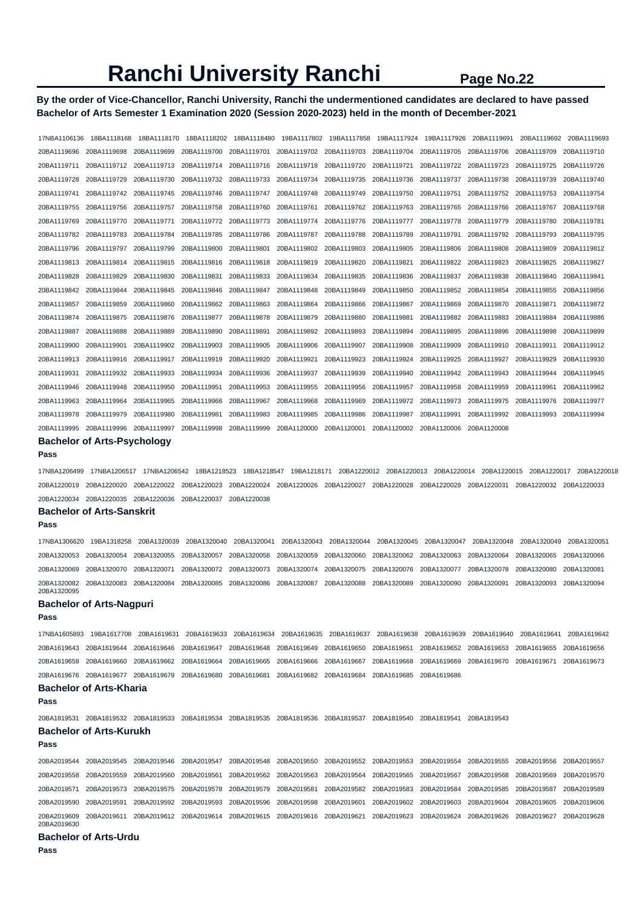# Ranchi University Ranchi

**By the order of Vice-Chancellor, Ranchi University, Ranchi the undermentioned candidates are declared to have passed Bachelor of Arts Semester 1 Examination 2020 (Session 2020-2023) held in the month of December-2021**

17NBA1106136 18BA1118168 18BA1118170 18BA1118202 18BA1118480 19BA1117802 19BA1117858 19BA1117924 19BA1117926 20BA1119691 20BA1119692 20BA1119693
20BA1119696 20BA1119698 20BA1119699 20BA1119700 20BA1119701 20BA1119702 20BA1119703 20BA1119704 20BA1119705 20BA1119706 20BA1119709 20BA1119710
20BA1119711 20BA1119712 20BA1119713 20BA1119714 20BA1119716 20BA1119718 20BA1119720 20BA1119721 20BA1119722 20BA1119723 20BA1119725 20BA1119726
20BA1119728 20BA1119729 20BA1119730 20BA1119732 20BA1119733 20BA1119734 20BA1119735 20BA1119736 20BA1119737 20BA1119738 20BA1119739 20BA1119740
20BA1119741 20BA1119742 20BA1119745 20BA1119746 20BA1119747 20BA1119748 20BA1119749 20BA1119750 20BA1119751 20BA1119752 20BA1119753 20BA1119754
20BA1119755 20BA1119756 20BA1119757 20BA1119758 20BA1119760 20BA1119761 20BA1119762 20BA1119763 20BA1119765 20BA1119766 20BA1119767 20BA1119768
20BA1119769 20BA1119770 20BA1119771 20BA1119772 20BA1119773 20BA1119774 20BA1119776 20BA1119777 20BA1119778 20BA1119779 20BA1119780 20BA1119781
20BA1119782 20BA1119783 20BA1119784 20BA1119785 20BA1119786 20BA1119787 20BA1119788 20BA1119789 20BA1119791 20BA1119792 20BA1119793 20BA1119795
20BA1119796 20BA1119797 20BA1119799 20BA1119800 20BA1119801 20BA1119802 20BA1119803 20BA1119805 20BA1119806 20BA1119808 20BA1119809 20BA1119812
20BA1119813 20BA1119814 20BA1119815 20BA1119816 20BA1119818 20BA1119819 20BA1119820 20BA1119821 20BA1119822 20BA1119823 20BA1119825 20BA1119827
20BA1119828 20BA1119829 20BA1119830 20BA1119831 20BA1119833 20BA1119834 20BA1119835 20BA1119836 20BA1119837 20BA1119838 20BA1119840 20BA1119841
20BA1119842 20BA1119844 20BA1119845 20BA1119846 20BA1119847 20BA1119848 20BA1119849 20BA1119850 20BA1119852 20BA1119854 20BA1119855 20BA1119856
20BA1119857 20BA1119859 20BA1119860 20BA1119862 20BA1119863 20BA1119864 20BA1119866 20BA1119867 20BA1119869 20BA1119870 20BA1119871 20BA1119872
20BA1119874 20BA1119875 20BA1119876 20BA1119877 20BA1119878 20BA1119879 20BA1119880 20BA1119881 20BA1119882 20BA1119883 20BA1119884 20BA1119886
20BA1119887 20BA1119888 20BA1119889 20BA1119890 20BA1119891 20BA1119892 20BA1119893 20BA1119894 20BA1119895 20BA1119896 20BA1119898 20BA1119899
20BA1119900 20BA1119901 20BA1119902 20BA1119903 20BA1119905 20BA1119906 20BA1119907 20BA1119908 20BA1119909 20BA1119910 20BA1119911 20BA1119912
20BA1119913 20BA1119916 20BA1119917 20BA1119919 20BA1119920 20BA1119921 20BA1119923 20BA1119924 20BA1119925 20BA1119927 20BA1119929 20BA1119930
20BA1119931 20BA1119932 20BA1119933 20BA1119934 20BA1119936 20BA1119937 20BA1119939 20BA1119940 20BA1119942 20BA1119943 20BA1119944 20BA1119945
20BA1119946 20BA1119948 20BA1119950 20BA1119951 20BA1119953 20BA1119955 20BA1119956 20BA1119957 20BA1119958 20BA1119959 20BA1119961 20BA1119962
20BA1119963 20BA1119964 20BA1119965 20BA1119966 20BA1119967 20BA1119968 20BA1119969 20BA1119972 20BA1119973 20BA1119975 20BA1119976 20BA1119977
20BA1119978 20BA1119979 20BA1119980 20BA1119981 20BA1119983 20BA1119985 20BA1119986 20BA1119987 20BA1119991 20BA1119992 20BA1119993 20BA1119994
20BA1119995 20BA1119996 20BA1119997 20BA1119998 20BA1119999 20BA1120000 20BA1120001 20BA1120002 20BA1120006 20BA1120008

### Bachelor of Arts-Psychology

**Pass**

17NBA1206499 17NBA1206517 17NBA1206542 18BA1218523 18BA1218547 19BA1218171 20BA1220012 20BA1220013 20BA1220014 20BA1220015 20BA1220017 20BA1220018
20BA1220019 20BA1220020 20BA1220022 20BA1220023 20BA1220024 20BA1220026 20BA1220027 20BA1220028 20BA1220029 20BA1220031 20BA1220032 20BA1220033
20BA1220034 20BA1220035 20BA1220036 20BA1220037 20BA1220038

### Bachelor of Arts-Sanskrit

**Pass**

17NBA1306620 19BA1318258 20BA1320039 20BA1320040 20BA1320041 20BA1320043 20BA1320044 20BA1320045 20BA1320047 20BA1320048 20BA1320049 20BA1320051
20BA1320053 20BA1320054 20BA1320055 20BA1320057 20BA1320058 20BA1320059 20BA1320060 20BA1320062 20BA1320063 20BA1320064 20BA1320065 20BA1320066
20BA1320069 20BA1320070 20BA1320071 20BA1320072 20BA1320073 20BA1320074 20BA1320075 20BA1320076 20BA1320077 20BA1320078 20BA1320080 20BA1320081
20BA1320082 20BA1320083 20BA1320084 20BA1320085 20BA1320086 20BA1320087 20BA1320088 20BA1320089 20BA1320090 20BA1320091 20BA1320093 20BA1320094
20BA1320095

### Bachelor of Arts-Nagpuri

**Pass**

17NBA1605893 19BA1617708 20BA1619631 20BA1619633 20BA1619634 20BA1619635 20BA1619637 20BA1619638 20BA1619639 20BA1619640 20BA1619641 20BA1619642
20BA1619643 20BA1619644 20BA1619646 20BA1619647 20BA1619648 20BA1619649 20BA1619650 20BA1619651 20BA1619652 20BA1619653 20BA1619655 20BA1619656
20BA1619658 20BA1619660 20BA1619662 20BA1619664 20BA1619665 20BA1619666 20BA1619667 20BA1619668 20BA1619669 20BA1619670 20BA1619671 20BA1619673
20BA1619676 20BA1619677 20BA1619679 20BA1619680 20BA1619681 20BA1619682 20BA1619684 20BA1619685 20BA1619686

### Bachelor of Arts-Kharia

**Pass**

20BA1819531 20BA1819532 20BA1819533 20BA1819534 20BA1819535 20BA1819536 20BA1819537 20BA1819540 20BA1819541 20BA1819543

### Bachelor of Arts-Kurukh

**Pass**

20BA2019544 20BA2019545 20BA2019546 20BA2019547 20BA2019548 20BA2019550 20BA2019552 20BA2019553 20BA2019554 20BA2019555 20BA2019556 20BA2019557
20BA2019558 20BA2019559 20BA2019560 20BA2019561 20BA2019562 20BA2019563 20BA2019564 20BA2019565 20BA2019567 20BA2019568 20BA2019569 20BA2019570
20BA2019571 20BA2019573 20BA2019575 20BA2019578 20BA2019579 20BA2019581 20BA2019582 20BA2019583 20BA2019584 20BA2019585 20BA2019587 20BA2019589
20BA2019590 20BA2019591 20BA2019592 20BA2019593 20BA2019596 20BA2019598 20BA2019601 20BA2019602 20BA2019603 20BA2019604 20BA2019605 20BA2019606
20BA2019609 20BA2019611 20BA2019612 20BA2019614 20BA2019615 20BA2019616 20BA2019621 20BA2019623 20BA2019624 20BA2019626 20BA2019627 20BA2019628
20BA2019630

### Bachelor of Arts-Urdu

**Pass**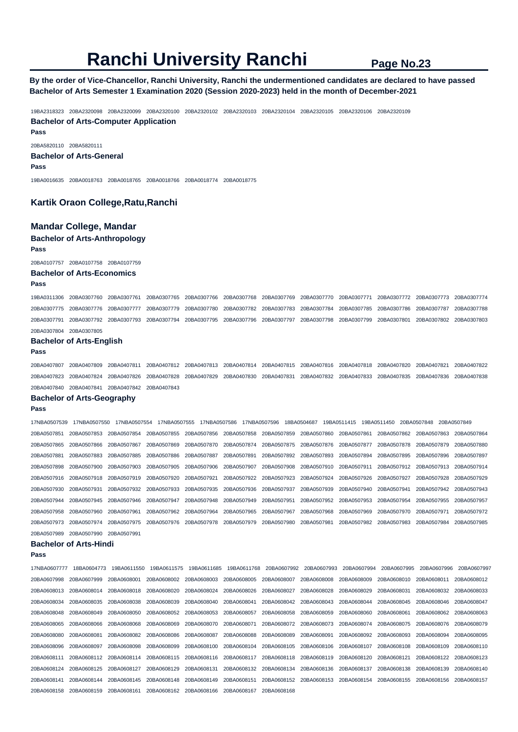# Ranchi University Ranchi

**By the order of Vice-Chancellor, Ranchi University, Ranchi the undermentioned candidates are declared to have passed Bachelor of Arts Semester 1 Examination 2020 (Session 2020-2023) held in the month of December-2021**

19BA2318323 20BA2320098 20BA2320099 20BA2320100 20BA2320102 20BA2320103 20BA2320104 20BA2320105 20BA2320106 20BA2320109

### Bachelor of Arts-Computer Application

**Pass**

20BA5820110 20BA5820111

### Bachelor of Arts-General

**Pass**

19BA0016635 20BA0018763 20BA0018765 20BA0018766 20BA0018774 20BA0018775

## Kartik Oraon College,Ratu,Ranchi

## Mandar College, Mandar

### Bachelor of Arts-Anthropology

**Pass**

20BA0107757 20BA0107758 20BA0107759

### Bachelor of Arts-Economics

**Pass**

19BA0311306 20BA0307760 20BA0307761 20BA0307765 20BA0307766 20BA0307768 20BA0307769 20BA0307770 20BA0307771 20BA0307772 20BA0307773 20BA0307774 20BA0307775 20BA0307776 20BA0307777 20BA0307779 20BA0307780 20BA0307782 20BA0307783 20BA0307784 20BA0307785 20BA0307786 20BA0307787 20BA0307788 20BA0307791 20BA0307792 20BA0307793 20BA0307794 20BA0307795 20BA0307796 20BA0307797 20BA0307798 20BA0307799 20BA0307801 20BA0307802 20BA0307803 20BA0307804 20BA0307805

### Bachelor of Arts-English

**Pass**

20BA0407807 20BA0407809 20BA0407811 20BA0407812 20BA0407813 20BA0407814 20BA0407815 20BA0407816 20BA0407818 20BA0407820 20BA0407821 20BA0407822 20BA0407823 20BA0407824 20BA0407826 20BA0407828 20BA0407829 20BA0407830 20BA0407831 20BA0407832 20BA0407833 20BA0407835 20BA0407836 20BA0407838 20BA0407840 20BA0407841 20BA0407842 20BA0407843

### Bachelor of Arts-Geography

**Pass**

17NBA0507539 17NBA0507550 17NBA0507554 17NBA0507555 17NBA0507586 17NBA0507596 18BA0504687 19BA0511415 19BA0511450 20BA0507848 20BA0507849 20BA0507851 20BA0507853 20BA0507854 20BA0507855 20BA0507856 20BA0507858 20BA0507859 20BA0507860 20BA0507861 20BA0507862 20BA0507863 20BA0507864 20BA0507865 20BA0507866 20BA0507867 20BA0507869 20BA0507870 20BA0507874 20BA0507875 20BA0507876 20BA0507877 20BA0507878 20BA0507879 20BA0507880 20BA0507881 20BA0507883 20BA0507885 20BA0507886 20BA0507887 20BA0507891 20BA0507892 20BA0507893 20BA0507894 20BA0507895 20BA0507896 20BA0507897 20BA0507898 20BA0507900 20BA0507903 20BA0507905 20BA0507906 20BA0507907 20BA0507908 20BA0507910 20BA0507911 20BA0507912 20BA0507913 20BA0507914 20BA0507916 20BA0507918 20BA0507919 20BA0507920 20BA0507921 20BA0507922 20BA0507923 20BA0507924 20BA0507926 20BA0507927 20BA0507928 20BA0507929 20BA0507930 20BA0507931 20BA0507932 20BA0507933 20BA0507935 20BA0507936 20BA0507937 20BA0507939 20BA0507940 20BA0507941 20BA0507942 20BA0507943 20BA0507944 20BA0507945 20BA0507946 20BA0507947 20BA0507948 20BA0507949 20BA0507951 20BA0507952 20BA0507953 20BA0507954 20BA0507955 20BA0507957 20BA0507958 20BA0507960 20BA0507961 20BA0507962 20BA0507964 20BA0507965 20BA0507967 20BA0507968 20BA0507969 20BA0507970 20BA0507971 20BA0507972 20BA0507973 20BA0507974 20BA0507975 20BA0507976 20BA0507978 20BA0507979 20BA0507980 20BA0507981 20BA0507982 20BA0507983 20BA0507984 20BA0507985 20BA0507989 20BA0507990 20BA0507991

### Bachelor of Arts-Hindi

**Pass**

17NBA0607777 18BA0604773 19BA0611550 19BA0611575 19BA0611685 19BA0611768 20BA0607992 20BA0607993 20BA0607994 20BA0607995 20BA0607996 20BA0607997 20BA0607998 20BA0607999 20BA0608001 20BA0608002 20BA0608003 20BA0608005 20BA0608007 20BA0608008 20BA0608009 20BA0608010 20BA0608011 20BA0608012 20BA0608013 20BA0608014 20BA0608018 20BA0608020 20BA0608024 20BA0608026 20BA0608027 20BA0608028 20BA0608029 20BA0608031 20BA0608032 20BA0608033 20BA0608034 20BA0608035 20BA0608038 20BA0608039 20BA0608040 20BA0608041 20BA0608042 20BA0608043 20BA0608044 20BA0608045 20BA0608046 20BA0608047 20BA0608048 20BA0608049 20BA0608050 20BA0608052 20BA0608053 20BA0608057 20BA0608058 20BA0608059 20BA0608060 20BA0608061 20BA0608062 20BA0608063 20BA0608065 20BA0608066 20BA0608068 20BA0608069 20BA0608070 20BA0608071 20BA0608072 20BA0608073 20BA0608074 20BA0608075 20BA0608076 20BA0608079 20BA0608080 20BA0608081 20BA0608082 20BA0608086 20BA0608087 20BA0608088 20BA0608089 20BA0608091 20BA0608092 20BA0608093 20BA0608094 20BA0608095 20BA0608096 20BA0608097 20BA0608098 20BA0608099 20BA0608100 20BA0608104 20BA0608105 20BA0608106 20BA0608107 20BA0608108 20BA0608109 20BA0608110 20BA0608111 20BA0608112 20BA0608114 20BA0608115 20BA0608116 20BA0608117 20BA0608118 20BA0608119 20BA0608120 20BA0608121 20BA0608122 20BA0608123 20BA0608124 20BA0608125 20BA0608127 20BA0608129 20BA0608131 20BA0608132 20BA0608134 20BA0608136 20BA0608137 20BA0608138 20BA0608139 20BA0608140 20BA0608141 20BA0608144 20BA0608145 20BA0608148 20BA0608149 20BA0608151 20BA0608152 20BA0608153 20BA0608154 20BA0608155 20BA0608156 20BA0608157 20BA0608158 20BA0608159 20BA0608161 20BA0608162 20BA0608166 20BA0608167 20BA0608168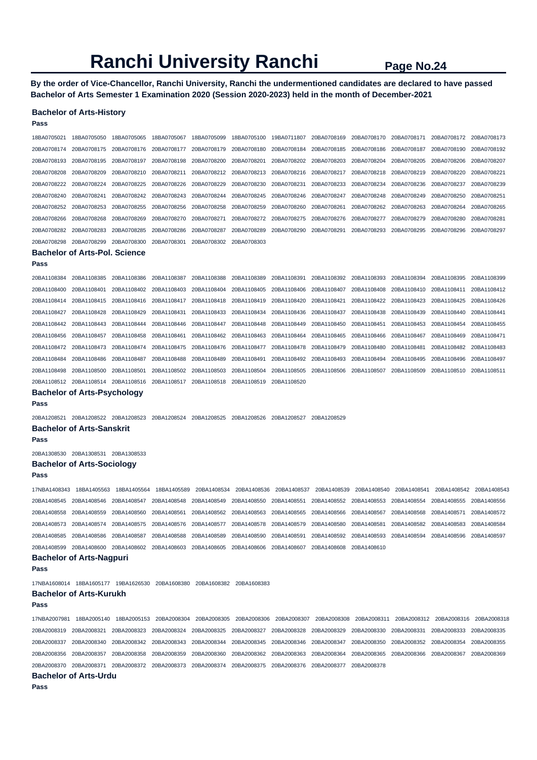# Ranchi University Ranchi

**Page No.24**

**By the order of Vice-Chancellor, Ranchi University, Ranchi the undermentioned candidates are declared to have passed Bachelor of Arts Semester 1 Examination 2020 (Session 2020-2023) held in the month of December-2021**

### Bachelor of Arts-History

**Pass**

18BA0705021 18BA0705050 18BA0705065 18BA0705067 18BA0705099 18BA0705100 19BA0711807 20BA0708169 20BA0708170 20BA0708171 20BA0708172 20BA0708173
20BA0708174 20BA0708175 20BA0708176 20BA0708177 20BA0708179 20BA0708180 20BA0708184 20BA0708185 20BA0708186 20BA0708187 20BA0708190 20BA0708192
20BA0708193 20BA0708195 20BA0708197 20BA0708198 20BA0708200 20BA0708201 20BA0708202 20BA0708203 20BA0708204 20BA0708205 20BA0708206 20BA0708207
20BA0708208 20BA0708209 20BA0708210 20BA0708211 20BA0708212 20BA0708213 20BA0708216 20BA0708217 20BA0708218 20BA0708219 20BA0708220 20BA0708221
20BA0708222 20BA0708224 20BA0708225 20BA0708226 20BA0708229 20BA0708230 20BA0708231 20BA0708233 20BA0708234 20BA0708236 20BA0708237 20BA0708239
20BA0708240 20BA0708241 20BA0708242 20BA0708243 20BA0708244 20BA0708245 20BA0708246 20BA0708247 20BA0708248 20BA0708249 20BA0708250 20BA0708251
20BA0708252 20BA0708253 20BA0708255 20BA0708256 20BA0708258 20BA0708259 20BA0708260 20BA0708261 20BA0708262 20BA0708263 20BA0708264 20BA0708265
20BA0708266 20BA0708268 20BA0708269 20BA0708270 20BA0708271 20BA0708272 20BA0708275 20BA0708276 20BA0708277 20BA0708279 20BA0708280 20BA0708281
20BA0708282 20BA0708283 20BA0708285 20BA0708286 20BA0708287 20BA0708289 20BA0708290 20BA0708291 20BA0708293 20BA0708295 20BA0708296 20BA0708297
20BA0708298 20BA0708299 20BA0708300 20BA0708301 20BA0708302 20BA0708303

### Bachelor of Arts-Pol. Science

**Pass**

20BA1108384 20BA1108385 20BA1108386 20BA1108387 20BA1108388 20BA1108389 20BA1108391 20BA1108392 20BA1108393 20BA1108394 20BA1108395 20BA1108399
20BA1108400 20BA1108401 20BA1108402 20BA1108403 20BA1108404 20BA1108405 20BA1108406 20BA1108407 20BA1108408 20BA1108410 20BA1108411 20BA1108412
20BA1108414 20BA1108415 20BA1108416 20BA1108417 20BA1108418 20BA1108419 20BA1108420 20BA1108421 20BA1108422 20BA1108423 20BA1108425 20BA1108426
20BA1108427 20BA1108428 20BA1108429 20BA1108431 20BA1108433 20BA1108434 20BA1108436 20BA1108437 20BA1108438 20BA1108439 20BA1108440 20BA1108441
20BA1108442 20BA1108443 20BA1108444 20BA1108446 20BA1108447 20BA1108448 20BA1108449 20BA1108450 20BA1108451 20BA1108453 20BA1108454 20BA1108455
20BA1108456 20BA1108457 20BA1108458 20BA1108461 20BA1108462 20BA1108463 20BA1108464 20BA1108465 20BA1108466 20BA1108467 20BA1108469 20BA1108471
20BA1108472 20BA1108473 20BA1108474 20BA1108475 20BA1108476 20BA1108477 20BA1108478 20BA1108479 20BA1108480 20BA1108481 20BA1108482 20BA1108483
20BA1108484 20BA1108486 20BA1108487 20BA1108488 20BA1108489 20BA1108491 20BA1108492 20BA1108493 20BA1108494 20BA1108495 20BA1108496 20BA1108497
20BA1108498 20BA1108500 20BA1108501 20BA1108502 20BA1108503 20BA1108504 20BA1108505 20BA1108506 20BA1108507 20BA1108509 20BA1108510 20BA1108511
20BA1108512 20BA1108514 20BA1108516 20BA1108517 20BA1108518 20BA1108519 20BA1108520

### Bachelor of Arts-Psychology

**Pass**

20BA1208521 20BA1208522 20BA1208523 20BA1208524 20BA1208525 20BA1208526 20BA1208527 20BA1208529

### Bachelor of Arts-Sanskrit

**Pass**

20BA1308530 20BA1308531 20BA1308533

### Bachelor of Arts-Sociology

**Pass**

17NBA1408343 18BA1405563 18BA1405564 18BA1405589 20BA1408534 20BA1408536 20BA1408537 20BA1408539 20BA1408540 20BA1408541 20BA1408542 20BA1408543
20BA1408545 20BA1408546 20BA1408547 20BA1408548 20BA1408549 20BA1408550 20BA1408551 20BA1408552 20BA1408553 20BA1408554 20BA1408555 20BA1408556
20BA1408558 20BA1408559 20BA1408560 20BA1408561 20BA1408562 20BA1408563 20BA1408565 20BA1408566 20BA1408567 20BA1408568 20BA1408571 20BA1408572
20BA1408573 20BA1408574 20BA1408575 20BA1408576 20BA1408577 20BA1408578 20BA1408579 20BA1408580 20BA1408581 20BA1408582 20BA1408583 20BA1408584
20BA1408585 20BA1408586 20BA1408587 20BA1408588 20BA1408589 20BA1408590 20BA1408591 20BA1408592 20BA1408593 20BA1408594 20BA1408596 20BA1408597
20BA1408599 20BA1408600 20BA1408602 20BA1408603 20BA1408605 20BA1408606 20BA1408607 20BA1408608 20BA1408610

### Bachelor of Arts-Nagpuri

**Pass**

17NBA1608014 18BA1605177 19BA1626530 20BA1608380 20BA1608382 20BA1608383

### Bachelor of Arts-Kurukh

**Pass**

17NBA2007981 18BA2005140 18BA2005153 20BA2008304 20BA2008305 20BA2008306 20BA2008307 20BA2008308 20BA2008311 20BA2008312 20BA2008316 20BA2008318
20BA2008319 20BA2008321 20BA2008323 20BA2008324 20BA2008325 20BA2008327 20BA2008328 20BA2008329 20BA2008330 20BA2008331 20BA2008333 20BA2008335
20BA2008337 20BA2008340 20BA2008342 20BA2008343 20BA2008344 20BA2008345 20BA2008346 20BA2008347 20BA2008350 20BA2008352 20BA2008354 20BA2008355
20BA2008356 20BA2008357 20BA2008358 20BA2008359 20BA2008360 20BA2008362 20BA2008363 20BA2008364 20BA2008365 20BA2008366 20BA2008367 20BA2008369
20BA2008370 20BA2008371 20BA2008372 20BA2008373 20BA2008374 20BA2008375 20BA2008376 20BA2008377 20BA2008378

### Bachelor of Arts-Urdu

**Pass**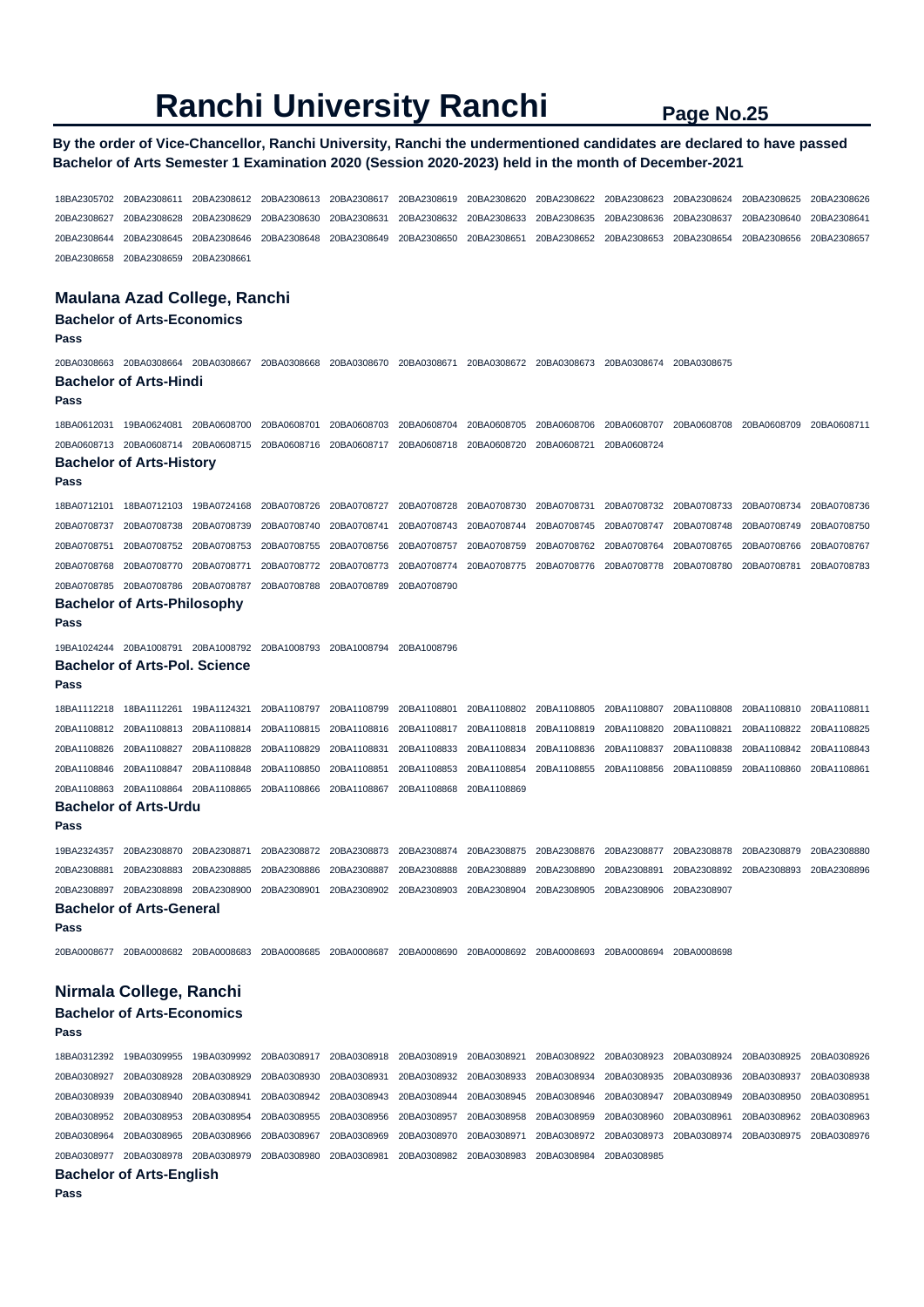# Ranchi University Ranchi

**By the order of Vice-Chancellor, Ranchi University, Ranchi the undermentioned candidates are declared to have passed Bachelor of Arts Semester 1 Examination 2020 (Session 2020-2023) held in the month of December-2021**

18BA2305702 20BA2308611 20BA2308612 20BA2308613 20BA2308617 20BA2308619 20BA2308620 20BA2308622 20BA2308623 20BA2308624 20BA2308625 20BA2308626 20BA2308627 20BA2308628 20BA2308629 20BA2308630 20BA2308631 20BA2308632 20BA2308633 20BA2308635 20BA2308636 20BA2308637 20BA2308640 20BA2308641 20BA2308644 20BA2308645 20BA2308646 20BA2308648 20BA2308649 20BA2308650 20BA2308651 20BA2308652 20BA2308653 20BA2308654 20BA2308656 20BA2308657 20BA2308658 20BA2308659 20BA2308661

## Maulana Azad College, Ranchi

### Bachelor of Arts-Economics

**Pass**

20BA0308663 20BA0308664 20BA0308667 20BA0308668 20BA0308670 20BA0308671 20BA0308672 20BA0308673 20BA0308674 20BA0308675

### Bachelor of Arts-Hindi

**Pass**

18BA0612031 19BA0624081 20BA0608700 20BA0608701 20BA0608703 20BA0608704 20BA0608705 20BA0608706 20BA0608707 20BA0608708 20BA0608709 20BA0608711 20BA0608713 20BA0608714 20BA0608715 20BA0608716 20BA0608717 20BA0608718 20BA0608720 20BA0608721 20BA0608724

### Bachelor of Arts-History

**Pass**

18BA0712101 18BA0712103 19BA0724168 20BA0708726 20BA0708727 20BA0708728 20BA0708730 20BA0708731 20BA0708732 20BA0708733 20BA0708734 20BA0708736 20BA0708737 20BA0708738 20BA0708739 20BA0708740 20BA0708741 20BA0708743 20BA0708744 20BA0708745 20BA0708747 20BA0708748 20BA0708749 20BA0708750 20BA0708751 20BA0708752 20BA0708753 20BA0708755 20BA0708756 20BA0708757 20BA0708759 20BA0708762 20BA0708764 20BA0708765 20BA0708766 20BA0708767 20BA0708768 20BA0708770 20BA0708771 20BA0708772 20BA0708773 20BA0708774 20BA0708775 20BA0708776 20BA0708778 20BA0708780 20BA0708781 20BA0708783 20BA0708785 20BA0708786 20BA0708787 20BA0708788 20BA0708789 20BA0708790

### Bachelor of Arts-Philosophy

**Pass**

19BA1024244 20BA1008791 20BA1008792 20BA1008793 20BA1008794 20BA1008796

### Bachelor of Arts-Pol. Science

**Pass**

18BA1112218 18BA1112261 19BA1124321 20BA1108797 20BA1108799 20BA1108801 20BA1108802 20BA1108805 20BA1108807 20BA1108808 20BA1108810 20BA1108811 20BA1108812 20BA1108813 20BA1108814 20BA1108815 20BA1108816 20BA1108817 20BA1108818 20BA1108819 20BA1108820 20BA1108821 20BA1108822 20BA1108825 20BA1108826 20BA1108827 20BA1108828 20BA1108829 20BA1108831 20BA1108833 20BA1108834 20BA1108836 20BA1108837 20BA1108838 20BA1108842 20BA1108843 20BA1108846 20BA1108847 20BA1108848 20BA1108850 20BA1108851 20BA1108853 20BA1108854 20BA1108855 20BA1108856 20BA1108859 20BA1108860 20BA1108861 20BA1108863 20BA1108864 20BA1108865 20BA1108866 20BA1108867 20BA1108868 20BA1108869

### Bachelor of Arts-Urdu

**Pass**

19BA2324357 20BA2308870 20BA2308871 20BA2308872 20BA2308873 20BA2308874 20BA2308875 20BA2308876 20BA2308877 20BA2308878 20BA2308879 20BA2308880 20BA2308881 20BA2308883 20BA2308885 20BA2308886 20BA2308887 20BA2308888 20BA2308889 20BA2308890 20BA2308891 20BA2308892 20BA2308893 20BA2308896 20BA2308897 20BA2308898 20BA2308900 20BA2308901 20BA2308902 20BA2308903 20BA2308904 20BA2308905 20BA2308906 20BA2308907

### Bachelor of Arts-General

**Pass**

20BA0008677 20BA0008682 20BA0008683 20BA0008685 20BA0008687 20BA0008690 20BA0008692 20BA0008693 20BA0008694 20BA0008698

## Nirmala College, Ranchi

### Bachelor of Arts-Economics

**Pass**

18BA0312392 19BA0309955 19BA0309992 20BA0308917 20BA0308918 20BA0308919 20BA0308921 20BA0308922 20BA0308923 20BA0308924 20BA0308925 20BA0308926 20BA0308927 20BA0308928 20BA0308929 20BA0308930 20BA0308931 20BA0308932 20BA0308933 20BA0308934 20BA0308935 20BA0308936 20BA0308937 20BA0308938 20BA0308939 20BA0308940 20BA0308941 20BA0308942 20BA0308943 20BA0308944 20BA0308945 20BA0308946 20BA0308947 20BA0308949 20BA0308950 20BA0308951 20BA0308952 20BA0308953 20BA0308954 20BA0308955 20BA0308956 20BA0308957 20BA0308958 20BA0308959 20BA0308960 20BA0308961 20BA0308962 20BA0308963 20BA0308964 20BA0308965 20BA0308966 20BA0308967 20BA0308969 20BA0308970 20BA0308971 20BA0308972 20BA0308973 20BA0308974 20BA0308975 20BA0308976 20BA0308977 20BA0308978 20BA0308979 20BA0308980 20BA0308981 20BA0308982 20BA0308983 20BA0308984 20BA0308985

### Bachelor of Arts-English

**Pass**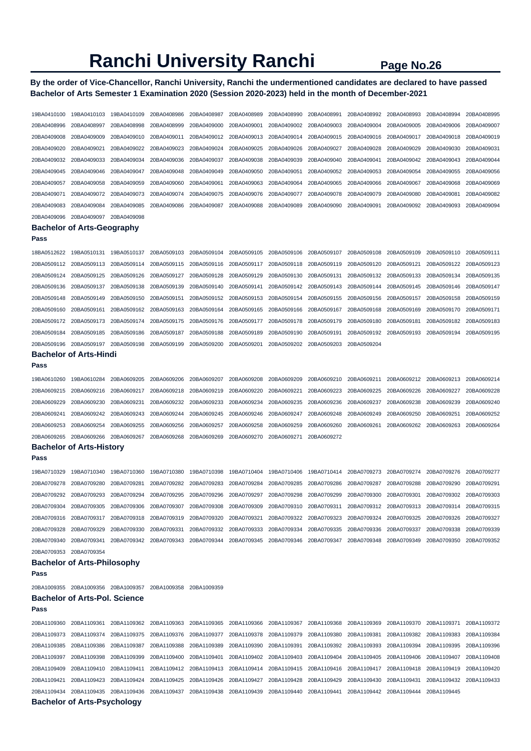# Ranchi University Ranchi

**By the order of Vice-Chancellor, Ranchi University, Ranchi the undermentioned candidates are declared to have passed Bachelor of Arts Semester 1 Examination 2020 (Session 2020-2023) held in the month of December-2021**

19BA0410100 19BA0410103 19BA0410109 20BA0408986 20BA0408987 20BA0408989 20BA0408990 20BA0408991 20BA0408992 20BA0408993 20BA0408994 20BA0408995
20BA0408996 20BA0408997 20BA0408998 20BA0408999 20BA0409000 20BA0409001 20BA0409002 20BA0409003 20BA0409004 20BA0409005 20BA0409006 20BA0409007
20BA0409008 20BA0409009 20BA0409010 20BA0409011 20BA0409012 20BA0409013 20BA0409014 20BA0409015 20BA0409016 20BA0409017 20BA0409018 20BA0409019
20BA0409020 20BA0409021 20BA0409022 20BA0409023 20BA0409024 20BA0409025 20BA0409026 20BA0409027 20BA0409028 20BA0409029 20BA0409030 20BA0409031
20BA0409032 20BA0409033 20BA0409034 20BA0409036 20BA0409037 20BA0409038 20BA0409039 20BA0409040 20BA0409041 20BA0409042 20BA0409043 20BA0409044
20BA0409045 20BA0409046 20BA0409047 20BA0409048 20BA0409049 20BA0409050 20BA0409051 20BA0409052 20BA0409053 20BA0409054 20BA0409055 20BA0409056
20BA0409057 20BA0409058 20BA0409059 20BA0409060 20BA0409061 20BA0409063 20BA0409064 20BA0409065 20BA0409066 20BA0409067 20BA0409068 20BA0409069
20BA0409071 20BA0409072 20BA0409073 20BA0409074 20BA0409075 20BA0409076 20BA0409077 20BA0409078 20BA0409079 20BA0409080 20BA0409081 20BA0409082
20BA0409083 20BA0409084 20BA0409085 20BA0409086 20BA0409087 20BA0409088 20BA0409089 20BA0409090 20BA0409091 20BA0409092 20BA0409093 20BA0409094
20BA0409096 20BA0409097 20BA0409098

### Bachelor of Arts-Geography

**Pass**

18BA0512622 19BA0510131 19BA0510137 20BA0509103 20BA0509104 20BA0509105 20BA0509106 20BA0509107 20BA0509108 20BA0509109 20BA0509110 20BA0509111
20BA0509112 20BA0509113 20BA0509114 20BA0509115 20BA0509116 20BA0509117 20BA0509118 20BA0509119 20BA0509120 20BA0509121 20BA0509122 20BA0509123
20BA0509124 20BA0509125 20BA0509126 20BA0509127 20BA0509128 20BA0509129 20BA0509130 20BA0509131 20BA0509132 20BA0509133 20BA0509134 20BA0509135
20BA0509136 20BA0509137 20BA0509138 20BA0509139 20BA0509140 20BA0509141 20BA0509142 20BA0509143 20BA0509144 20BA0509145 20BA0509146 20BA0509147
20BA0509148 20BA0509149 20BA0509150 20BA0509151 20BA0509152 20BA0509153 20BA0509154 20BA0509155 20BA0509156 20BA0509157 20BA0509158 20BA0509159
20BA0509160 20BA0509161 20BA0509162 20BA0509163 20BA0509164 20BA0509165 20BA0509166 20BA0509167 20BA0509168 20BA0509169 20BA0509170 20BA0509171
20BA0509172 20BA0509173 20BA0509174 20BA0509175 20BA0509176 20BA0509177 20BA0509178 20BA0509179 20BA0509180 20BA0509181 20BA0509182 20BA0509183
20BA0509184 20BA0509185 20BA0509186 20BA0509187 20BA0509188 20BA0509189 20BA0509190 20BA0509191 20BA0509192 20BA0509193 20BA0509194 20BA0509195
20BA0509196 20BA0509197 20BA0509198 20BA0509199 20BA0509200 20BA0509201 20BA0509202 20BA0509203 20BA0509204

### Bachelor of Arts-Hindi

**Pass**

19BA0610260 19BA0610284 20BA0609205 20BA0609206 20BA0609207 20BA0609208 20BA0609209 20BA0609210 20BA0609211 20BA0609212 20BA0609213 20BA0609214
20BA0609215 20BA0609216 20BA0609217 20BA0609218 20BA0609219 20BA0609220 20BA0609221 20BA0609223 20BA0609225 20BA0609226 20BA0609227 20BA0609228
20BA0609229 20BA0609230 20BA0609231 20BA0609232 20BA0609233 20BA0609234 20BA0609235 20BA0609236 20BA0609237 20BA0609238 20BA0609239 20BA0609240
20BA0609241 20BA0609242 20BA0609243 20BA0609244 20BA0609245 20BA0609246 20BA0609247 20BA0609248 20BA0609249 20BA0609250 20BA0609251 20BA0609252
20BA0609253 20BA0609254 20BA0609255 20BA0609256 20BA0609257 20BA0609258 20BA0609259 20BA0609260 20BA0609261 20BA0609262 20BA0609263 20BA0609264
20BA0609265 20BA0609266 20BA0609267 20BA0609268 20BA0609269 20BA0609270 20BA0609271 20BA0609272

### Bachelor of Arts-History

**Pass**

19BA0710329 19BA0710340 19BA0710360 19BA0710380 19BA0710398 19BA0710404 19BA0710406 19BA0710414 20BA0709273 20BA0709274 20BA0709276 20BA0709277
20BA0709278 20BA0709280 20BA0709281 20BA0709282 20BA0709283 20BA0709284 20BA0709285 20BA0709286 20BA0709287 20BA0709288 20BA0709290 20BA0709291
20BA0709292 20BA0709293 20BA0709294 20BA0709295 20BA0709296 20BA0709297 20BA0709298 20BA0709299 20BA0709300 20BA0709301 20BA0709302 20BA0709303
20BA0709304 20BA0709305 20BA0709306 20BA0709307 20BA0709308 20BA0709309 20BA0709310 20BA0709311 20BA0709312 20BA0709313 20BA0709314 20BA0709315
20BA0709316 20BA0709317 20BA0709318 20BA0709319 20BA0709320 20BA0709321 20BA0709322 20BA0709323 20BA0709324 20BA0709325 20BA0709326 20BA0709327
20BA0709328 20BA0709329 20BA0709330 20BA0709331 20BA0709332 20BA0709333 20BA0709334 20BA0709335 20BA0709336 20BA0709337 20BA0709338 20BA0709339
20BA0709340 20BA0709341 20BA0709342 20BA0709343 20BA0709344 20BA0709345 20BA0709346 20BA0709347 20BA0709348 20BA0709349 20BA0709350 20BA0709352
20BA0709353 20BA0709354

### Bachelor of Arts-Philosophy

**Pass**

20BA1009355 20BA1009356 20BA1009357 20BA1009358 20BA1009359

### Bachelor of Arts-Pol. Science

**Pass**

20BA1109360 20BA1109361 20BA1109362 20BA1109363 20BA1109365 20BA1109366 20BA1109367 20BA1109368 20BA1109369 20BA1109370 20BA1109371 20BA1109372
20BA1109373 20BA1109374 20BA1109375 20BA1109376 20BA1109377 20BA1109378 20BA1109379 20BA1109380 20BA1109381 20BA1109382 20BA1109383 20BA1109384
20BA1109385 20BA1109386 20BA1109387 20BA1109388 20BA1109389 20BA1109390 20BA1109391 20BA1109392 20BA1109393 20BA1109394 20BA1109395 20BA1109396
20BA1109397 20BA1109398 20BA1109399 20BA1109400 20BA1109401 20BA1109402 20BA1109403 20BA1109404 20BA1109405 20BA1109406 20BA1109407 20BA1109408
20BA1109409 20BA1109410 20BA1109411 20BA1109412 20BA1109413 20BA1109414 20BA1109415 20BA1109416 20BA1109417 20BA1109418 20BA1109419 20BA1109420
20BA1109421 20BA1109423 20BA1109424 20BA1109425 20BA1109426 20BA1109427 20BA1109428 20BA1109429 20BA1109430 20BA1109431 20BA1109432 20BA1109433
20BA1109434 20BA1109435 20BA1109436 20BA1109437 20BA1109438 20BA1109439 20BA1109440 20BA1109441 20BA1109442 20BA1109444 20BA1109445

### Bachelor of Arts-Psychology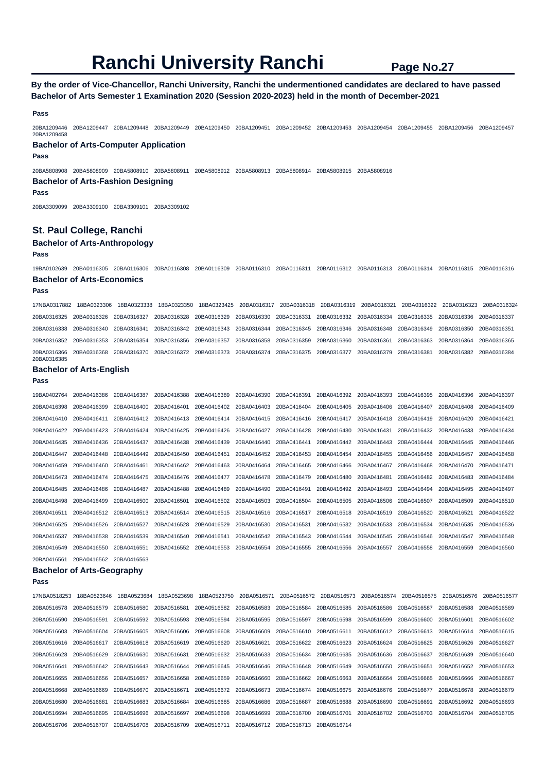# Ranchi University Ranchi

**By the order of Vice-Chancellor, Ranchi University, Ranchi the undermentioned candidates are declared to have passed Bachelor of Arts Semester 1 Examination 2020 (Session 2020-2023) held in the month of December-2021**

**Pass**

20BA1209446 20BA1209447 20BA1209448 20BA1209449 20BA1209450 20BA1209451 20BA1209452 20BA1209453 20BA1209454 20BA1209455 20BA1209456 20BA1209457 20BA1209458

### Bachelor of Arts-Computer Application

**Pass**

20BA5808908 20BA5808909 20BA5808910 20BA5808911 20BA5808912 20BA5808913 20BA5808914 20BA5808915 20BA5808916

### Bachelor of Arts-Fashion Designing

**Pass**

20BA3309099 20BA3309100 20BA3309101 20BA3309102

## St. Paul College, Ranchi

### Bachelor of Arts-Anthropology

**Pass**

19BA0102639 20BA0116305 20BA0116306 20BA0116308 20BA0116309 20BA0116310 20BA0116311 20BA0116312 20BA0116313 20BA0116314 20BA0116315 20BA0116316

### Bachelor of Arts-Economics

**Pass**

17NBA0317882 18BA0323306 18BA0323338 18BA0323350 18BA0323425 20BA0316317 20BA0316318 20BA0316319 20BA0316321 20BA0316322 20BA0316323 20BA0316324
20BA0316325 20BA0316326 20BA0316327 20BA0316328 20BA0316329 20BA0316330 20BA0316331 20BA0316332 20BA0316334 20BA0316335 20BA0316336 20BA0316337
20BA0316338 20BA0316340 20BA0316341 20BA0316342 20BA0316343 20BA0316344 20BA0316345 20BA0316346 20BA0316348 20BA0316349 20BA0316350 20BA0316351
20BA0316352 20BA0316353 20BA0316354 20BA0316356 20BA0316357 20BA0316358 20BA0316359 20BA0316360 20BA0316361 20BA0316363 20BA0316364 20BA0316365
20BA0316366 20BA0316368 20BA0316370 20BA0316372 20BA0316373 20BA0316374 20BA0316375 20BA0316377 20BA0316379 20BA0316381 20BA0316382 20BA0316384
20BA0316385

### Bachelor of Arts-English

**Pass**

19BA0402764 20BA0416386 20BA0416387 20BA0416388 20BA0416389 20BA0416390 20BA0416391 20BA0416392 20BA0416393 20BA0416395 20BA0416396 20BA0416397
20BA0416398 20BA0416399 20BA0416400 20BA0416401 20BA0416402 20BA0416403 20BA0416404 20BA0416405 20BA0416406 20BA0416407 20BA0416408 20BA0416409
20BA0416410 20BA0416411 20BA0416412 20BA0416413 20BA0416414 20BA0416415 20BA0416416 20BA0416417 20BA0416418 20BA0416419 20BA0416420 20BA0416421
20BA0416422 20BA0416423 20BA0416424 20BA0416425 20BA0416426 20BA0416427 20BA0416428 20BA0416430 20BA0416431 20BA0416432 20BA0416433 20BA0416434
20BA0416435 20BA0416436 20BA0416437 20BA0416438 20BA0416439 20BA0416440 20BA0416441 20BA0416442 20BA0416443 20BA0416444 20BA0416445 20BA0416446
20BA0416447 20BA0416448 20BA0416449 20BA0416450 20BA0416451 20BA0416452 20BA0416453 20BA0416454 20BA0416455 20BA0416456 20BA0416457 20BA0416458
20BA0416459 20BA0416460 20BA0416461 20BA0416462 20BA0416463 20BA0416464 20BA0416465 20BA0416466 20BA0416467 20BA0416468 20BA0416470 20BA0416471
20BA0416473 20BA0416474 20BA0416475 20BA0416476 20BA0416477 20BA0416478 20BA0416479 20BA0416480 20BA0416481 20BA0416482 20BA0416483 20BA0416484
20BA0416485 20BA0416486 20BA0416487 20BA0416488 20BA0416489 20BA0416490 20BA0416491 20BA0416492 20BA0416493 20BA0416494 20BA0416495 20BA0416497
20BA0416498 20BA0416499 20BA0416500 20BA0416501 20BA0416502 20BA0416503 20BA0416504 20BA0416505 20BA0416506 20BA0416507 20BA0416509 20BA0416510
20BA0416511 20BA0416512 20BA0416513 20BA0416514 20BA0416515 20BA0416516 20BA0416517 20BA0416518 20BA0416519 20BA0416520 20BA0416521 20BA0416522
20BA0416525 20BA0416526 20BA0416527 20BA0416528 20BA0416529 20BA0416530 20BA0416531 20BA0416532 20BA0416533 20BA0416534 20BA0416535 20BA0416536
20BA0416537 20BA0416538 20BA0416539 20BA0416540 20BA0416541 20BA0416542 20BA0416543 20BA0416544 20BA0416545 20BA0416546 20BA0416547 20BA0416548
20BA0416549 20BA0416550 20BA0416551 20BA0416552 20BA0416553 20BA0416554 20BA0416555 20BA0416556 20BA0416557 20BA0416558 20BA0416559 20BA0416560
20BA0416561 20BA0416562 20BA0416563

### Bachelor of Arts-Geography

**Pass**

17NBA0518253 18BA0523646 18BA0523684 18BA0523698 18BA0523750 20BA0516571 20BA0516572 20BA0516573 20BA0516574 20BA0516575 20BA0516576 20BA0516577
20BA0516578 20BA0516579 20BA0516580 20BA0516581 20BA0516582 20BA0516583 20BA0516584 20BA0516585 20BA0516586 20BA0516587 20BA0516588 20BA0516589
20BA0516590 20BA0516591 20BA0516592 20BA0516593 20BA0516594 20BA0516595 20BA0516597 20BA0516598 20BA0516599 20BA0516600 20BA0516601 20BA0516602
20BA0516603 20BA0516604 20BA0516605 20BA0516606 20BA0516608 20BA0516609 20BA0516610 20BA0516611 20BA0516612 20BA0516613 20BA0516614 20BA0516615
20BA0516616 20BA0516617 20BA0516618 20BA0516619 20BA0516620 20BA0516621 20BA0516622 20BA0516623 20BA0516624 20BA0516625 20BA0516626 20BA0516627
20BA0516628 20BA0516629 20BA0516630 20BA0516631 20BA0516632 20BA0516633 20BA0516634 20BA0516635 20BA0516636 20BA0516637 20BA0516639 20BA0516640
20BA0516641 20BA0516642 20BA0516643 20BA0516644 20BA0516645 20BA0516646 20BA0516648 20BA0516649 20BA0516650 20BA0516651 20BA0516652 20BA0516653
20BA0516655 20BA0516656 20BA0516657 20BA0516658 20BA0516659 20BA0516660 20BA0516662 20BA0516663 20BA0516664 20BA0516665 20BA0516666 20BA0516667
20BA0516668 20BA0516669 20BA0516670 20BA0516671 20BA0516672 20BA0516673 20BA0516674 20BA0516675 20BA0516676 20BA0516677 20BA0516678 20BA0516679
20BA0516680 20BA0516681 20BA0516683 20BA0516684 20BA0516685 20BA0516686 20BA0516687 20BA0516688 20BA0516690 20BA0516691 20BA0516692 20BA0516693
20BA0516694 20BA0516695 20BA0516696 20BA0516697 20BA0516698 20BA0516699 20BA0516700 20BA0516701 20BA0516702 20BA0516703 20BA0516704 20BA0516705
20BA0516706 20BA0516707 20BA0516708 20BA0516709 20BA0516711 20BA0516712 20BA0516713 20BA0516714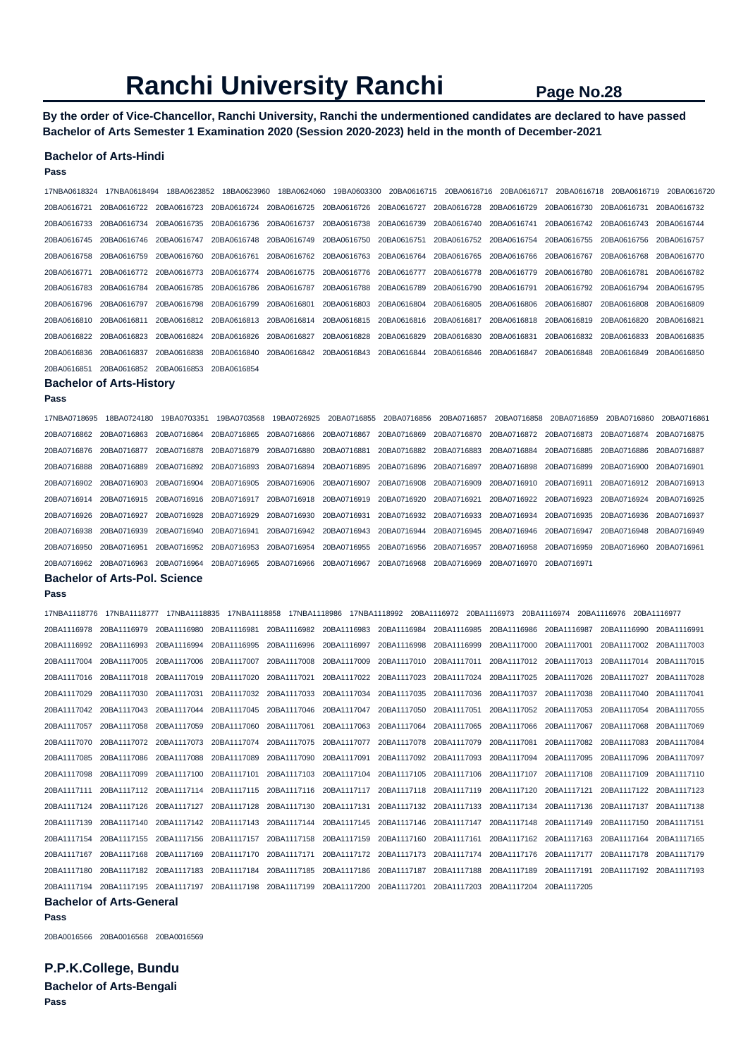# Ranchi University Ranchi

**By the order of Vice-Chancellor, Ranchi University, Ranchi the undermentioned candidates are declared to have passed Bachelor of Arts Semester 1 Examination 2020 (Session 2020-2023) held in the month of December-2021**

### Bachelor of Arts-Hindi

**Pass**

17NBA0618324 17NBA0618494 18BA0623852 18BA0623960 18BA0624060 19BA0603300 20BA0616715 20BA0616716 20BA0616717 20BA0616718 20BA0616719 20BA0616720
20BA0616721 20BA0616722 20BA0616723 20BA0616724 20BA0616725 20BA0616726 20BA0616727 20BA0616728 20BA0616729 20BA0616730 20BA0616731 20BA0616732
20BA0616733 20BA0616734 20BA0616735 20BA0616736 20BA0616737 20BA0616738 20BA0616739 20BA0616740 20BA0616741 20BA0616742 20BA0616743 20BA0616744
20BA0616745 20BA0616746 20BA0616747 20BA0616748 20BA0616749 20BA0616750 20BA0616751 20BA0616752 20BA0616754 20BA0616755 20BA0616756 20BA0616757
20BA0616758 20BA0616759 20BA0616760 20BA0616761 20BA0616762 20BA0616763 20BA0616764 20BA0616765 20BA0616766 20BA0616767 20BA0616768 20BA0616770
20BA0616771 20BA0616772 20BA0616773 20BA0616774 20BA0616775 20BA0616776 20BA0616777 20BA0616778 20BA0616779 20BA0616780 20BA0616781 20BA0616782
20BA0616783 20BA0616784 20BA0616785 20BA0616786 20BA0616787 20BA0616788 20BA0616789 20BA0616790 20BA0616791 20BA0616792 20BA0616794 20BA0616795
20BA0616796 20BA0616797 20BA0616798 20BA0616799 20BA0616801 20BA0616803 20BA0616804 20BA0616805 20BA0616806 20BA0616807 20BA0616808 20BA0616809
20BA0616810 20BA0616811 20BA0616812 20BA0616813 20BA0616814 20BA0616815 20BA0616816 20BA0616817 20BA0616818 20BA0616819 20BA0616820 20BA0616821
20BA0616822 20BA0616823 20BA0616824 20BA0616826 20BA0616827 20BA0616828 20BA0616829 20BA0616830 20BA0616831 20BA0616832 20BA0616833 20BA0616835
20BA0616836 20BA0616837 20BA0616838 20BA0616840 20BA0616842 20BA0616843 20BA0616844 20BA0616846 20BA0616847 20BA0616848 20BA0616849 20BA0616850
20BA0616851 20BA0616852 20BA0616853 20BA0616854

### Bachelor of Arts-History

**Pass**

17NBA0718695 18BA0724180 19BA0703351 19BA0703568 19BA0726925 20BA0716855 20BA0716856 20BA0716857 20BA0716858 20BA0716859 20BA0716860 20BA0716861
20BA0716862 20BA0716863 20BA0716864 20BA0716865 20BA0716866 20BA0716867 20BA0716869 20BA0716870 20BA0716872 20BA0716873 20BA0716874 20BA0716875
20BA0716876 20BA0716877 20BA0716878 20BA0716879 20BA0716880 20BA0716881 20BA0716882 20BA0716883 20BA0716884 20BA0716885 20BA0716886 20BA0716887
20BA0716888 20BA0716889 20BA0716892 20BA0716893 20BA0716894 20BA0716895 20BA0716896 20BA0716897 20BA0716898 20BA0716899 20BA0716900 20BA0716901
20BA0716902 20BA0716903 20BA0716904 20BA0716905 20BA0716906 20BA0716907 20BA0716908 20BA0716909 20BA0716910 20BA0716911 20BA0716912 20BA0716913
20BA0716914 20BA0716915 20BA0716916 20BA0716917 20BA0716918 20BA0716919 20BA0716920 20BA0716921 20BA0716922 20BA0716923 20BA0716924 20BA0716925
20BA0716926 20BA0716927 20BA0716928 20BA0716929 20BA0716930 20BA0716931 20BA0716932 20BA0716933 20BA0716934 20BA0716935 20BA0716936 20BA0716937
20BA0716938 20BA0716939 20BA0716940 20BA0716941 20BA0716942 20BA0716943 20BA0716944 20BA0716945 20BA0716946 20BA0716947 20BA0716948 20BA0716949
20BA0716950 20BA0716951 20BA0716952 20BA0716953 20BA0716954 20BA0716955 20BA0716956 20BA0716957 20BA0716958 20BA0716959 20BA0716960 20BA0716961
20BA0716962 20BA0716963 20BA0716964 20BA0716965 20BA0716966 20BA0716967 20BA0716968 20BA0716969 20BA0716970 20BA0716971

### Bachelor of Arts-Pol. Science

**Pass**

17NBA1118776 17NBA1118777 17NBA1118835 17NBA1118858 17NBA1118986 17NBA1118992 20BA1116972 20BA1116973 20BA1116974 20BA1116976 20BA1116977
20BA1116978 20BA1116979 20BA1116980 20BA1116981 20BA1116982 20BA1116983 20BA1116984 20BA1116985 20BA1116986 20BA1116987 20BA1116990 20BA1116991
20BA1116992 20BA1116993 20BA1116994 20BA1116995 20BA1116996 20BA1116997 20BA1116998 20BA1116999 20BA1117000 20BA1117001 20BA1117002 20BA1117003
20BA1117004 20BA1117005 20BA1117006 20BA1117007 20BA1117008 20BA1117009 20BA1117010 20BA1117011 20BA1117012 20BA1117013 20BA1117014 20BA1117015
20BA1117016 20BA1117018 20BA1117019 20BA1117020 20BA1117021 20BA1117022 20BA1117023 20BA1117024 20BA1117025 20BA1117026 20BA1117027 20BA1117028
20BA1117029 20BA1117030 20BA1117031 20BA1117032 20BA1117033 20BA1117034 20BA1117035 20BA1117036 20BA1117037 20BA1117038 20BA1117040 20BA1117041
20BA1117042 20BA1117043 20BA1117044 20BA1117045 20BA1117046 20BA1117047 20BA1117050 20BA1117051 20BA1117052 20BA1117053 20BA1117054 20BA1117055
20BA1117057 20BA1117058 20BA1117059 20BA1117060 20BA1117061 20BA1117063 20BA1117064 20BA1117065 20BA1117066 20BA1117067 20BA1117068 20BA1117069
20BA1117070 20BA1117072 20BA1117073 20BA1117074 20BA1117075 20BA1117077 20BA1117078 20BA1117079 20BA1117081 20BA1117082 20BA1117083 20BA1117084
20BA1117085 20BA1117086 20BA1117088 20BA1117089 20BA1117090 20BA1117091 20BA1117092 20BA1117093 20BA1117094 20BA1117095 20BA1117096 20BA1117097
20BA1117098 20BA1117099 20BA1117100 20BA1117101 20BA1117103 20BA1117104 20BA1117105 20BA1117106 20BA1117107 20BA1117108 20BA1117109 20BA1117110
20BA1117111 20BA1117112 20BA1117114 20BA1117115 20BA1117116 20BA1117117 20BA1117118 20BA1117119 20BA1117120 20BA1117121 20BA1117122 20BA1117123
20BA1117124 20BA1117126 20BA1117127 20BA1117128 20BA1117130 20BA1117131 20BA1117132 20BA1117133 20BA1117134 20BA1117136 20BA1117137 20BA1117138
20BA1117139 20BA1117140 20BA1117142 20BA1117143 20BA1117144 20BA1117145 20BA1117146 20BA1117147 20BA1117148 20BA1117149 20BA1117150 20BA1117151
20BA1117154 20BA1117155 20BA1117156 20BA1117157 20BA1117158 20BA1117159 20BA1117160 20BA1117161 20BA1117162 20BA1117163 20BA1117164 20BA1117165
20BA1117167 20BA1117168 20BA1117169 20BA1117170 20BA1117171 20BA1117172 20BA1117173 20BA1117174 20BA1117176 20BA1117177 20BA1117178 20BA1117179
20BA1117180 20BA1117182 20BA1117183 20BA1117184 20BA1117185 20BA1117186 20BA1117187 20BA1117188 20BA1117189 20BA1117191 20BA1117192 20BA1117193
20BA1117194 20BA1117195 20BA1117197 20BA1117198 20BA1117199 20BA1117200 20BA1117201 20BA1117203 20BA1117204 20BA1117205

### Bachelor of Arts-General

**Pass**

20BA0016566 20BA0016568 20BA0016569

## P.P.K.College, Bundu

### Bachelor of Arts-Bengali

**Pass**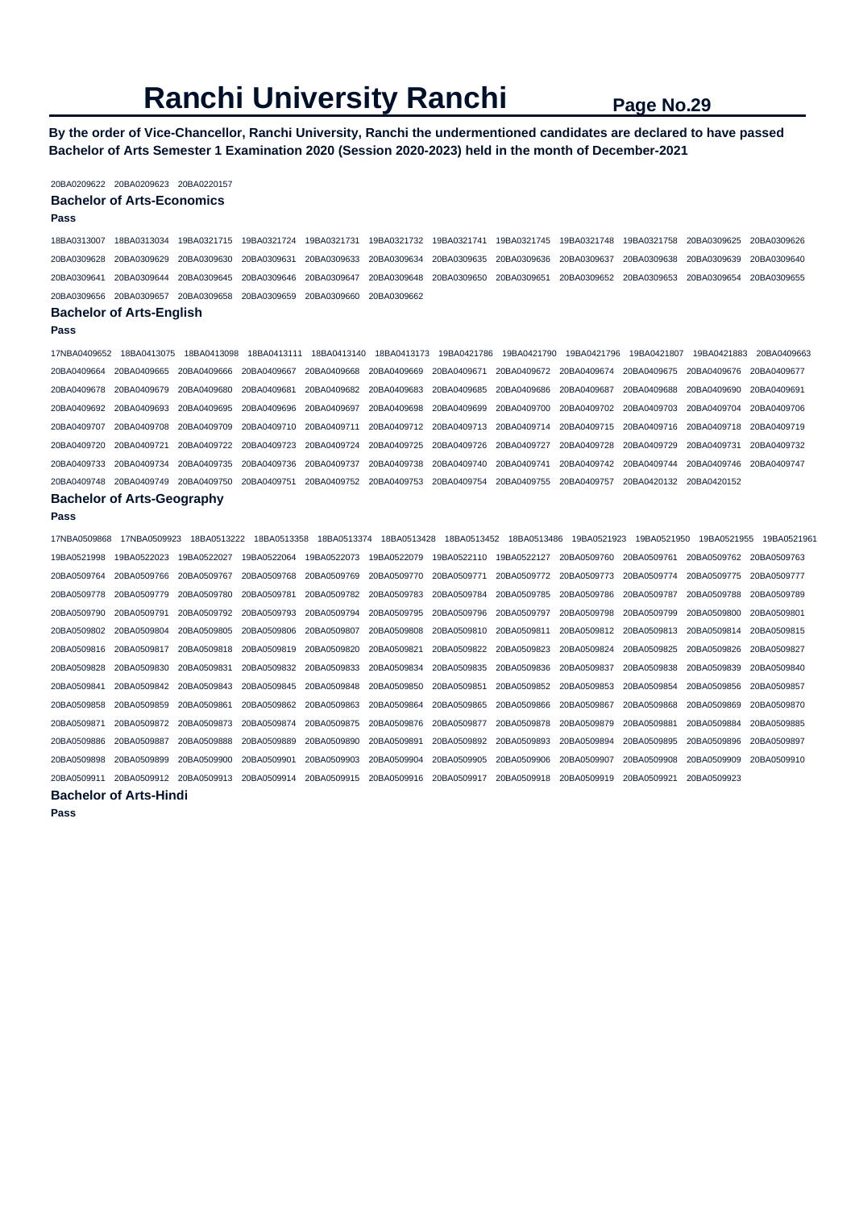# Ranchi University Ranchi

**By the order of Vice-Chancellor, Ranchi University, Ranchi the undermentioned candidates are declared to have passed Bachelor of Arts Semester 1 Examination 2020 (Session 2020-2023) held in the month of December-2021**

20BA0209622 20BA0209623 20BA0220157

### Bachelor of Arts-Economics

**Pass**

18BA0313007 18BA0313034 19BA0321715 19BA0321724 19BA0321731 19BA0321732 19BA0321741 19BA0321745 19BA0321748 19BA0321758 20BA0309625 20BA0309626
20BA0309628 20BA0309629 20BA0309630 20BA0309631 20BA0309633 20BA0309634 20BA0309635 20BA0309636 20BA0309637 20BA0309638 20BA0309639 20BA0309640
20BA0309641 20BA0309644 20BA0309645 20BA0309646 20BA0309647 20BA0309648 20BA0309650 20BA0309651 20BA0309652 20BA0309653 20BA0309654 20BA0309655
20BA0309656 20BA0309657 20BA0309658 20BA0309659 20BA0309660 20BA0309662

### Bachelor of Arts-English

**Pass**

17NBA0409652 18BA0413075 18BA0413098 18BA0413111 18BA0413140 18BA0413173 19BA0421786 19BA0421790 19BA0421796 19BA0421807 19BA0421883 20BA0409663
20BA0409664 20BA0409665 20BA0409666 20BA0409667 20BA0409668 20BA0409669 20BA0409671 20BA0409672 20BA0409674 20BA0409675 20BA0409676 20BA0409677
20BA0409678 20BA0409679 20BA0409680 20BA0409681 20BA0409682 20BA0409683 20BA0409685 20BA0409686 20BA0409687 20BA0409688 20BA0409690 20BA0409691
20BA0409692 20BA0409693 20BA0409695 20BA0409696 20BA0409697 20BA0409698 20BA0409699 20BA0409700 20BA0409702 20BA0409703 20BA0409704 20BA0409706
20BA0409707 20BA0409708 20BA0409709 20BA0409710 20BA0409711 20BA0409712 20BA0409713 20BA0409714 20BA0409715 20BA0409716 20BA0409718 20BA0409719
20BA0409720 20BA0409721 20BA0409722 20BA0409723 20BA0409724 20BA0409725 20BA0409726 20BA0409727 20BA0409728 20BA0409729 20BA0409731 20BA0409732
20BA0409733 20BA0409734 20BA0409735 20BA0409736 20BA0409737 20BA0409738 20BA0409740 20BA0409741 20BA0409742 20BA0409744 20BA0409746 20BA0409747
20BA0409748 20BA0409749 20BA0409750 20BA0409751 20BA0409752 20BA0409753 20BA0409754 20BA0409755 20BA0409757 20BA0420132 20BA0420152

### Bachelor of Arts-Geography

**Pass**

17NBA0509868 17NBA0509923 18BA0513222 18BA0513358 18BA0513374 18BA0513428 18BA0513452 18BA0513486 19BA0521923 19BA0521950 19BA0521955 19BA0521961
19BA0521998 19BA0522023 19BA0522027 19BA0522064 19BA0522073 19BA0522079 19BA0522110 19BA0522127 20BA0509760 20BA0509761 20BA0509762 20BA0509763
20BA0509764 20BA0509766 20BA0509767 20BA0509768 20BA0509769 20BA0509770 20BA0509771 20BA0509772 20BA0509773 20BA0509774 20BA0509775 20BA0509777
20BA0509778 20BA0509779 20BA0509780 20BA0509781 20BA0509782 20BA0509783 20BA0509784 20BA0509785 20BA0509786 20BA0509787 20BA0509788 20BA0509789
20BA0509790 20BA0509791 20BA0509792 20BA0509793 20BA0509794 20BA0509795 20BA0509796 20BA0509797 20BA0509798 20BA0509799 20BA0509800 20BA0509801
20BA0509802 20BA0509804 20BA0509805 20BA0509806 20BA0509807 20BA0509808 20BA0509810 20BA0509811 20BA0509812 20BA0509813 20BA0509814 20BA0509815
20BA0509816 20BA0509817 20BA0509818 20BA0509819 20BA0509820 20BA0509821 20BA0509822 20BA0509823 20BA0509824 20BA0509825 20BA0509826 20BA0509827
20BA0509828 20BA0509830 20BA0509831 20BA0509832 20BA0509833 20BA0509834 20BA0509835 20BA0509836 20BA0509837 20BA0509838 20BA0509839 20BA0509840
20BA0509841 20BA0509842 20BA0509843 20BA0509845 20BA0509848 20BA0509850 20BA0509851 20BA0509852 20BA0509853 20BA0509854 20BA0509856 20BA0509857
20BA0509858 20BA0509859 20BA0509861 20BA0509862 20BA0509863 20BA0509864 20BA0509865 20BA0509866 20BA0509867 20BA0509868 20BA0509869 20BA0509870
20BA0509871 20BA0509872 20BA0509873 20BA0509874 20BA0509875 20BA0509876 20BA0509877 20BA0509878 20BA0509879 20BA0509881 20BA0509884 20BA0509885
20BA0509886 20BA0509887 20BA0509888 20BA0509889 20BA0509890 20BA0509891 20BA0509892 20BA0509893 20BA0509894 20BA0509895 20BA0509896 20BA0509897
20BA0509898 20BA0509899 20BA0509900 20BA0509901 20BA0509903 20BA0509904 20BA0509905 20BA0509906 20BA0509907 20BA0509908 20BA0509909 20BA0509910
20BA0509911 20BA0509912 20BA0509913 20BA0509914 20BA0509915 20BA0509916 20BA0509917 20BA0509918 20BA0509919 20BA0509921 20BA0509923

### Bachelor of Arts-Hindi

**Pass**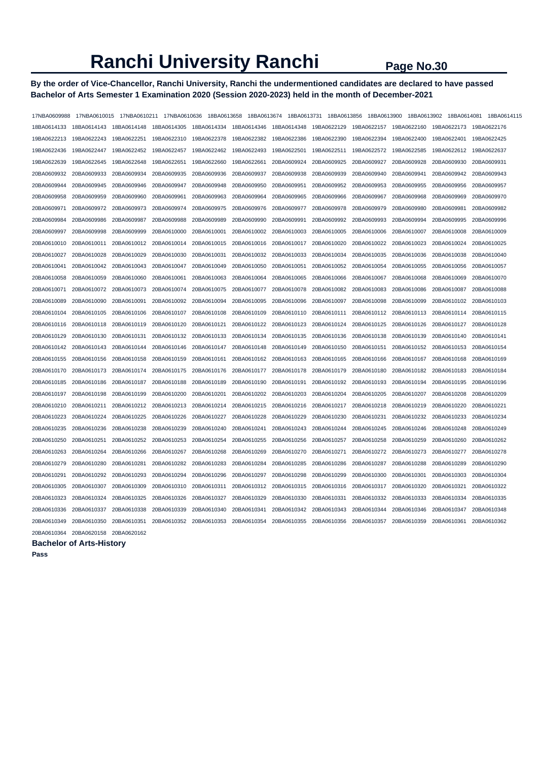# Ranchi University Ranchi

**By the order of Vice-Chancellor, Ranchi University, Ranchi the undermentioned candidates are declared to have passed Bachelor of Arts Semester 1 Examination 2020 (Session 2020-2023) held in the month of December-2021**

17NBA0609988 17NBA0610015 17NBA0610211 17NBA0610636 18BA0613658 18BA0613674 18BA0613731 18BA0613856 18BA0613900 18BA0613902 18BA0614081 18BA0614115
18BA0614133 18BA0614143 18BA0614148 18BA0614305 18BA0614334 18BA0614346 18BA0614348 19BA0622129 19BA0622157 19BA0622160 19BA0622173 19BA0622176
19BA0622213 19BA0622243 19BA0622251 19BA0622310 19BA0622378 19BA0622382 19BA0622386 19BA0622390 19BA0622394 19BA0622400 19BA0622401 19BA0622425
19BA0622436 19BA0622447 19BA0622452 19BA0622457 19BA0622462 19BA0622493 19BA0622501 19BA0622511 19BA0622572 19BA0622585 19BA0622612 19BA0622637
19BA0622639 19BA0622645 19BA0622648 19BA0622651 19BA0622660 19BA0622661 20BA0609924 20BA0609925 20BA0609927 20BA0609928 20BA0609930 20BA0609931
20BA0609932 20BA0609933 20BA0609934 20BA0609935 20BA0609936 20BA0609937 20BA0609938 20BA0609939 20BA0609940 20BA0609941 20BA0609942 20BA0609943
20BA0609944 20BA0609945 20BA0609946 20BA0609947 20BA0609948 20BA0609950 20BA0609951 20BA0609952 20BA0609953 20BA0609955 20BA0609956 20BA0609957
20BA0609958 20BA0609959 20BA0609960 20BA0609961 20BA0609963 20BA0609964 20BA0609965 20BA0609966 20BA0609967 20BA0609968 20BA0609969 20BA0609970
20BA0609971 20BA0609972 20BA0609973 20BA0609974 20BA0609975 20BA0609976 20BA0609977 20BA0609978 20BA0609979 20BA0609980 20BA0609981 20BA0609982
20BA0609984 20BA0609986 20BA0609987 20BA0609988 20BA0609989 20BA0609990 20BA0609991 20BA0609992 20BA0609993 20BA0609994 20BA0609995 20BA0609996
20BA0609997 20BA0609998 20BA0609999 20BA0610000 20BA0610001 20BA0610002 20BA0610003 20BA0610005 20BA0610006 20BA0610007 20BA0610008 20BA0610009
20BA0610010 20BA0610011 20BA0610012 20BA0610014 20BA0610015 20BA0610016 20BA0610017 20BA0610020 20BA0610022 20BA0610023 20BA0610024 20BA0610025
20BA0610027 20BA0610028 20BA0610029 20BA0610030 20BA0610031 20BA0610032 20BA0610033 20BA0610034 20BA0610035 20BA0610036 20BA0610038 20BA0610040
20BA0610041 20BA0610042 20BA0610043 20BA0610047 20BA0610049 20BA0610050 20BA0610051 20BA0610052 20BA0610054 20BA0610055 20BA0610056 20BA0610057
20BA0610058 20BA0610059 20BA0610060 20BA0610061 20BA0610063 20BA0610064 20BA0610065 20BA0610066 20BA0610067 20BA0610068 20BA0610069 20BA0610070
20BA0610071 20BA0610072 20BA0610073 20BA0610074 20BA0610075 20BA0610077 20BA0610078 20BA0610082 20BA0610083 20BA0610086 20BA0610087 20BA0610088
20BA0610089 20BA0610090 20BA0610091 20BA0610092 20BA0610094 20BA0610095 20BA0610096 20BA0610097 20BA0610098 20BA0610099 20BA0610102 20BA0610103
20BA0610104 20BA0610105 20BA0610106 20BA0610107 20BA0610108 20BA0610109 20BA0610110 20BA0610111 20BA0610112 20BA0610113 20BA0610114 20BA0610115
20BA0610116 20BA0610118 20BA0610119 20BA0610120 20BA0610121 20BA0610122 20BA0610123 20BA0610124 20BA0610125 20BA0610126 20BA0610127 20BA0610128
20BA0610129 20BA0610130 20BA0610131 20BA0610132 20BA0610133 20BA0610134 20BA0610135 20BA0610136 20BA0610138 20BA0610139 20BA0610140 20BA0610141
20BA0610142 20BA0610143 20BA0610144 20BA0610146 20BA0610147 20BA0610148 20BA0610149 20BA0610150 20BA0610151 20BA0610152 20BA0610153 20BA0610154
20BA0610155 20BA0610156 20BA0610158 20BA0610159 20BA0610161 20BA0610162 20BA0610163 20BA0610165 20BA0610166 20BA0610167 20BA0610168 20BA0610169
20BA0610170 20BA0610173 20BA0610174 20BA0610175 20BA0610176 20BA0610177 20BA0610178 20BA0610179 20BA0610180 20BA0610182 20BA0610183 20BA0610184
20BA0610185 20BA0610186 20BA0610187 20BA0610188 20BA0610189 20BA0610190 20BA0610191 20BA0610192 20BA0610193 20BA0610194 20BA0610195 20BA0610196
20BA0610197 20BA0610198 20BA0610199 20BA0610200 20BA0610201 20BA0610202 20BA0610203 20BA0610204 20BA0610205 20BA0610207 20BA0610208 20BA0610209
20BA0610210 20BA0610211 20BA0610212 20BA0610213 20BA0610214 20BA0610215 20BA0610216 20BA0610217 20BA0610218 20BA0610219 20BA0610220 20BA0610221
20BA0610223 20BA0610224 20BA0610225 20BA0610226 20BA0610227 20BA0610228 20BA0610229 20BA0610230 20BA0610231 20BA0610232 20BA0610233 20BA0610234
20BA0610235 20BA0610236 20BA0610238 20BA0610239 20BA0610240 20BA0610241 20BA0610243 20BA0610244 20BA0610245 20BA0610246 20BA0610248 20BA0610249
20BA0610250 20BA0610251 20BA0610252 20BA0610253 20BA0610254 20BA0610255 20BA0610256 20BA0610257 20BA0610258 20BA0610259 20BA0610260 20BA0610262
20BA0610263 20BA0610264 20BA0610266 20BA0610267 20BA0610268 20BA0610269 20BA0610270 20BA0610271 20BA0610272 20BA0610273 20BA0610277 20BA0610278
20BA0610279 20BA0610280 20BA0610281 20BA0610282 20BA0610283 20BA0610284 20BA0610285 20BA0610286 20BA0610287 20BA0610288 20BA0610289 20BA0610290
20BA0610291 20BA0610292 20BA0610293 20BA0610294 20BA0610296 20BA0610297 20BA0610298 20BA0610299 20BA0610300 20BA0610301 20BA0610303 20BA0610304
20BA0610305 20BA0610307 20BA0610309 20BA0610310 20BA0610311 20BA0610312 20BA0610315 20BA0610316 20BA0610317 20BA0610320 20BA0610321 20BA0610322
20BA0610323 20BA0610324 20BA0610325 20BA0610326 20BA0610327 20BA0610329 20BA0610330 20BA0610331 20BA0610332 20BA0610333 20BA0610334 20BA0610335
20BA0610336 20BA0610337 20BA0610338 20BA0610339 20BA0610340 20BA0610341 20BA0610342 20BA0610343 20BA0610344 20BA0610346 20BA0610347 20BA0610348
20BA0610349 20BA0610350 20BA0610351 20BA0610352 20BA0610353 20BA0610354 20BA0610355 20BA0610356 20BA0610357 20BA0610359 20BA0610361 20BA0610362
20BA0610364 20BA0620158 20BA0620162

**Bachelor of Arts-History**

**Pass**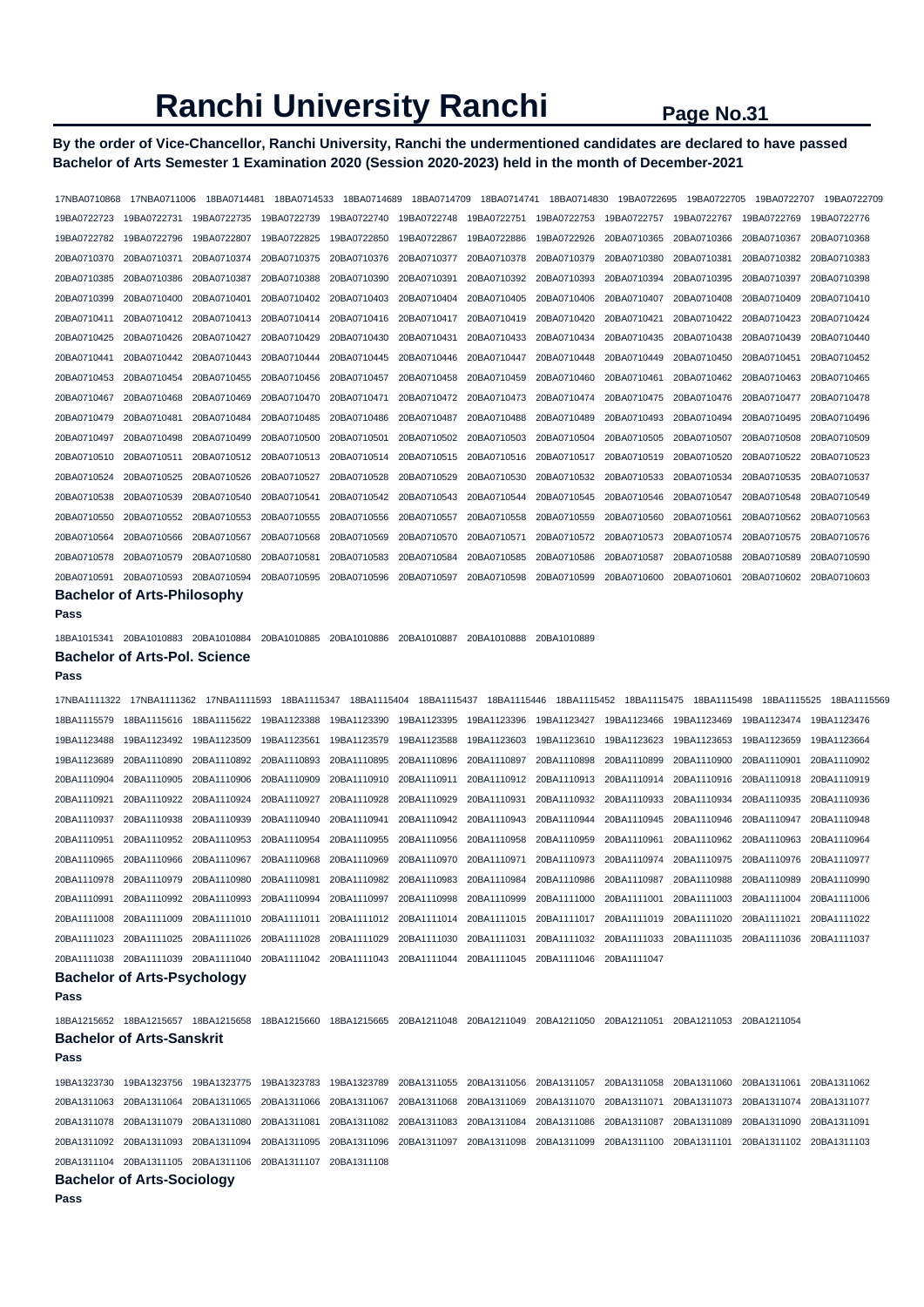# Ranchi University Ranchi

**By the order of Vice-Chancellor, Ranchi University, Ranchi the undermentioned candidates are declared to have passed Bachelor of Arts Semester 1 Examination 2020 (Session 2020-2023) held in the month of December-2021**

17NBA0710868 17NBA0711006 18BA0714481 18BA0714533 18BA0714689 18BA0714709 18BA0714741 18BA0714830 19BA0722695 19BA0722705 19BA0722707 19BA0722709 19BA0722723 19BA0722731 19BA0722735 19BA0722739 19BA0722740 19BA0722748 19BA0722751 19BA0722753 19BA0722757 19BA0722767 19BA0722769 19BA0722776 19BA0722782 19BA0722796 19BA0722807 19BA0722825 19BA0722850 19BA0722867 19BA0722886 19BA0722926 20BA0710365 20BA0710366 20BA0710367 20BA0710368 20BA0710370 20BA0710371 20BA0710374 20BA0710375 20BA0710376 20BA0710377 20BA0710378 20BA0710379 20BA0710380 20BA0710381 20BA0710382 20BA0710383 20BA0710385 20BA0710386 20BA0710387 20BA0710388 20BA0710390 20BA0710391 20BA0710392 20BA0710393 20BA0710394 20BA0710395 20BA0710397 20BA0710398 20BA0710399 20BA0710400 20BA0710401 20BA0710402 20BA0710403 20BA0710404 20BA0710405 20BA0710406 20BA0710407 20BA0710408 20BA0710409 20BA0710410 20BA0710411 20BA0710412 20BA0710413 20BA0710414 20BA0710416 20BA0710417 20BA0710419 20BA0710420 20BA0710421 20BA0710422 20BA0710423 20BA0710424 20BA0710425 20BA0710426 20BA0710427 20BA0710429 20BA0710430 20BA0710431 20BA0710433 20BA0710434 20BA0710435 20BA0710438 20BA0710439 20BA0710440 20BA0710441 20BA0710442 20BA0710443 20BA0710444 20BA0710445 20BA0710446 20BA0710447 20BA0710448 20BA0710449 20BA0710450 20BA0710451 20BA0710452 20BA0710453 20BA0710454 20BA0710455 20BA0710456 20BA0710457 20BA0710458 20BA0710459 20BA0710460 20BA0710461 20BA0710462 20BA0710463 20BA0710465 20BA0710467 20BA0710468 20BA0710469 20BA0710470 20BA0710471 20BA0710472 20BA0710473 20BA0710474 20BA0710475 20BA0710476 20BA0710477 20BA0710478 20BA0710479 20BA0710481 20BA0710484 20BA0710485 20BA0710486 20BA0710487 20BA0710488 20BA0710489 20BA0710493 20BA0710494 20BA0710495 20BA0710496 20BA0710497 20BA0710498 20BA0710499 20BA0710500 20BA0710501 20BA0710502 20BA0710503 20BA0710504 20BA0710505 20BA0710507 20BA0710508 20BA0710509 20BA0710510 20BA0710511 20BA0710512 20BA0710513 20BA0710514 20BA0710515 20BA0710516 20BA0710517 20BA0710519 20BA0710520 20BA0710522 20BA0710523 20BA0710524 20BA0710525 20BA0710526 20BA0710527 20BA0710528 20BA0710529 20BA0710530 20BA0710532 20BA0710533 20BA0710534 20BA0710535 20BA0710537 20BA0710538 20BA0710539 20BA0710540 20BA0710541 20BA0710542 20BA0710543 20BA0710544 20BA0710545 20BA0710546 20BA0710547 20BA0710548 20BA0710549 20BA0710550 20BA0710552 20BA0710553 20BA0710555 20BA0710556 20BA0710557 20BA0710558 20BA0710559 20BA0710560 20BA0710561 20BA0710562 20BA0710563 20BA0710564 20BA0710566 20BA0710567 20BA0710568 20BA0710569 20BA0710570 20BA0710571 20BA0710572 20BA0710573 20BA0710574 20BA0710575 20BA0710576 20BA0710578 20BA0710579 20BA0710580 20BA0710581 20BA0710583 20BA0710584 20BA0710585 20BA0710586 20BA0710587 20BA0710588 20BA0710589 20BA0710590 20BA0710591 20BA0710593 20BA0710594 20BA0710595 20BA0710596 20BA0710597 20BA0710598 20BA0710599 20BA0710600 20BA0710601 20BA0710602 20BA0710603

### Bachelor of Arts-Philosophy

**Pass**

18BA1015341 20BA1010883 20BA1010884 20BA1010885 20BA1010886 20BA1010887 20BA1010888 20BA1010889

### Bachelor of Arts-Pol. Science

**Pass**

17NBA1111322 17NBA1111362 17NBA1111593 18BA1115347 18BA1115404 18BA1115437 18BA1115446 18BA1115452 18BA1115475 18BA1115498 18BA1115525 18BA1115569 18BA1115579 18BA1115616 18BA1115622 19BA1123388 19BA1123390 19BA1123395 19BA1123396 19BA1123427 19BA1123466 19BA1123469 19BA1123474 19BA1123476 19BA1123488 19BA1123492 19BA1123509 19BA1123561 19BA1123579 19BA1123588 19BA1123603 19BA1123610 19BA1123623 19BA1123653 19BA1123659 19BA1123664 19BA1123689 20BA1110890 20BA1110892 20BA1110893 20BA1110895 20BA1110896 20BA1110897 20BA1110898 20BA1110899 20BA1110900 20BA1110901 20BA1110902 20BA1110904 20BA1110905 20BA1110906 20BA1110909 20BA1110910 20BA1110911 20BA1110912 20BA1110913 20BA1110914 20BA1110916 20BA1110918 20BA1110919 20BA1110921 20BA1110922 20BA1110924 20BA1110927 20BA1110928 20BA1110929 20BA1110931 20BA1110932 20BA1110933 20BA1110934 20BA1110935 20BA1110936 20BA1110937 20BA1110938 20BA1110939 20BA1110940 20BA1110941 20BA1110942 20BA1110943 20BA1110944 20BA1110945 20BA1110946 20BA1110947 20BA1110948 20BA1110951 20BA1110952 20BA1110953 20BA1110954 20BA1110955 20BA1110956 20BA1110958 20BA1110959 20BA1110961 20BA1110962 20BA1110963 20BA1110964 20BA1110965 20BA1110966 20BA1110967 20BA1110968 20BA1110969 20BA1110970 20BA1110971 20BA1110973 20BA1110974 20BA1110975 20BA1110976 20BA1110977 20BA1110978 20BA1110979 20BA1110980 20BA1110981 20BA1110982 20BA1110983 20BA1110984 20BA1110986 20BA1110987 20BA1110988 20BA1110989 20BA1110990 20BA1110991 20BA1110992 20BA1110993 20BA1110994 20BA1110997 20BA1110998 20BA1110999 20BA1111000 20BA1111001 20BA1111003 20BA1111004 20BA1111006 20BA1111008 20BA1111009 20BA1111010 20BA1111011 20BA1111012 20BA1111014 20BA1111015 20BA1111017 20BA1111019 20BA1111020 20BA1111021 20BA1111022 20BA1111023 20BA1111025 20BA1111026 20BA1111028 20BA1111029 20BA1111030 20BA1111031 20BA1111032 20BA1111033 20BA1111035 20BA1111036 20BA1111037 20BA1111038 20BA1111039 20BA1111040 20BA1111042 20BA1111043 20BA1111044 20BA1111045 20BA1111046 20BA1111047

### Bachelor of Arts-Psychology

**Pass**

18BA1215652 18BA1215657 18BA1215658 18BA1215660 18BA1215665 20BA1211048 20BA1211049 20BA1211050 20BA1211051 20BA1211053 20BA1211054

### Bachelor of Arts-Sanskrit

**Pass**

19BA1323730 19BA1323756 19BA1323775 19BA1323783 19BA1323789 20BA1311055 20BA1311056 20BA1311057 20BA1311058 20BA1311060 20BA1311061 20BA1311062 20BA1311063 20BA1311064 20BA1311065 20BA1311066 20BA1311067 20BA1311068 20BA1311069 20BA1311070 20BA1311071 20BA1311073 20BA1311074 20BA1311077 20BA1311078 20BA1311079 20BA1311080 20BA1311081 20BA1311082 20BA1311083 20BA1311084 20BA1311086 20BA1311087 20BA1311089 20BA1311090 20BA1311091 20BA1311092 20BA1311093 20BA1311094 20BA1311095 20BA1311096 20BA1311097 20BA1311098 20BA1311099 20BA1311100 20BA1311101 20BA1311102 20BA1311103 20BA1311104 20BA1311105 20BA1311106 20BA1311107 20BA1311108

### Bachelor of Arts-Sociology

**Pass**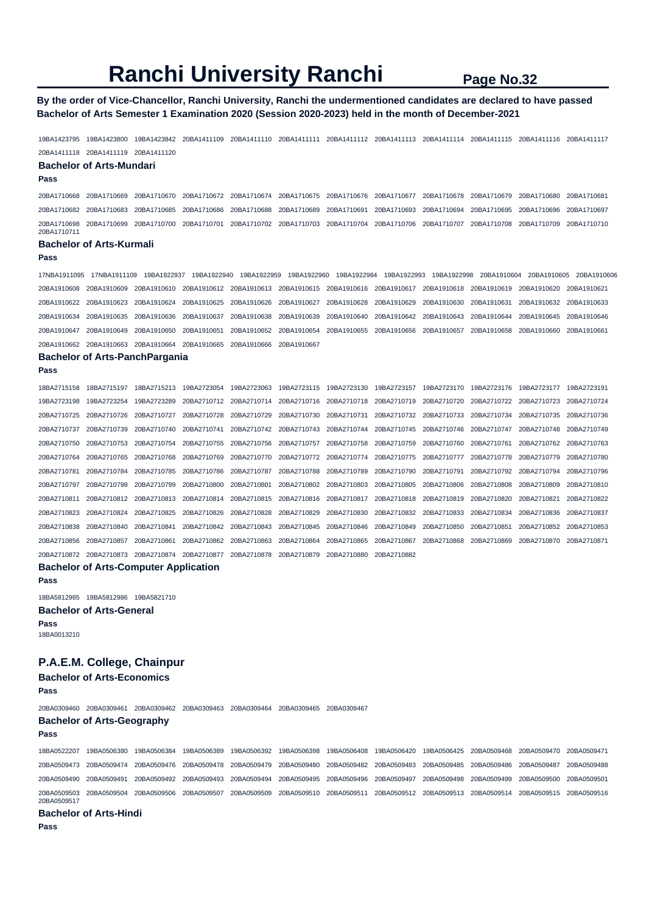# Ranchi University Ranchi

**By the order of Vice-Chancellor, Ranchi University, Ranchi the undermentioned candidates are declared to have passed Bachelor of Arts Semester 1 Examination 2020 (Session 2020-2023) held in the month of December-2021**

19BA1423795 19BA1423800 19BA1423842 20BA1411109 20BA1411110 20BA1411111 20BA1411112 20BA1411113 20BA1411114 20BA1411115 20BA1411116 20BA1411117 20BA1411118 20BA1411119 20BA1411120

### Bachelor of Arts-Mundari

**Pass**

20BA1710668 20BA1710669 20BA1710670 20BA1710672 20BA1710674 20BA1710675 20BA1710676 20BA1710677 20BA1710678 20BA1710679 20BA1710680 20BA1710681 20BA1710682 20BA1710683 20BA1710685 20BA1710686 20BA1710688 20BA1710689 20BA1710691 20BA1710693 20BA1710694 20BA1710695 20BA1710696 20BA1710697 20BA1710698 20BA1710699 20BA1710700 20BA1710701 20BA1710702 20BA1710703 20BA1710704 20BA1710706 20BA1710707 20BA1710708 20BA1710709 20BA1710710 20BA1710711

### Bachelor of Arts-Kurmali

**Pass**

17NBA1911095 17NBA1911109 19BA1922937 19BA1922940 19BA1922959 19BA1922960 19BA1922984 19BA1922993 19BA1922998 20BA1910604 20BA1910605 20BA1910606 20BA1910608 20BA1910609 20BA1910610 20BA1910612 20BA1910613 20BA1910615 20BA1910616 20BA1910617 20BA1910618 20BA1910619 20BA1910620 20BA1910621 20BA1910622 20BA1910623 20BA1910624 20BA1910625 20BA1910626 20BA1910627 20BA1910628 20BA1910629 20BA1910630 20BA1910631 20BA1910632 20BA1910633 20BA1910634 20BA1910635 20BA1910636 20BA1910637 20BA1910638 20BA1910639 20BA1910640 20BA1910642 20BA1910643 20BA1910644 20BA1910645 20BA1910646 20BA1910647 20BA1910649 20BA1910650 20BA1910651 20BA1910652 20BA1910654 20BA1910655 20BA1910656 20BA1910657 20BA1910658 20BA1910660 20BA1910661 20BA1910662 20BA1910663 20BA1910664 20BA1910665 20BA1910666 20BA1910667

### Bachelor of Arts-PanchPargania

**Pass**

18BA2715158 18BA2715197 18BA2715213 19BA2723054 19BA2723063 19BA2723115 19BA2723130 19BA2723157 19BA2723170 19BA2723176 19BA2723177 19BA2723191 19BA2723198 19BA2723254 19BA2723289 20BA2710712 20BA2710714 20BA2710716 20BA2710718 20BA2710719 20BA2710720 20BA2710722 20BA2710723 20BA2710724 20BA2710725 20BA2710726 20BA2710727 20BA2710728 20BA2710729 20BA2710730 20BA2710731 20BA2710732 20BA2710733 20BA2710734 20BA2710735 20BA2710736 20BA2710737 20BA2710739 20BA2710740 20BA2710741 20BA2710742 20BA2710743 20BA2710744 20BA2710745 20BA2710746 20BA2710747 20BA2710748 20BA2710749 20BA2710750 20BA2710753 20BA2710754 20BA2710755 20BA2710756 20BA2710757 20BA2710758 20BA2710759 20BA2710760 20BA2710761 20BA2710762 20BA2710763 20BA2710764 20BA2710765 20BA2710768 20BA2710769 20BA2710770 20BA2710772 20BA2710774 20BA2710775 20BA2710777 20BA2710778 20BA2710779 20BA2710780 20BA2710781 20BA2710784 20BA2710785 20BA2710786 20BA2710787 20BA2710788 20BA2710789 20BA2710790 20BA2710791 20BA2710792 20BA2710794 20BA2710796 20BA2710797 20BA2710798 20BA2710799 20BA2710800 20BA2710801 20BA2710802 20BA2710803 20BA2710805 20BA2710806 20BA2710808 20BA2710809 20BA2710810 20BA2710811 20BA2710812 20BA2710813 20BA2710814 20BA2710815 20BA2710816 20BA2710817 20BA2710818 20BA2710819 20BA2710820 20BA2710821 20BA2710822 20BA2710823 20BA2710824 20BA2710825 20BA2710826 20BA2710828 20BA2710829 20BA2710830 20BA2710832 20BA2710833 20BA2710834 20BA2710836 20BA2710837 20BA2710838 20BA2710840 20BA2710841 20BA2710842 20BA2710843 20BA2710845 20BA2710846 20BA2710849 20BA2710850 20BA2710851 20BA2710852 20BA2710853 20BA2710856 20BA2710857 20BA2710861 20BA2710862 20BA2710863 20BA2710864 20BA2710865 20BA2710867 20BA2710868 20BA2710869 20BA2710870 20BA2710871 20BA2710872 20BA2710873 20BA2710874 20BA2710877 20BA2710878 20BA2710879 20BA2710880 20BA2710882

### Bachelor of Arts-Computer Application

**Pass**

18BA5812985 18BA5812986 19BA5821710

### Bachelor of Arts-General

**Pass**

18BA0013210

## P.A.E.M. College, Chainpur

### Bachelor of Arts-Economics

**Pass**

20BA0309460 20BA0309461 20BA0309462 20BA0309463 20BA0309464 20BA0309465 20BA0309467

### Bachelor of Arts-Geography

**Pass**

18BA0522207 19BA0506380 19BA0506384 19BA0506389 19BA0506392 19BA0506398 19BA0506408 19BA0506420 19BA0506425 20BA0509468 20BA0509470 20BA0509471 20BA0509473 20BA0509474 20BA0509476 20BA0509478 20BA0509479 20BA0509480 20BA0509482 20BA0509483 20BA0509485 20BA0509486 20BA0509487 20BA0509488 20BA0509490 20BA0509491 20BA0509492 20BA0509493 20BA0509494 20BA0509495 20BA0509496 20BA0509497 20BA0509498 20BA0509499 20BA0509500 20BA0509501 20BA0509503 20BA0509504 20BA0509506 20BA0509507 20BA0509509 20BA0509510 20BA0509511 20BA0509512 20BA0509513 20BA0509514 20BA0509515 20BA0509516 20BA0509517

### Bachelor of Arts-Hindi

**Pass**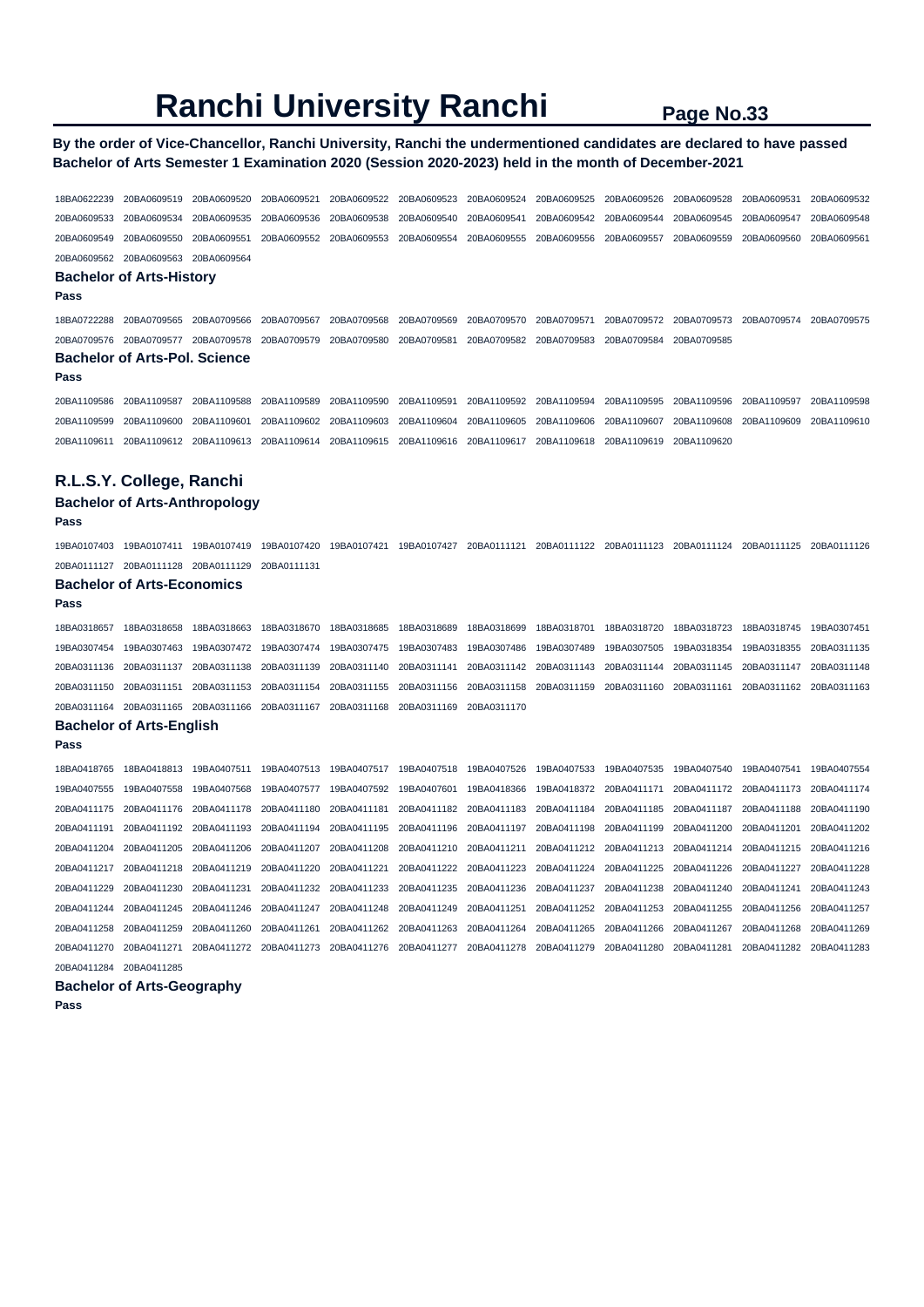# Ranchi University Ranchi

**By the order of Vice-Chancellor, Ranchi University, Ranchi the undermentioned candidates are declared to have passed Bachelor of Arts Semester 1 Examination 2020 (Session 2020-2023) held in the month of December-2021**

18BA0622239 20BA0609519 20BA0609520 20BA0609521 20BA0609522 20BA0609523 20BA0609524 20BA0609525 20BA0609526 20BA0609528 20BA0609531 20BA0609532
20BA0609533 20BA0609534 20BA0609535 20BA0609536 20BA0609538 20BA0609540 20BA0609541 20BA0609542 20BA0609544 20BA0609545 20BA0609547 20BA0609548
20BA0609549 20BA0609550 20BA0609551 20BA0609552 20BA0609553 20BA0609554 20BA0609555 20BA0609556 20BA0609557 20BA0609559 20BA0609560 20BA0609561
20BA0609562 20BA0609563 20BA0609564

### Bachelor of Arts-History

**Pass**

18BA0722288 20BA0709565 20BA0709566 20BA0709567 20BA0709568 20BA0709569 20BA0709570 20BA0709571 20BA0709572 20BA0709573 20BA0709574 20BA0709575
20BA0709576 20BA0709577 20BA0709578 20BA0709579 20BA0709580 20BA0709581 20BA0709582 20BA0709583 20BA0709584 20BA0709585

### Bachelor of Arts-Pol. Science

**Pass**

20BA1109586 20BA1109587 20BA1109588 20BA1109589 20BA1109590 20BA1109591 20BA1109592 20BA1109594 20BA1109595 20BA1109596 20BA1109597 20BA1109598
20BA1109599 20BA1109600 20BA1109601 20BA1109602 20BA1109603 20BA1109604 20BA1109605 20BA1109606 20BA1109607 20BA1109608 20BA1109609 20BA1109610
20BA1109611 20BA1109612 20BA1109613 20BA1109614 20BA1109615 20BA1109616 20BA1109617 20BA1109618 20BA1109619 20BA1109620

## R.L.S.Y. College, Ranchi

### Bachelor of Arts-Anthropology

**Pass**

19BA0107403 19BA0107411 19BA0107419 19BA0107420 19BA0107421 19BA0107427 20BA0111121 20BA0111122 20BA0111123 20BA0111124 20BA0111125 20BA0111126
20BA0111127 20BA0111128 20BA0111129 20BA0111131

### Bachelor of Arts-Economics

**Pass**

18BA0318657 18BA0318658 18BA0318663 18BA0318670 18BA0318685 18BA0318689 18BA0318699 18BA0318701 18BA0318720 18BA0318723 18BA0318745 19BA0307451
19BA0307454 19BA0307463 19BA0307472 19BA0307474 19BA0307475 19BA0307483 19BA0307486 19BA0307489 19BA0307505 19BA0318354 19BA0318355 20BA0311135
20BA0311136 20BA0311137 20BA0311138 20BA0311139 20BA0311140 20BA0311141 20BA0311142 20BA0311143 20BA0311144 20BA0311145 20BA0311147 20BA0311148
20BA0311150 20BA0311151 20BA0311153 20BA0311154 20BA0311155 20BA0311156 20BA0311158 20BA0311159 20BA0311160 20BA0311161 20BA0311162 20BA0311163
20BA0311164 20BA0311165 20BA0311166 20BA0311167 20BA0311168 20BA0311169 20BA0311170

### Bachelor of Arts-English

**Pass**

18BA0418765 18BA0418813 19BA0407511 19BA0407513 19BA0407517 19BA0407518 19BA0407526 19BA0407533 19BA0407535 19BA0407540 19BA0407541 19BA0407554
19BA0407555 19BA0407558 19BA0407568 19BA0407577 19BA0407592 19BA0407601 19BA0418366 19BA0418372 20BA0411171 20BA0411172 20BA0411173 20BA0411174
20BA0411175 20BA0411176 20BA0411178 20BA0411180 20BA0411181 20BA0411182 20BA0411183 20BA0411184 20BA0411185 20BA0411187 20BA0411188 20BA0411190
20BA0411191 20BA0411192 20BA0411193 20BA0411194 20BA0411195 20BA0411196 20BA0411197 20BA0411198 20BA0411199 20BA0411200 20BA0411201 20BA0411202
20BA0411204 20BA0411205 20BA0411206 20BA0411207 20BA0411208 20BA0411210 20BA0411211 20BA0411212 20BA0411213 20BA0411214 20BA0411215 20BA0411216
20BA0411217 20BA0411218 20BA0411219 20BA0411220 20BA0411221 20BA0411222 20BA0411223 20BA0411224 20BA0411225 20BA0411226 20BA0411227 20BA0411228
20BA0411229 20BA0411230 20BA0411231 20BA0411232 20BA0411233 20BA0411235 20BA0411236 20BA0411237 20BA0411238 20BA0411240 20BA0411241 20BA0411243
20BA0411244 20BA0411245 20BA0411246 20BA0411247 20BA0411248 20BA0411249 20BA0411251 20BA0411252 20BA0411253 20BA0411255 20BA0411256 20BA0411257
20BA0411258 20BA0411259 20BA0411260 20BA0411261 20BA0411262 20BA0411263 20BA0411264 20BA0411265 20BA0411266 20BA0411267 20BA0411268 20BA0411269
20BA0411270 20BA0411271 20BA0411272 20BA0411273 20BA0411276 20BA0411277 20BA0411278 20BA0411279 20BA0411280 20BA0411281 20BA0411282 20BA0411283
20BA0411284 20BA0411285

### Bachelor of Arts-Geography

**Pass**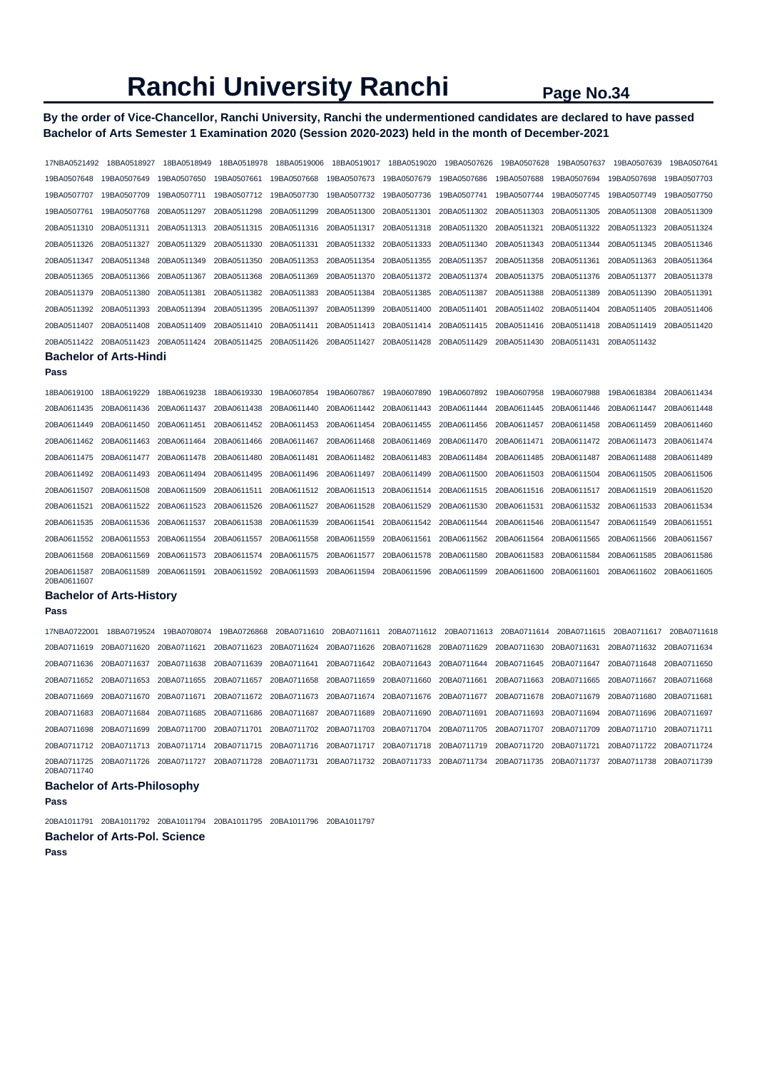# Ranchi University Ranchi

**By the order of Vice-Chancellor, Ranchi University, Ranchi the undermentioned candidates are declared to have passed Bachelor of Arts Semester 1 Examination 2020 (Session 2020-2023) held in the month of December-2021**

17NBA0521492 18BA0518927 18BA0518949 18BA0518978 18BA0519006 18BA0519017 18BA0519020 19BA0507626 19BA0507628 19BA0507637 19BA0507639 19BA0507641
19BA0507648 19BA0507649 19BA0507650 19BA0507661 19BA0507668 19BA0507673 19BA0507679 19BA0507686 19BA0507688 19BA0507694 19BA0507698 19BA0507703
19BA0507707 19BA0507709 19BA0507711 19BA0507712 19BA0507730 19BA0507732 19BA0507736 19BA0507741 19BA0507744 19BA0507745 19BA0507749 19BA0507750
19BA0507761 19BA0507768 20BA0511297 20BA0511298 20BA0511299 20BA0511300 20BA0511301 20BA0511302 20BA0511303 20BA0511305 20BA0511308 20BA0511309
20BA0511310 20BA0511311 20BA0511313 20BA0511315 20BA0511316 20BA0511317 20BA0511318 20BA0511320 20BA0511321 20BA0511322 20BA0511323 20BA0511324
20BA0511326 20BA0511327 20BA0511329 20BA0511330 20BA0511331 20BA0511332 20BA0511333 20BA0511340 20BA0511343 20BA0511344 20BA0511345 20BA0511346
20BA0511347 20BA0511348 20BA0511349 20BA0511350 20BA0511353 20BA0511354 20BA0511355 20BA0511357 20BA0511358 20BA0511361 20BA0511363 20BA0511364
20BA0511365 20BA0511366 20BA0511367 20BA0511368 20BA0511369 20BA0511370 20BA0511372 20BA0511374 20BA0511375 20BA0511376 20BA0511377 20BA0511378
20BA0511379 20BA0511380 20BA0511381 20BA0511382 20BA0511383 20BA0511384 20BA0511385 20BA0511387 20BA0511388 20BA0511389 20BA0511390 20BA0511391
20BA0511392 20BA0511393 20BA0511394 20BA0511395 20BA0511397 20BA0511399 20BA0511400 20BA0511401 20BA0511402 20BA0511404 20BA0511405 20BA0511406
20BA0511407 20BA0511408 20BA0511409 20BA0511410 20BA0511411 20BA0511413 20BA0511414 20BA0511415 20BA0511416 20BA0511418 20BA0511419 20BA0511420
20BA0511422 20BA0511423 20BA0511424 20BA0511425 20BA0511426 20BA0511427 20BA0511428 20BA0511429 20BA0511430 20BA0511431 20BA0511432

### Bachelor of Arts-Hindi

**Pass**

18BA0619100 18BA0619229 18BA0619238 18BA0619330 19BA0607854 19BA0607867 19BA0607890 19BA0607892 19BA0607958 19BA0607988 19BA0618384 20BA0611434
20BA0611435 20BA0611436 20BA0611437 20BA0611438 20BA0611440 20BA0611442 20BA0611443 20BA0611444 20BA0611445 20BA0611446 20BA0611447 20BA0611448
20BA0611449 20BA0611450 20BA0611451 20BA0611452 20BA0611453 20BA0611454 20BA0611455 20BA0611456 20BA0611457 20BA0611458 20BA0611459 20BA0611460
20BA0611462 20BA0611463 20BA0611464 20BA0611466 20BA0611467 20BA0611468 20BA0611469 20BA0611470 20BA0611471 20BA0611472 20BA0611473 20BA0611474
20BA0611475 20BA0611477 20BA0611478 20BA0611480 20BA0611481 20BA0611482 20BA0611483 20BA0611484 20BA0611485 20BA0611487 20BA0611488 20BA0611489
20BA0611492 20BA0611493 20BA0611494 20BA0611495 20BA0611496 20BA0611497 20BA0611499 20BA0611500 20BA0611503 20BA0611504 20BA0611505 20BA0611506
20BA0611507 20BA0611508 20BA0611509 20BA0611511 20BA0611512 20BA0611513 20BA0611514 20BA0611515 20BA0611516 20BA0611517 20BA0611519 20BA0611520
20BA0611521 20BA0611522 20BA0611523 20BA0611526 20BA0611527 20BA0611528 20BA0611529 20BA0611530 20BA0611531 20BA0611532 20BA0611533 20BA0611534
20BA0611535 20BA0611536 20BA0611537 20BA0611538 20BA0611539 20BA0611541 20BA0611542 20BA0611544 20BA0611546 20BA0611547 20BA0611549 20BA0611551
20BA0611552 20BA0611553 20BA0611554 20BA0611557 20BA0611558 20BA0611559 20BA0611561 20BA0611562 20BA0611564 20BA0611565 20BA0611566 20BA0611567
20BA0611568 20BA0611569 20BA0611573 20BA0611574 20BA0611575 20BA0611577 20BA0611578 20BA0611580 20BA0611583 20BA0611584 20BA0611585 20BA0611586
20BA0611587 20BA0611589 20BA0611591 20BA0611592 20BA0611593 20BA0611594 20BA0611596 20BA0611599 20BA0611600 20BA0611601 20BA0611602 20BA0611605
20BA0611607

### Bachelor of Arts-History

**Pass**

17NBA0722001 18BA0719524 19BA0708074 19BA0726868 20BA0711610 20BA0711611 20BA0711612 20BA0711613 20BA0711614 20BA0711615 20BA0711617 20BA0711618
20BA0711619 20BA0711620 20BA0711621 20BA0711623 20BA0711624 20BA0711626 20BA0711628 20BA0711629 20BA0711630 20BA0711631 20BA0711632 20BA0711634
20BA0711636 20BA0711637 20BA0711638 20BA0711639 20BA0711641 20BA0711642 20BA0711643 20BA0711644 20BA0711645 20BA0711647 20BA0711648 20BA0711650
20BA0711652 20BA0711653 20BA0711655 20BA0711657 20BA0711658 20BA0711659 20BA0711660 20BA0711661 20BA0711663 20BA0711665 20BA0711667 20BA0711668
20BA0711669 20BA0711670 20BA0711671 20BA0711672 20BA0711673 20BA0711674 20BA0711676 20BA0711677 20BA0711678 20BA0711679 20BA0711680 20BA0711681
20BA0711683 20BA0711684 20BA0711685 20BA0711686 20BA0711687 20BA0711689 20BA0711690 20BA0711691 20BA0711693 20BA0711694 20BA0711696 20BA0711697
20BA0711698 20BA0711699 20BA0711700 20BA0711701 20BA0711702 20BA0711703 20BA0711704 20BA0711705 20BA0711707 20BA0711709 20BA0711710 20BA0711711
20BA0711712 20BA0711713 20BA0711714 20BA0711715 20BA0711716 20BA0711717 20BA0711718 20BA0711719 20BA0711720 20BA0711721 20BA0711722 20BA0711724
20BA0711725 20BA0711726 20BA0711727 20BA0711728 20BA0711731 20BA0711732 20BA0711733 20BA0711734 20BA0711735 20BA0711737 20BA0711738 20BA0711739
20BA0711740

### Bachelor of Arts-Philosophy

**Pass**

20BA1011791 20BA1011792 20BA1011794 20BA1011795 20BA1011796 20BA1011797

### Bachelor of Arts-Pol. Science

**Pass**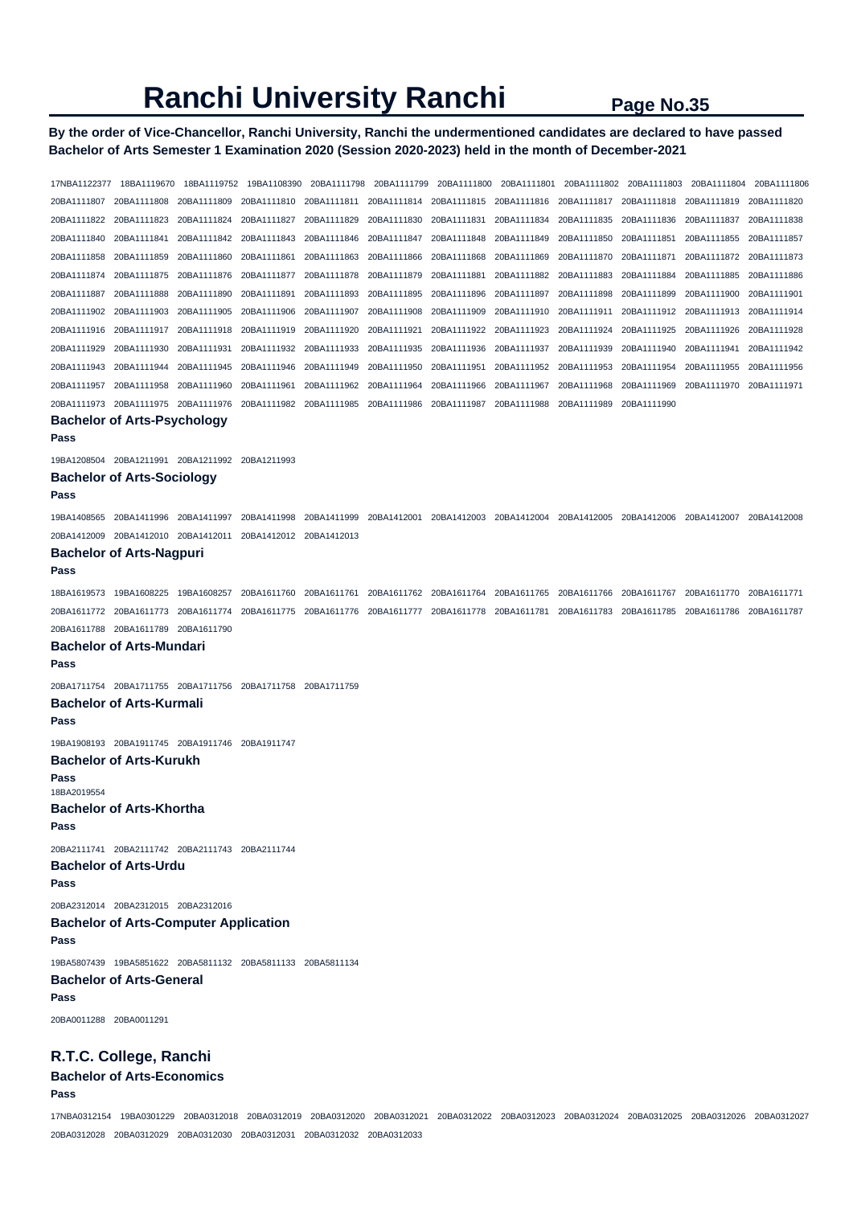# Ranchi University Ranchi

**By the order of Vice-Chancellor, Ranchi University, Ranchi the undermentioned candidates are declared to have passed Bachelor of Arts Semester 1 Examination 2020 (Session 2020-2023) held in the month of December-2021**

17NBA1122377 18BA1119670 18BA1119752 19BA1108390 20BA1111798 20BA1111799 20BA1111800 20BA1111801 20BA1111802 20BA1111803 20BA1111804 20BA1111806 20BA1111807 20BA1111808 20BA1111809 20BA1111810 20BA1111811 20BA1111814 20BA1111815 20BA1111816 20BA1111817 20BA1111818 20BA1111819 20BA1111820 20BA1111822 20BA1111823 20BA1111824 20BA1111827 20BA1111829 20BA1111830 20BA1111831 20BA1111834 20BA1111835 20BA1111836 20BA1111837 20BA1111838 20BA1111840 20BA1111841 20BA1111842 20BA1111843 20BA1111846 20BA1111847 20BA1111848 20BA1111849 20BA1111850 20BA1111851 20BA1111855 20BA1111857 20BA1111858 20BA1111859 20BA1111860 20BA1111861 20BA1111863 20BA1111866 20BA1111868 20BA1111869 20BA1111870 20BA1111871 20BA1111872 20BA1111873 20BA1111874 20BA1111875 20BA1111876 20BA1111877 20BA1111878 20BA1111879 20BA1111881 20BA1111882 20BA1111883 20BA1111884 20BA1111885 20BA1111886 20BA1111887 20BA1111888 20BA1111890 20BA1111891 20BA1111893 20BA1111895 20BA1111896 20BA1111897 20BA1111898 20BA1111899 20BA1111900 20BA1111901 20BA1111902 20BA1111903 20BA1111905 20BA1111906 20BA1111907 20BA1111908 20BA1111909 20BA1111910 20BA1111911 20BA1111912 20BA1111913 20BA1111914 20BA1111916 20BA1111917 20BA1111918 20BA1111919 20BA1111920 20BA1111921 20BA1111922 20BA1111923 20BA1111924 20BA1111925 20BA1111926 20BA1111928 20BA1111929 20BA1111930 20BA1111931 20BA1111932 20BA1111933 20BA1111935 20BA1111936 20BA1111937 20BA1111939 20BA1111940 20BA1111941 20BA1111942 20BA1111943 20BA1111944 20BA1111945 20BA1111946 20BA1111949 20BA1111950 20BA1111951 20BA1111952 20BA1111953 20BA1111954 20BA1111955 20BA1111956 20BA1111957 20BA1111958 20BA1111960 20BA1111961 20BA1111962 20BA1111964 20BA1111966 20BA1111967 20BA1111968 20BA1111969 20BA1111970 20BA1111971 20BA1111973 20BA1111975 20BA1111976 20BA1111982 20BA1111985 20BA1111986 20BA1111987 20BA1111988 20BA1111989 20BA1111990

### Bachelor of Arts-Psychology

**Pass**

19BA1208504 20BA1211991 20BA1211992 20BA1211993

### Bachelor of Arts-Sociology

**Pass**

19BA1408565 20BA1411996 20BA1411997 20BA1411998 20BA1411999 20BA1412001 20BA1412003 20BA1412004 20BA1412005 20BA1412006 20BA1412007 20BA1412008 20BA1412009 20BA1412010 20BA1412011 20BA1412012 20BA1412013

### Bachelor of Arts-Nagpuri

**Pass**

18BA1619573 19BA1608225 19BA1608257 20BA1611760 20BA1611761 20BA1611762 20BA1611764 20BA1611765 20BA1611766 20BA1611767 20BA1611770 20BA1611771 20BA1611772 20BA1611773 20BA1611774 20BA1611775 20BA1611776 20BA1611777 20BA1611778 20BA1611781 20BA1611783 20BA1611785 20BA1611786 20BA1611787 20BA1611788 20BA1611789 20BA1611790

### Bachelor of Arts-Mundari

**Pass**

20BA1711754 20BA1711755 20BA1711756 20BA1711758 20BA1711759

### Bachelor of Arts-Kurmali

**Pass**

19BA1908193 20BA1911745 20BA1911746 20BA1911747

### Bachelor of Arts-Kurukh

**Pass**

18BA2019554

### Bachelor of Arts-Khortha

**Pass**

20BA2111741 20BA2111742 20BA2111743 20BA2111744

### Bachelor of Arts-Urdu

**Pass**

20BA2312014 20BA2312015 20BA2312016

### Bachelor of Arts-Computer Application

**Pass**

19BA5807439 19BA5851622 20BA5811132 20BA5811133 20BA5811134

### Bachelor of Arts-General

**Pass**

20BA0011288 20BA0011291

## R.T.C. College, Ranchi

### Bachelor of Arts-Economics

**Pass**

17NBA0312154 19BA0301229 20BA0312018 20BA0312019 20BA0312020 20BA0312021 20BA0312022 20BA0312023 20BA0312024 20BA0312025 20BA0312026 20BA0312027 20BA0312028 20BA0312029 20BA0312030 20BA0312031 20BA0312032 20BA0312033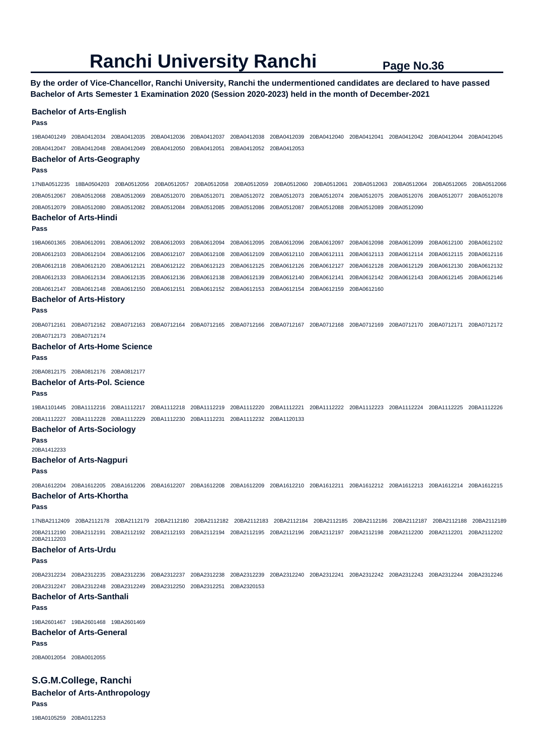# Ranchi University Ranchi

**By the order of Vice-Chancellor, Ranchi University, Ranchi the undermentioned candidates are declared to have passed Bachelor of Arts Semester 1 Examination 2020 (Session 2020-2023) held in the month of December-2021**

### Bachelor of Arts-English

**Pass**

19BA0401249 20BA0412034 20BA0412035 20BA0412036 20BA0412037 20BA0412038 20BA0412039 20BA0412040 20BA0412041 20BA0412042 20BA0412044 20BA0412045 20BA0412047 20BA0412048 20BA0412049 20BA0412050 20BA0412051 20BA0412052 20BA0412053

### Bachelor of Arts-Geography

**Pass**

17NBA0512235 18BA0504203 20BA0512056 20BA0512057 20BA0512058 20BA0512059 20BA0512060 20BA0512061 20BA0512063 20BA0512064 20BA0512065 20BA0512066 20BA0512067 20BA0512068 20BA0512069 20BA0512070 20BA0512071 20BA0512072 20BA0512073 20BA0512074 20BA0512075 20BA0512076 20BA0512077 20BA0512078 20BA0512079 20BA0512080 20BA0512082 20BA0512084 20BA0512085 20BA0512086 20BA0512087 20BA0512088 20BA0512089 20BA0512090

### Bachelor of Arts-Hindi

**Pass**

19BA0601365 20BA0612091 20BA0612092 20BA0612093 20BA0612094 20BA0612095 20BA0612096 20BA0612097 20BA0612098 20BA0612099 20BA0612100 20BA0612102 20BA0612103 20BA0612104 20BA0612106 20BA0612107 20BA0612108 20BA0612109 20BA0612110 20BA0612111 20BA0612113 20BA0612114 20BA0612115 20BA0612116 20BA0612118 20BA0612120 20BA0612121 20BA0612122 20BA0612123 20BA0612125 20BA0612126 20BA0612127 20BA0612128 20BA0612129 20BA0612130 20BA0612132 20BA0612133 20BA0612134 20BA0612135 20BA0612136 20BA0612138 20BA0612139 20BA0612140 20BA0612141 20BA0612142 20BA0612143 20BA0612145 20BA0612146 20BA0612147 20BA0612148 20BA0612150 20BA0612151 20BA0612152 20BA0612153 20BA0612154 20BA0612159 20BA0612160

### Bachelor of Arts-History

**Pass**

20BA0712161 20BA0712162 20BA0712163 20BA0712164 20BA0712165 20BA0712166 20BA0712167 20BA0712168 20BA0712169 20BA0712170 20BA0712171 20BA0712172 20BA0712173 20BA0712174

### Bachelor of Arts-Home Science

**Pass**

20BA0812175 20BA0812176 20BA0812177

### Bachelor of Arts-Pol. Science

**Pass**

19BA1101445 20BA1112216 20BA1112217 20BA1112218 20BA1112219 20BA1112220 20BA1112221 20BA1112222 20BA1112223 20BA1112224 20BA1112225 20BA1112226 20BA1112227 20BA1112228 20BA1112229 20BA1112230 20BA1112231 20BA1112232 20BA1120133

### Bachelor of Arts-Sociology

**Pass**

20BA1412233

### Bachelor of Arts-Nagpuri

**Pass**

20BA1612204 20BA1612205 20BA1612206 20BA1612207 20BA1612208 20BA1612209 20BA1612210 20BA1612211 20BA1612212 20BA1612213 20BA1612214 20BA1612215

### Bachelor of Arts-Khortha

**Pass**

17NBA2112409 20BA2112178 20BA2112179 20BA2112180 20BA2112182 20BA2112183 20BA2112184 20BA2112185 20BA2112186 20BA2112187 20BA2112188 20BA2112189 20BA2112190 20BA2112191 20BA2112192 20BA2112193 20BA2112194 20BA2112195 20BA2112196 20BA2112197 20BA2112198 20BA2112200 20BA2112201 20BA2112202 20BA2112203

### Bachelor of Arts-Urdu

**Pass**

20BA2312234 20BA2312235 20BA2312236 20BA2312237 20BA2312238 20BA2312239 20BA2312240 20BA2312241 20BA2312242 20BA2312243 20BA2312244 20BA2312246 20BA2312247 20BA2312248 20BA2312249 20BA2312250 20BA2312251 20BA2320153

### Bachelor of Arts-Santhali

**Pass**

19BA2601467 19BA2601468 19BA2601469

### Bachelor of Arts-General

**Pass**

20BA0012054 20BA0012055

## S.G.M.College, Ranchi

### Bachelor of Arts-Anthropology

**Pass**

19BA0105259 20BA0112253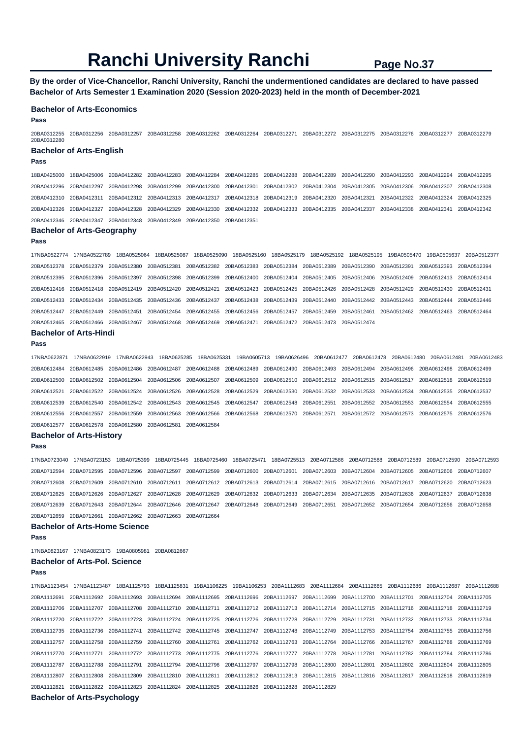# Ranchi University Ranchi

**By the order of Vice-Chancellor, Ranchi University, Ranchi the undermentioned candidates are declared to have passed Bachelor of Arts Semester 1 Examination 2020 (Session 2020-2023) held in the month of December-2021**

### Bachelor of Arts-Economics

**Pass**

20BA0312255 20BA0312256 20BA0312257 20BA0312258 20BA0312262 20BA0312264 20BA0312271 20BA0312272 20BA0312275 20BA0312276 20BA0312277 20BA0312279 20BA0312280

### Bachelor of Arts-English

**Pass**

18BA0425000 18BA0425006 20BA0412282 20BA0412283 20BA0412284 20BA0412285 20BA0412288 20BA0412289 20BA0412290 20BA0412293 20BA0412294 20BA0412295 20BA0412296 20BA0412297 20BA0412298 20BA0412299 20BA0412300 20BA0412301 20BA0412302 20BA0412304 20BA0412305 20BA0412306 20BA0412307 20BA0412308 20BA0412310 20BA0412311 20BA0412312 20BA0412313 20BA0412317 20BA0412318 20BA0412319 20BA0412320 20BA0412321 20BA0412322 20BA0412324 20BA0412325 20BA0412326 20BA0412327 20BA0412328 20BA0412329 20BA0412330 20BA0412332 20BA0412333 20BA0412335 20BA0412337 20BA0412338 20BA0412341 20BA0412342 20BA0412346 20BA0412347 20BA0412348 20BA0412349 20BA0412350 20BA0412351

### Bachelor of Arts-Geography

**Pass**

17NBA0522774 17NBA0522789 18BA0525064 18BA0525087 18BA0525090 18BA0525160 18BA0525179 18BA0525192 18BA0525195 19BA0505470 19BA0505637 20BA0512377 20BA0512378 20BA0512379 20BA0512380 20BA0512381 20BA0512382 20BA0512383 20BA0512384 20BA0512389 20BA0512390 20BA0512391 20BA0512393 20BA0512394 20BA0512395 20BA0512396 20BA0512397 20BA0512398 20BA0512399 20BA0512400 20BA0512404 20BA0512405 20BA0512406 20BA0512409 20BA0512413 20BA0512414 20BA0512416 20BA0512418 20BA0512419 20BA0512420 20BA0512421 20BA0512423 20BA0512425 20BA0512426 20BA0512428 20BA0512429 20BA0512430 20BA0512431 20BA0512433 20BA0512434 20BA0512435 20BA0512436 20BA0512437 20BA0512438 20BA0512439 20BA0512440 20BA0512442 20BA0512443 20BA0512444 20BA0512446 20BA0512447 20BA0512449 20BA0512451 20BA0512454 20BA0512455 20BA0512456 20BA0512457 20BA0512459 20BA0512461 20BA0512462 20BA0512463 20BA0512464 20BA0512465 20BA0512466 20BA0512467 20BA0512468 20BA0512469 20BA0512471 20BA0512472 20BA0512473 20BA0512474

### Bachelor of Arts-Hindi

**Pass**

17NBA0622871 17NBA0622919 17NBA0622943 18BA0625285 18BA0625331 19BA0605713 19BA0626496 20BA0612477 20BA0612478 20BA0612480 20BA0612481 20BA0612483 20BA0612484 20BA0612485 20BA0612486 20BA0612487 20BA0612488 20BA0612489 20BA0612490 20BA0612493 20BA0612494 20BA0612496 20BA0612498 20BA0612499 20BA0612500 20BA0612502 20BA0612504 20BA0612506 20BA0612507 20BA0612509 20BA0612510 20BA0612512 20BA0612515 20BA0612517 20BA0612518 20BA0612519 20BA0612521 20BA0612522 20BA0612524 20BA0612526 20BA0612528 20BA0612529 20BA0612530 20BA0612532 20BA0612533 20BA0612534 20BA0612535 20BA0612537 20BA0612539 20BA0612540 20BA0612542 20BA0612543 20BA0612545 20BA0612547 20BA0612548 20BA0612551 20BA0612552 20BA0612553 20BA0612554 20BA0612555 20BA0612556 20BA0612557 20BA0612559 20BA0612563 20BA0612566 20BA0612568 20BA0612570 20BA0612571 20BA0612572 20BA0612573 20BA0612575 20BA0612576 20BA0612577 20BA0612578 20BA0612580 20BA0612581 20BA0612584

### Bachelor of Arts-History

**Pass**

17NBA0723040 17NBA0723153 18BA0725399 18BA0725445 18BA0725460 18BA0725471 18BA0725513 20BA0712586 20BA0712588 20BA0712589 20BA0712590 20BA0712593 20BA0712594 20BA0712595 20BA0712596 20BA0712597 20BA0712599 20BA0712600 20BA0712601 20BA0712603 20BA0712604 20BA0712605 20BA0712606 20BA0712607 20BA0712608 20BA0712609 20BA0712610 20BA0712611 20BA0712612 20BA0712613 20BA0712614 20BA0712615 20BA0712616 20BA0712617 20BA0712620 20BA0712623 20BA0712625 20BA0712626 20BA0712627 20BA0712628 20BA0712629 20BA0712632 20BA0712633 20BA0712634 20BA0712635 20BA0712636 20BA0712637 20BA0712638 20BA0712639 20BA0712643 20BA0712644 20BA0712646 20BA0712647 20BA0712648 20BA0712649 20BA0712651 20BA0712652 20BA0712654 20BA0712656 20BA0712658 20BA0712659 20BA0712661 20BA0712662 20BA0712663 20BA0712664

### Bachelor of Arts-Home Science

**Pass**

17NBA0823167 17NBA0823173 19BA0805981 20BA0812667

### Bachelor of Arts-Pol. Science

**Pass**

17NBA1123454 17NBA1123487 18BA1125793 18BA1125831 19BA1106225 19BA1106253 20BA1112683 20BA1112684 20BA1112685 20BA1112686 20BA1112687 20BA1112688 20BA1112691 20BA1112692 20BA1112693 20BA1112694 20BA1112695 20BA1112696 20BA1112697 20BA1112699 20BA1112700 20BA1112701 20BA1112704 20BA1112705 20BA1112706 20BA1112707 20BA1112708 20BA1112710 20BA1112711 20BA1112712 20BA1112713 20BA1112714 20BA1112715 20BA1112716 20BA1112718 20BA1112719 20BA1112720 20BA1112722 20BA1112723 20BA1112724 20BA1112725 20BA1112726 20BA1112728 20BA1112729 20BA1112731 20BA1112732 20BA1112733 20BA1112734 20BA1112735 20BA1112736 20BA1112741 20BA1112742 20BA1112745 20BA1112747 20BA1112748 20BA1112749 20BA1112753 20BA1112754 20BA1112755 20BA1112756 20BA1112757 20BA1112758 20BA1112759 20BA1112760 20BA1112761 20BA1112762 20BA1112763 20BA1112764 20BA1112766 20BA1112767 20BA1112768 20BA1112769 20BA1112770 20BA1112771 20BA1112772 20BA1112773 20BA1112775 20BA1112776 20BA1112777 20BA1112778 20BA1112781 20BA1112782 20BA1112784 20BA1112786 20BA1112787 20BA1112788 20BA1112791 20BA1112794 20BA1112796 20BA1112797 20BA1112798 20BA1112800 20BA1112801 20BA1112802 20BA1112804 20BA1112805 20BA1112807 20BA1112808 20BA1112809 20BA1112810 20BA1112811 20BA1112812 20BA1112813 20BA1112815 20BA1112816 20BA1112817 20BA1112818 20BA1112819 20BA1112821 20BA1112822 20BA1112823 20BA1112824 20BA1112825 20BA1112826 20BA1112828 20BA1112829

### Bachelor of Arts-Psychology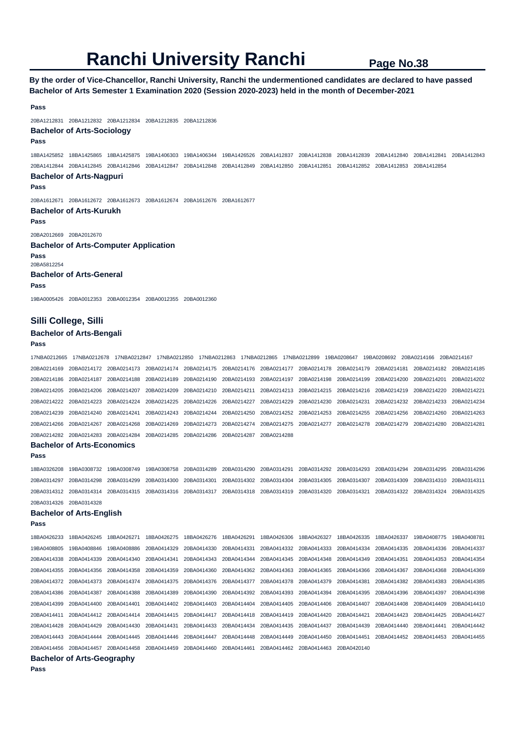# Ranchi University Ranchi

**By the order of Vice-Chancellor, Ranchi University, Ranchi the undermentioned candidates are declared to have passed Bachelor of Arts Semester 1 Examination 2020 (Session 2020-2023) held in the month of December-2021**

**Pass**

20BA1212831 20BA1212832 20BA1212834 20BA1212835 20BA1212836

### Bachelor of Arts-Sociology

**Pass**

18BA1425852 18BA1425865 18BA1425875 19BA1406303 19BA1406344 19BA1426526 20BA1412837 20BA1412838 20BA1412839 20BA1412840 20BA1412841 20BA1412843
20BA1412844 20BA1412845 20BA1412846 20BA1412847 20BA1412848 20BA1412849 20BA1412850 20BA1412851 20BA1412852 20BA1412853 20BA1412854

### Bachelor of Arts-Nagpuri

**Pass**

20BA1612671 20BA1612672 20BA1612673 20BA1612674 20BA1612676 20BA1612677

### Bachelor of Arts-Kurukh

**Pass**

20BA2012669 20BA2012670

### Bachelor of Arts-Computer Application

**Pass**

20BA5812254

### Bachelor of Arts-General

**Pass**

19BA0005426 20BA0012353 20BA0012354 20BA0012355 20BA0012360

## Silli College, Silli

### Bachelor of Arts-Bengali

**Pass**

17NBA0212665 17NBA0212678 17NBA0212847 17NBA0212850 17NBA0212863 17NBA0212865 17NBA0212899 19BA0208647 19BA0208692 20BA0214166 20BA0214167
20BA0214169 20BA0214172 20BA0214173 20BA0214174 20BA0214175 20BA0214176 20BA0214177 20BA0214178 20BA0214179 20BA0214181 20BA0214182 20BA0214185
20BA0214186 20BA0214187 20BA0214188 20BA0214189 20BA0214190 20BA0214193 20BA0214197 20BA0214198 20BA0214199 20BA0214200 20BA0214201 20BA0214202
20BA0214205 20BA0214206 20BA0214207 20BA0214209 20BA0214210 20BA0214211 20BA0214213 20BA0214215 20BA0214216 20BA0214219 20BA0214220 20BA0214221
20BA0214222 20BA0214223 20BA0214224 20BA0214225 20BA0214226 20BA0214227 20BA0214229 20BA0214230 20BA0214231 20BA0214232 20BA0214233 20BA0214234
20BA0214239 20BA0214240 20BA0214241 20BA0214243 20BA0214244 20BA0214250 20BA0214252 20BA0214253 20BA0214255 20BA0214256 20BA0214260 20BA0214263
20BA0214266 20BA0214267 20BA0214268 20BA0214269 20BA0214273 20BA0214274 20BA0214275 20BA0214277 20BA0214278 20BA0214279 20BA0214280 20BA0214281
20BA0214282 20BA0214283 20BA0214284 20BA0214285 20BA0214286 20BA0214287 20BA0214288

### Bachelor of Arts-Economics

**Pass**

18BA0326208 19BA0308732 19BA0308749 19BA0308758 20BA0314289 20BA0314290 20BA0314291 20BA0314292 20BA0314293 20BA0314294 20BA0314295 20BA0314296
20BA0314297 20BA0314298 20BA0314299 20BA0314300 20BA0314301 20BA0314302 20BA0314304 20BA0314305 20BA0314307 20BA0314309 20BA0314310 20BA0314311
20BA0314312 20BA0314314 20BA0314315 20BA0314316 20BA0314317 20BA0314318 20BA0314319 20BA0314320 20BA0314321 20BA0314322 20BA0314324 20BA0314325
20BA0314326 20BA0314328

### Bachelor of Arts-English

**Pass**

18BA0426233 18BA0426245 18BA0426271 18BA0426275 18BA0426276 18BA0426291 18BA0426306 18BA0426327 18BA0426335 18BA0426337 19BA0408775 19BA0408781
19BA0408805 19BA0408846 19BA0408886 20BA0414329 20BA0414330 20BA0414331 20BA0414332 20BA0414333 20BA0414334 20BA0414335 20BA0414336 20BA0414337
20BA0414338 20BA0414339 20BA0414340 20BA0414341 20BA0414343 20BA0414344 20BA0414345 20BA0414348 20BA0414349 20BA0414351 20BA0414353 20BA0414354
20BA0414355 20BA0414356 20BA0414358 20BA0414359 20BA0414360 20BA0414362 20BA0414363 20BA0414365 20BA0414366 20BA0414367 20BA0414368 20BA0414369
20BA0414372 20BA0414373 20BA0414374 20BA0414375 20BA0414376 20BA0414377 20BA0414378 20BA0414379 20BA0414381 20BA0414382 20BA0414383 20BA0414385
20BA0414386 20BA0414387 20BA0414388 20BA0414389 20BA0414390 20BA0414392 20BA0414393 20BA0414394 20BA0414395 20BA0414396 20BA0414397 20BA0414398
20BA0414399 20BA0414400 20BA0414401 20BA0414402 20BA0414403 20BA0414404 20BA0414405 20BA0414406 20BA0414407 20BA0414408 20BA0414409 20BA0414410
20BA0414411 20BA0414412 20BA0414414 20BA0414415 20BA0414417 20BA0414418 20BA0414419 20BA0414420 20BA0414421 20BA0414423 20BA0414425 20BA0414427
20BA0414428 20BA0414429 20BA0414430 20BA0414431 20BA0414433 20BA0414434 20BA0414435 20BA0414437 20BA0414439 20BA0414440 20BA0414441 20BA0414442
20BA0414443 20BA0414444 20BA0414445 20BA0414446 20BA0414447 20BA0414448 20BA0414449 20BA0414450 20BA0414451 20BA0414452 20BA0414453 20BA0414455
20BA0414456 20BA0414457 20BA0414458 20BA0414459 20BA0414460 20BA0414461 20BA0414462 20BA0414463 20BA0420140

### Bachelor of Arts-Geography

**Pass**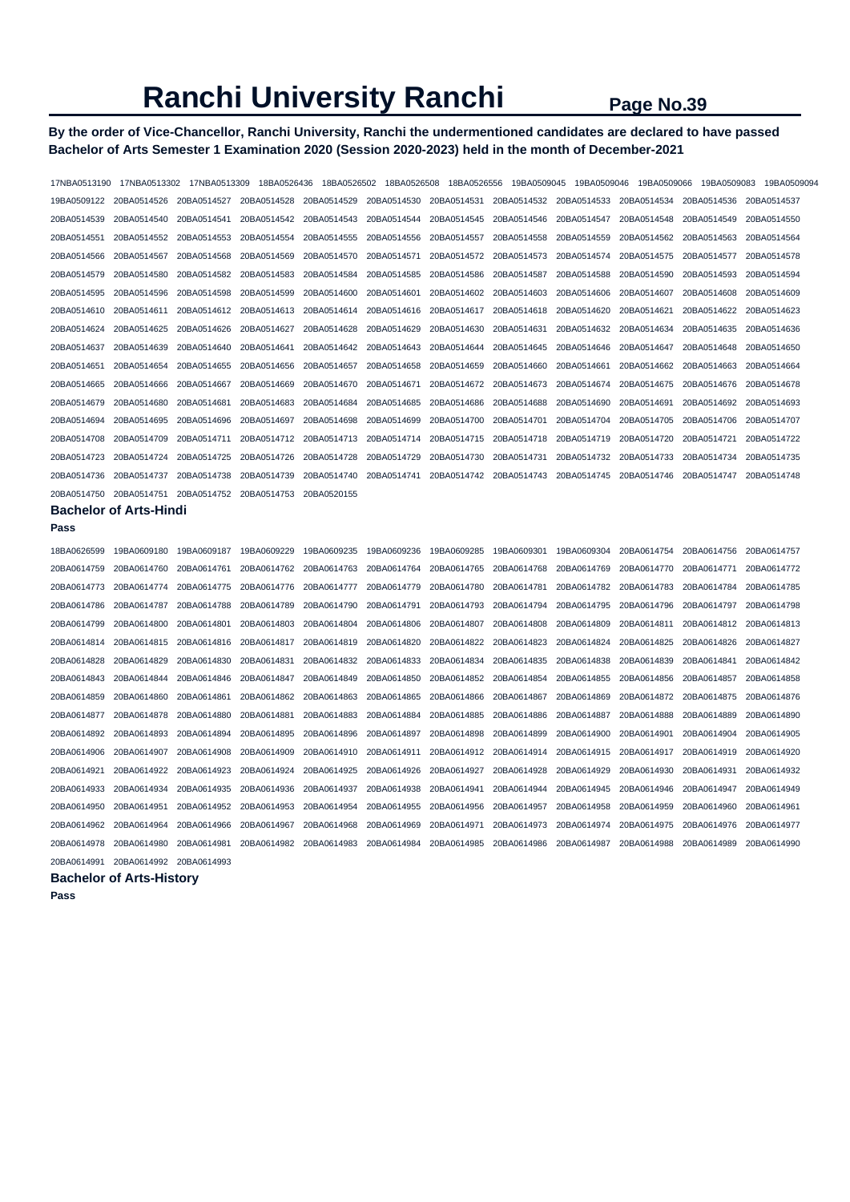# Ranchi University Ranchi

**By the order of Vice-Chancellor, Ranchi University, Ranchi the undermentioned candidates are declared to have passed Bachelor of Arts Semester 1 Examination 2020 (Session 2020-2023) held in the month of December-2021**

17NBA0513190 17NBA0513302 17NBA0513309 18BA0526436 18BA0526502 18BA0526508 18BA0526556 19BA0509045 19BA0509046 19BA0509066 19BA0509083 19BA0509094
19BA0509122 20BA0514526 20BA0514527 20BA0514528 20BA0514529 20BA0514530 20BA0514531 20BA0514532 20BA0514533 20BA0514534 20BA0514536 20BA0514537
20BA0514539 20BA0514540 20BA0514541 20BA0514542 20BA0514543 20BA0514544 20BA0514545 20BA0514546 20BA0514547 20BA0514548 20BA0514549 20BA0514550
20BA0514551 20BA0514552 20BA0514553 20BA0514554 20BA0514555 20BA0514556 20BA0514557 20BA0514558 20BA0514559 20BA0514562 20BA0514563 20BA0514564
20BA0514566 20BA0514567 20BA0514568 20BA0514569 20BA0514570 20BA0514571 20BA0514572 20BA0514573 20BA0514574 20BA0514575 20BA0514577 20BA0514578
20BA0514579 20BA0514580 20BA0514582 20BA0514583 20BA0514584 20BA0514585 20BA0514586 20BA0514587 20BA0514588 20BA0514590 20BA0514593 20BA0514594
20BA0514595 20BA0514596 20BA0514598 20BA0514599 20BA0514600 20BA0514601 20BA0514602 20BA0514603 20BA0514606 20BA0514607 20BA0514608 20BA0514609
20BA0514610 20BA0514611 20BA0514612 20BA0514613 20BA0514614 20BA0514616 20BA0514617 20BA0514618 20BA0514620 20BA0514621 20BA0514622 20BA0514623
20BA0514624 20BA0514625 20BA0514626 20BA0514627 20BA0514628 20BA0514629 20BA0514630 20BA0514631 20BA0514632 20BA0514634 20BA0514635 20BA0514636
20BA0514637 20BA0514639 20BA0514640 20BA0514641 20BA0514642 20BA0514643 20BA0514644 20BA0514645 20BA0514646 20BA0514647 20BA0514648 20BA0514650
20BA0514651 20BA0514654 20BA0514655 20BA0514656 20BA0514657 20BA0514658 20BA0514659 20BA0514660 20BA0514661 20BA0514662 20BA0514663 20BA0514664
20BA0514665 20BA0514666 20BA0514667 20BA0514669 20BA0514670 20BA0514671 20BA0514672 20BA0514673 20BA0514674 20BA0514675 20BA0514676 20BA0514678
20BA0514679 20BA0514680 20BA0514681 20BA0514683 20BA0514684 20BA0514685 20BA0514686 20BA0514688 20BA0514690 20BA0514691 20BA0514692 20BA0514693
20BA0514694 20BA0514695 20BA0514696 20BA0514697 20BA0514698 20BA0514699 20BA0514700 20BA0514701 20BA0514704 20BA0514705 20BA0514706 20BA0514707
20BA0514708 20BA0514709 20BA0514711 20BA0514712 20BA0514713 20BA0514714 20BA0514715 20BA0514718 20BA0514719 20BA0514720 20BA0514721 20BA0514722
20BA0514723 20BA0514724 20BA0514725 20BA0514726 20BA0514728 20BA0514729 20BA0514730 20BA0514731 20BA0514732 20BA0514733 20BA0514734 20BA0514735
20BA0514736 20BA0514737 20BA0514738 20BA0514739 20BA0514740 20BA0514741 20BA0514742 20BA0514743 20BA0514745 20BA0514746 20BA0514747 20BA0514748
20BA0514750 20BA0514751 20BA0514752 20BA0514753 20BA0520155

### Bachelor of Arts-Hindi

**Pass**

18BA0626599 19BA0609180 19BA0609187 19BA0609229 19BA0609235 19BA0609236 19BA0609285 19BA0609301 19BA0609304 20BA0614754 20BA0614756 20BA0614757
20BA0614759 20BA0614760 20BA0614761 20BA0614762 20BA0614763 20BA0614764 20BA0614765 20BA0614768 20BA0614769 20BA0614770 20BA0614771 20BA0614772
20BA0614773 20BA0614774 20BA0614775 20BA0614776 20BA0614777 20BA0614779 20BA0614780 20BA0614781 20BA0614782 20BA0614783 20BA0614784 20BA0614785
20BA0614786 20BA0614787 20BA0614788 20BA0614789 20BA0614790 20BA0614791 20BA0614793 20BA0614794 20BA0614795 20BA0614796 20BA0614797 20BA0614798
20BA0614799 20BA0614800 20BA0614801 20BA0614803 20BA0614804 20BA0614806 20BA0614807 20BA0614808 20BA0614809 20BA0614811 20BA0614812 20BA0614813
20BA0614814 20BA0614815 20BA0614816 20BA0614817 20BA0614819 20BA0614820 20BA0614822 20BA0614823 20BA0614824 20BA0614825 20BA0614826 20BA0614827
20BA0614828 20BA0614829 20BA0614830 20BA0614831 20BA0614832 20BA0614833 20BA0614834 20BA0614835 20BA0614838 20BA0614839 20BA0614841 20BA0614842
20BA0614843 20BA0614844 20BA0614846 20BA0614847 20BA0614849 20BA0614850 20BA0614852 20BA0614854 20BA0614855 20BA0614856 20BA0614857 20BA0614858
20BA0614859 20BA0614860 20BA0614861 20BA0614862 20BA0614863 20BA0614865 20BA0614866 20BA0614867 20BA0614869 20BA0614872 20BA0614875 20BA0614876
20BA0614877 20BA0614878 20BA0614880 20BA0614881 20BA0614883 20BA0614884 20BA0614885 20BA0614886 20BA0614887 20BA0614888 20BA0614889 20BA0614890
20BA0614892 20BA0614893 20BA0614894 20BA0614895 20BA0614896 20BA0614897 20BA0614898 20BA0614899 20BA0614900 20BA0614901 20BA0614904 20BA0614905
20BA0614906 20BA0614907 20BA0614908 20BA0614909 20BA0614910 20BA0614911 20BA0614912 20BA0614914 20BA0614915 20BA0614917 20BA0614919 20BA0614920
20BA0614921 20BA0614922 20BA0614923 20BA0614924 20BA0614925 20BA0614926 20BA0614927 20BA0614928 20BA0614929 20BA0614930 20BA0614931 20BA0614932
20BA0614933 20BA0614934 20BA0614935 20BA0614936 20BA0614937 20BA0614938 20BA0614941 20BA0614944 20BA0614945 20BA0614946 20BA0614947 20BA0614949
20BA0614950 20BA0614951 20BA0614952 20BA0614953 20BA0614954 20BA0614955 20BA0614956 20BA0614957 20BA0614958 20BA0614959 20BA0614960 20BA0614961
20BA0614962 20BA0614964 20BA0614966 20BA0614967 20BA0614968 20BA0614969 20BA0614971 20BA0614973 20BA0614974 20BA0614975 20BA0614976 20BA0614977
20BA0614978 20BA0614980 20BA0614981 20BA0614982 20BA0614983 20BA0614984 20BA0614985 20BA0614986 20BA0614987 20BA0614988 20BA0614989 20BA0614990
20BA0614991 20BA0614992 20BA0614993

### Bachelor of Arts-History

**Pass**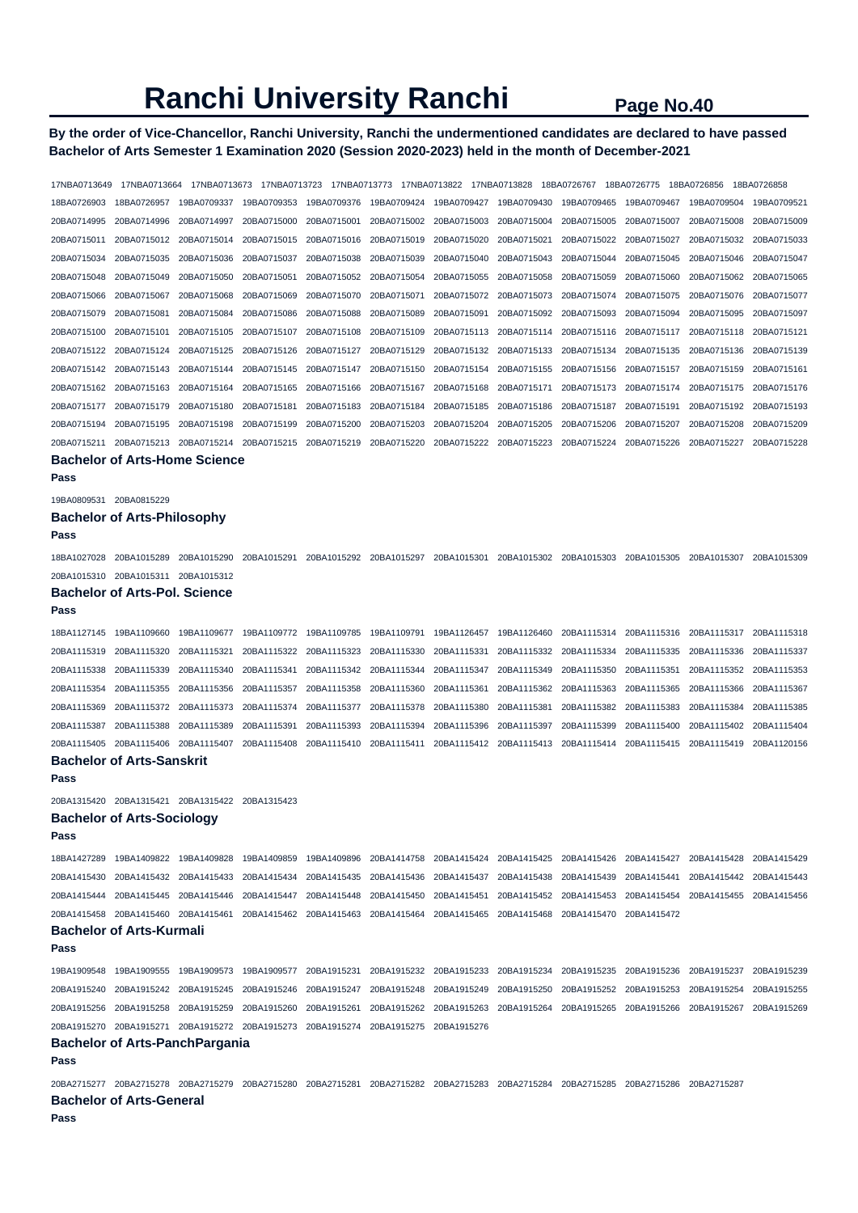# Ranchi University Ranchi

**By the order of Vice-Chancellor, Ranchi University, Ranchi the undermentioned candidates are declared to have passed Bachelor of Arts Semester 1 Examination 2020 (Session 2020-2023) held in the month of December-2021**

17NBA0713649 17NBA0713664 17NBA0713673 17NBA0713723 17NBA0713773 17NBA0713822 17NBA0713828 18BA0726767 18BA0726775 18BA0726856 18BA0726858
18BA0726903 18BA0726957 19BA0709337 19BA0709353 19BA0709376 19BA0709424 19BA0709427 19BA0709430 19BA0709465 19BA0709467 19BA0709504 19BA0709521
20BA0714995 20BA0714996 20BA0714997 20BA0715000 20BA0715001 20BA0715002 20BA0715003 20BA0715004 20BA0715005 20BA0715007 20BA0715008 20BA0715009
20BA0715011 20BA0715012 20BA0715014 20BA0715015 20BA0715016 20BA0715019 20BA0715020 20BA0715021 20BA0715022 20BA0715027 20BA0715032 20BA0715033
20BA0715034 20BA0715035 20BA0715036 20BA0715037 20BA0715038 20BA0715039 20BA0715040 20BA0715043 20BA0715044 20BA0715045 20BA0715046 20BA0715047
20BA0715048 20BA0715049 20BA0715050 20BA0715051 20BA0715052 20BA0715054 20BA0715055 20BA0715058 20BA0715059 20BA0715060 20BA0715062 20BA0715065
20BA0715066 20BA0715067 20BA0715068 20BA0715069 20BA0715070 20BA0715071 20BA0715072 20BA0715073 20BA0715074 20BA0715075 20BA0715076 20BA0715077
20BA0715079 20BA0715081 20BA0715084 20BA0715086 20BA0715088 20BA0715089 20BA0715091 20BA0715092 20BA0715093 20BA0715094 20BA0715095 20BA0715097
20BA0715100 20BA0715101 20BA0715105 20BA0715107 20BA0715108 20BA0715109 20BA0715113 20BA0715114 20BA0715116 20BA0715117 20BA0715118 20BA0715121
20BA0715122 20BA0715124 20BA0715125 20BA0715126 20BA0715127 20BA0715129 20BA0715132 20BA0715133 20BA0715134 20BA0715135 20BA0715136 20BA0715139
20BA0715142 20BA0715143 20BA0715144 20BA0715145 20BA0715147 20BA0715150 20BA0715154 20BA0715155 20BA0715156 20BA0715157 20BA0715159 20BA0715161
20BA0715162 20BA0715163 20BA0715164 20BA0715165 20BA0715166 20BA0715167 20BA0715168 20BA0715171 20BA0715173 20BA0715174 20BA0715175 20BA0715176
20BA0715177 20BA0715179 20BA0715180 20BA0715181 20BA0715183 20BA0715184 20BA0715185 20BA0715186 20BA0715187 20BA0715191 20BA0715192 20BA0715193
20BA0715194 20BA0715195 20BA0715198 20BA0715199 20BA0715200 20BA0715203 20BA0715204 20BA0715205 20BA0715206 20BA0715207 20BA0715208 20BA0715209
20BA0715211 20BA0715213 20BA0715214 20BA0715215 20BA0715219 20BA0715220 20BA0715222 20BA0715223 20BA0715224 20BA0715226 20BA0715227 20BA0715228

### Bachelor of Arts-Home Science

**Pass**

19BA0809531 20BA0815229

### Bachelor of Arts-Philosophy

**Pass**

18BA1027028 20BA1015289 20BA1015290 20BA1015291 20BA1015292 20BA1015297 20BA1015301 20BA1015302 20BA1015303 20BA1015305 20BA1015307 20BA1015309
20BA1015310 20BA1015311 20BA1015312

### Bachelor of Arts-Pol. Science

**Pass**

18BA1127145 19BA1109660 19BA1109677 19BA1109772 19BA1109785 19BA1109791 19BA1126457 19BA1126460 20BA1115314 20BA1115316 20BA1115317 20BA1115318
20BA1115319 20BA1115320 20BA1115321 20BA1115322 20BA1115323 20BA1115330 20BA1115331 20BA1115332 20BA1115334 20BA1115335 20BA1115336 20BA1115337
20BA1115338 20BA1115339 20BA1115340 20BA1115341 20BA1115342 20BA1115344 20BA1115347 20BA1115349 20BA1115350 20BA1115351 20BA1115352 20BA1115353
20BA1115354 20BA1115355 20BA1115356 20BA1115357 20BA1115358 20BA1115360 20BA1115361 20BA1115362 20BA1115363 20BA1115365 20BA1115366 20BA1115367
20BA1115369 20BA1115372 20BA1115373 20BA1115374 20BA1115377 20BA1115378 20BA1115380 20BA1115381 20BA1115382 20BA1115383 20BA1115384 20BA1115385
20BA1115387 20BA1115388 20BA1115389 20BA1115391 20BA1115393 20BA1115394 20BA1115396 20BA1115397 20BA1115399 20BA1115400 20BA1115402 20BA1115404
20BA1115405 20BA1115406 20BA1115407 20BA1115408 20BA1115410 20BA1115411 20BA1115412 20BA1115413 20BA1115414 20BA1115415 20BA1115419 20BA1120156

### Bachelor of Arts-Sanskrit

**Pass**

20BA1315420 20BA1315421 20BA1315422 20BA1315423

### Bachelor of Arts-Sociology

**Pass**

18BA1427289 19BA1409822 19BA1409828 19BA1409859 19BA1409896 20BA1414758 20BA1415424 20BA1415425 20BA1415426 20BA1415427 20BA1415428 20BA1415429
20BA1415430 20BA1415432 20BA1415433 20BA1415434 20BA1415435 20BA1415436 20BA1415437 20BA1415438 20BA1415439 20BA1415441 20BA1415442 20BA1415443
20BA1415444 20BA1415445 20BA1415446 20BA1415447 20BA1415448 20BA1415450 20BA1415451 20BA1415452 20BA1415453 20BA1415454 20BA1415455 20BA1415456
20BA1415458 20BA1415460 20BA1415461 20BA1415462 20BA1415463 20BA1415464 20BA1415465 20BA1415468 20BA1415470 20BA1415472

### Bachelor of Arts-Kurmali

**Pass**

19BA1909548 19BA1909555 19BA1909573 19BA1909577 20BA1915231 20BA1915232 20BA1915233 20BA1915234 20BA1915235 20BA1915236 20BA1915237 20BA1915239
20BA1915240 20BA1915242 20BA1915245 20BA1915246 20BA1915247 20BA1915248 20BA1915249 20BA1915250 20BA1915252 20BA1915253 20BA1915254 20BA1915255
20BA1915256 20BA1915258 20BA1915259 20BA1915260 20BA1915261 20BA1915262 20BA1915263 20BA1915264 20BA1915265 20BA1915266 20BA1915267 20BA1915269
20BA1915270 20BA1915271 20BA1915272 20BA1915273 20BA1915274 20BA1915275 20BA1915276

### Bachelor of Arts-PanchPargania

**Pass**

20BA2715277 20BA2715278 20BA2715279 20BA2715280 20BA2715281 20BA2715282 20BA2715283 20BA2715284 20BA2715285 20BA2715286 20BA2715287

### Bachelor of Arts-General

**Pass**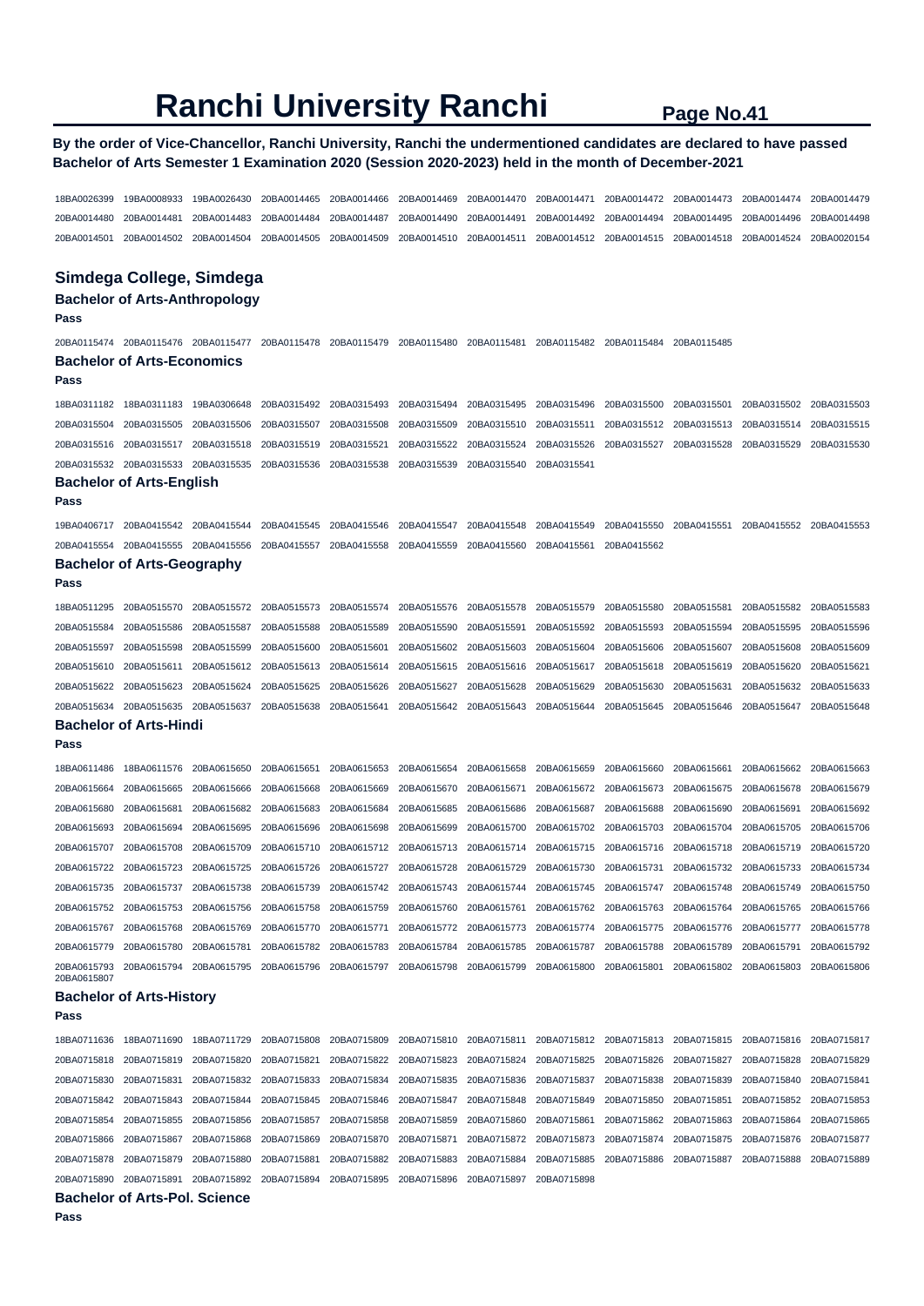# Ranchi University Ranchi

**By the order of Vice-Chancellor, Ranchi University, Ranchi the undermentioned candidates are declared to have passed Bachelor of Arts Semester 1 Examination 2020 (Session 2020-2023) held in the month of December-2021**

18BA0026399 19BA0008933 19BA0026430 20BA0014465 20BA0014466 20BA0014469 20BA0014470 20BA0014471 20BA0014472 20BA0014473 20BA0014474 20BA0014479
20BA0014480 20BA0014481 20BA0014483 20BA0014484 20BA0014487 20BA0014490 20BA0014491 20BA0014492 20BA0014494 20BA0014495 20BA0014496 20BA0014498
20BA0014501 20BA0014502 20BA0014504 20BA0014505 20BA0014509 20BA0014510 20BA0014511 20BA0014512 20BA0014515 20BA0014518 20BA0014524 20BA0020154

## Simdega College, Simdega

### Bachelor of Arts-Anthropology

**Pass**

20BA0115474 20BA0115476 20BA0115477 20BA0115478 20BA0115479 20BA0115480 20BA0115481 20BA0115482 20BA0115484 20BA0115485

### Bachelor of Arts-Economics

**Pass**

18BA0311182 18BA0311183 19BA0306648 20BA0315492 20BA0315493 20BA0315494 20BA0315495 20BA0315496 20BA0315500 20BA0315501 20BA0315502 20BA0315503
20BA0315504 20BA0315505 20BA0315506 20BA0315507 20BA0315508 20BA0315509 20BA0315510 20BA0315511 20BA0315512 20BA0315513 20BA0315514 20BA0315515
20BA0315516 20BA0315517 20BA0315518 20BA0315519 20BA0315521 20BA0315522 20BA0315524 20BA0315526 20BA0315527 20BA0315528 20BA0315529 20BA0315530
20BA0315532 20BA0315533 20BA0315535 20BA0315536 20BA0315538 20BA0315539 20BA0315540 20BA0315541

### Bachelor of Arts-English

**Pass**

19BA0406717 20BA0415542 20BA0415544 20BA0415545 20BA0415546 20BA0415547 20BA0415548 20BA0415549 20BA0415550 20BA0415551 20BA0415552 20BA0415553
20BA0415554 20BA0415555 20BA0415556 20BA0415557 20BA0415558 20BA0415559 20BA0415560 20BA0415561 20BA0415562

### Bachelor of Arts-Geography

**Pass**

18BA0511295 20BA0515570 20BA0515572 20BA0515573 20BA0515574 20BA0515576 20BA0515578 20BA0515579 20BA0515580 20BA0515581 20BA0515582 20BA0515583
20BA0515584 20BA0515586 20BA0515587 20BA0515588 20BA0515589 20BA0515590 20BA0515591 20BA0515592 20BA0515593 20BA0515594 20BA0515595 20BA0515596
20BA0515597 20BA0515598 20BA0515599 20BA0515600 20BA0515601 20BA0515602 20BA0515603 20BA0515604 20BA0515606 20BA0515607 20BA0515608 20BA0515609
20BA0515610 20BA0515611 20BA0515612 20BA0515613 20BA0515614 20BA0515615 20BA0515616 20BA0515617 20BA0515618 20BA0515619 20BA0515620 20BA0515621
20BA0515622 20BA0515623 20BA0515624 20BA0515625 20BA0515626 20BA0515627 20BA0515628 20BA0515629 20BA0515630 20BA0515631 20BA0515632 20BA0515633
20BA0515634 20BA0515635 20BA0515637 20BA0515638 20BA0515641 20BA0515642 20BA0515643 20BA0515644 20BA0515645 20BA0515646 20BA0515647 20BA0515648

### Bachelor of Arts-Hindi

**Pass**

18BA0611486 18BA0611576 20BA0615650 20BA0615651 20BA0615653 20BA0615654 20BA0615658 20BA0615659 20BA0615660 20BA0615661 20BA0615662 20BA0615663
20BA0615664 20BA0615665 20BA0615666 20BA0615668 20BA0615669 20BA0615670 20BA0615671 20BA0615672 20BA0615673 20BA0615675 20BA0615678 20BA0615679
20BA0615680 20BA0615681 20BA0615682 20BA0615683 20BA0615684 20BA0615685 20BA0615686 20BA0615687 20BA0615688 20BA0615690 20BA0615691 20BA0615692
20BA0615693 20BA0615694 20BA0615695 20BA0615696 20BA0615698 20BA0615699 20BA0615700 20BA0615702 20BA0615703 20BA0615704 20BA0615705 20BA0615706
20BA0615707 20BA0615708 20BA0615709 20BA0615710 20BA0615712 20BA0615713 20BA0615714 20BA0615715 20BA0615716 20BA0615718 20BA0615719 20BA0615720
20BA0615722 20BA0615723 20BA0615725 20BA0615726 20BA0615727 20BA0615728 20BA0615729 20BA0615730 20BA0615731 20BA0615732 20BA0615733 20BA0615734
20BA0615735 20BA0615737 20BA0615738 20BA0615739 20BA0615742 20BA0615743 20BA0615744 20BA0615745 20BA0615747 20BA0615748 20BA0615749 20BA0615750
20BA0615752 20BA0615753 20BA0615756 20BA0615758 20BA0615759 20BA0615760 20BA0615761 20BA0615762 20BA0615763 20BA0615764 20BA0615765 20BA0615766
20BA0615767 20BA0615768 20BA0615769 20BA0615770 20BA0615771 20BA0615772 20BA0615773 20BA0615774 20BA0615775 20BA0615776 20BA0615777 20BA0615778
20BA0615779 20BA0615780 20BA0615781 20BA0615782 20BA0615783 20BA0615784 20BA0615785 20BA0615787 20BA0615788 20BA0615789 20BA0615791 20BA0615792
20BA0615793 20BA0615794 20BA0615795 20BA0615796 20BA0615797 20BA0615798 20BA0615799 20BA0615800 20BA0615801 20BA0615802 20BA0615803 20BA0615806
20BA0615807

### Bachelor of Arts-History

**Pass**

18BA0711636 18BA0711690 18BA0711729 20BA0715808 20BA0715809 20BA0715810 20BA0715811 20BA0715812 20BA0715813 20BA0715815 20BA0715816 20BA0715817
20BA0715818 20BA0715819 20BA0715820 20BA0715821 20BA0715822 20BA0715823 20BA0715824 20BA0715825 20BA0715826 20BA0715827 20BA0715828 20BA0715829
20BA0715830 20BA0715831 20BA0715832 20BA0715833 20BA0715834 20BA0715835 20BA0715836 20BA0715837 20BA0715838 20BA0715839 20BA0715840 20BA0715841
20BA0715842 20BA0715843 20BA0715844 20BA0715845 20BA0715846 20BA0715847 20BA0715848 20BA0715849 20BA0715850 20BA0715851 20BA0715852 20BA0715853
20BA0715854 20BA0715855 20BA0715856 20BA0715857 20BA0715858 20BA0715859 20BA0715860 20BA0715861 20BA0715862 20BA0715863 20BA0715864 20BA0715865
20BA0715866 20BA0715867 20BA0715868 20BA0715869 20BA0715870 20BA0715871 20BA0715872 20BA0715873 20BA0715874 20BA0715875 20BA0715876 20BA0715877
20BA0715878 20BA0715879 20BA0715880 20BA0715881 20BA0715882 20BA0715883 20BA0715884 20BA0715885 20BA0715886 20BA0715887 20BA0715888 20BA0715889
20BA0715890 20BA0715891 20BA0715892 20BA0715894 20BA0715895 20BA0715896 20BA0715897 20BA0715898

### Bachelor of Arts-Pol. Science

**Pass**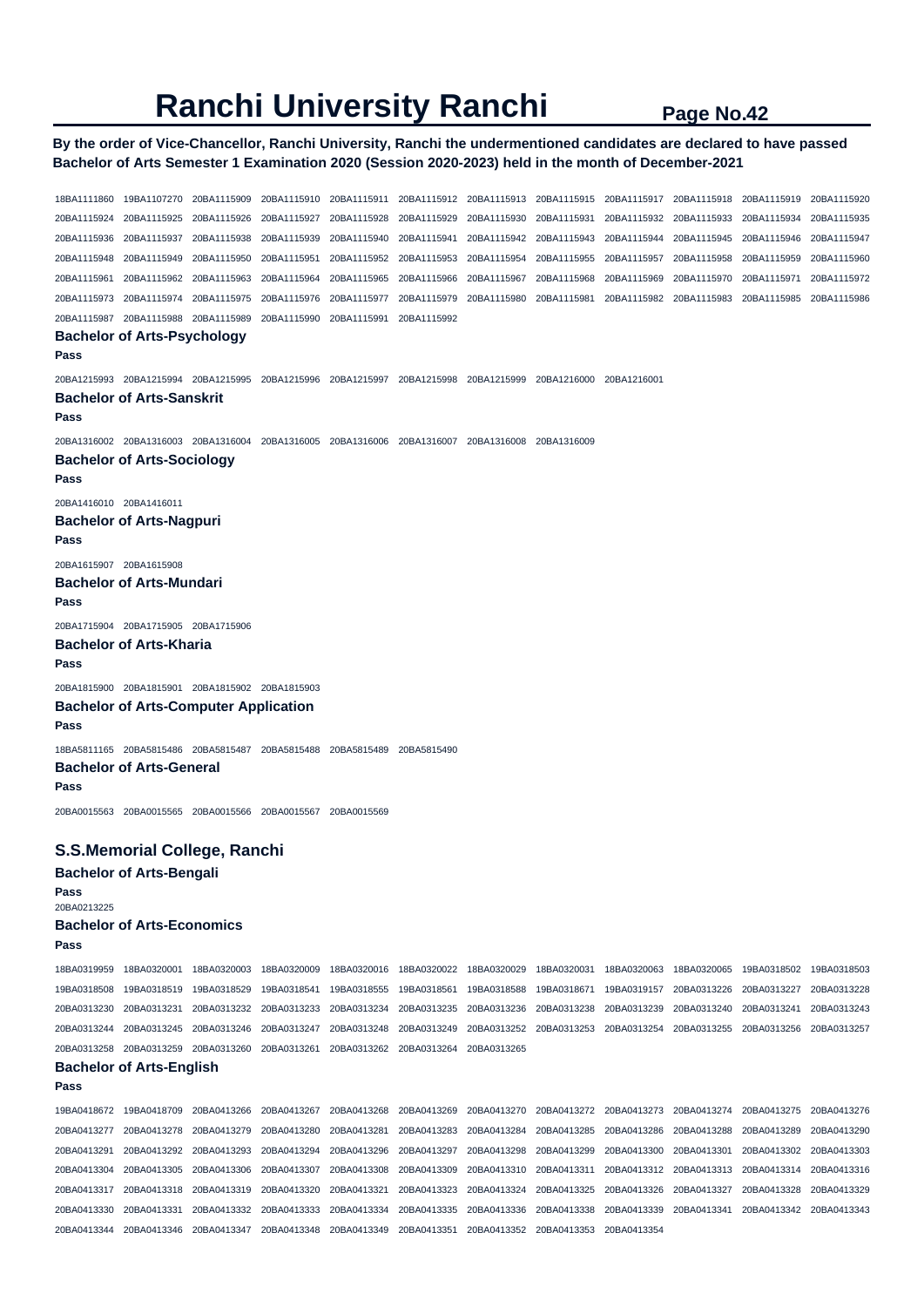# Ranchi University Ranchi

**Page No.42**

**By the order of Vice-Chancellor, Ranchi University, Ranchi the undermentioned candidates are declared to have passed Bachelor of Arts Semester 1 Examination 2020 (Session 2020-2023) held in the month of December-2021**

18BA1111860 19BA1107270 20BA1115909 20BA1115910 20BA1115911 20BA1115912 20BA1115913 20BA1115915 20BA1115917 20BA1115918 20BA1115919 20BA1115920 20BA1115924 20BA1115925 20BA1115926 20BA1115927 20BA1115928 20BA1115929 20BA1115930 20BA1115931 20BA1115932 20BA1115933 20BA1115934 20BA1115935 20BA1115936 20BA1115937 20BA1115938 20BA1115939 20BA1115940 20BA1115941 20BA1115942 20BA1115943 20BA1115944 20BA1115945 20BA1115946 20BA1115947 20BA1115948 20BA1115949 20BA1115950 20BA1115951 20BA1115952 20BA1115953 20BA1115954 20BA1115955 20BA1115957 20BA1115958 20BA1115959 20BA1115960 20BA1115961 20BA1115962 20BA1115963 20BA1115964 20BA1115965 20BA1115966 20BA1115967 20BA1115968 20BA1115969 20BA1115970 20BA1115971 20BA1115972 20BA1115973 20BA1115974 20BA1115975 20BA1115976 20BA1115977 20BA1115979 20BA1115980 20BA1115981 20BA1115982 20BA1115983 20BA1115985 20BA1115986 20BA1115987 20BA1115988 20BA1115989 20BA1115990 20BA1115991 20BA1115992

### Bachelor of Arts-Psychology

**Pass**

20BA1215993 20BA1215994 20BA1215995 20BA1215996 20BA1215997 20BA1215998 20BA1215999 20BA1216000 20BA1216001

### Bachelor of Arts-Sanskrit

**Pass**

20BA1316002 20BA1316003 20BA1316004 20BA1316005 20BA1316006 20BA1316007 20BA1316008 20BA1316009

### Bachelor of Arts-Sociology

**Pass**

20BA1416010 20BA1416011

### Bachelor of Arts-Nagpuri

**Pass**

20BA1615907 20BA1615908

### Bachelor of Arts-Mundari

**Pass**

20BA1715904 20BA1715905 20BA1715906

### Bachelor of Arts-Kharia

**Pass**

20BA1815900 20BA1815901 20BA1815902 20BA1815903

### Bachelor of Arts-Computer Application

**Pass**

18BA5811165 20BA5815486 20BA5815487 20BA5815488 20BA5815489 20BA5815490

### Bachelor of Arts-General

**Pass**

20BA0015563 20BA0015565 20BA0015566 20BA0015567 20BA0015569

## S.S.Memorial College, Ranchi

### Bachelor of Arts-Bengali

**Pass**

20BA0213225

### Bachelor of Arts-Economics

**Pass**

18BA0319959 18BA0320001 18BA0320003 18BA0320009 18BA0320016 18BA0320022 18BA0320029 18BA0320031 18BA0320063 18BA0320065 19BA0318502 19BA0318503 19BA0318508 19BA0318519 19BA0318529 19BA0318541 19BA0318555 19BA0318561 19BA0318588 19BA0318671 19BA0319157 20BA0313226 20BA0313227 20BA0313228 20BA0313230 20BA0313231 20BA0313232 20BA0313233 20BA0313234 20BA0313235 20BA0313236 20BA0313238 20BA0313239 20BA0313240 20BA0313241 20BA0313243 20BA0313244 20BA0313245 20BA0313246 20BA0313247 20BA0313248 20BA0313249 20BA0313252 20BA0313253 20BA0313254 20BA0313255 20BA0313256 20BA0313257 20BA0313258 20BA0313259 20BA0313260 20BA0313261 20BA0313262 20BA0313264 20BA0313265

### Bachelor of Arts-English

**Pass**

19BA0418672 19BA0418709 20BA0413266 20BA0413267 20BA0413268 20BA0413269 20BA0413270 20BA0413272 20BA0413273 20BA0413274 20BA0413275 20BA0413276 20BA0413277 20BA0413278 20BA0413279 20BA0413280 20BA0413281 20BA0413283 20BA0413284 20BA0413285 20BA0413286 20BA0413288 20BA0413289 20BA0413290 20BA0413291 20BA0413292 20BA0413293 20BA0413294 20BA0413296 20BA0413297 20BA0413298 20BA0413299 20BA0413300 20BA0413301 20BA0413302 20BA0413303 20BA0413304 20BA0413305 20BA0413306 20BA0413307 20BA0413308 20BA0413309 20BA0413310 20BA0413311 20BA0413312 20BA0413313 20BA0413314 20BA0413316 20BA0413317 20BA0413318 20BA0413319 20BA0413320 20BA0413321 20BA0413323 20BA0413324 20BA0413325 20BA0413326 20BA0413327 20BA0413328 20BA0413329 20BA0413330 20BA0413331 20BA0413332 20BA0413333 20BA0413334 20BA0413335 20BA0413336 20BA0413338 20BA0413339 20BA0413341 20BA0413342 20BA0413343 20BA0413344 20BA0413346 20BA0413347 20BA0413348 20BA0413349 20BA0413351 20BA0413352 20BA0413353 20BA0413354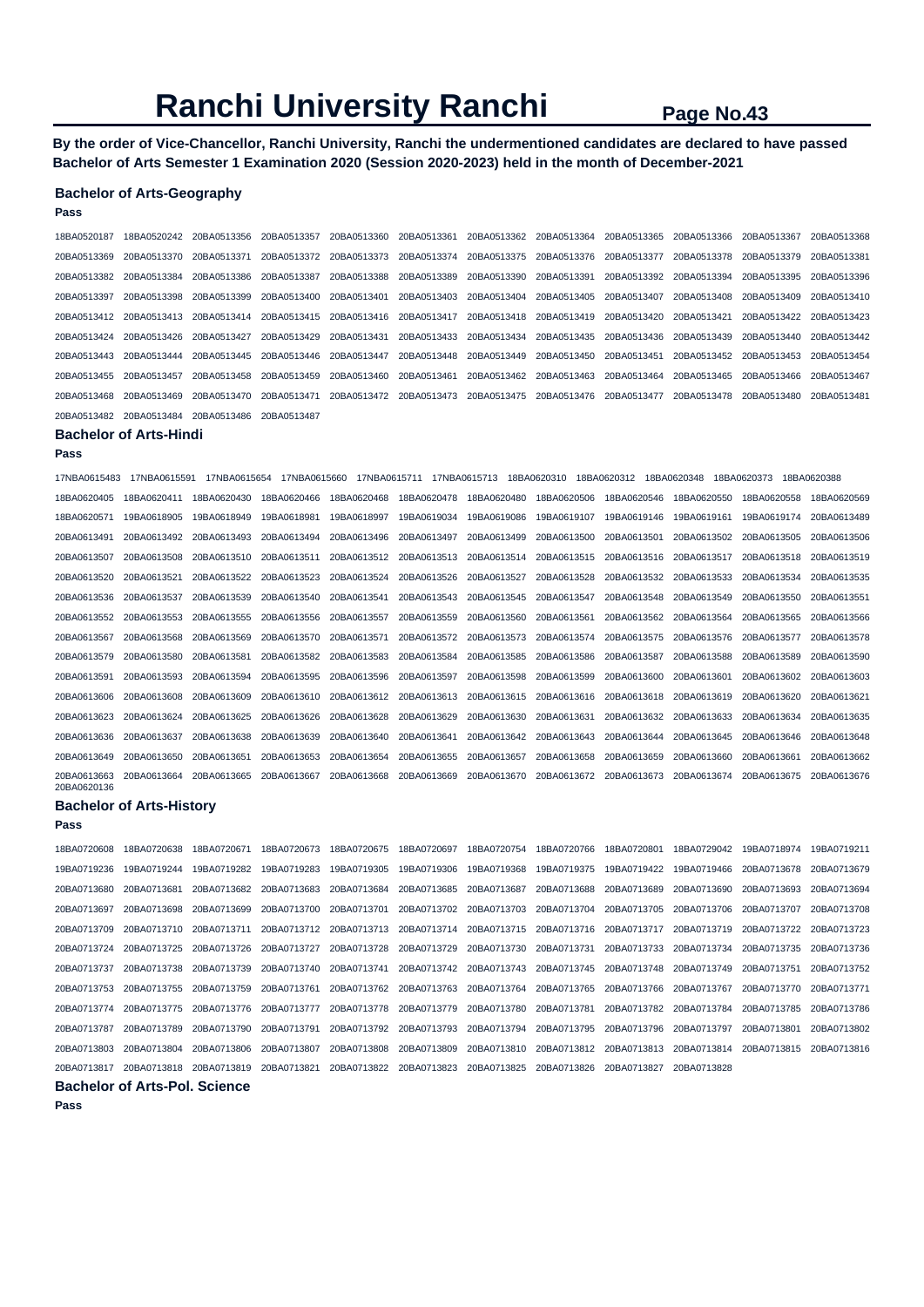# Ranchi University Ranchi

**By the order of Vice-Chancellor, Ranchi University, Ranchi the undermentioned candidates are declared to have passed Bachelor of Arts Semester 1 Examination 2020 (Session 2020-2023) held in the month of December-2021**

### Bachelor of Arts-Geography

**Pass**

18BA0520187 18BA0520242 20BA0513356 20BA0513357 20BA0513360 20BA0513361 20BA0513362 20BA0513364 20BA0513365 20BA0513366 20BA0513367 20BA0513368
20BA0513369 20BA0513370 20BA0513371 20BA0513372 20BA0513373 20BA0513374 20BA0513375 20BA0513376 20BA0513377 20BA0513378 20BA0513379 20BA0513381
20BA0513382 20BA0513384 20BA0513386 20BA0513387 20BA0513388 20BA0513389 20BA0513390 20BA0513391 20BA0513392 20BA0513394 20BA0513395 20BA0513396
20BA0513397 20BA0513398 20BA0513399 20BA0513400 20BA0513401 20BA0513403 20BA0513404 20BA0513405 20BA0513407 20BA0513408 20BA0513409 20BA0513410
20BA0513412 20BA0513413 20BA0513414 20BA0513415 20BA0513416 20BA0513417 20BA0513418 20BA0513419 20BA0513420 20BA0513421 20BA0513422 20BA0513423
20BA0513424 20BA0513426 20BA0513427 20BA0513429 20BA0513431 20BA0513433 20BA0513434 20BA0513435 20BA0513436 20BA0513439 20BA0513440 20BA0513442
20BA0513443 20BA0513444 20BA0513445 20BA0513446 20BA0513447 20BA0513448 20BA0513449 20BA0513450 20BA0513451 20BA0513452 20BA0513453 20BA0513454
20BA0513455 20BA0513457 20BA0513458 20BA0513459 20BA0513460 20BA0513461 20BA0513462 20BA0513463 20BA0513464 20BA0513465 20BA0513466 20BA0513467
20BA0513468 20BA0513469 20BA0513470 20BA0513471 20BA0513472 20BA0513473 20BA0513475 20BA0513476 20BA0513477 20BA0513478 20BA0513480 20BA0513481
20BA0513482 20BA0513484 20BA0513486 20BA0513487

### Bachelor of Arts-Hindi

**Pass**

17NBA0615483 17NBA0615591 17NBA0615654 17NBA0615660 17NBA0615711 17NBA0615713 18BA0620310 18BA0620312 18BA0620348 18BA0620373 18BA0620388
18BA0620405 18BA0620411 18BA0620430 18BA0620466 18BA0620468 18BA0620478 18BA0620480 18BA0620506 18BA0620546 18BA0620550 18BA0620558 18BA0620569
18BA0620571 19BA0618905 19BA0618949 19BA0618981 19BA0618997 19BA0619034 19BA0619086 19BA0619107 19BA0619146 19BA0619161 19BA0619174 20BA0613489
20BA0613491 20BA0613492 20BA0613493 20BA0613494 20BA0613496 20BA0613497 20BA0613499 20BA0613500 20BA0613501 20BA0613502 20BA0613505 20BA0613506
20BA0613507 20BA0613508 20BA0613510 20BA0613511 20BA0613512 20BA0613513 20BA0613514 20BA0613515 20BA0613516 20BA0613517 20BA0613518 20BA0613519
20BA0613520 20BA0613521 20BA0613522 20BA0613523 20BA0613524 20BA0613526 20BA0613527 20BA0613528 20BA0613532 20BA0613533 20BA0613534 20BA0613535
20BA0613536 20BA0613537 20BA0613539 20BA0613540 20BA0613541 20BA0613543 20BA0613545 20BA0613547 20BA0613548 20BA0613549 20BA0613550 20BA0613551
20BA0613552 20BA0613553 20BA0613555 20BA0613556 20BA0613557 20BA0613559 20BA0613560 20BA0613561 20BA0613562 20BA0613564 20BA0613565 20BA0613566
20BA0613567 20BA0613568 20BA0613569 20BA0613570 20BA0613571 20BA0613572 20BA0613573 20BA0613574 20BA0613575 20BA0613576 20BA0613577 20BA0613578
20BA0613579 20BA0613580 20BA0613581 20BA0613582 20BA0613583 20BA0613584 20BA0613585 20BA0613586 20BA0613587 20BA0613588 20BA0613589 20BA0613590
20BA0613591 20BA0613593 20BA0613594 20BA0613595 20BA0613596 20BA0613597 20BA0613598 20BA0613599 20BA0613600 20BA0613601 20BA0613602 20BA0613603
20BA0613606 20BA0613608 20BA0613609 20BA0613610 20BA0613612 20BA0613613 20BA0613615 20BA0613616 20BA0613618 20BA0613619 20BA0613620 20BA0613621
20BA0613623 20BA0613624 20BA0613625 20BA0613626 20BA0613628 20BA0613629 20BA0613630 20BA0613631 20BA0613632 20BA0613633 20BA0613634 20BA0613635
20BA0613636 20BA0613637 20BA0613638 20BA0613639 20BA0613640 20BA0613641 20BA0613642 20BA0613643 20BA0613644 20BA0613645 20BA0613646 20BA0613648
20BA0613649 20BA0613650 20BA0613651 20BA0613653 20BA0613654 20BA0613655 20BA0613657 20BA0613658 20BA0613659 20BA0613660 20BA0613661 20BA0613662
20BA0613663 20BA0613664 20BA0613665 20BA0613667 20BA0613668 20BA0613669 20BA0613670 20BA0613672 20BA0613673 20BA0613674 20BA0613675 20BA0613676
20BA0620136

### Bachelor of Arts-History

**Pass**

18BA0720608 18BA0720638 18BA0720671 18BA0720673 18BA0720675 18BA0720697 18BA0720754 18BA0720766 18BA0720801 18BA0729042 19BA0718974 19BA0719211
19BA0719236 19BA0719244 19BA0719282 19BA0719283 19BA0719305 19BA0719306 19BA0719368 19BA0719375 19BA0719422 19BA0719466 20BA0713678 20BA0713679
20BA0713680 20BA0713681 20BA0713682 20BA0713683 20BA0713684 20BA0713685 20BA0713687 20BA0713688 20BA0713689 20BA0713690 20BA0713693 20BA0713694
20BA0713697 20BA0713698 20BA0713699 20BA0713700 20BA0713701 20BA0713702 20BA0713703 20BA0713704 20BA0713705 20BA0713706 20BA0713707 20BA0713708
20BA0713709 20BA0713710 20BA0713711 20BA0713712 20BA0713713 20BA0713714 20BA0713715 20BA0713716 20BA0713717 20BA0713719 20BA0713722 20BA0713723
20BA0713724 20BA0713725 20BA0713726 20BA0713727 20BA0713728 20BA0713729 20BA0713730 20BA0713731 20BA0713733 20BA0713734 20BA0713735 20BA0713736
20BA0713737 20BA0713738 20BA0713739 20BA0713740 20BA0713741 20BA0713742 20BA0713743 20BA0713745 20BA0713748 20BA0713749 20BA0713751 20BA0713752
20BA0713753 20BA0713755 20BA0713759 20BA0713761 20BA0713762 20BA0713763 20BA0713764 20BA0713765 20BA0713766 20BA0713767 20BA0713770 20BA0713771
20BA0713774 20BA0713775 20BA0713776 20BA0713777 20BA0713778 20BA0713779 20BA0713780 20BA0713781 20BA0713782 20BA0713784 20BA0713785 20BA0713786
20BA0713787 20BA0713789 20BA0713790 20BA0713791 20BA0713792 20BA0713793 20BA0713794 20BA0713795 20BA0713796 20BA0713797 20BA0713801 20BA0713802
20BA0713803 20BA0713804 20BA0713806 20BA0713807 20BA0713808 20BA0713809 20BA0713810 20BA0713812 20BA0713813 20BA0713814 20BA0713815 20BA0713816
20BA0713817 20BA0713818 20BA0713819 20BA0713821 20BA0713822 20BA0713823 20BA0713825 20BA0713826 20BA0713827 20BA0713828

### Bachelor of Arts-Pol. Science

**Pass**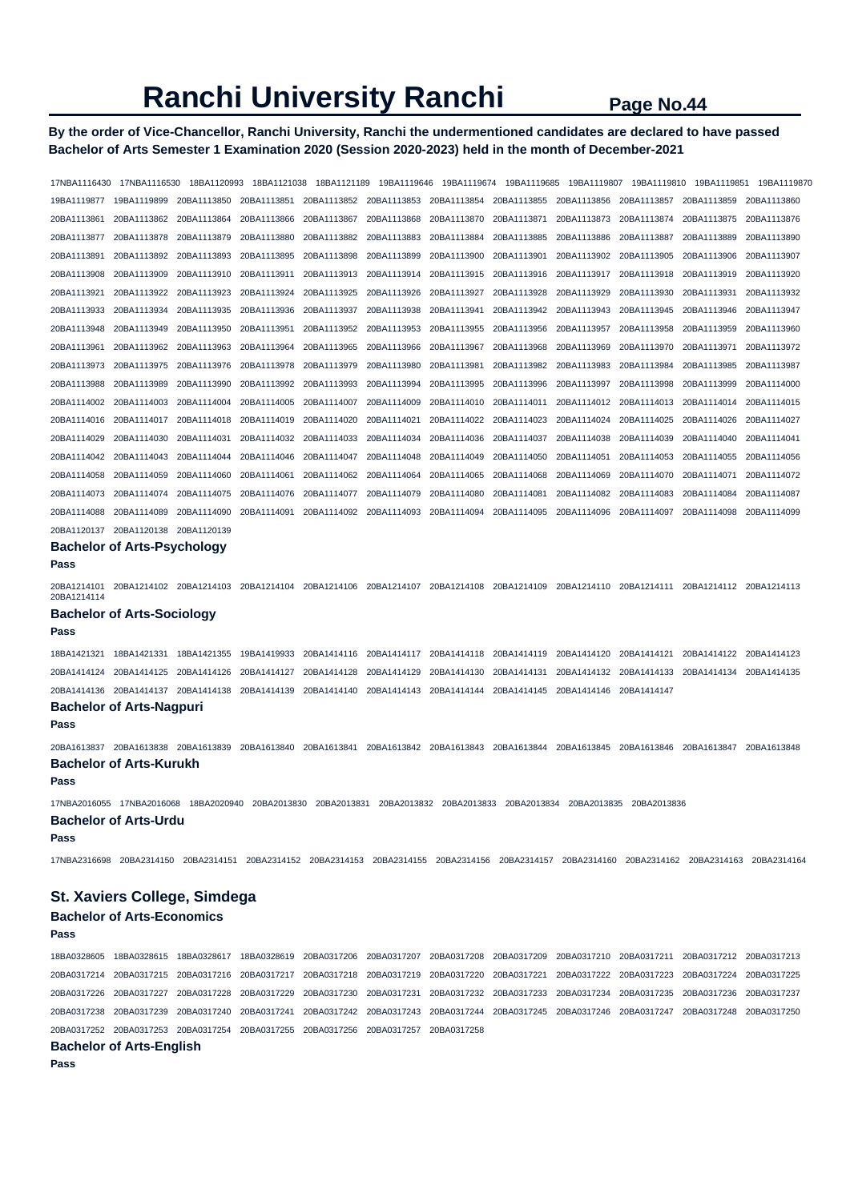# Ranchi University Ranchi

**By the order of Vice-Chancellor, Ranchi University, Ranchi the undermentioned candidates are declared to have passed Bachelor of Arts Semester 1 Examination 2020 (Session 2020-2023) held in the month of December-2021**

17NBA1116430 17NBA1116530 18BA1120993 18BA1121038 18BA1121189 19BA1119646 19BA1119674 19BA1119685 19BA1119807 19BA1119810 19BA1119851 19BA1119870
19BA1119877 19BA1119899 20BA1113850 20BA1113851 20BA1113852 20BA1113853 20BA1113854 20BA1113855 20BA1113856 20BA1113857 20BA1113859 20BA1113860
20BA1113861 20BA1113862 20BA1113864 20BA1113866 20BA1113867 20BA1113868 20BA1113870 20BA1113871 20BA1113873 20BA1113874 20BA1113875 20BA1113876
20BA1113877 20BA1113878 20BA1113879 20BA1113880 20BA1113882 20BA1113883 20BA1113884 20BA1113885 20BA1113886 20BA1113887 20BA1113889 20BA1113890
20BA1113891 20BA1113892 20BA1113893 20BA1113895 20BA1113898 20BA1113899 20BA1113900 20BA1113901 20BA1113902 20BA1113905 20BA1113906 20BA1113907
20BA1113908 20BA1113909 20BA1113910 20BA1113911 20BA1113913 20BA1113914 20BA1113915 20BA1113916 20BA1113917 20BA1113918 20BA1113919 20BA1113920
20BA1113921 20BA1113922 20BA1113923 20BA1113924 20BA1113925 20BA1113926 20BA1113927 20BA1113928 20BA1113929 20BA1113930 20BA1113931 20BA1113932
20BA1113933 20BA1113934 20BA1113935 20BA1113936 20BA1113937 20BA1113938 20BA1113941 20BA1113942 20BA1113943 20BA1113945 20BA1113946 20BA1113947
20BA1113948 20BA1113949 20BA1113950 20BA1113951 20BA1113952 20BA1113953 20BA1113955 20BA1113956 20BA1113957 20BA1113958 20BA1113959 20BA1113960
20BA1113961 20BA1113962 20BA1113963 20BA1113964 20BA1113965 20BA1113966 20BA1113967 20BA1113968 20BA1113969 20BA1113970 20BA1113971 20BA1113972
20BA1113973 20BA1113975 20BA1113976 20BA1113978 20BA1113979 20BA1113980 20BA1113981 20BA1113982 20BA1113983 20BA1113984 20BA1113985 20BA1113987
20BA1113988 20BA1113989 20BA1113990 20BA1113992 20BA1113993 20BA1113994 20BA1113995 20BA1113996 20BA1113997 20BA1113998 20BA1113999 20BA1114000
20BA1114002 20BA1114003 20BA1114004 20BA1114005 20BA1114007 20BA1114009 20BA1114010 20BA1114011 20BA1114012 20BA1114013 20BA1114014 20BA1114015
20BA1114016 20BA1114017 20BA1114018 20BA1114019 20BA1114020 20BA1114021 20BA1114022 20BA1114023 20BA1114024 20BA1114025 20BA1114026 20BA1114027
20BA1114029 20BA1114030 20BA1114031 20BA1114032 20BA1114033 20BA1114034 20BA1114036 20BA1114037 20BA1114038 20BA1114039 20BA1114040 20BA1114041
20BA1114042 20BA1114043 20BA1114044 20BA1114046 20BA1114047 20BA1114048 20BA1114049 20BA1114050 20BA1114051 20BA1114053 20BA1114055 20BA1114056
20BA1114058 20BA1114059 20BA1114060 20BA1114061 20BA1114062 20BA1114064 20BA1114065 20BA1114068 20BA1114069 20BA1114070 20BA1114071 20BA1114072
20BA1114073 20BA1114074 20BA1114075 20BA1114076 20BA1114077 20BA1114079 20BA1114080 20BA1114081 20BA1114082 20BA1114083 20BA1114084 20BA1114087
20BA1114088 20BA1114089 20BA1114090 20BA1114091 20BA1114092 20BA1114093 20BA1114094 20BA1114095 20BA1114096 20BA1114097 20BA1114098 20BA1114099
20BA1120137 20BA1120138 20BA1120139

### Bachelor of Arts-Psychology

**Pass**

20BA1214101 20BA1214102 20BA1214103 20BA1214104 20BA1214106 20BA1214107 20BA1214108 20BA1214109 20BA1214110 20BA1214111 20BA1214112 20BA1214113
20BA1214114

### Bachelor of Arts-Sociology

**Pass**

18BA1421321 18BA1421331 18BA1421355 19BA1419933 20BA1414116 20BA1414117 20BA1414118 20BA1414119 20BA1414120 20BA1414121 20BA1414122 20BA1414123
20BA1414124 20BA1414125 20BA1414126 20BA1414127 20BA1414128 20BA1414129 20BA1414130 20BA1414131 20BA1414132 20BA1414133 20BA1414134 20BA1414135
20BA1414136 20BA1414137 20BA1414138 20BA1414139 20BA1414140 20BA1414143 20BA1414144 20BA1414145 20BA1414146 20BA1414147

### Bachelor of Arts-Nagpuri

**Pass**

20BA1613837 20BA1613838 20BA1613839 20BA1613840 20BA1613841 20BA1613842 20BA1613843 20BA1613844 20BA1613845 20BA1613846 20BA1613847 20BA1613848

### Bachelor of Arts-Kurukh

**Pass**

17NBA2016055 17NBA2016068 18BA2020940 20BA2013830 20BA2013831 20BA2013832 20BA2013833 20BA2013834 20BA2013835 20BA2013836

### Bachelor of Arts-Urdu

**Pass**

17NBA2316698 20BA2314150 20BA2314151 20BA2314152 20BA2314153 20BA2314155 20BA2314156 20BA2314157 20BA2314160 20BA2314162 20BA2314163 20BA2314164

## St. Xaviers College, Simdega

### Bachelor of Arts-Economics

**Pass**

18BA0328605 18BA0328615 18BA0328617 18BA0328619 20BA0317206 20BA0317207 20BA0317208 20BA0317209 20BA0317210 20BA0317211 20BA0317212 20BA0317213
20BA0317214 20BA0317215 20BA0317216 20BA0317217 20BA0317218 20BA0317219 20BA0317220 20BA0317221 20BA0317222 20BA0317223 20BA0317224 20BA0317225
20BA0317226 20BA0317227 20BA0317228 20BA0317229 20BA0317230 20BA0317231 20BA0317232 20BA0317233 20BA0317234 20BA0317235 20BA0317236 20BA0317237
20BA0317238 20BA0317239 20BA0317240 20BA0317241 20BA0317242 20BA0317243 20BA0317244 20BA0317245 20BA0317246 20BA0317247 20BA0317248 20BA0317250
20BA0317252 20BA0317253 20BA0317254 20BA0317255 20BA0317256 20BA0317257 20BA0317258

### Bachelor of Arts-English

**Pass**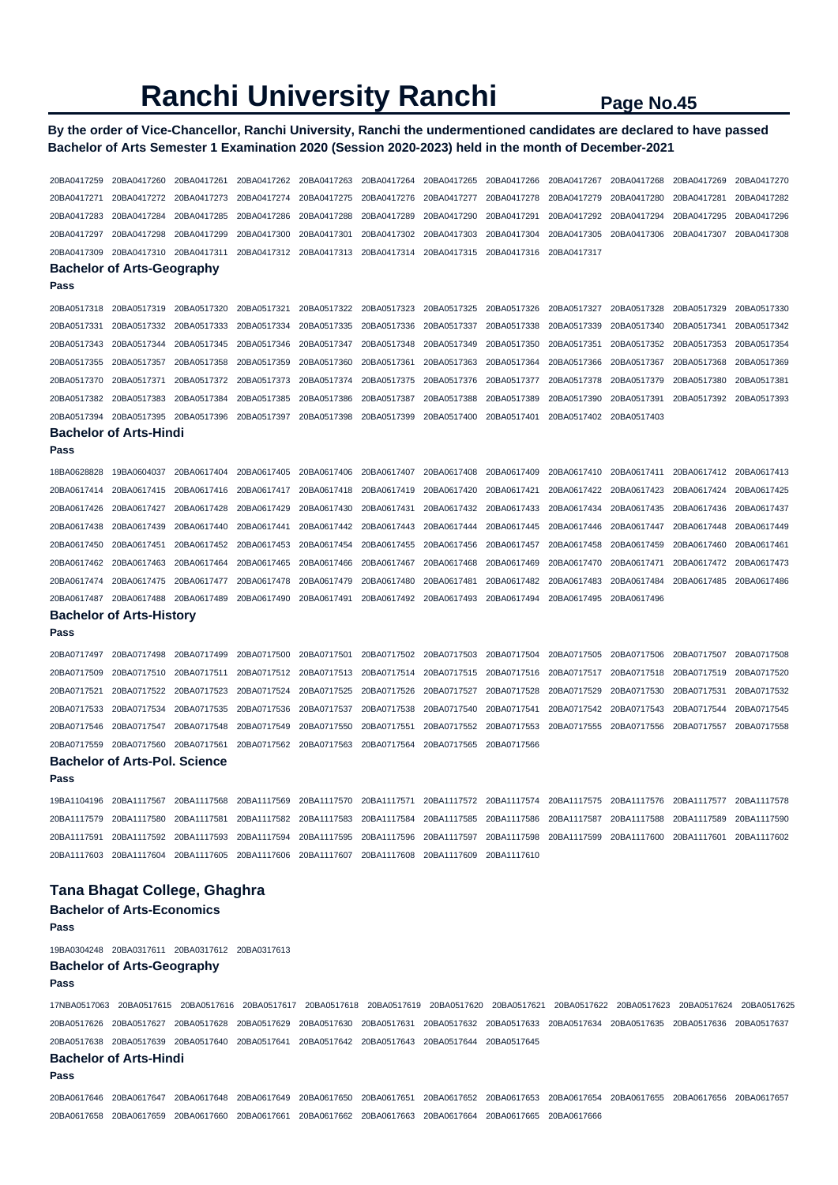# Ranchi University Ranchi

**By the order of Vice-Chancellor, Ranchi University, Ranchi the undermentioned candidates are declared to have passed Bachelor of Arts Semester 1 Examination 2020 (Session 2020-2023) held in the month of December-2021**

20BA0417259 20BA0417260 20BA0417261 20BA0417262 20BA0417263 20BA0417264 20BA0417265 20BA0417266 20BA0417267 20BA0417268 20BA0417269 20BA0417270
20BA0417271 20BA0417272 20BA0417273 20BA0417274 20BA0417275 20BA0417276 20BA0417277 20BA0417278 20BA0417279 20BA0417280 20BA0417281 20BA0417282
20BA0417283 20BA0417284 20BA0417285 20BA0417286 20BA0417288 20BA0417289 20BA0417290 20BA0417291 20BA0417292 20BA0417294 20BA0417295 20BA0417296
20BA0417297 20BA0417298 20BA0417299 20BA0417300 20BA0417301 20BA0417302 20BA0417303 20BA0417304 20BA0417305 20BA0417306 20BA0417307 20BA0417308
20BA0417309 20BA0417310 20BA0417311 20BA0417312 20BA0417313 20BA0417314 20BA0417315 20BA0417316 20BA0417317

### Bachelor of Arts-Geography

**Pass**

20BA0517318 20BA0517319 20BA0517320 20BA0517321 20BA0517322 20BA0517323 20BA0517325 20BA0517326 20BA0517327 20BA0517328 20BA0517329 20BA0517330
20BA0517331 20BA0517332 20BA0517333 20BA0517334 20BA0517335 20BA0517336 20BA0517337 20BA0517338 20BA0517339 20BA0517340 20BA0517341 20BA0517342
20BA0517343 20BA0517344 20BA0517345 20BA0517346 20BA0517347 20BA0517348 20BA0517349 20BA0517350 20BA0517351 20BA0517352 20BA0517353 20BA0517354
20BA0517355 20BA0517357 20BA0517358 20BA0517359 20BA0517360 20BA0517361 20BA0517363 20BA0517364 20BA0517366 20BA0517367 20BA0517368 20BA0517369
20BA0517370 20BA0517371 20BA0517372 20BA0517373 20BA0517374 20BA0517375 20BA0517376 20BA0517377 20BA0517378 20BA0517379 20BA0517380 20BA0517381
20BA0517382 20BA0517383 20BA0517384 20BA0517385 20BA0517386 20BA0517387 20BA0517388 20BA0517389 20BA0517390 20BA0517391 20BA0517392 20BA0517393
20BA0517394 20BA0517395 20BA0517396 20BA0517397 20BA0517398 20BA0517399 20BA0517400 20BA0517401 20BA0517402 20BA0517403

### Bachelor of Arts-Hindi

**Pass**

18BA0628828 19BA0604037 20BA0617404 20BA0617405 20BA0617406 20BA0617407 20BA0617408 20BA0617409 20BA0617410 20BA0617411 20BA0617412 20BA0617413
20BA0617414 20BA0617415 20BA0617416 20BA0617417 20BA0617418 20BA0617419 20BA0617420 20BA0617421 20BA0617422 20BA0617423 20BA0617424 20BA0617425
20BA0617426 20BA0617427 20BA0617428 20BA0617429 20BA0617430 20BA0617431 20BA0617432 20BA0617433 20BA0617434 20BA0617435 20BA0617436 20BA0617437
20BA0617438 20BA0617439 20BA0617440 20BA0617441 20BA0617442 20BA0617443 20BA0617444 20BA0617445 20BA0617446 20BA0617447 20BA0617448 20BA0617449
20BA0617450 20BA0617451 20BA0617452 20BA0617453 20BA0617454 20BA0617455 20BA0617456 20BA0617457 20BA0617458 20BA0617459 20BA0617460 20BA0617461
20BA0617462 20BA0617463 20BA0617464 20BA0617465 20BA0617466 20BA0617467 20BA0617468 20BA0617469 20BA0617470 20BA0617471 20BA0617472 20BA0617473
20BA0617474 20BA0617475 20BA0617477 20BA0617478 20BA0617479 20BA0617480 20BA0617481 20BA0617482 20BA0617483 20BA0617484 20BA0617485 20BA0617486
20BA0617487 20BA0617488 20BA0617489 20BA0617490 20BA0617491 20BA0617492 20BA0617493 20BA0617494 20BA0617495 20BA0617496

### Bachelor of Arts-History

**Pass**

20BA0717497 20BA0717498 20BA0717499 20BA0717500 20BA0717501 20BA0717502 20BA0717503 20BA0717504 20BA0717505 20BA0717506 20BA0717507 20BA0717508
20BA0717509 20BA0717510 20BA0717511 20BA0717512 20BA0717513 20BA0717514 20BA0717515 20BA0717516 20BA0717517 20BA0717518 20BA0717519 20BA0717520
20BA0717521 20BA0717522 20BA0717523 20BA0717524 20BA0717525 20BA0717526 20BA0717527 20BA0717528 20BA0717529 20BA0717530 20BA0717531 20BA0717532
20BA0717533 20BA0717534 20BA0717535 20BA0717536 20BA0717537 20BA0717538 20BA0717540 20BA0717541 20BA0717542 20BA0717543 20BA0717544 20BA0717545
20BA0717546 20BA0717547 20BA0717548 20BA0717549 20BA0717550 20BA0717551 20BA0717552 20BA0717553 20BA0717555 20BA0717556 20BA0717557 20BA0717558
20BA0717559 20BA0717560 20BA0717561 20BA0717562 20BA0717563 20BA0717564 20BA0717565 20BA0717566

### Bachelor of Arts-Pol. Science

**Pass**

19BA1104196 20BA1117567 20BA1117568 20BA1117569 20BA1117570 20BA1117571 20BA1117572 20BA1117574 20BA1117575 20BA1117576 20BA1117577 20BA1117578
20BA1117579 20BA1117580 20BA1117581 20BA1117582 20BA1117583 20BA1117584 20BA1117585 20BA1117586 20BA1117587 20BA1117588 20BA1117589 20BA1117590
20BA1117591 20BA1117592 20BA1117593 20BA1117594 20BA1117595 20BA1117596 20BA1117597 20BA1117598 20BA1117599 20BA1117600 20BA1117601 20BA1117602
20BA1117603 20BA1117604 20BA1117605 20BA1117606 20BA1117607 20BA1117608 20BA1117609 20BA1117610

## Tana Bhagat College, Ghaghra

### Bachelor of Arts-Economics

**Pass**

19BA0304248 20BA0317611 20BA0317612 20BA0317613

### Bachelor of Arts-Geography

**Pass**

17NBA0517063 20BA0517615 20BA0517616 20BA0517617 20BA0517618 20BA0517619 20BA0517620 20BA0517621 20BA0517622 20BA0517623 20BA0517624 20BA0517625
20BA0517626 20BA0517627 20BA0517628 20BA0517629 20BA0517630 20BA0517631 20BA0517632 20BA0517633 20BA0517634 20BA0517635 20BA0517636 20BA0517637
20BA0517638 20BA0517639 20BA0517640 20BA0517641 20BA0517642 20BA0517643 20BA0517644 20BA0517645

### Bachelor of Arts-Hindi

**Pass**

20BA0617646 20BA0617647 20BA0617648 20BA0617649 20BA0617650 20BA0617651 20BA0617652 20BA0617653 20BA0617654 20BA0617655 20BA0617656 20BA0617657
20BA0617658 20BA0617659 20BA0617660 20BA0617661 20BA0617662 20BA0617663 20BA0617664 20BA0617665 20BA0617666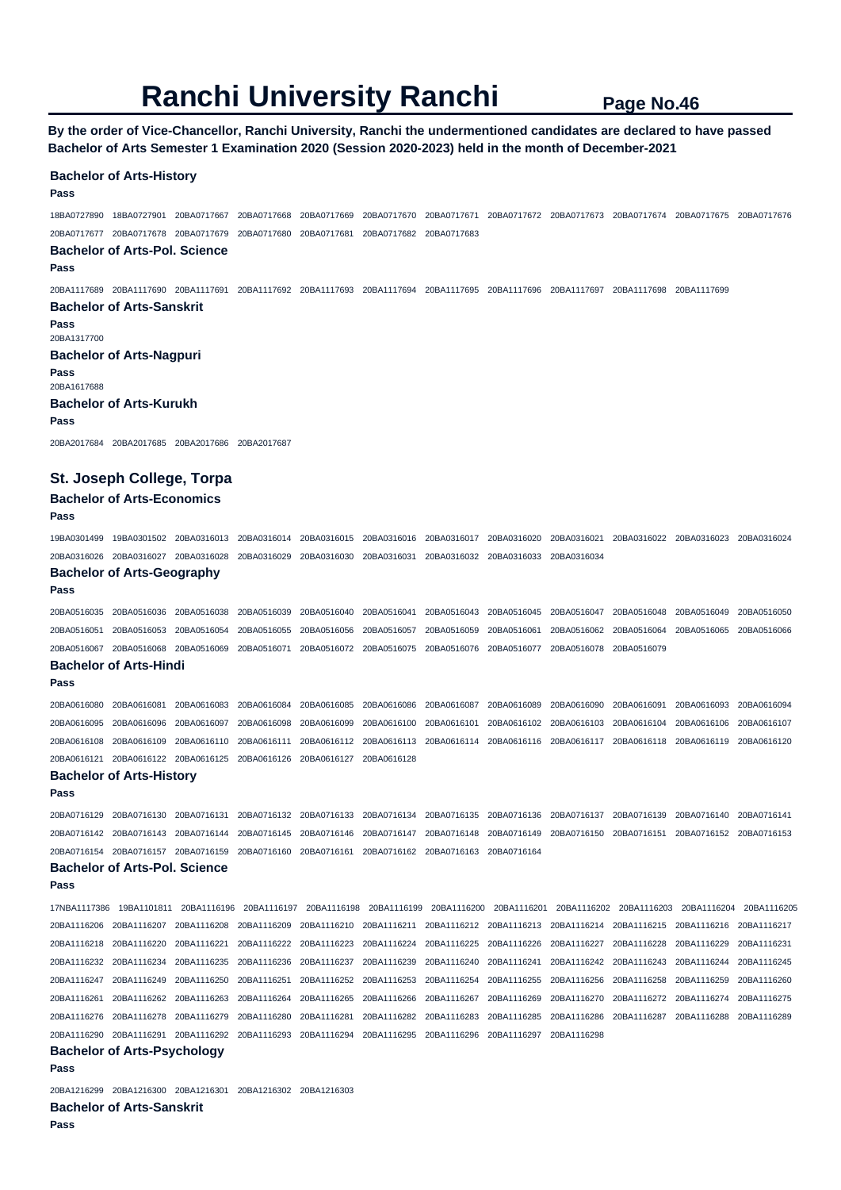# Ranchi University Ranchi

**By the order of Vice-Chancellor, Ranchi University, Ranchi the undermentioned candidates are declared to have passed Bachelor of Arts Semester 1 Examination 2020 (Session 2020-2023) held in the month of December-2021**

### Bachelor of Arts-History

**Pass**

18BA0727890 18BA0727901 20BA0717667 20BA0717668 20BA0717669 20BA0717670 20BA0717671 20BA0717672 20BA0717673 20BA0717674 20BA0717675 20BA0717676 20BA0717677 20BA0717678 20BA0717679 20BA0717680 20BA0717681 20BA0717682 20BA0717683

### Bachelor of Arts-Pol. Science

**Pass**

20BA1117689 20BA1117690 20BA1117691 20BA1117692 20BA1117693 20BA1117694 20BA1117695 20BA1117696 20BA1117697 20BA1117698 20BA1117699

### Bachelor of Arts-Sanskrit

**Pass**

20BA1317700

### Bachelor of Arts-Nagpuri

**Pass**

20BA1617688

### Bachelor of Arts-Kurukh

**Pass**

20BA2017684 20BA2017685 20BA2017686 20BA2017687

## St. Joseph College, Torpa

### Bachelor of Arts-Economics

**Pass**

19BA0301499 19BA0301502 20BA0316013 20BA0316014 20BA0316015 20BA0316016 20BA0316017 20BA0316020 20BA0316021 20BA0316022 20BA0316023 20BA0316024 20BA0316026 20BA0316027 20BA0316028 20BA0316029 20BA0316030 20BA0316031 20BA0316032 20BA0316033 20BA0316034

### Bachelor of Arts-Geography

**Pass**

20BA0516035 20BA0516036 20BA0516038 20BA0516039 20BA0516040 20BA0516041 20BA0516043 20BA0516045 20BA0516047 20BA0516048 20BA0516049 20BA0516050 20BA0516051 20BA0516053 20BA0516054 20BA0516055 20BA0516056 20BA0516057 20BA0516059 20BA0516061 20BA0516062 20BA0516064 20BA0516065 20BA0516066 20BA0516067 20BA0516068 20BA0516069 20BA0516071 20BA0516072 20BA0516075 20BA0516076 20BA0516077 20BA0516078 20BA0516079

### Bachelor of Arts-Hindi

**Pass**

20BA0616080 20BA0616081 20BA0616083 20BA0616084 20BA0616085 20BA0616086 20BA0616087 20BA0616089 20BA0616090 20BA0616091 20BA0616093 20BA0616094 20BA0616095 20BA0616096 20BA0616097 20BA0616098 20BA0616099 20BA0616100 20BA0616101 20BA0616102 20BA0616103 20BA0616104 20BA0616106 20BA0616107 20BA0616108 20BA0616109 20BA0616110 20BA0616111 20BA0616112 20BA0616113 20BA0616114 20BA0616116 20BA0616117 20BA0616118 20BA0616119 20BA0616120 20BA0616121 20BA0616122 20BA0616125 20BA0616126 20BA0616127 20BA0616128

### Bachelor of Arts-History

**Pass**

20BA0716129 20BA0716130 20BA0716131 20BA0716132 20BA0716133 20BA0716134 20BA0716135 20BA0716136 20BA0716137 20BA0716139 20BA0716140 20BA0716141 20BA0716142 20BA0716143 20BA0716144 20BA0716145 20BA0716146 20BA0716147 20BA0716148 20BA0716149 20BA0716150 20BA0716151 20BA0716152 20BA0716153 20BA0716154 20BA0716157 20BA0716159 20BA0716160 20BA0716161 20BA0716162 20BA0716163 20BA0716164

### Bachelor of Arts-Pol. Science

**Pass**

17NBA1117386 19BA1101811 20BA1116196 20BA1116197 20BA1116198 20BA1116199 20BA1116200 20BA1116201 20BA1116202 20BA1116203 20BA1116204 20BA1116205 20BA1116206 20BA1116207 20BA1116208 20BA1116209 20BA1116210 20BA1116211 20BA1116212 20BA1116213 20BA1116214 20BA1116215 20BA1116216 20BA1116217 20BA1116218 20BA1116220 20BA1116221 20BA1116222 20BA1116223 20BA1116224 20BA1116225 20BA1116226 20BA1116227 20BA1116228 20BA1116229 20BA1116231 20BA1116232 20BA1116234 20BA1116235 20BA1116236 20BA1116237 20BA1116239 20BA1116240 20BA1116241 20BA1116242 20BA1116243 20BA1116244 20BA1116245 20BA1116247 20BA1116249 20BA1116250 20BA1116251 20BA1116252 20BA1116253 20BA1116254 20BA1116255 20BA1116256 20BA1116258 20BA1116259 20BA1116260 20BA1116261 20BA1116262 20BA1116263 20BA1116264 20BA1116265 20BA1116266 20BA1116267 20BA1116269 20BA1116270 20BA1116272 20BA1116274 20BA1116275 20BA1116276 20BA1116278 20BA1116279 20BA1116280 20BA1116281 20BA1116282 20BA1116283 20BA1116285 20BA1116286 20BA1116287 20BA1116288 20BA1116289 20BA1116290 20BA1116291 20BA1116292 20BA1116293 20BA1116294 20BA1116295 20BA1116296 20BA1116297 20BA1116298

### Bachelor of Arts-Psychology

**Pass**

20BA1216299 20BA1216300 20BA1216301 20BA1216302 20BA1216303

### Bachelor of Arts-Sanskrit

**Pass**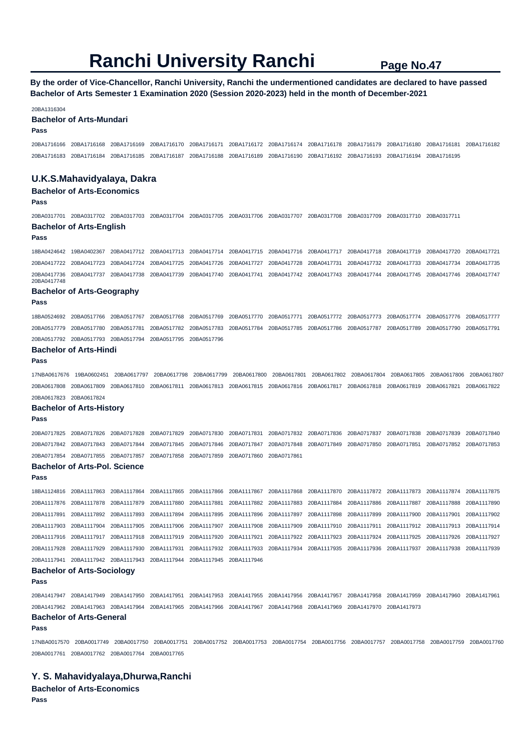# Ranchi University Ranchi

**By the order of Vice-Chancellor, Ranchi University, Ranchi the undermentioned candidates are declared to have passed Bachelor of Arts Semester 1 Examination 2020 (Session 2020-2023) held in the month of December-2021**

20BA1316304

### Bachelor of Arts-Mundari

**Pass**

20BA1716166 20BA1716168 20BA1716169 20BA1716170 20BA1716171 20BA1716172 20BA1716174 20BA1716178 20BA1716179 20BA1716180 20BA1716181 20BA1716182 20BA1716183 20BA1716184 20BA1716185 20BA1716187 20BA1716188 20BA1716189 20BA1716190 20BA1716192 20BA1716193 20BA1716194 20BA1716195

## U.K.S.Mahavidyalaya, Dakra

### Bachelor of Arts-Economics

**Pass**

20BA0317701 20BA0317702 20BA0317703 20BA0317704 20BA0317705 20BA0317706 20BA0317707 20BA0317708 20BA0317709 20BA0317710 20BA0317711

### Bachelor of Arts-English

**Pass**

18BA0424642 19BA0402367 20BA0417712 20BA0417713 20BA0417714 20BA0417715 20BA0417716 20BA0417717 20BA0417718 20BA0417719 20BA0417720 20BA0417721 20BA0417722 20BA0417723 20BA0417724 20BA0417725 20BA0417726 20BA0417727 20BA0417728 20BA0417731 20BA0417732 20BA0417733 20BA0417734 20BA0417735 20BA0417736 20BA0417737 20BA0417738 20BA0417739 20BA0417740 20BA0417741 20BA0417742 20BA0417743 20BA0417744 20BA0417745 20BA0417746 20BA0417747 20BA0417748

### Bachelor of Arts-Geography

**Pass**

18BA0524692 20BA0517766 20BA0517767 20BA0517768 20BA0517769 20BA0517770 20BA0517771 20BA0517772 20BA0517773 20BA0517774 20BA0517776 20BA0517777 20BA0517779 20BA0517780 20BA0517781 20BA0517782 20BA0517783 20BA0517784 20BA0517785 20BA0517786 20BA0517787 20BA0517789 20BA0517790 20BA0517791 20BA0517792 20BA0517793 20BA0517794 20BA0517795 20BA0517796

### Bachelor of Arts-Hindi

**Pass**

17NBA0617676 19BA0602451 20BA0617797 20BA0617798 20BA0617799 20BA0617800 20BA0617801 20BA0617802 20BA0617804 20BA0617805 20BA0617806 20BA0617807 20BA0617808 20BA0617809 20BA0617810 20BA0617811 20BA0617813 20BA0617815 20BA0617816 20BA0617817 20BA0617818 20BA0617819 20BA0617821 20BA0617822 20BA0617823 20BA0617824

### Bachelor of Arts-History

**Pass**

20BA0717825 20BA0717826 20BA0717828 20BA0717829 20BA0717830 20BA0717831 20BA0717832 20BA0717836 20BA0717837 20BA0717838 20BA0717839 20BA0717840 20BA0717842 20BA0717843 20BA0717844 20BA0717845 20BA0717846 20BA0717847 20BA0717848 20BA0717849 20BA0717850 20BA0717851 20BA0717852 20BA0717853 20BA0717854 20BA0717855 20BA0717857 20BA0717858 20BA0717859 20BA0717860 20BA0717861

### Bachelor of Arts-Pol. Science

**Pass**

18BA1124816 20BA1117863 20BA1117864 20BA1117865 20BA1117866 20BA1117867 20BA1117868 20BA1117870 20BA1117872 20BA1117873 20BA1117874 20BA1117875 20BA1117876 20BA1117878 20BA1117879 20BA1117880 20BA1117881 20BA1117882 20BA1117883 20BA1117884 20BA1117886 20BA1117887 20BA1117888 20BA1117890 20BA1117891 20BA1117892 20BA1117893 20BA1117894 20BA1117895 20BA1117896 20BA1117897 20BA1117898 20BA1117899 20BA1117900 20BA1117901 20BA1117902 20BA1117903 20BA1117904 20BA1117905 20BA1117906 20BA1117907 20BA1117908 20BA1117909 20BA1117910 20BA1117911 20BA1117912 20BA1117913 20BA1117914 20BA1117916 20BA1117917 20BA1117918 20BA1117919 20BA1117920 20BA1117921 20BA1117922 20BA1117923 20BA1117924 20BA1117925 20BA1117926 20BA1117927 20BA1117928 20BA1117929 20BA1117930 20BA1117931 20BA1117932 20BA1117933 20BA1117934 20BA1117935 20BA1117936 20BA1117937 20BA1117938 20BA1117939 20BA1117941 20BA1117942 20BA1117943 20BA1117944 20BA1117945 20BA1117946

### Bachelor of Arts-Sociology

**Pass**

20BA1417947 20BA1417949 20BA1417950 20BA1417951 20BA1417953 20BA1417955 20BA1417956 20BA1417957 20BA1417958 20BA1417959 20BA1417960 20BA1417961 20BA1417962 20BA1417963 20BA1417964 20BA1417965 20BA1417966 20BA1417967 20BA1417968 20BA1417969 20BA1417970 20BA1417973

### Bachelor of Arts-General

**Pass**

17NBA0017570 20BA0017749 20BA0017750 20BA0017751 20BA0017752 20BA0017753 20BA0017754 20BA0017756 20BA0017757 20BA0017758 20BA0017759 20BA0017760 20BA0017761 20BA0017762 20BA0017764 20BA0017765

## Y. S. Mahavidyalaya,Dhurwa,Ranchi

### Bachelor of Arts-Economics

**Pass**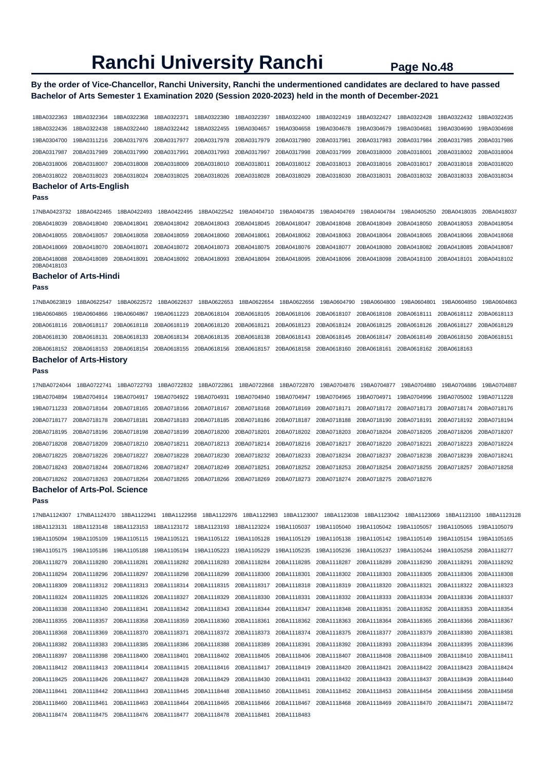# Ranchi University Ranchi

**By the order of Vice-Chancellor, Ranchi University, Ranchi the undermentioned candidates are declared to have passed Bachelor of Arts Semester 1 Examination 2020 (Session 2020-2023) held in the month of December-2021**

18BA0322363 18BA0322364 18BA0322368 18BA0322371 18BA0322380 18BA0322397 18BA0322400 18BA0322419 18BA0322427 18BA0322428 18BA0322432 18BA0322435 18BA0322436 18BA0322438 18BA0322440 18BA0322442 18BA0322455 19BA0304657 19BA0304658 19BA0304678 19BA0304679 19BA0304681 19BA0304690 19BA0304698 19BA0304700 19BA0311216 20BA0317976 20BA0317977 20BA0317978 20BA0317979 20BA0317980 20BA0317981 20BA0317983 20BA0317984 20BA0317985 20BA0317986 20BA0317987 20BA0317989 20BA0317990 20BA0317991 20BA0317993 20BA0317997 20BA0317998 20BA0317999 20BA0318000 20BA0318001 20BA0318002 20BA0318004 20BA0318006 20BA0318007 20BA0318008 20BA0318009 20BA0318010 20BA0318011 20BA0318012 20BA0318013 20BA0318016 20BA0318017 20BA0318018 20BA0318020 20BA0318022 20BA0318023 20BA0318024 20BA0318025 20BA0318026 20BA0318028 20BA0318029 20BA0318030 20BA0318031 20BA0318032 20BA0318033 20BA0318034

## Bachelor of Arts-English

**Pass**

17NBA0423732 18BA0422465 18BA0422493 18BA0422495 18BA0422542 19BA0404710 19BA0404735 19BA0404769 19BA0404784 19BA0405250 20BA0418035 20BA0418037 20BA0418039 20BA0418040 20BA0418041 20BA0418042 20BA0418043 20BA0418045 20BA0418047 20BA0418048 20BA0418049 20BA0418050 20BA0418053 20BA0418054 20BA0418055 20BA0418057 20BA0418058 20BA0418059 20BA0418060 20BA0418061 20BA0418062 20BA0418063 20BA0418064 20BA0418065 20BA0418066 20BA0418068 20BA0418069 20BA0418070 20BA0418071 20BA0418072 20BA0418073 20BA0418075 20BA0418076 20BA0418077 20BA0418080 20BA0418082 20BA0418085 20BA0418087 20BA0418088 20BA0418089 20BA0418091 20BA0418092 20BA0418093 20BA0418094 20BA0418095 20BA0418096 20BA0418098 20BA0418100 20BA0418101 20BA0418102 20BA0418103

## Bachelor of Arts-Hindi

**Pass**

17NBA0623819 18BA0622547 18BA0622572 18BA0622637 18BA0622653 18BA0622654 18BA0622656 19BA0604790 19BA0604800 19BA0604801 19BA0604850 19BA0604863 19BA0604865 19BA0604866 19BA0604867 19BA0611223 20BA0618104 20BA0618105 20BA0618106 20BA0618107 20BA0618108 20BA0618111 20BA0618112 20BA0618113 20BA0618116 20BA0618117 20BA0618118 20BA0618119 20BA0618120 20BA0618121 20BA0618123 20BA0618124 20BA0618125 20BA0618126 20BA0618127 20BA0618129 20BA0618130 20BA0618131 20BA0618133 20BA0618134 20BA0618135 20BA0618138 20BA0618143 20BA0618145 20BA0618147 20BA0618149 20BA0618150 20BA0618151 20BA0618152 20BA0618153 20BA0618154 20BA0618155 20BA0618156 20BA0618157 20BA0618158 20BA0618160 20BA0618161 20BA0618162 20BA0618163

## Bachelor of Arts-History

**Pass**

17NBA0724044 18BA0722741 18BA0722793 18BA0722832 18BA0722861 18BA0722868 18BA0722870 19BA0704876 19BA0704877 19BA0704880 19BA0704886 19BA0704887 19BA0704894 19BA0704914 19BA0704917 19BA0704922 19BA0704931 19BA0704940 19BA0704947 19BA0704965 19BA0704971 19BA0704996 19BA0705002 19BA0711228 19BA0711233 20BA0718164 20BA0718165 20BA0718166 20BA0718167 20BA0718168 20BA0718169 20BA0718171 20BA0718172 20BA0718173 20BA0718174 20BA0718176 20BA0718177 20BA0718178 20BA0718181 20BA0718183 20BA0718185 20BA0718186 20BA0718187 20BA0718188 20BA0718190 20BA0718191 20BA0718192 20BA0718194 20BA0718195 20BA0718196 20BA0718198 20BA0718199 20BA0718200 20BA0718201 20BA0718202 20BA0718203 20BA0718204 20BA0718205 20BA0718206 20BA0718207 20BA0718208 20BA0718209 20BA0718210 20BA0718211 20BA0718213 20BA0718214 20BA0718216 20BA0718217 20BA0718220 20BA0718221 20BA0718223 20BA0718224 20BA0718225 20BA0718226 20BA0718227 20BA0718228 20BA0718230 20BA0718232 20BA0718233 20BA0718234 20BA0718237 20BA0718238 20BA0718239 20BA0718241 20BA0718243 20BA0718244 20BA0718246 20BA0718247 20BA0718249 20BA0718251 20BA0718252 20BA0718253 20BA0718254 20BA0718255 20BA0718257 20BA0718258 20BA0718262 20BA0718263 20BA0718264 20BA0718265 20BA0718266 20BA0718269 20BA0718273 20BA0718274 20BA0718275 20BA0718276

## Bachelor of Arts-Pol. Science

**Pass**

17NBA1124307 17NBA1124370 18BA1122941 18BA1122958 18BA1122976 18BA1122983 18BA1123007 18BA1123038 18BA1123042 18BA1123069 18BA1123100 18BA1123128 18BA1123131 18BA1123148 18BA1123153 18BA1123172 18BA1123193 18BA1123224 19BA1105037 19BA1105040 19BA1105042 19BA1105057 19BA1105065 19BA1105079 19BA1105094 19BA1105109 19BA1105115 19BA1105121 19BA1105122 19BA1105128 19BA1105129 19BA1105138 19BA1105142 19BA1105149 19BA1105154 19BA1105165 19BA1105175 19BA1105186 19BA1105188 19BA1105194 19BA1105223 19BA1105229 19BA1105235 19BA1105236 19BA1105237 19BA1105244 19BA1105258 20BA1118277 20BA1118279 20BA1118280 20BA1118281 20BA1118282 20BA1118283 20BA1118284 20BA1118285 20BA1118287 20BA1118289 20BA1118290 20BA1118291 20BA1118292 20BA1118294 20BA1118296 20BA1118297 20BA1118298 20BA1118299 20BA1118300 20BA1118301 20BA1118302 20BA1118303 20BA1118305 20BA1118306 20BA1118308 20BA1118309 20BA1118312 20BA1118313 20BA1118314 20BA1118315 20BA1118317 20BA1118318 20BA1118319 20BA1118320 20BA1118321 20BA1118322 20BA1118323 20BA1118324 20BA1118325 20BA1118326 20BA1118327 20BA1118329 20BA1118330 20BA1118331 20BA1118332 20BA1118333 20BA1118334 20BA1118336 20BA1118337 20BA1118338 20BA1118340 20BA1118341 20BA1118342 20BA1118343 20BA1118344 20BA1118347 20BA1118348 20BA1118351 20BA1118352 20BA1118353 20BA1118354 20BA1118355 20BA1118357 20BA1118358 20BA1118359 20BA1118360 20BA1118361 20BA1118362 20BA1118363 20BA1118364 20BA1118365 20BA1118366 20BA1118367 20BA1118368 20BA1118369 20BA1118370 20BA1118371 20BA1118372 20BA1118373 20BA1118374 20BA1118375 20BA1118377 20BA1118379 20BA1118380 20BA1118381 20BA1118382 20BA1118383 20BA1118385 20BA1118386 20BA1118388 20BA1118389 20BA1118391 20BA1118392 20BA1118393 20BA1118394 20BA1118395 20BA1118396 20BA1118397 20BA1118398 20BA1118400 20BA1118401 20BA1118402 20BA1118405 20BA1118406 20BA1118407 20BA1118408 20BA1118409 20BA1118410 20BA1118411 20BA1118412 20BA1118413 20BA1118414 20BA1118415 20BA1118416 20BA1118417 20BA1118419 20BA1118420 20BA1118421 20BA1118422 20BA1118423 20BA1118424 20BA1118425 20BA1118426 20BA1118427 20BA1118428 20BA1118429 20BA1118430 20BA1118431 20BA1118432 20BA1118433 20BA1118437 20BA1118439 20BA1118440 20BA1118441 20BA1118442 20BA1118443 20BA1118445 20BA1118448 20BA1118450 20BA1118451 20BA1118452 20BA1118453 20BA1118454 20BA1118456 20BA1118458 20BA1118460 20BA1118461 20BA1118463 20BA1118464 20BA1118465 20BA1118466 20BA1118467 20BA1118468 20BA1118469 20BA1118470 20BA1118471 20BA1118472 20BA1118474 20BA1118475 20BA1118476 20BA1118477 20BA1118478 20BA1118481 20BA1118483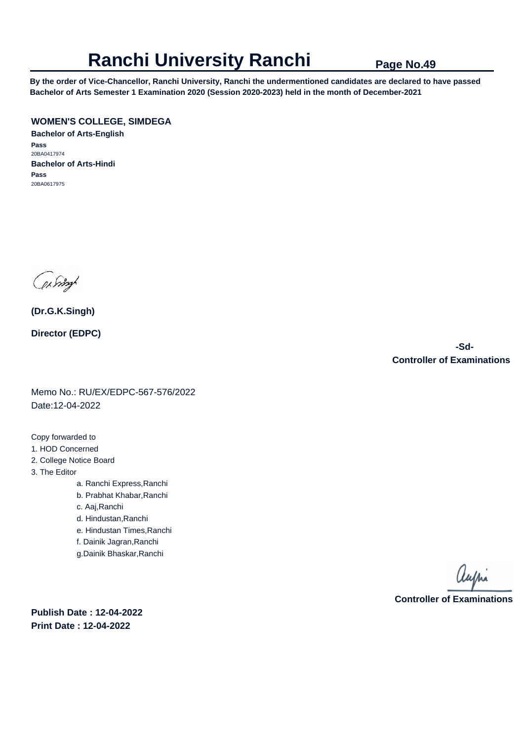# Ranchi University Ranchi

**Page No.49**

**By the order of Vice-Chancellor, Ranchi University, Ranchi the undermentioned candidates are declared to have passed Bachelor of Arts Semester 1 Examination 2020 (Session 2020-2023) held in the month of December-2021**

**WOMEN'S COLLEGE, SIMDEGA**

**Bachelor of Arts-English**

**Pass**

20BA0417974

**Bachelor of Arts-Hindi**

**Pass**

20BA0617975

**(Dr.G.K.Singh)**

**Director (EDPC)**

**-Sd-**

**Controller of Examinations**

Memo No.: RU/EX/EDPC-567-576/2022

Date:12-04-2022

Copy forwarded to

1. HOD Concerned
2. College Notice Board
3. The Editor
   - a. Ranchi Express,Ranchi
   - b. Prabhat Khabar,Ranchi
   - c. Aaj,Ranchi
   - d. Hindustan,Ranchi
   - e. Hindustan Times,Ranchi
   - f. Dainik Jagran,Ranchi
   - g.Dainik Bhaskar,Ranchi

**Controller of Examinations**

**Publish Date : 12-04-2022**

**Print Date : 12-04-2022**